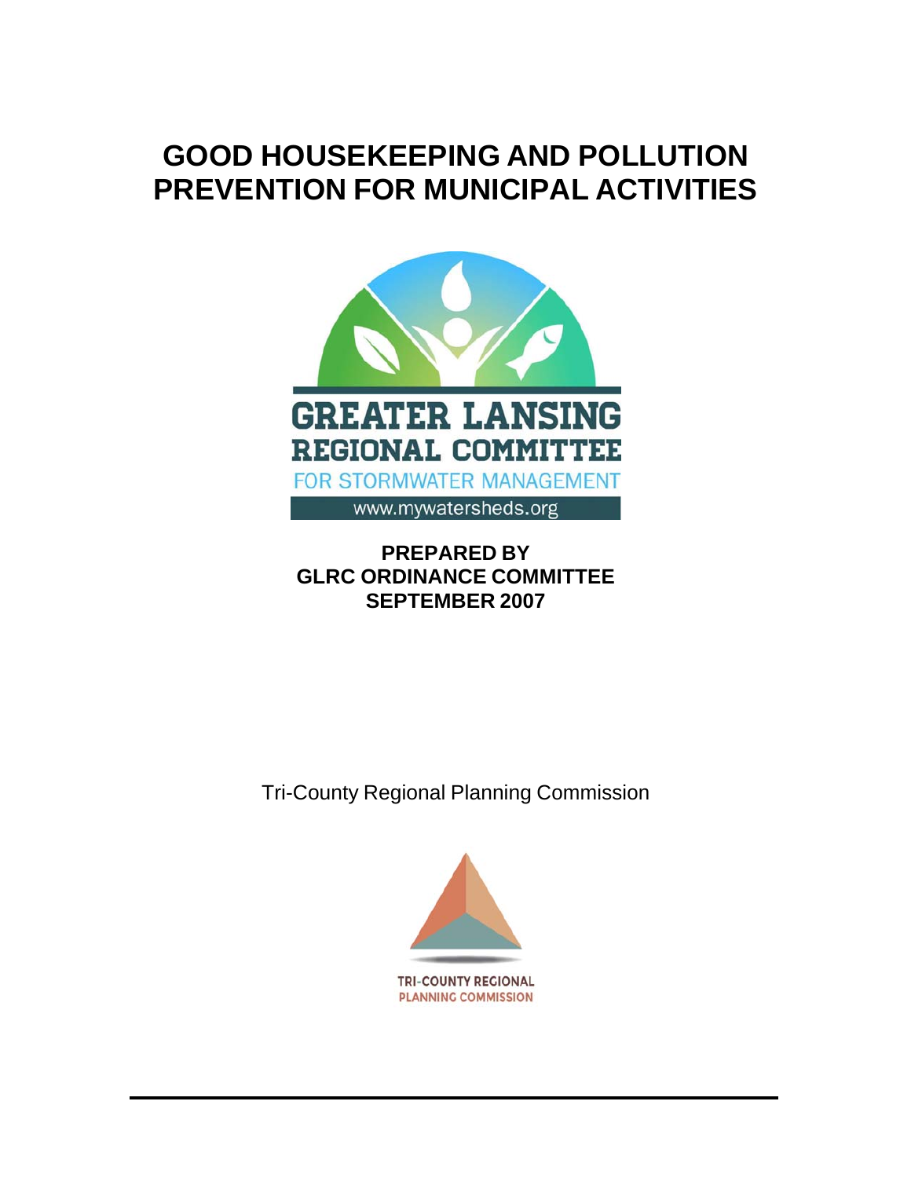# GOOD HOUSEKEEPING AND POLLUTION PREVENTION FOR MUNICIPAL ACTIVITIES

GREATER LANSING REGIONAL COMMITTEE FOR STORMWATER MANAGEMENT

www.mywatersheds.org

**PREPARED BY**
**GLRC ORDINANCE COMMITTEE**
**SEPTEMBER 2007**

Tri-County Regional Planning Commission

TRI-COUNTY REGIONAL PLANNING COMMISSION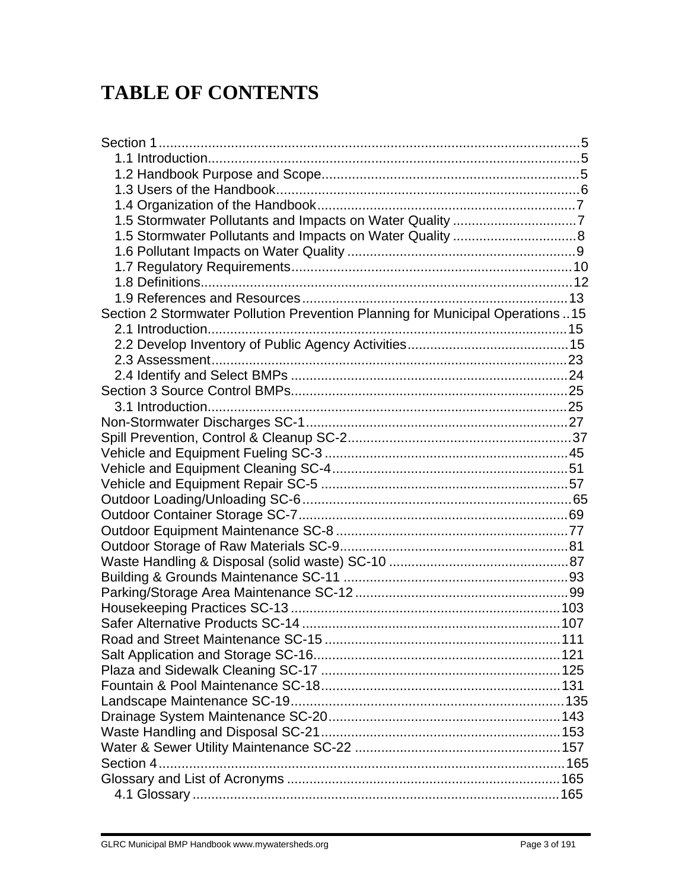# TABLE OF CONTENTS

Section 1 .......... 5
- 1.1 Introduction .......... 5
- 1.2 Handbook Purpose and Scope .......... 5
- 1.3 Users of the Handbook .......... 6
- 1.4 Organization of the Handbook .......... 7
- 1.5 Stormwater Pollutants and Impacts on Water Quality .......... 7
- 1.5 Stormwater Pollutants and Impacts on Water Quality .......... 8
- 1.6 Pollutant Impacts on Water Quality .......... 9
- 1.7 Regulatory Requirements .......... 10
- 1.8 Definitions .......... 12
- 1.9 References and Resources .......... 13

Section 2 Stormwater Pollution Prevention Planning for Municipal Operations .......... 15
- 2.1 Introduction .......... 15
- 2.2 Develop Inventory of Public Agency Activities .......... 15
- 2.3 Assessment .......... 23
- 2.4 Identify and Select BMPs .......... 24

Section 3 Source Control BMPs .......... 25
- 3.1 Introduction .......... 25

Non-Stormwater Discharges SC-1 .......... 27
Spill Prevention, Control & Cleanup SC-2 .......... 37
Vehicle and Equipment Fueling SC-3 .......... 45
Vehicle and Equipment Cleaning SC-4 .......... 51
Vehicle and Equipment Repair SC-5 .......... 57
Outdoor Loading/Unloading SC-6 .......... 65
Outdoor Container Storage SC-7 .......... 69
Outdoor Equipment Maintenance SC-8 .......... 77
Outdoor Storage of Raw Materials SC-9 .......... 81
Waste Handling & Disposal (solid waste) SC-10 .......... 87
Building & Grounds Maintenance SC-11 .......... 93
Parking/Storage Area Maintenance SC-12 .......... 99
Housekeeping Practices SC-13 .......... 103
Safer Alternative Products SC-14 .......... 107
Road and Street Maintenance SC-15 .......... 111
Salt Application and Storage SC-16 .......... 121
Plaza and Sidewalk Cleaning SC-17 .......... 125
Fountain & Pool Maintenance SC-18 .......... 131
Landscape Maintenance SC-19 .......... 135
Drainage System Maintenance SC-20 .......... 143
Waste Handling and Disposal SC-21 .......... 153
Water & Sewer Utility Maintenance SC-22 .......... 157

Section 4 .......... 165

Glossary and List of Acronyms .......... 165
- 4.1 Glossary .......... 165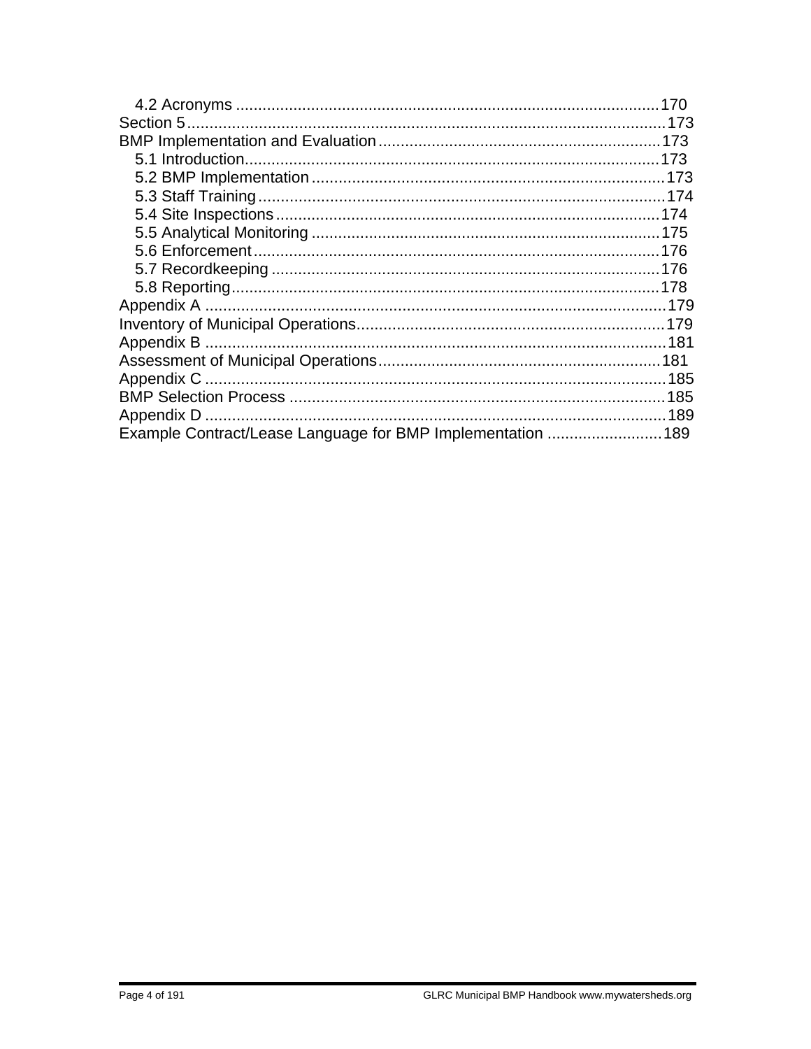4.2 Acronyms ........................................................................................ 170
Section 5 .................................................................................................. 173
BMP Implementation and Evaluation ...................................................... 173
5.1 Introduction ........................................................................................ 173
5.2 BMP Implementation .......................................................................... 173
5.3 Staff Training ...................................................................................... 174
5.4 Site Inspections .................................................................................. 174
5.5 Analytical Monitoring .......................................................................... 175
5.6 Enforcement ....................................................................................... 176
5.7 Recordkeeping ................................................................................... 176
5.8 Reporting ............................................................................................ 178
Appendix A ............................................................................................... 179
Inventory of Municipal Operations ........................................................... 179
Appendix B ............................................................................................... 181
Assessment of Municipal Operations ....................................................... 181
Appendix C ............................................................................................... 185
BMP Selection Process ............................................................................ 185
Appendix D ............................................................................................... 189
Example Contract/Lease Language for BMP Implementation .................. 189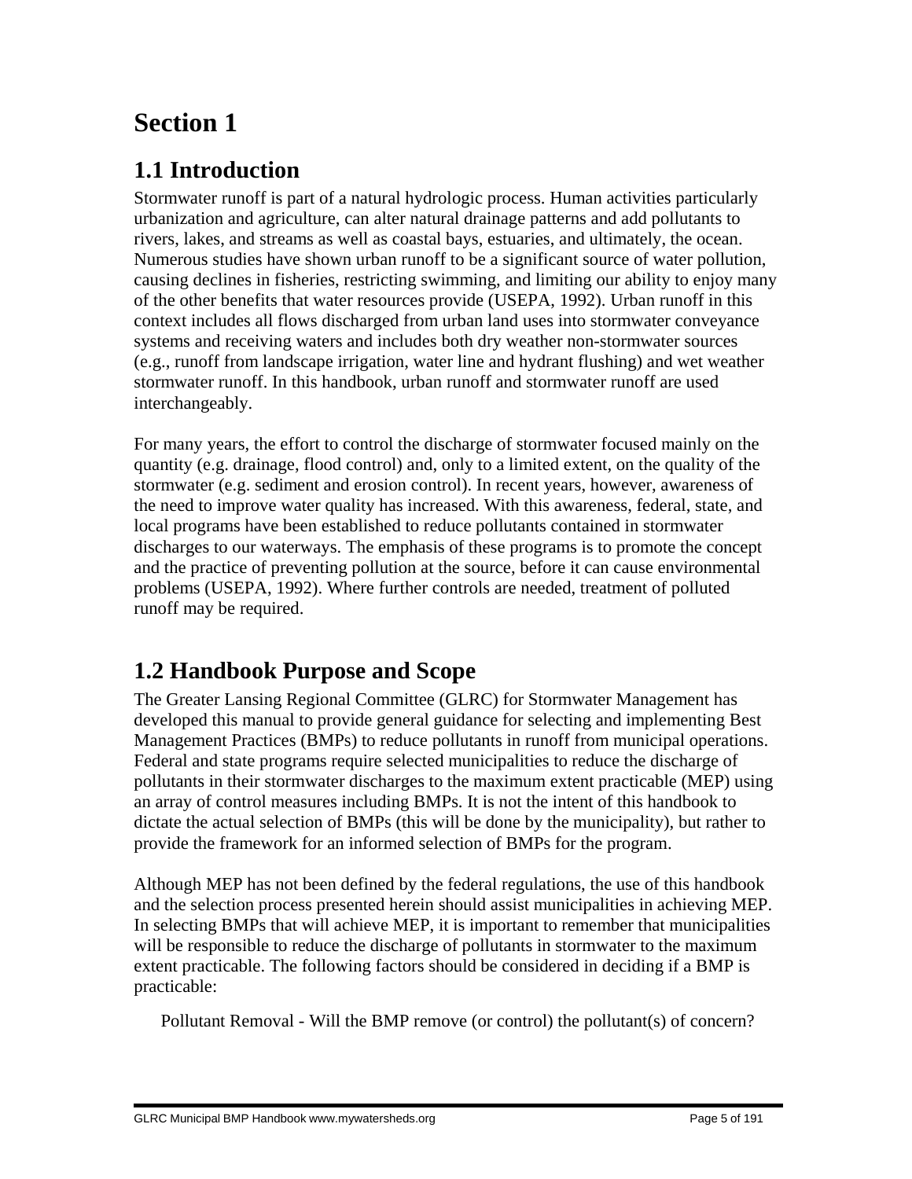# Section 1

## 1.1 Introduction

Stormwater runoff is part of a natural hydrologic process. Human activities particularly urbanization and agriculture, can alter natural drainage patterns and add pollutants to rivers, lakes, and streams as well as coastal bays, estuaries, and ultimately, the ocean. Numerous studies have shown urban runoff to be a significant source of water pollution, causing declines in fisheries, restricting swimming, and limiting our ability to enjoy many of the other benefits that water resources provide (USEPA, 1992). Urban runoff in this context includes all flows discharged from urban land uses into stormwater conveyance systems and receiving waters and includes both dry weather non-stormwater sources (e.g., runoff from landscape irrigation, water line and hydrant flushing) and wet weather stormwater runoff. In this handbook, urban runoff and stormwater runoff are used interchangeably.

For many years, the effort to control the discharge of stormwater focused mainly on the quantity (e.g. drainage, flood control) and, only to a limited extent, on the quality of the stormwater (e.g. sediment and erosion control). In recent years, however, awareness of the need to improve water quality has increased. With this awareness, federal, state, and local programs have been established to reduce pollutants contained in stormwater discharges to our waterways. The emphasis of these programs is to promote the concept and the practice of preventing pollution at the source, before it can cause environmental problems (USEPA, 1992). Where further controls are needed, treatment of polluted runoff may be required.

## 1.2 Handbook Purpose and Scope

The Greater Lansing Regional Committee (GLRC) for Stormwater Management has developed this manual to provide general guidance for selecting and implementing Best Management Practices (BMPs) to reduce pollutants in runoff from municipal operations. Federal and state programs require selected municipalities to reduce the discharge of pollutants in their stormwater discharges to the maximum extent practicable (MEP) using an array of control measures including BMPs. It is not the intent of this handbook to dictate the actual selection of BMPs (this will be done by the municipality), but rather to provide the framework for an informed selection of BMPs for the program.

Although MEP has not been defined by the federal regulations, the use of this handbook and the selection process presented herein should assist municipalities in achieving MEP. In selecting BMPs that will achieve MEP, it is important to remember that municipalities will be responsible to reduce the discharge of pollutants in stormwater to the maximum extent practicable. The following factors should be considered in deciding if a BMP is practicable:

Pollutant Removal - Will the BMP remove (or control) the pollutant(s) of concern?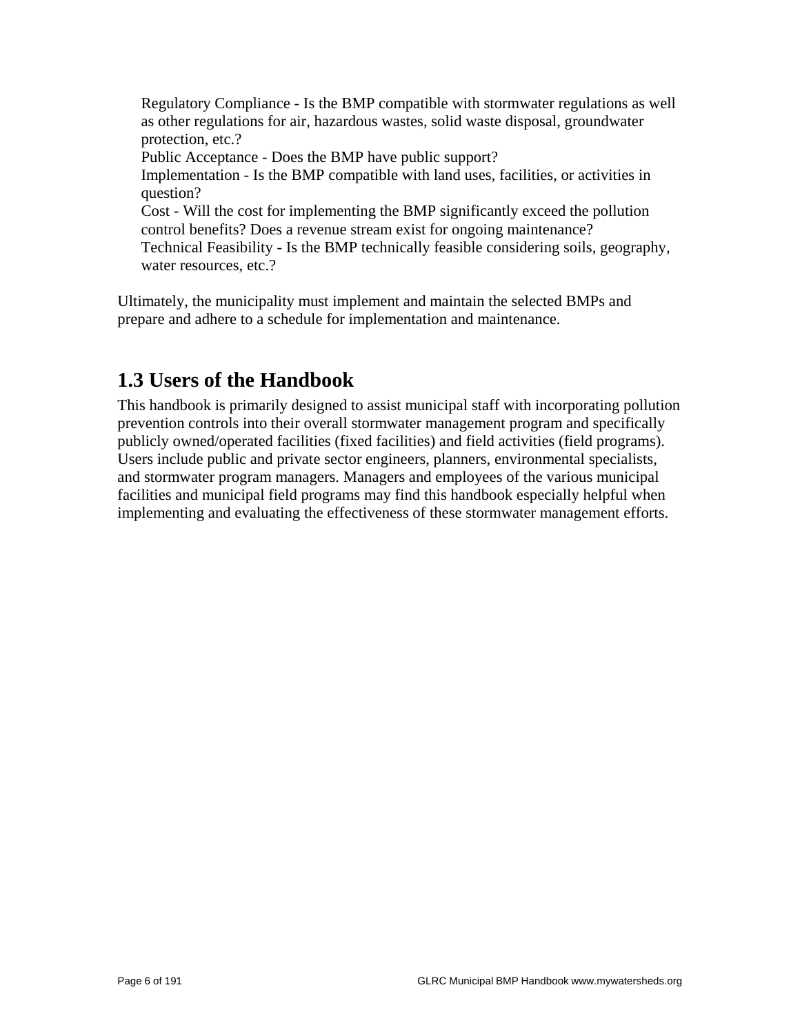Regulatory Compliance - Is the BMP compatible with stormwater regulations as well as other regulations for air, hazardous wastes, solid waste disposal, groundwater protection, etc.?

Public Acceptance - Does the BMP have public support?

Implementation - Is the BMP compatible with land uses, facilities, or activities in question?

Cost - Will the cost for implementing the BMP significantly exceed the pollution control benefits? Does a revenue stream exist for ongoing maintenance?

Technical Feasibility - Is the BMP technically feasible considering soils, geography, water resources, etc.?

Ultimately, the municipality must implement and maintain the selected BMPs and prepare and adhere to a schedule for implementation and maintenance.

## 1.3 Users of the Handbook

This handbook is primarily designed to assist municipal staff with incorporating pollution prevention controls into their overall stormwater management program and specifically publicly owned/operated facilities (fixed facilities) and field activities (field programs). Users include public and private sector engineers, planners, environmental specialists, and stormwater program managers. Managers and employees of the various municipal facilities and municipal field programs may find this handbook especially helpful when implementing and evaluating the effectiveness of these stormwater management efforts.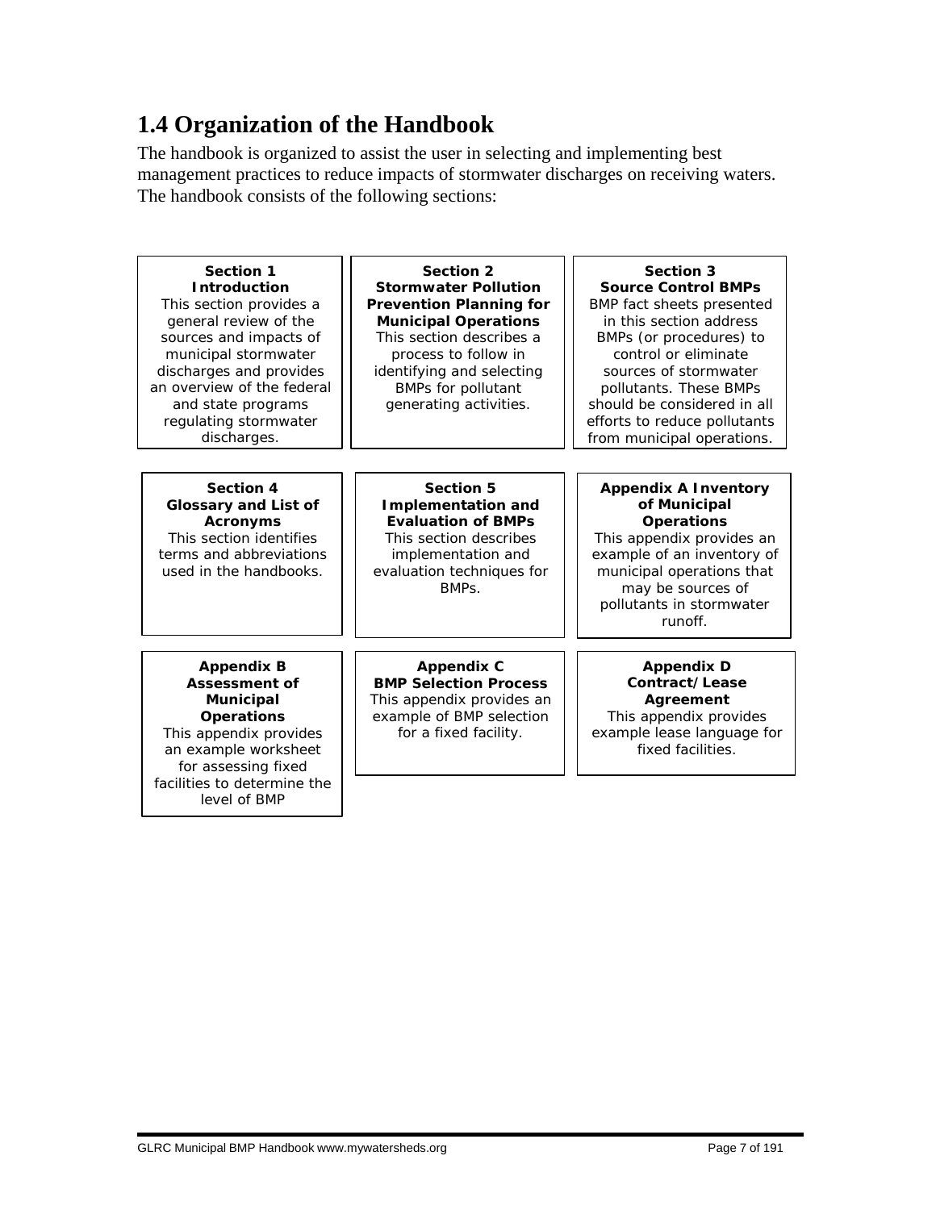## 1.4 Organization of the Handbook

The handbook is organized to assist the user in selecting and implementing best management practices to reduce impacts of stormwater discharges on receiving waters. The handbook consists of the following sections:

**Section 1**
**Introduction**
This section provides a general review of the sources and impacts of municipal stormwater discharges and provides an overview of the federal and state programs regulating stormwater discharges.

**Section 2**
**Stormwater Pollution Prevention Planning for Municipal Operations**
This section describes a process to follow in identifying and selecting BMPs for pollutant generating activities.

**Section 3**
**Source Control BMPs**
BMP fact sheets presented in this section address BMPs (or procedures) to control or eliminate sources of stormwater pollutants. These BMPs should be considered in all efforts to reduce pollutants from municipal operations.

**Section 4**
**Glossary and List of Acronyms**
This section identifies terms and abbreviations used in the handbooks.

**Section 5**
**Implementation and Evaluation of BMPs**
This section describes implementation and evaluation techniques for BMPs.

**Appendix A Inventory of Municipal Operations**
This appendix provides an example of an inventory of municipal operations that may be sources of pollutants in stormwater runoff.

**Appendix B**
**Assessment of Municipal Operations**
This appendix provides an example worksheet for assessing fixed facilities to determine the level of BMP

**Appendix C**
**BMP Selection Process**
This appendix provides an example of BMP selection for a fixed facility.

**Appendix D**
**Contract/Lease Agreement**
This appendix provides example lease language for fixed facilities.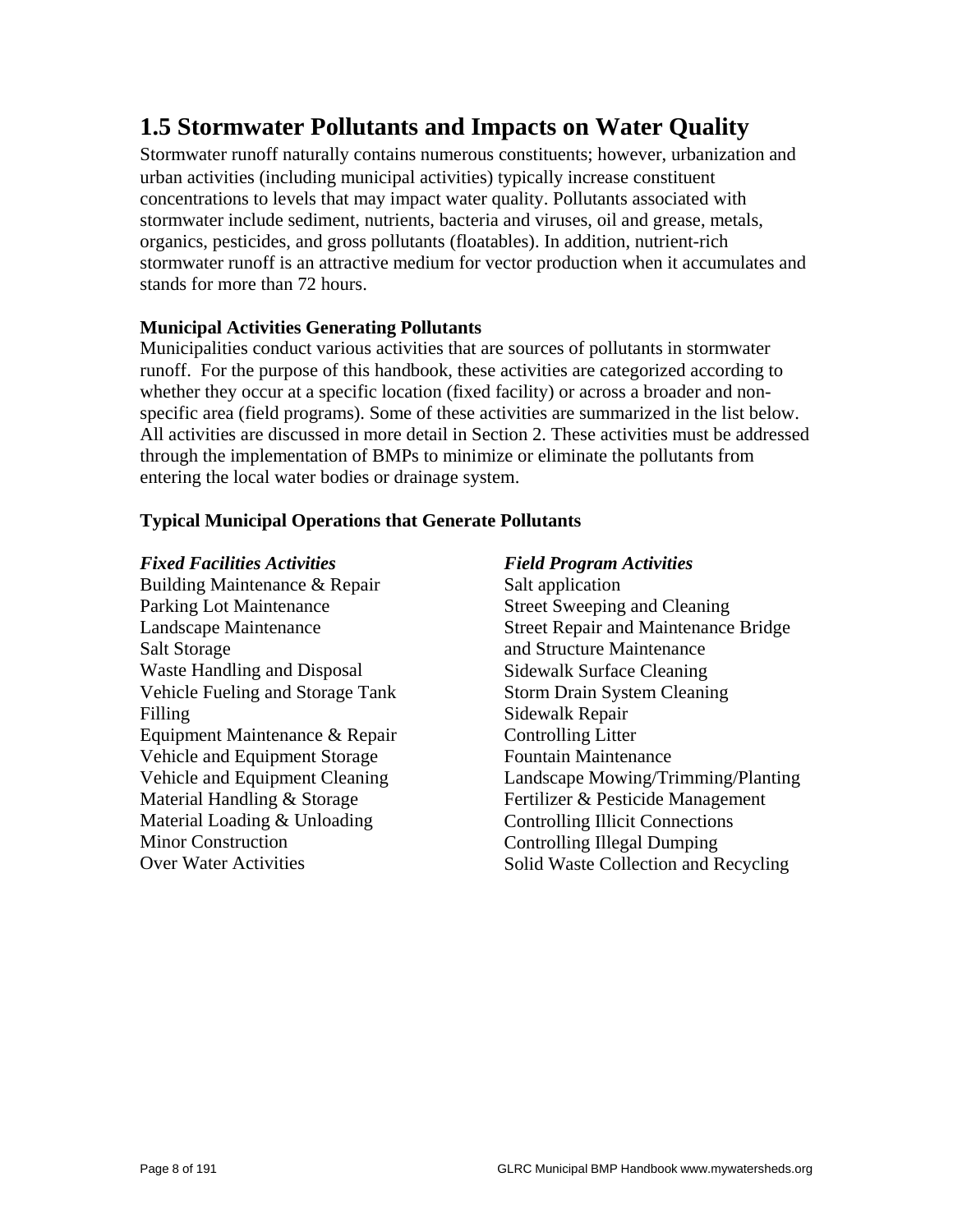## 1.5 Stormwater Pollutants and Impacts on Water Quality

Stormwater runoff naturally contains numerous constituents; however, urbanization and urban activities (including municipal activities) typically increase constituent concentrations to levels that may impact water quality. Pollutants associated with stormwater include sediment, nutrients, bacteria and viruses, oil and grease, metals, organics, pesticides, and gross pollutants (floatables). In addition, nutrient-rich stormwater runoff is an attractive medium for vector production when it accumulates and stands for more than 72 hours.

**Municipal Activities Generating Pollutants**

Municipalities conduct various activities that are sources of pollutants in stormwater runoff. For the purpose of this handbook, these activities are categorized according to whether they occur at a specific location (fixed facility) or across a broader and non-specific area (field programs). Some of these activities are summarized in the list below. All activities are discussed in more detail in Section 2. These activities must be addressed through the implementation of BMPs to minimize or eliminate the pollutants from entering the local water bodies or drainage system.

**Typical Municipal Operations that Generate Pollutants**

***Fixed Facilities Activities***

Building Maintenance & Repair
Parking Lot Maintenance
Landscape Maintenance
Salt Storage
Waste Handling and Disposal
Vehicle Fueling and Storage Tank Filling
Equipment Maintenance & Repair
Vehicle and Equipment Storage
Vehicle and Equipment Cleaning
Material Handling & Storage
Material Loading & Unloading
Minor Construction
Over Water Activities

***Field Program Activities***

Salt application
Street Sweeping and Cleaning
Street Repair and Maintenance Bridge and Structure Maintenance
Sidewalk Surface Cleaning
Storm Drain System Cleaning
Sidewalk Repair
Controlling Litter
Fountain Maintenance
Landscape Mowing/Trimming/Planting
Fertilizer & Pesticide Management
Controlling Illicit Connections
Controlling Illegal Dumping
Solid Waste Collection and Recycling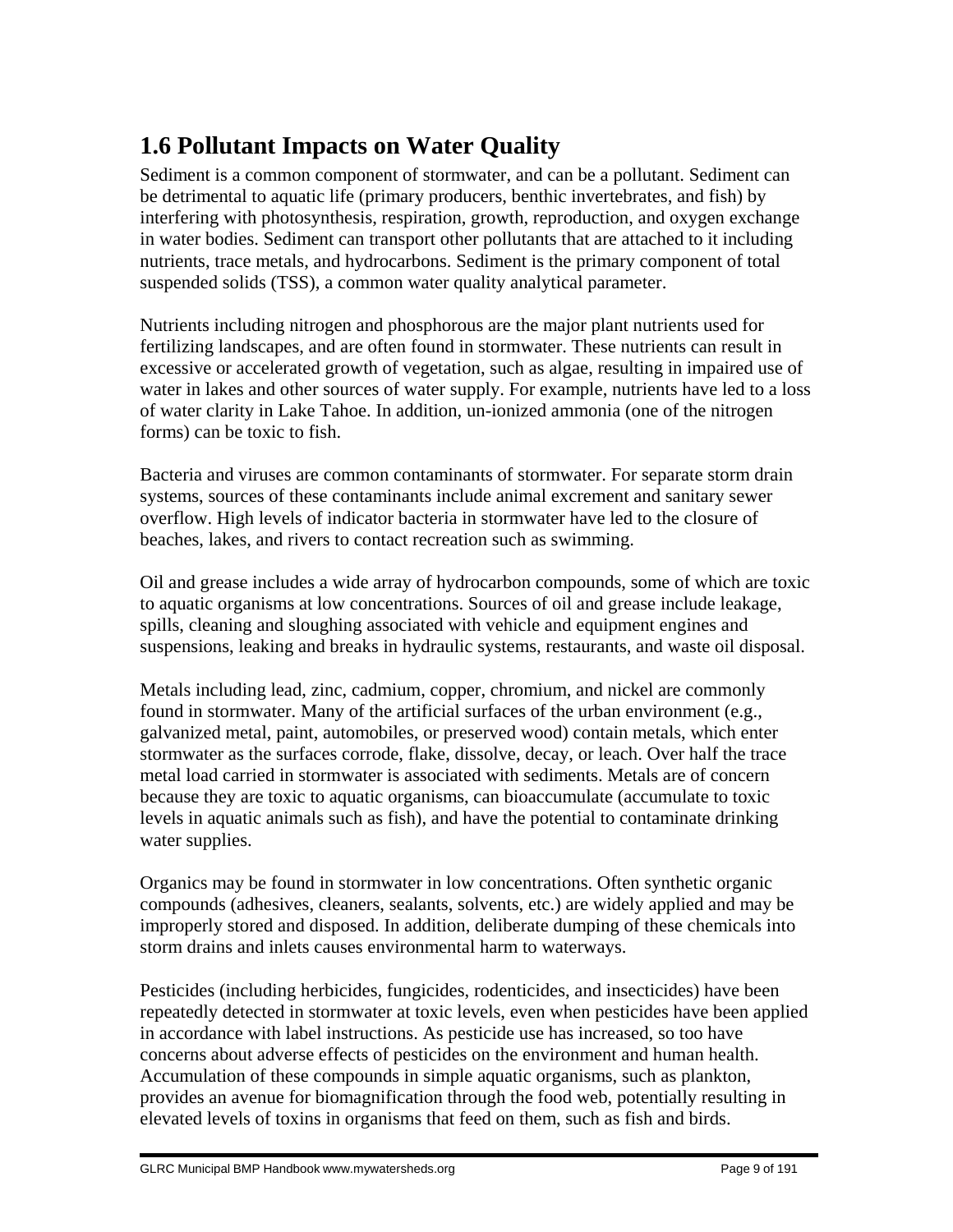## 1.6 Pollutant Impacts on Water Quality

Sediment is a common component of stormwater, and can be a pollutant. Sediment can be detrimental to aquatic life (primary producers, benthic invertebrates, and fish) by interfering with photosynthesis, respiration, growth, reproduction, and oxygen exchange in water bodies. Sediment can transport other pollutants that are attached to it including nutrients, trace metals, and hydrocarbons. Sediment is the primary component of total suspended solids (TSS), a common water quality analytical parameter.

Nutrients including nitrogen and phosphorous are the major plant nutrients used for fertilizing landscapes, and are often found in stormwater. These nutrients can result in excessive or accelerated growth of vegetation, such as algae, resulting in impaired use of water in lakes and other sources of water supply. For example, nutrients have led to a loss of water clarity in Lake Tahoe. In addition, un-ionized ammonia (one of the nitrogen forms) can be toxic to fish.

Bacteria and viruses are common contaminants of stormwater. For separate storm drain systems, sources of these contaminants include animal excrement and sanitary sewer overflow. High levels of indicator bacteria in stormwater have led to the closure of beaches, lakes, and rivers to contact recreation such as swimming.

Oil and grease includes a wide array of hydrocarbon compounds, some of which are toxic to aquatic organisms at low concentrations. Sources of oil and grease include leakage, spills, cleaning and sloughing associated with vehicle and equipment engines and suspensions, leaking and breaks in hydraulic systems, restaurants, and waste oil disposal.

Metals including lead, zinc, cadmium, copper, chromium, and nickel are commonly found in stormwater. Many of the artificial surfaces of the urban environment (e.g., galvanized metal, paint, automobiles, or preserved wood) contain metals, which enter stormwater as the surfaces corrode, flake, dissolve, decay, or leach. Over half the trace metal load carried in stormwater is associated with sediments. Metals are of concern because they are toxic to aquatic organisms, can bioaccumulate (accumulate to toxic levels in aquatic animals such as fish), and have the potential to contaminate drinking water supplies.

Organics may be found in stormwater in low concentrations. Often synthetic organic compounds (adhesives, cleaners, sealants, solvents, etc.) are widely applied and may be improperly stored and disposed. In addition, deliberate dumping of these chemicals into storm drains and inlets causes environmental harm to waterways.

Pesticides (including herbicides, fungicides, rodenticides, and insecticides) have been repeatedly detected in stormwater at toxic levels, even when pesticides have been applied in accordance with label instructions. As pesticide use has increased, so too have concerns about adverse effects of pesticides on the environment and human health. Accumulation of these compounds in simple aquatic organisms, such as plankton, provides an avenue for biomagnification through the food web, potentially resulting in elevated levels of toxins in organisms that feed on them, such as fish and birds.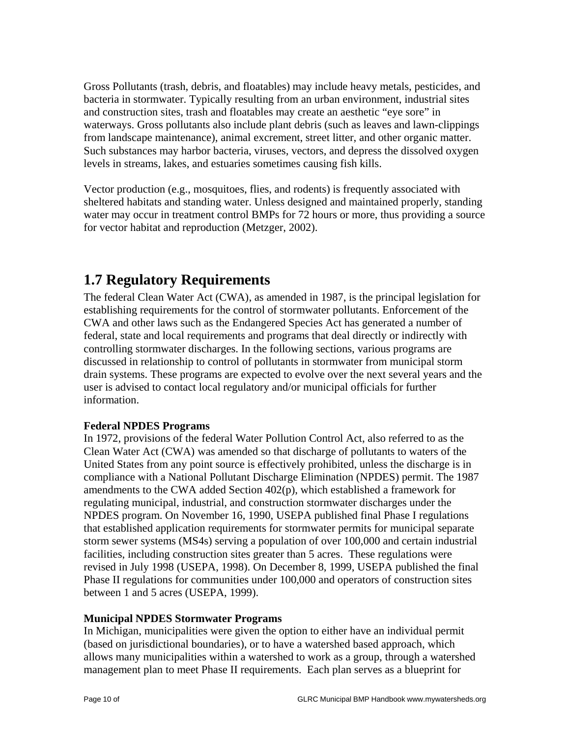Gross Pollutants (trash, debris, and floatables) may include heavy metals, pesticides, and bacteria in stormwater. Typically resulting from an urban environment, industrial sites and construction sites, trash and floatables may create an aesthetic “eye sore” in waterways. Gross pollutants also include plant debris (such as leaves and lawn-clippings from landscape maintenance), animal excrement, street litter, and other organic matter. Such substances may harbor bacteria, viruses, vectors, and depress the dissolved oxygen levels in streams, lakes, and estuaries sometimes causing fish kills.

Vector production (e.g., mosquitoes, flies, and rodents) is frequently associated with sheltered habitats and standing water. Unless designed and maintained properly, standing water may occur in treatment control BMPs for 72 hours or more, thus providing a source for vector habitat and reproduction (Metzger, 2002).

## 1.7 Regulatory Requirements

The federal Clean Water Act (CWA), as amended in 1987, is the principal legislation for establishing requirements for the control of stormwater pollutants. Enforcement of the CWA and other laws such as the Endangered Species Act has generated a number of federal, state and local requirements and programs that deal directly or indirectly with controlling stormwater discharges. In the following sections, various programs are discussed in relationship to control of pollutants in stormwater from municipal storm drain systems. These programs are expected to evolve over the next several years and the user is advised to contact local regulatory and/or municipal officials for further information.

**Federal NPDES Programs**

In 1972, provisions of the federal Water Pollution Control Act, also referred to as the Clean Water Act (CWA) was amended so that discharge of pollutants to waters of the United States from any point source is effectively prohibited, unless the discharge is in compliance with a National Pollutant Discharge Elimination (NPDES) permit. The 1987 amendments to the CWA added Section 402(p), which established a framework for regulating municipal, industrial, and construction stormwater discharges under the NPDES program. On November 16, 1990, USEPA published final Phase I regulations that established application requirements for stormwater permits for municipal separate storm sewer systems (MS4s) serving a population of over 100,000 and certain industrial facilities, including construction sites greater than 5 acres. These regulations were revised in July 1998 (USEPA, 1998). On December 8, 1999, USEPA published the final Phase II regulations for communities under 100,000 and operators of construction sites between 1 and 5 acres (USEPA, 1999).

**Municipal NPDES Stormwater Programs**

In Michigan, municipalities were given the option to either have an individual permit (based on jurisdictional boundaries), or to have a watershed based approach, which allows many municipalities within a watershed to work as a group, through a watershed management plan to meet Phase II requirements. Each plan serves as a blueprint for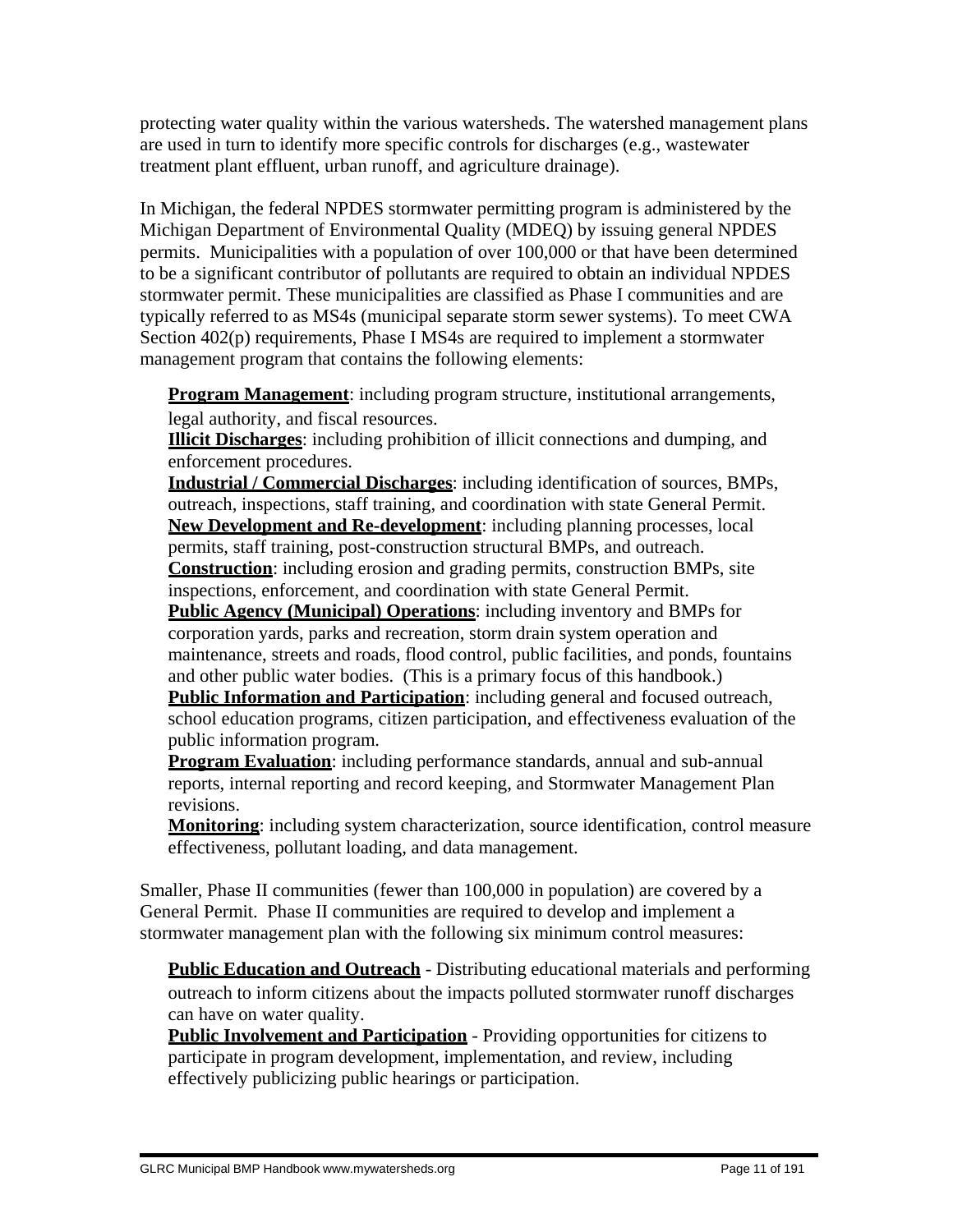protecting water quality within the various watersheds. The watershed management plans are used in turn to identify more specific controls for discharges (e.g., wastewater treatment plant effluent, urban runoff, and agriculture drainage).

In Michigan, the federal NPDES stormwater permitting program is administered by the Michigan Department of Environmental Quality (MDEQ) by issuing general NPDES permits. Municipalities with a population of over 100,000 or that have been determined to be a significant contributor of pollutants are required to obtain an individual NPDES stormwater permit. These municipalities are classified as Phase I communities and are typically referred to as MS4s (municipal separate storm sewer systems). To meet CWA Section 402(p) requirements, Phase I MS4s are required to implement a stormwater management program that contains the following elements:

- **Program Management**: including program structure, institutional arrangements, legal authority, and fiscal resources.
- **Illicit Discharges**: including prohibition of illicit connections and dumping, and enforcement procedures.
- **Industrial / Commercial Discharges**: including identification of sources, BMPs, outreach, inspections, staff training, and coordination with state General Permit.
- **New Development and Re-development**: including planning processes, local permits, staff training, post-construction structural BMPs, and outreach.
- **Construction**: including erosion and grading permits, construction BMPs, site inspections, enforcement, and coordination with state General Permit.
- **Public Agency (Municipal) Operations**: including inventory and BMPs for corporation yards, parks and recreation, storm drain system operation and maintenance, streets and roads, flood control, public facilities, and ponds, fountains and other public water bodies. (This is a primary focus of this handbook.)
- **Public Information and Participation**: including general and focused outreach, school education programs, citizen participation, and effectiveness evaluation of the public information program.
- **Program Evaluation**: including performance standards, annual and sub-annual reports, internal reporting and record keeping, and Stormwater Management Plan revisions.
- **Monitoring**: including system characterization, source identification, control measure effectiveness, pollutant loading, and data management.

Smaller, Phase II communities (fewer than 100,000 in population) are covered by a General Permit. Phase II communities are required to develop and implement a stormwater management plan with the following six minimum control measures:

- **Public Education and Outreach** - Distributing educational materials and performing outreach to inform citizens about the impacts polluted stormwater runoff discharges can have on water quality.
- **Public Involvement and Participation** - Providing opportunities for citizens to participate in program development, implementation, and review, including effectively publicizing public hearings or participation.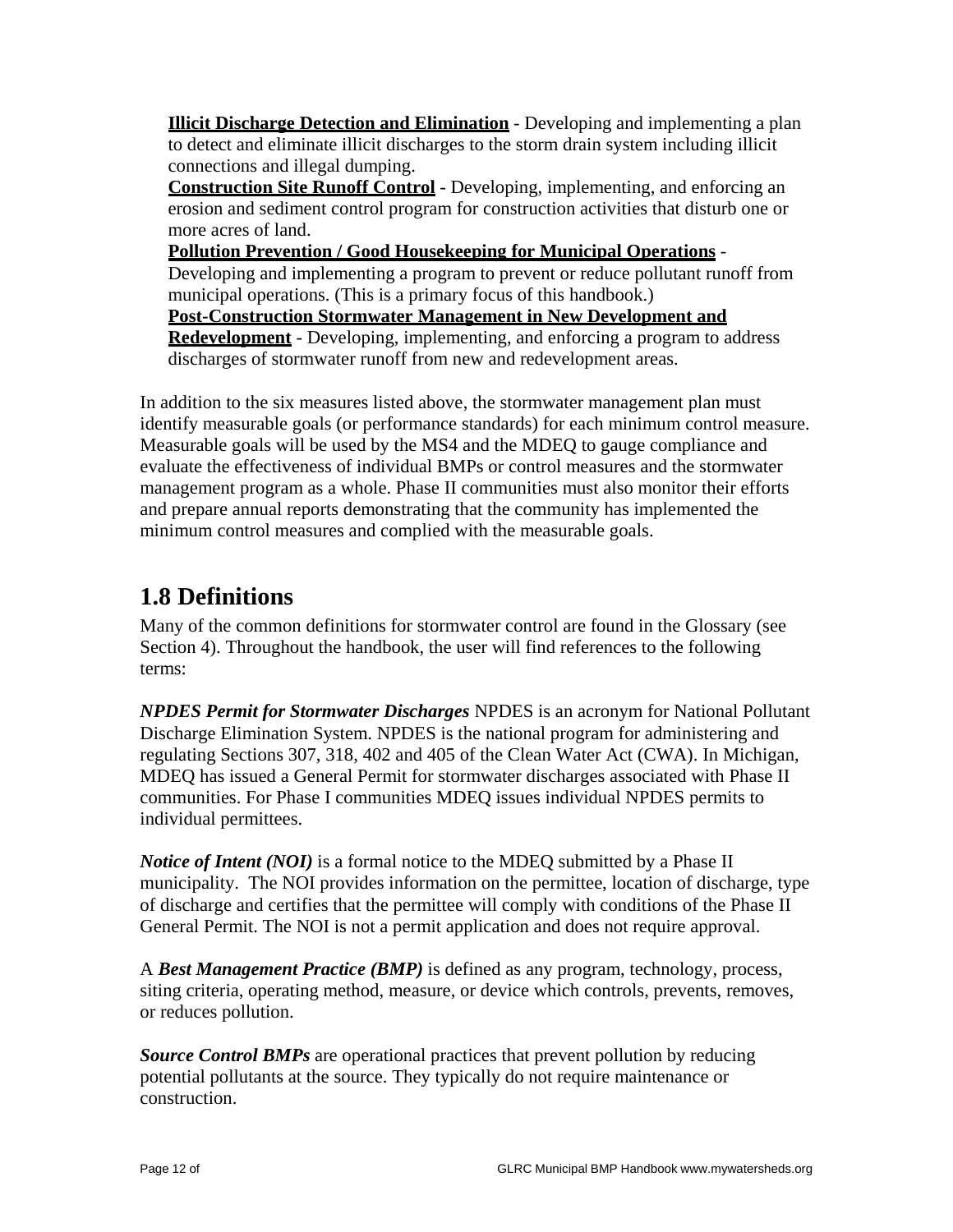**Illicit Discharge Detection and Elimination** - Developing and implementing a plan to detect and eliminate illicit discharges to the storm drain system including illicit connections and illegal dumping.

**Construction Site Runoff Control** - Developing, implementing, and enforcing an erosion and sediment control program for construction activities that disturb one or more acres of land.

**Pollution Prevention / Good Housekeeping for Municipal Operations** - Developing and implementing a program to prevent or reduce pollutant runoff from municipal operations. (This is a primary focus of this handbook.)

**Post-Construction Stormwater Management in New Development and Redevelopment** - Developing, implementing, and enforcing a program to address discharges of stormwater runoff from new and redevelopment areas.

In addition to the six measures listed above, the stormwater management plan must identify measurable goals (or performance standards) for each minimum control measure. Measurable goals will be used by the MS4 and the MDEQ to gauge compliance and evaluate the effectiveness of individual BMPs or control measures and the stormwater management program as a whole. Phase II communities must also monitor their efforts and prepare annual reports demonstrating that the community has implemented the minimum control measures and complied with the measurable goals.

## 1.8 Definitions

Many of the common definitions for stormwater control are found in the Glossary (see Section 4). Throughout the handbook, the user will find references to the following terms:

***NPDES Permit for Stormwater Discharges*** NPDES is an acronym for National Pollutant Discharge Elimination System. NPDES is the national program for administering and regulating Sections 307, 318, 402 and 405 of the Clean Water Act (CWA). In Michigan, MDEQ has issued a General Permit for stormwater discharges associated with Phase II communities. For Phase I communities MDEQ issues individual NPDES permits to individual permittees.

***Notice of Intent (NOI)*** is a formal notice to the MDEQ submitted by a Phase II municipality. The NOI provides information on the permittee, location of discharge, type of discharge and certifies that the permittee will comply with conditions of the Phase II General Permit. The NOI is not a permit application and does not require approval.

A ***Best Management Practice (BMP)*** is defined as any program, technology, process, siting criteria, operating method, measure, or device which controls, prevents, removes, or reduces pollution.

***Source Control BMPs*** are operational practices that prevent pollution by reducing potential pollutants at the source. They typically do not require maintenance or construction.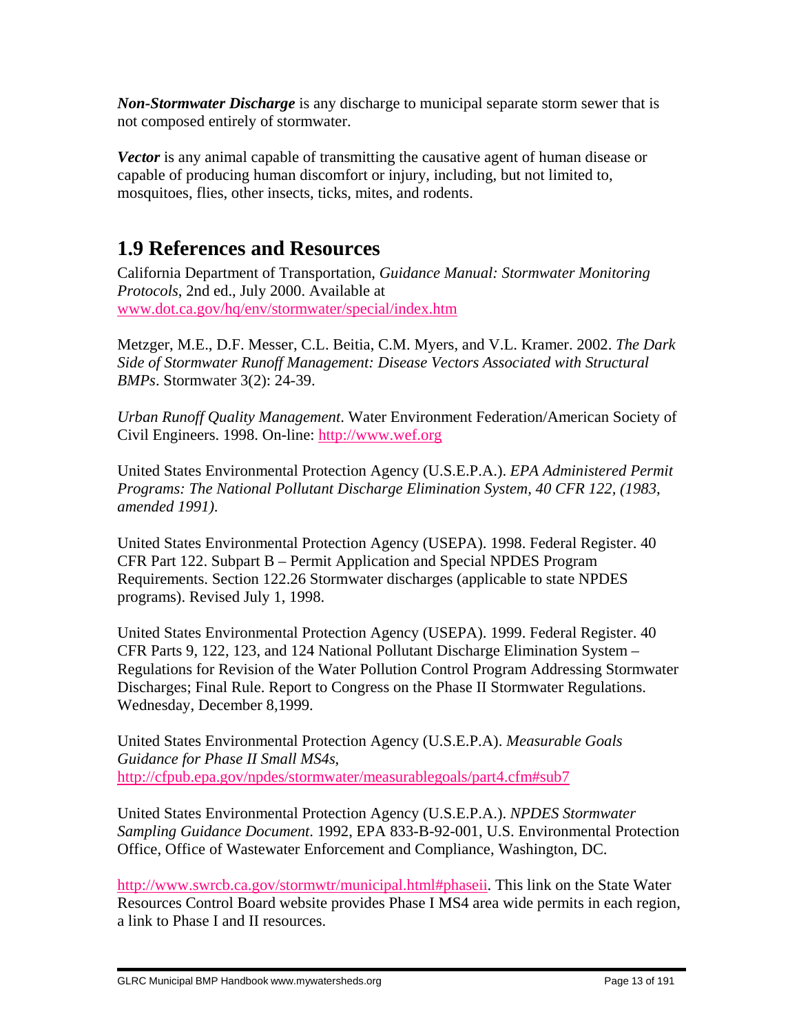***Non-Stormwater Discharge*** is any discharge to municipal separate storm sewer that is not composed entirely of stormwater.

***Vector*** is any animal capable of transmitting the causative agent of human disease or capable of producing human discomfort or injury, including, but not limited to, mosquitoes, flies, other insects, ticks, mites, and rodents.

## 1.9 References and Resources

California Department of Transportation, *Guidance Manual: Stormwater Monitoring Protocols*, 2nd ed., July 2000. Available at [www.dot.ca.gov/hq/env/stormwater/special/index.htm](www.dot.ca.gov/hq/env/stormwater/special/index.htm)

Metzger, M.E., D.F. Messer, C.L. Beitia, C.M. Myers, and V.L. Kramer. 2002. *The Dark Side of Stormwater Runoff Management: Disease Vectors Associated with Structural BMPs*. Stormwater 3(2): 24-39.

*Urban Runoff Quality Management*. Water Environment Federation/American Society of Civil Engineers. 1998. On-line: [http://www.wef.org](http://www.wef.org)

United States Environmental Protection Agency (U.S.E.P.A.). *EPA Administered Permit Programs: The National Pollutant Discharge Elimination System, 40 CFR 122, (1983, amended 1991).*

United States Environmental Protection Agency (USEPA). 1998. Federal Register. 40 CFR Part 122. Subpart B – Permit Application and Special NPDES Program Requirements. Section 122.26 Stormwater discharges (applicable to state NPDES programs). Revised July 1, 1998.

United States Environmental Protection Agency (USEPA). 1999. Federal Register. 40 CFR Parts 9, 122, 123, and 124 National Pollutant Discharge Elimination System – Regulations for Revision of the Water Pollution Control Program Addressing Stormwater Discharges; Final Rule. Report to Congress on the Phase II Stormwater Regulations. Wednesday, December 8,1999.

United States Environmental Protection Agency (U.S.E.P.A). *Measurable Goals Guidance for Phase II Small MS4s*, [http://cfpub.epa.gov/npdes/stormwater/measurablegoals/part4.cfm#sub7](http://cfpub.epa.gov/npdes/stormwater/measurablegoals/part4.cfm#sub7)

United States Environmental Protection Agency (U.S.E.P.A.). *NPDES Stormwater Sampling Guidance Document*. 1992, EPA 833-B-92-001, U.S. Environmental Protection Office, Office of Wastewater Enforcement and Compliance, Washington, DC.

[http://www.swrcb.ca.gov/stormwtr/municipal.html#phaseii](http://www.swrcb.ca.gov/stormwtr/municipal.html#phaseii). This link on the State Water Resources Control Board website provides Phase I MS4 area wide permits in each region, a link to Phase I and II resources.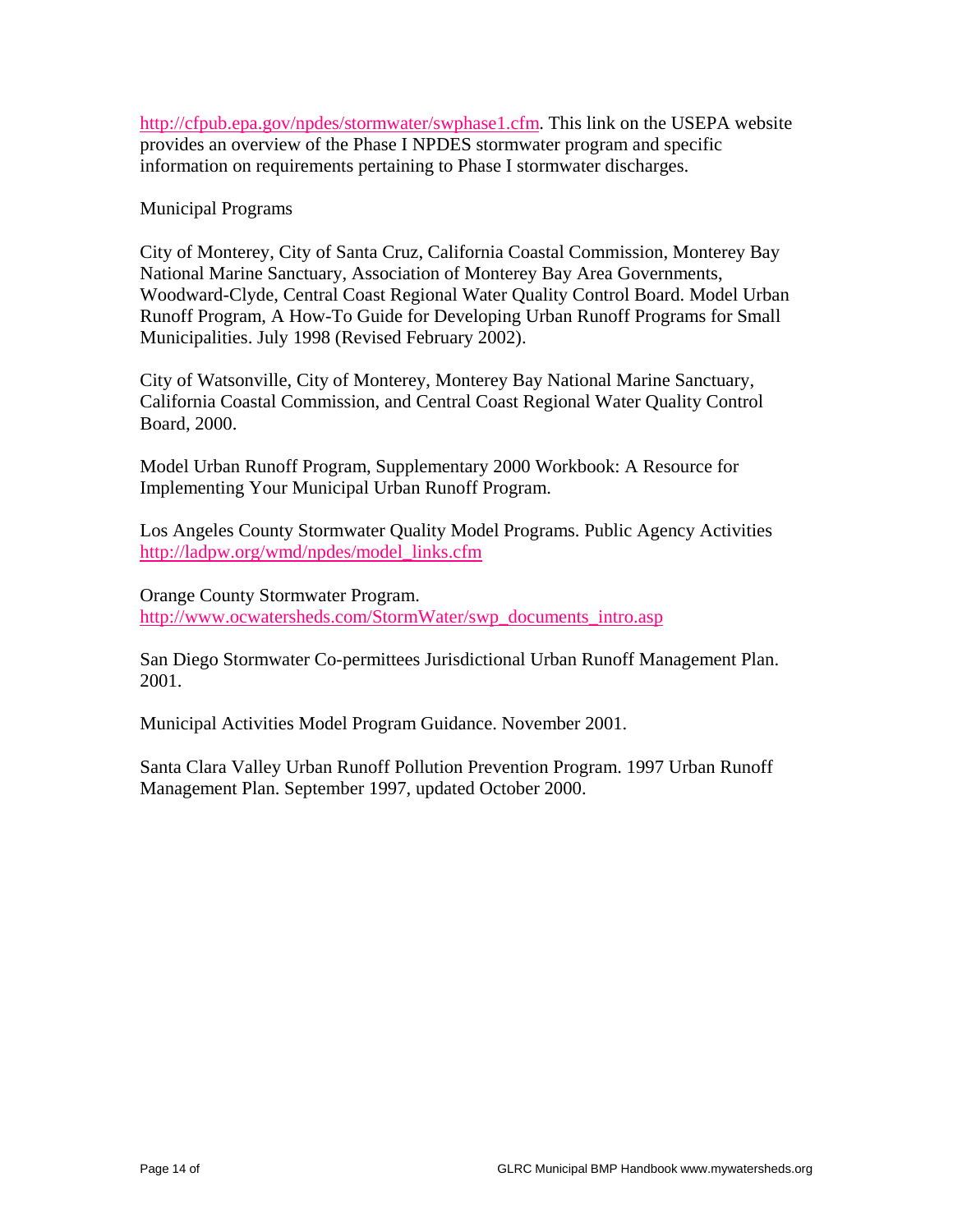http://cfpub.epa.gov/npdes/stormwater/swphase1.cfm. This link on the USEPA website provides an overview of the Phase I NPDES stormwater program and specific information on requirements pertaining to Phase I stormwater discharges.

Municipal Programs

City of Monterey, City of Santa Cruz, California Coastal Commission, Monterey Bay National Marine Sanctuary, Association of Monterey Bay Area Governments, Woodward-Clyde, Central Coast Regional Water Quality Control Board. Model Urban Runoff Program, A How-To Guide for Developing Urban Runoff Programs for Small Municipalities. July 1998 (Revised February 2002).

City of Watsonville, City of Monterey, Monterey Bay National Marine Sanctuary, California Coastal Commission, and Central Coast Regional Water Quality Control Board, 2000.

Model Urban Runoff Program, Supplementary 2000 Workbook: A Resource for Implementing Your Municipal Urban Runoff Program.

Los Angeles County Stormwater Quality Model Programs. Public Agency Activities http://ladpw.org/wmd/npdes/model_links.cfm

Orange County Stormwater Program.
http://www.ocwatersheds.com/StormWater/swp_documents_intro.asp

San Diego Stormwater Co-permittees Jurisdictional Urban Runoff Management Plan. 2001.

Municipal Activities Model Program Guidance. November 2001.

Santa Clara Valley Urban Runoff Pollution Prevention Program. 1997 Urban Runoff Management Plan. September 1997, updated October 2000.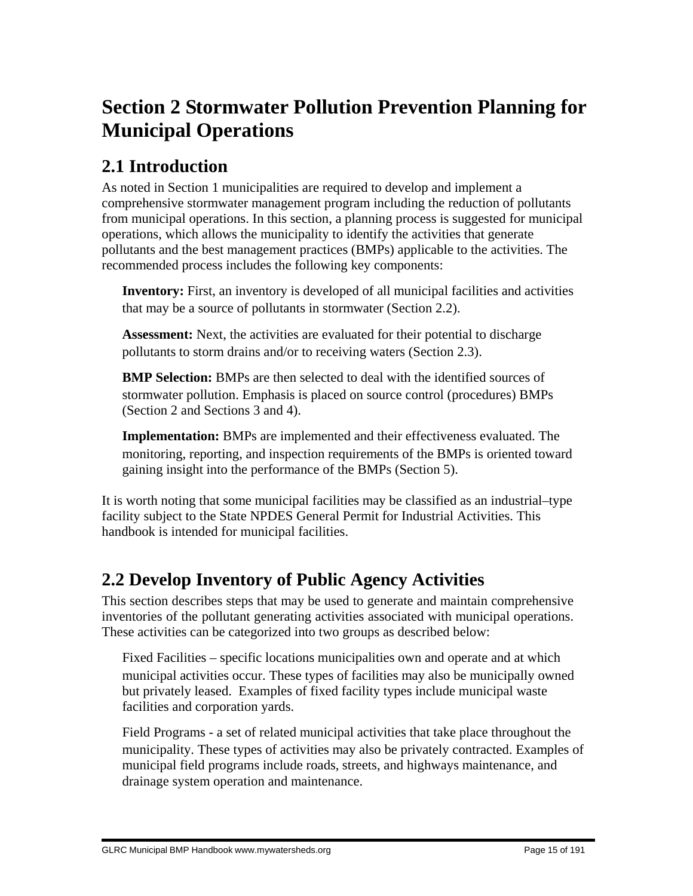# Section 2 Stormwater Pollution Prevention Planning for Municipal Operations

## 2.1 Introduction

As noted in Section 1 municipalities are required to develop and implement a comprehensive stormwater management program including the reduction of pollutants from municipal operations. In this section, a planning process is suggested for municipal operations, which allows the municipality to identify the activities that generate pollutants and the best management practices (BMPs) applicable to the activities. The recommended process includes the following key components:

**Inventory:** First, an inventory is developed of all municipal facilities and activities that may be a source of pollutants in stormwater (Section 2.2).

**Assessment:** Next, the activities are evaluated for their potential to discharge pollutants to storm drains and/or to receiving waters (Section 2.3).

**BMP Selection:** BMPs are then selected to deal with the identified sources of stormwater pollution. Emphasis is placed on source control (procedures) BMPs (Section 2 and Sections 3 and 4).

**Implementation:** BMPs are implemented and their effectiveness evaluated. The monitoring, reporting, and inspection requirements of the BMPs is oriented toward gaining insight into the performance of the BMPs (Section 5).

It is worth noting that some municipal facilities may be classified as an industrial–type facility subject to the State NPDES General Permit for Industrial Activities. This handbook is intended for municipal facilities.

## 2.2 Develop Inventory of Public Agency Activities

This section describes steps that may be used to generate and maintain comprehensive inventories of the pollutant generating activities associated with municipal operations. These activities can be categorized into two groups as described below:

Fixed Facilities – specific locations municipalities own and operate and at which municipal activities occur. These types of facilities may also be municipally owned but privately leased. Examples of fixed facility types include municipal waste facilities and corporation yards.

Field Programs - a set of related municipal activities that take place throughout the municipality. These types of activities may also be privately contracted. Examples of municipal field programs include roads, streets, and highways maintenance, and drainage system operation and maintenance.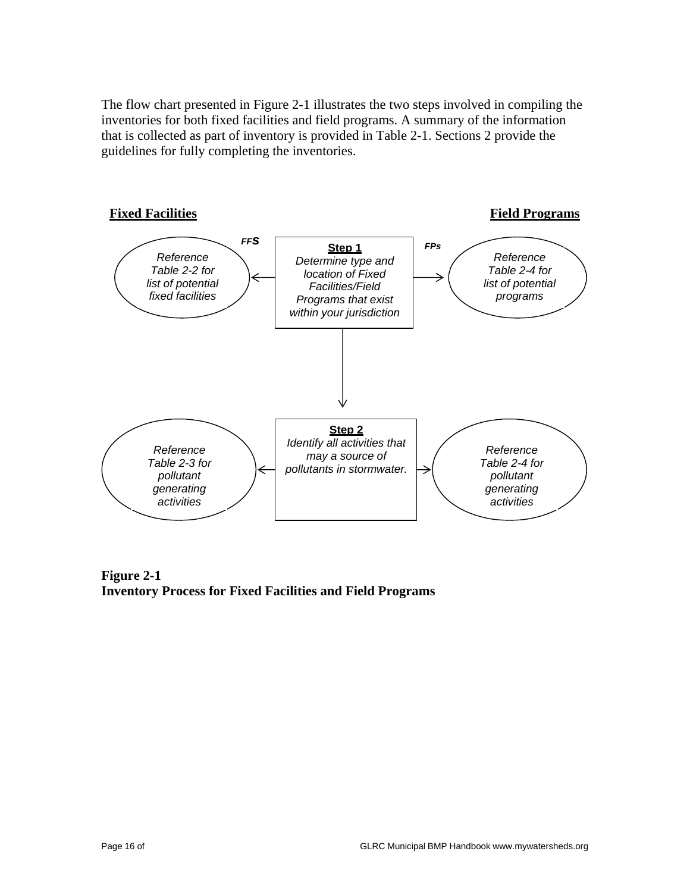The flow chart presented in Figure 2-1 illustrates the two steps involved in compiling the inventories for both fixed facilities and field programs. A summary of the information that is collected as part of inventory is provided in Table 2-1. Sections 2 provide the guidelines for fully completing the inventories.

**Fixed Facilities** | **Field Programs**

*FFs* ← **Step 1** → *FPs*

*Reference Table 2-2 for list of potential fixed facilities* ← *Determine type and location of Fixed Facilities/Field Programs that exist within your jurisdiction* → *Reference Table 2-4 for list of potential programs*

↓

*Reference Table 2-3 for pollutant generating activities* ← **Step 2** *Identify all activities that may a source of pollutants in stormwater.* → *Reference Table 2-4 for pollutant generating activities*

**Figure 2-1**
**Inventory Process for Fixed Facilities and Field Programs**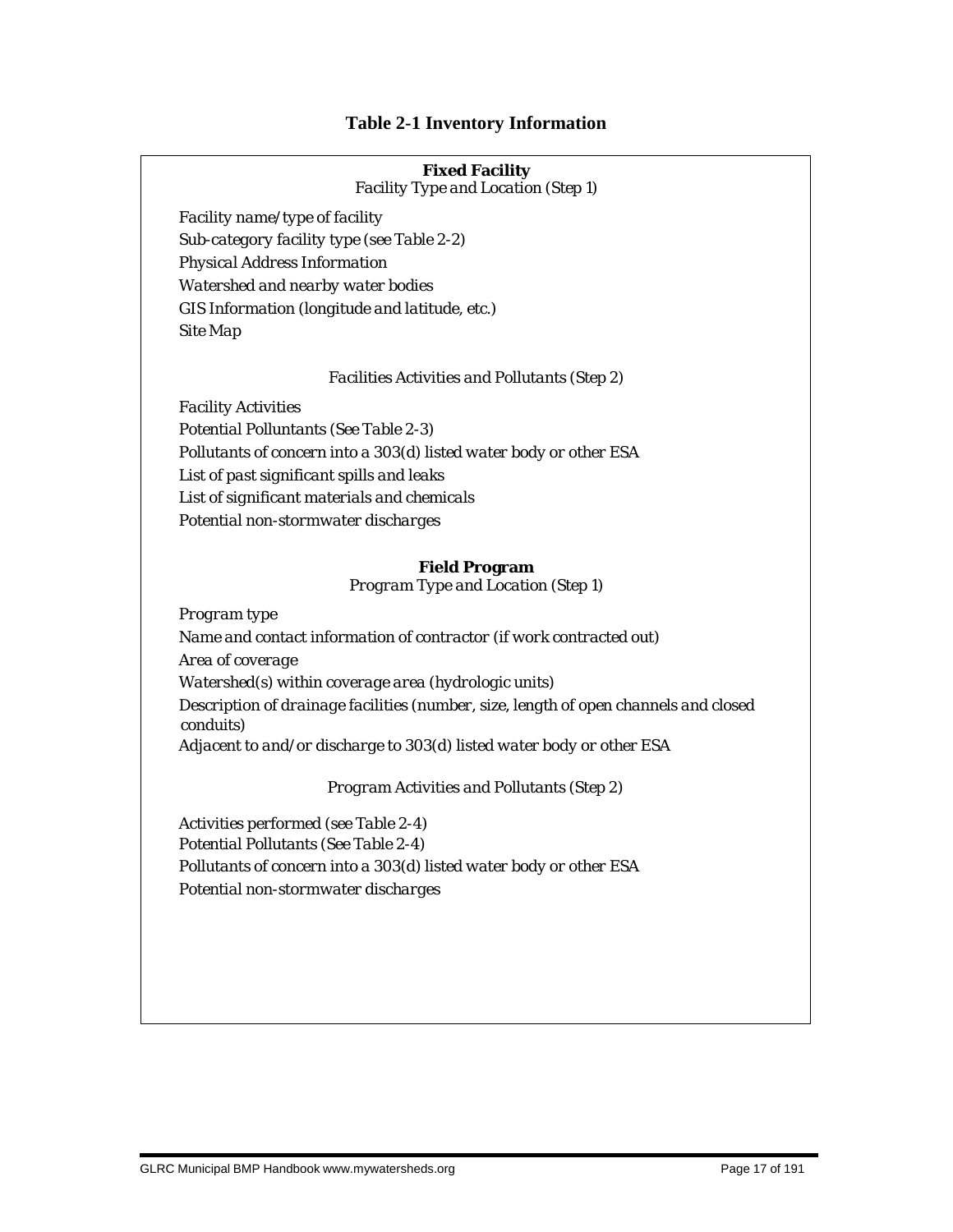### Table 2-1 Inventory Information

**Fixed Facility**

*Facility Type and Location (Step 1)*

*Facility name/type of facility*
*Sub-category facility type (see Table 2-2)*
*Physical Address Information*
*Watershed and nearby water bodies*
*GIS Information (longitude and latitude, etc.)*
*Site Map*

*Facilities Activities and Pollutants (Step 2)*

*Facility Activities*
*Potential Polluntants (See Table 2-3)*
*Pollutants of concern into a 303(d) listed water body or other ESA*
*List of past significant spills and leaks*
*List of significant materials and chemicals*
*Potential non-stormwater discharges*

**Field Program**

*Program Type and Location (Step 1)*

*Program type*
*Name and contact information of contractor (if work contracted out)*
*Area of coverage*
*Watershed(s) within coverage area (hydrologic units)*
*Description of drainage facilities (number, size, length of open channels and closed conduits)*
*Adjacent to and/or discharge to 303(d) listed water body or other ESA*

*Program Activities and Pollutants (Step 2)*

*Activities performed (see Table 2-4)*
*Potential Pollutants (See Table 2-4)*
*Pollutants of concern into a 303(d) listed water body or other ESA*
*Potential non-stormwater discharges*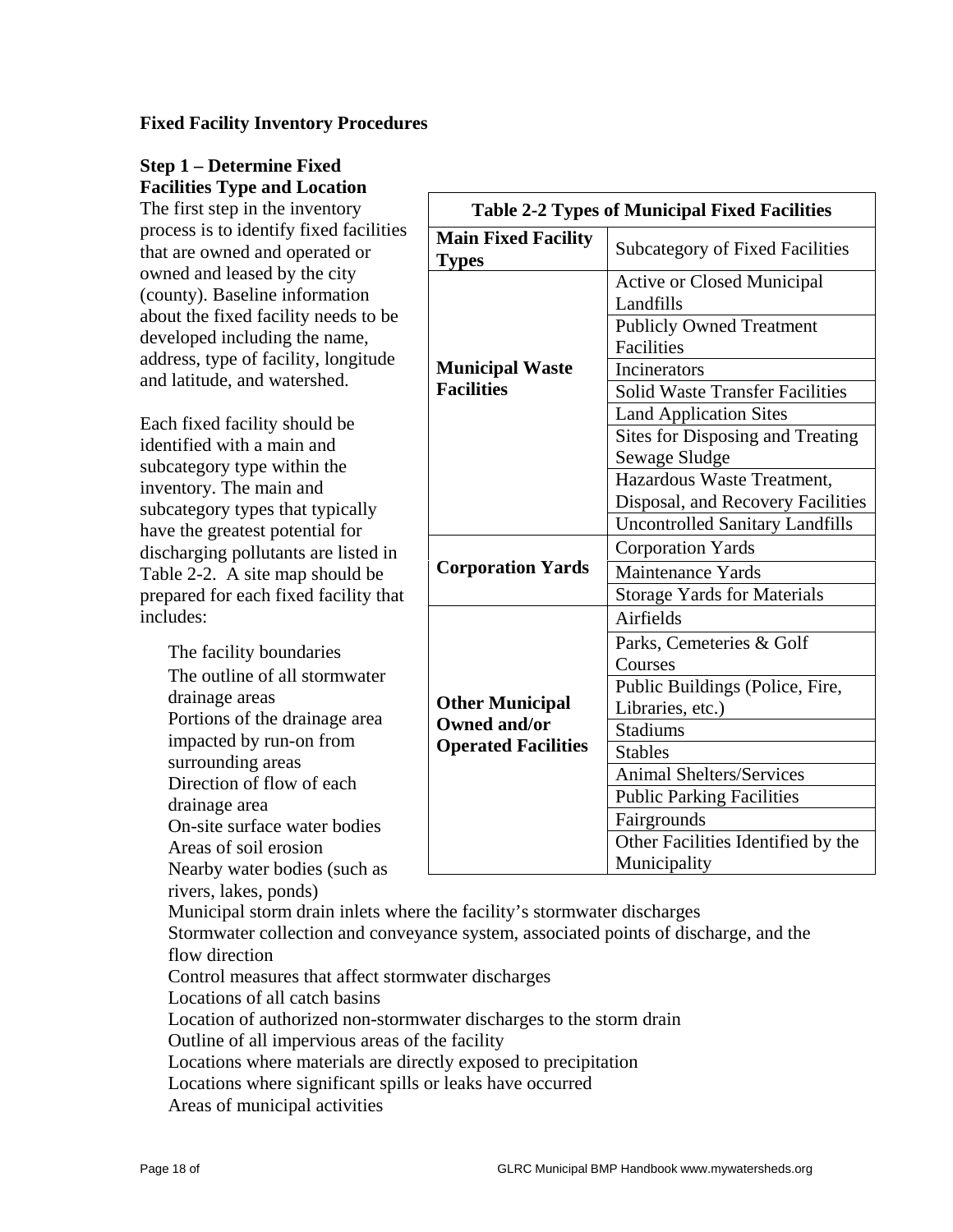**Fixed Facility Inventory Procedures**

**Step 1 – Determine Fixed Facilities Type and Location**

The first step in the inventory process is to identify fixed facilities that are owned and operated or owned and leased by the city (county). Baseline information about the fixed facility needs to be developed including the name, address, type of facility, longitude and latitude, and watershed.

Each fixed facility should be identified with a main and subcategory type within the inventory. The main and subcategory types that typically have the greatest potential for discharging pollutants are listed in Table 2-2. A site map should be prepared for each fixed facility that includes:

| **Table 2-2 Types of Municipal Fixed Facilities** | |
|---|---|
| **Main Fixed Facility Types** | Subcategory of Fixed Facilities |
| **Municipal Waste Facilities** | Active or Closed Municipal Landfills |
| | Publicly Owned Treatment Facilities |
| | Incinerators |
| | Solid Waste Transfer Facilities |
| | Land Application Sites |
| | Sites for Disposing and Treating Sewage Sludge |
| | Hazardous Waste Treatment, Disposal, and Recovery Facilities |
| | Uncontrolled Sanitary Landfills |
| **Corporation Yards** | Corporation Yards |
| | Maintenance Yards |
| | Storage Yards for Materials |
| **Other Municipal Owned and/or Operated Facilities** | Airfields |
| | Parks, Cemeteries & Golf Courses |
| | Public Buildings (Police, Fire, Libraries, etc.) |
| | Stadiums |
| | Stables |
| | Animal Shelters/Services |
| | Public Parking Facilities |
| | Fairgrounds |
| | Other Facilities Identified by the Municipality |

- The facility boundaries
- The outline of all stormwater drainage areas
- Portions of the drainage area impacted by run-on from surrounding areas
- Direction of flow of each drainage area
- On-site surface water bodies
- Areas of soil erosion
- Nearby water bodies (such as rivers, lakes, ponds)
- Municipal storm drain inlets where the facility's stormwater discharges
- Stormwater collection and conveyance system, associated points of discharge, and the flow direction
- Control measures that affect stormwater discharges
- Locations of all catch basins
- Location of authorized non-stormwater discharges to the storm drain
- Outline of all impervious areas of the facility
- Locations where materials are directly exposed to precipitation
- Locations where significant spills or leaks have occurred
- Areas of municipal activities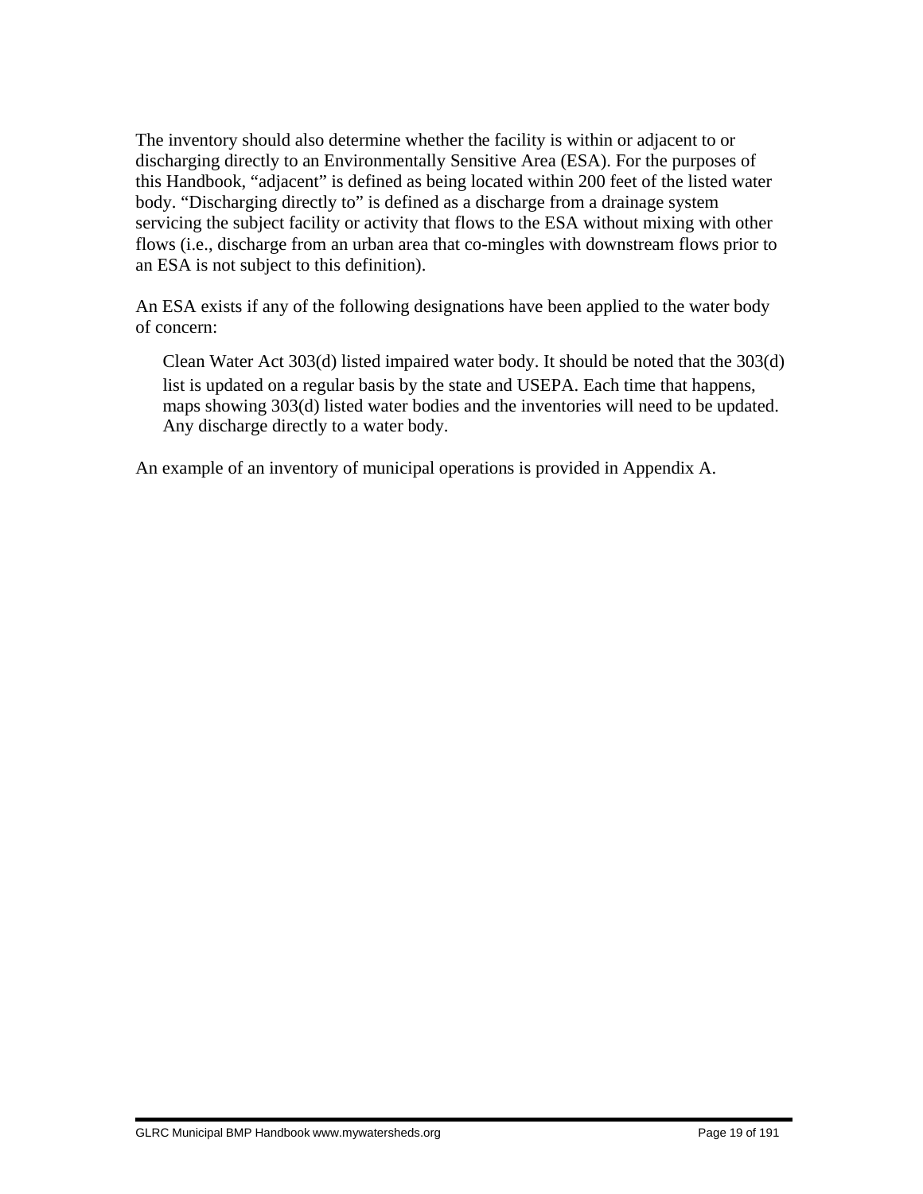The inventory should also determine whether the facility is within or adjacent to or discharging directly to an Environmentally Sensitive Area (ESA). For the purposes of this Handbook, "adjacent" is defined as being located within 200 feet of the listed water body. "Discharging directly to" is defined as a discharge from a drainage system servicing the subject facility or activity that flows to the ESA without mixing with other flows (i.e., discharge from an urban area that co-mingles with downstream flows prior to an ESA is not subject to this definition).

An ESA exists if any of the following designations have been applied to the water body of concern:

- Clean Water Act 303(d) listed impaired water body. It should be noted that the 303(d) list is updated on a regular basis by the state and USEPA. Each time that happens, maps showing 303(d) listed water bodies and the inventories will need to be updated.
- Any discharge directly to a water body.

An example of an inventory of municipal operations is provided in Appendix A.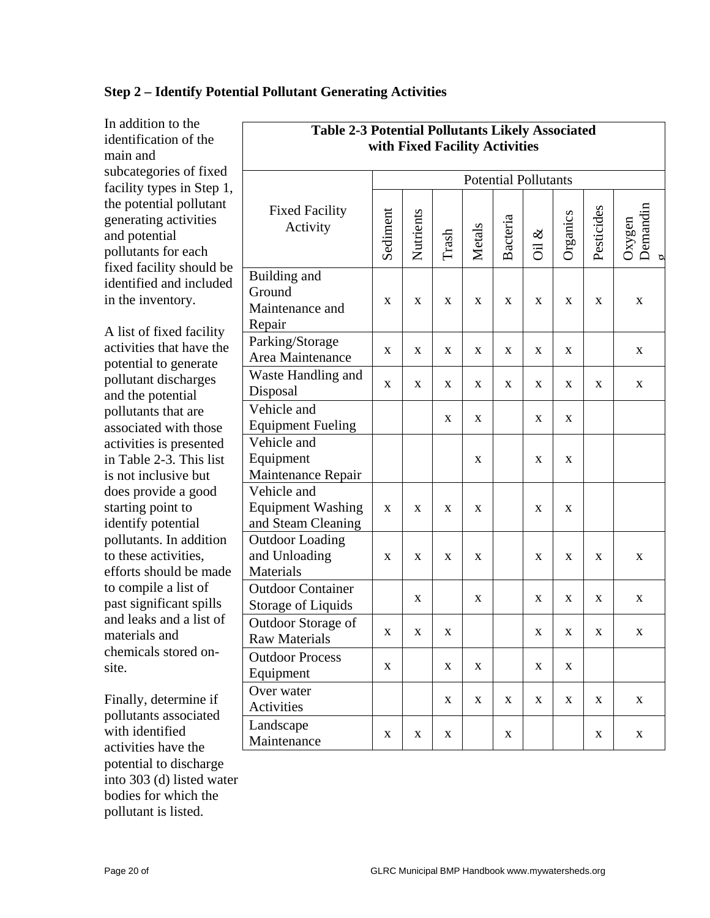### Step 2 – Identify Potential Pollutant Generating Activities

In addition to the identification of the main and subcategories of fixed facility types in Step 1, the potential pollutant generating activities and potential pollutants for each fixed facility should be identified and included in the inventory.

A list of fixed facility activities that have the potential to generate pollutant discharges and the potential pollutants that are associated with those activities is presented in Table 2-3. This list is not inclusive but does provide a good starting point to identify potential pollutants. In addition to these activities, efforts should be made to compile a list of past significant spills and leaks and a list of materials and chemicals stored on-site.

Finally, determine if pollutants associated with identified activities have the potential to discharge into 303 (d) listed water bodies for which the pollutant is listed.

**Table 2-3 Potential Pollutants Likely Associated with Fixed Facility Activities**

| Fixed Facility Activity | Potential Pollutants | | | | | | | | |
|---|---|---|---|---|---|---|---|---|---|
| | Sediment | Nutrients | Trash | Metals | Bacteria | Oil & | Organics | Pesticides | Oxygen Demanding |
| Building and Ground Maintenance and Repair | x | x | x | x | x | x | x | x | x |
| Parking/Storage Area Maintenance | x | x | x | x | x | x | x | | x |
| Waste Handling and Disposal | x | x | x | x | x | x | x | x | x |
| Vehicle and Equipment Fueling | | | x | x | | x | x | | |
| Vehicle and Equipment Maintenance Repair | | | | x | | x | x | | |
| Vehicle and Equipment Washing and Steam Cleaning | x | x | x | x | | x | x | | |
| Outdoor Loading and Unloading Materials | x | x | x | x | | x | x | x | x |
| Outdoor Container Storage of Liquids | | x | | x | | x | x | x | x |
| Outdoor Storage of Raw Materials | x | x | x | | | x | x | x | x |
| Outdoor Process Equipment | x | | x | x | | x | x | | |
| Over water Activities | | | x | x | x | x | x | x | x |
| Landscape Maintenance | x | x | x | | x | | | x | x |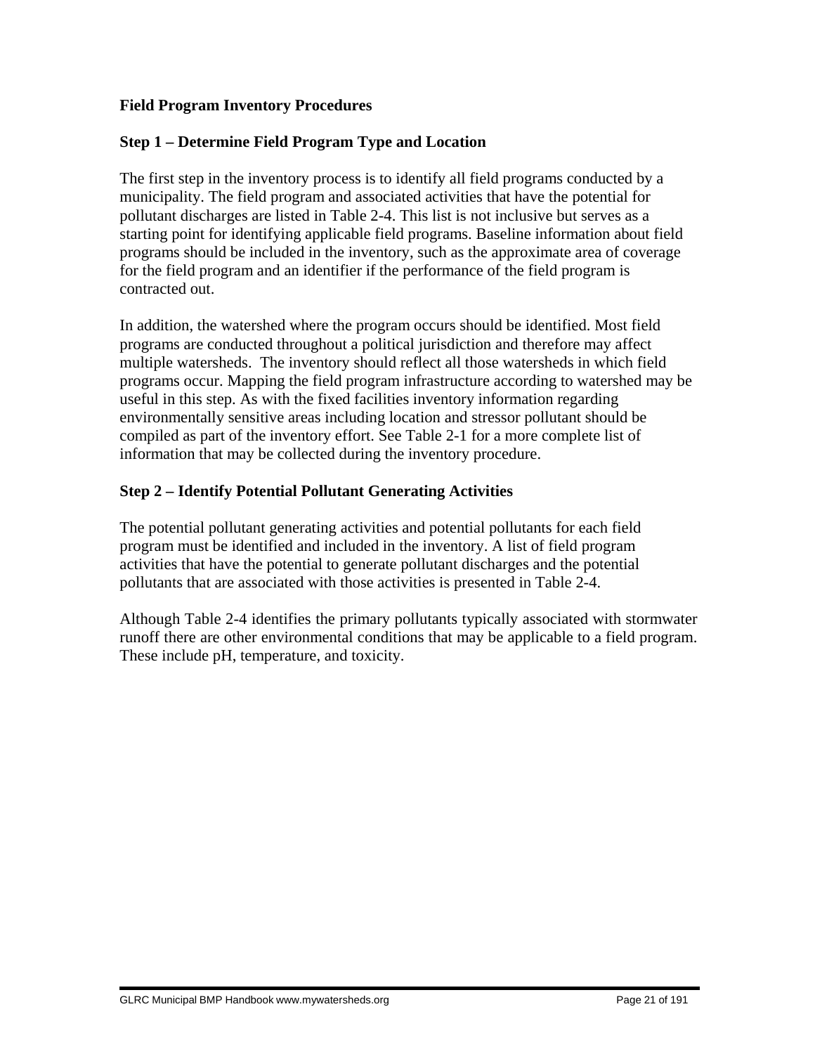**Field Program Inventory Procedures**

**Step 1 – Determine Field Program Type and Location**

The first step in the inventory process is to identify all field programs conducted by a municipality. The field program and associated activities that have the potential for pollutant discharges are listed in Table 2-4. This list is not inclusive but serves as a starting point for identifying applicable field programs. Baseline information about field programs should be included in the inventory, such as the approximate area of coverage for the field program and an identifier if the performance of the field program is contracted out.

In addition, the watershed where the program occurs should be identified. Most field programs are conducted throughout a political jurisdiction and therefore may affect multiple watersheds. The inventory should reflect all those watersheds in which field programs occur. Mapping the field program infrastructure according to watershed may be useful in this step. As with the fixed facilities inventory information regarding environmentally sensitive areas including location and stressor pollutant should be compiled as part of the inventory effort. See Table 2-1 for a more complete list of information that may be collected during the inventory procedure.

**Step 2 – Identify Potential Pollutant Generating Activities**

The potential pollutant generating activities and potential pollutants for each field program must be identified and included in the inventory. A list of field program activities that have the potential to generate pollutant discharges and the potential pollutants that are associated with those activities is presented in Table 2-4.

Although Table 2-4 identifies the primary pollutants typically associated with stormwater runoff there are other environmental conditions that may be applicable to a field program. These include pH, temperature, and toxicity.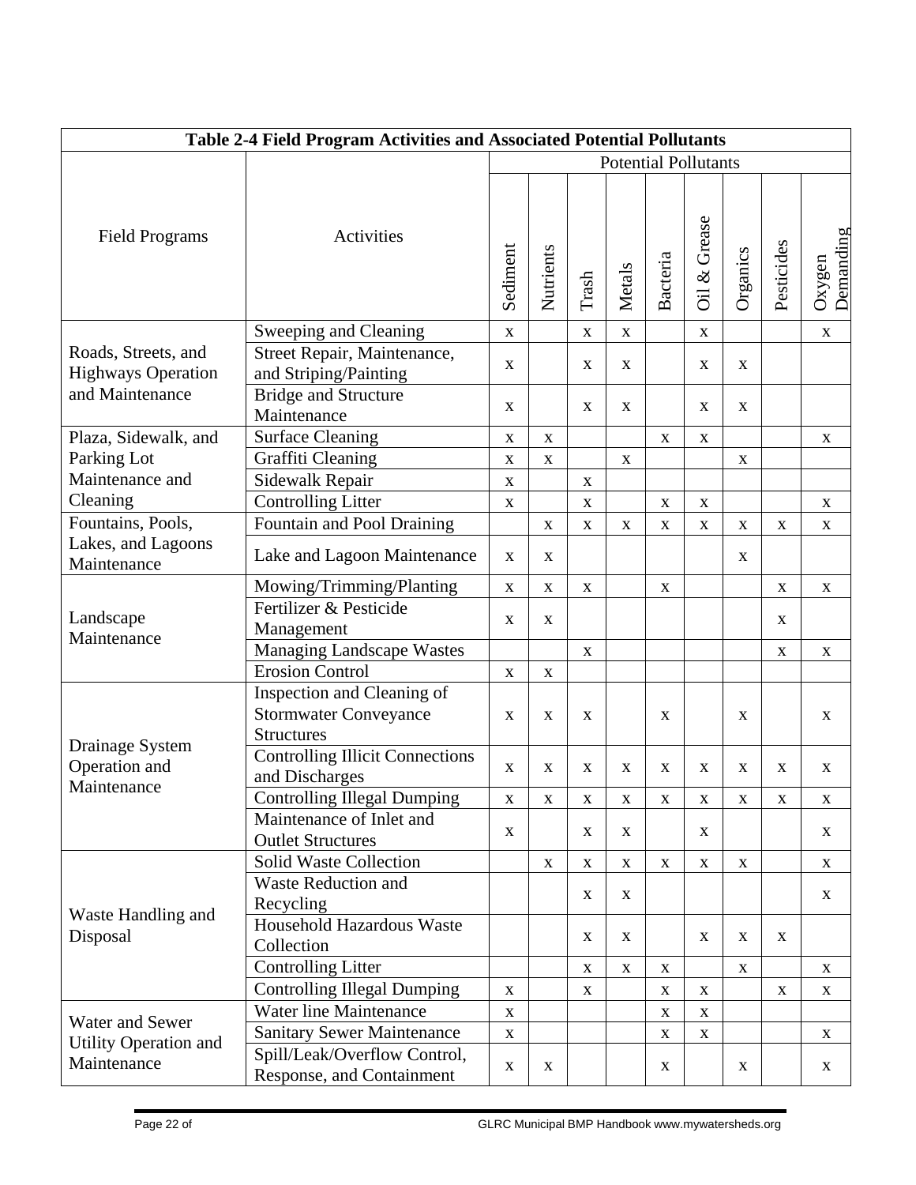| Table 2-4 Field Program Activities and Associated Potential Pollutants | | | | | | | | | | |
|---|---|---|---|---|---|---|---|---|---|---|
| Field Programs | Activities | Potential Pollutants | | | | | | | | |
| | | Sediment | Nutrients | Trash | Metals | Bacteria | Oil & Grease | Organics | Pesticides | Oxygen Demanding |
| Roads, Streets, and Highways Operation and Maintenance | Sweeping and Cleaning | x | | x | x | | x | | | x |
| | Street Repair, Maintenance, and Striping/Painting | x | | x | x | | x | x | | |
| | Bridge and Structure Maintenance | x | | x | x | | x | x | | |
| Plaza, Sidewalk, and Parking Lot Maintenance and Cleaning | Surface Cleaning | x | x | | | x | x | | | x |
| | Graffiti Cleaning | x | x | | x | | | x | | |
| | Sidewalk Repair | x | | x | | | | | | |
| | Controlling Litter | x | | x | | x | x | | | x |
| Fountains, Pools, Lakes, and Lagoons Maintenance | Fountain and Pool Draining | | x | x | x | x | x | x | x | x |
| | Lake and Lagoon Maintenance | x | x | | | | | x | | |
| Landscape Maintenance | Mowing/Trimming/Planting | x | x | x | | x | | | x | x |
| | Fertilizer & Pesticide Management | x | x | | | | | | x | |
| | Managing Landscape Wastes | | | x | | | | | x | x |
| | Erosion Control | x | x | | | | | | | |
| Drainage System Operation and Maintenance | Inspection and Cleaning of Stormwater Conveyance Structures | x | x | x | | x | | x | | x |
| | Controlling Illicit Connections and Discharges | x | x | x | x | x | x | x | x | x |
| | Controlling Illegal Dumping | x | x | x | x | x | x | x | x | x |
| | Maintenance of Inlet and Outlet Structures | x | | x | x | | x | | | x |
| Waste Handling and Disposal | Solid Waste Collection | | x | x | x | x | x | x | | x |
| | Waste Reduction and Recycling | | | x | x | | | | | x |
| | Household Hazardous Waste Collection | | | x | x | | x | x | x | |
| | Controlling Litter | | | x | x | x | | x | | x |
| | Controlling Illegal Dumping | x | | x | | x | x | | x | x |
| Water and Sewer Utility Operation and Maintenance | Water line Maintenance | x | | | | x | x | | | |
| | Sanitary Sewer Maintenance | x | | | | x | x | | | x |
| | Spill/Leak/Overflow Control, Response, and Containment | x | x | | | x | | x | | x |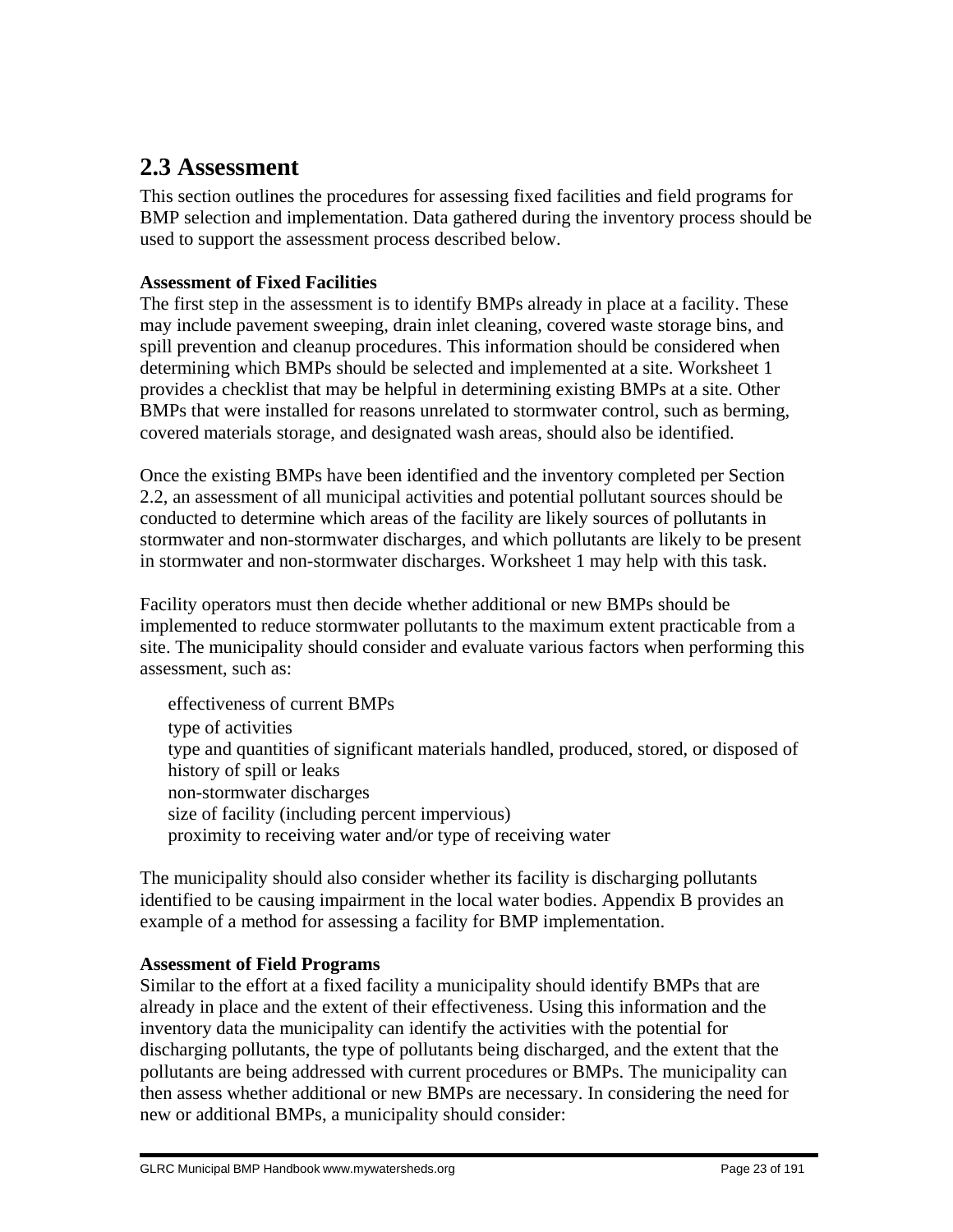## 2.3 Assessment

This section outlines the procedures for assessing fixed facilities and field programs for BMP selection and implementation. Data gathered during the inventory process should be used to support the assessment process described below.

**Assessment of Fixed Facilities**

The first step in the assessment is to identify BMPs already in place at a facility. These may include pavement sweeping, drain inlet cleaning, covered waste storage bins, and spill prevention and cleanup procedures. This information should be considered when determining which BMPs should be selected and implemented at a site. Worksheet 1 provides a checklist that may be helpful in determining existing BMPs at a site. Other BMPs that were installed for reasons unrelated to stormwater control, such as berming, covered materials storage, and designated wash areas, should also be identified.

Once the existing BMPs have been identified and the inventory completed per Section 2.2, an assessment of all municipal activities and potential pollutant sources should be conducted to determine which areas of the facility are likely sources of pollutants in stormwater and non-stormwater discharges, and which pollutants are likely to be present in stormwater and non-stormwater discharges. Worksheet 1 may help with this task.

Facility operators must then decide whether additional or new BMPs should be implemented to reduce stormwater pollutants to the maximum extent practicable from a site. The municipality should consider and evaluate various factors when performing this assessment, such as:

- effectiveness of current BMPs
- type of activities
- type and quantities of significant materials handled, produced, stored, or disposed of
- history of spill or leaks
- non-stormwater discharges
- size of facility (including percent impervious)
- proximity to receiving water and/or type of receiving water

The municipality should also consider whether its facility is discharging pollutants identified to be causing impairment in the local water bodies. Appendix B provides an example of a method for assessing a facility for BMP implementation.

**Assessment of Field Programs**

Similar to the effort at a fixed facility a municipality should identify BMPs that are already in place and the extent of their effectiveness. Using this information and the inventory data the municipality can identify the activities with the potential for discharging pollutants, the type of pollutants being discharged, and the extent that the pollutants are being addressed with current procedures or BMPs. The municipality can then assess whether additional or new BMPs are necessary. In considering the need for new or additional BMPs, a municipality should consider: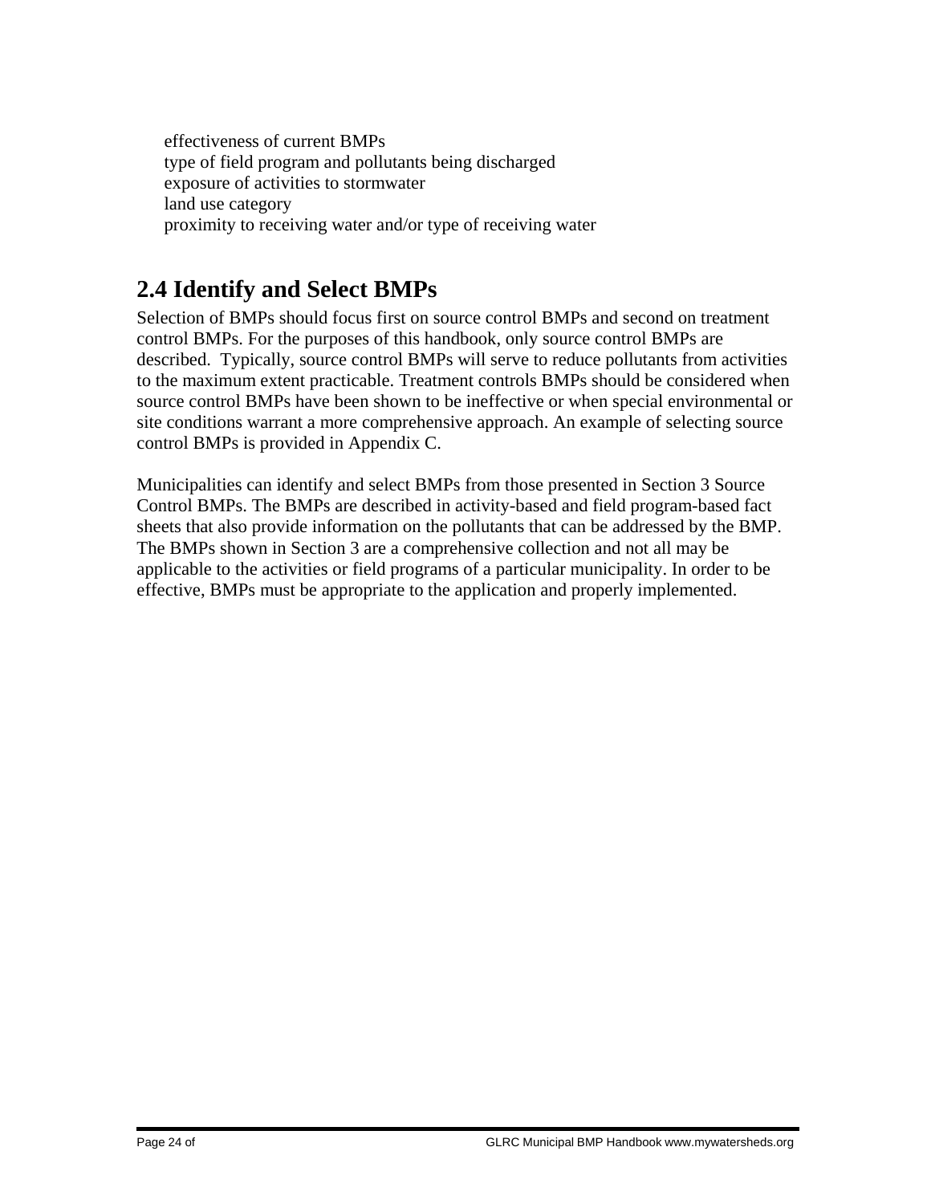- effectiveness of current BMPs
- type of field program and pollutants being discharged
- exposure of activities to stormwater
- land use category
- proximity to receiving water and/or type of receiving water

## 2.4 Identify and Select BMPs

Selection of BMPs should focus first on source control BMPs and second on treatment control BMPs. For the purposes of this handbook, only source control BMPs are described. Typically, source control BMPs will serve to reduce pollutants from activities to the maximum extent practicable. Treatment controls BMPs should be considered when source control BMPs have been shown to be ineffective or when special environmental or site conditions warrant a more comprehensive approach. An example of selecting source control BMPs is provided in Appendix C.

Municipalities can identify and select BMPs from those presented in Section 3 Source Control BMPs. The BMPs are described in activity-based and field program-based fact sheets that also provide information on the pollutants that can be addressed by the BMP. The BMPs shown in Section 3 are a comprehensive collection and not all may be applicable to the activities or field programs of a particular municipality. In order to be effective, BMPs must be appropriate to the application and properly implemented.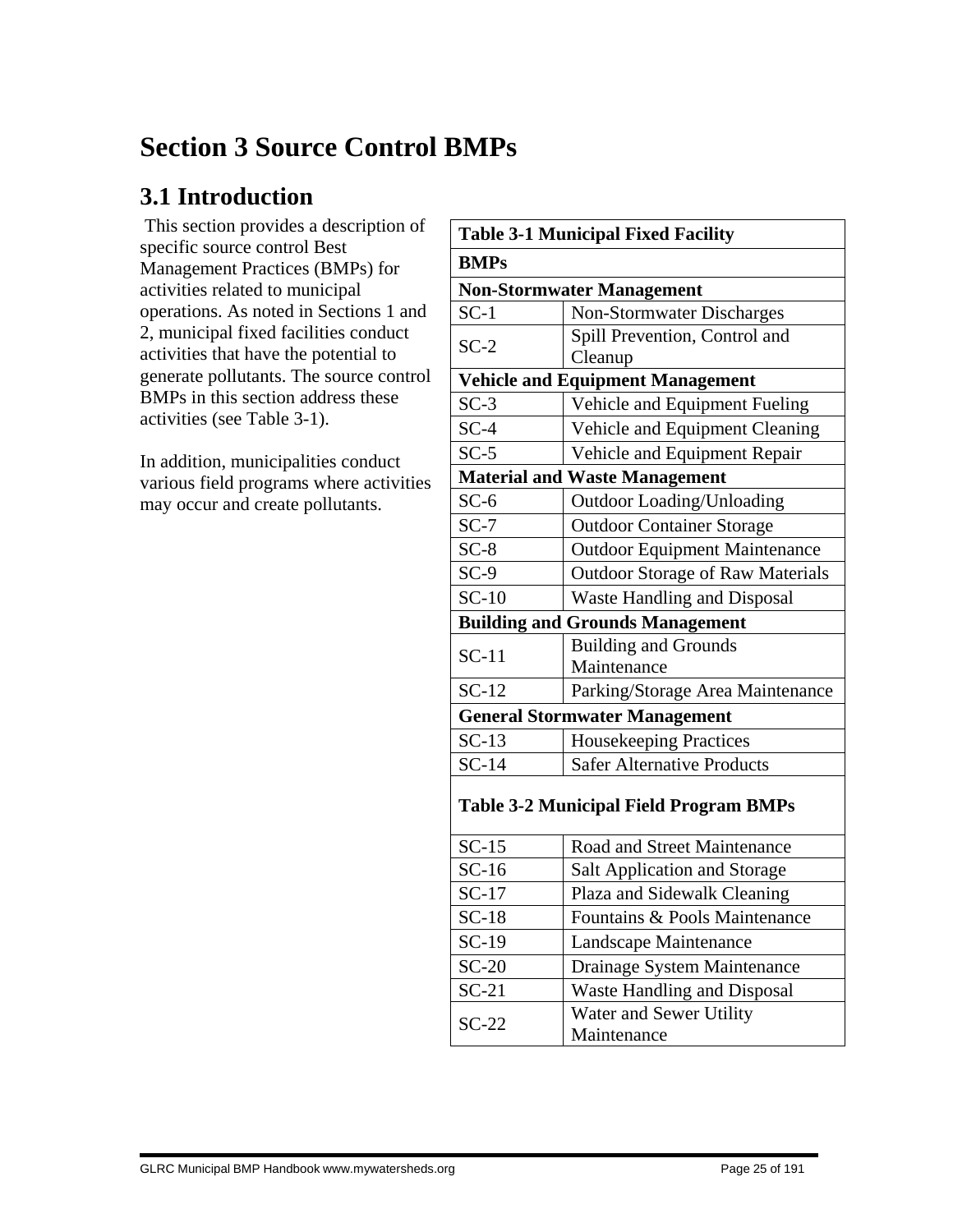# Section 3 Source Control BMPs

## 3.1 Introduction

This section provides a description of specific source control Best Management Practices (BMPs) for activities related to municipal operations. As noted in Sections 1 and 2, municipal fixed facilities conduct activities that have the potential to generate pollutants. The source control BMPs in this section address these activities (see Table 3-1).

In addition, municipalities conduct various field programs where activities may occur and create pollutants.

| **Table 3-1 Municipal Fixed Facility BMPs** | |
|---|---|
| **Non-Stormwater Management** | |
| SC-1 | Non-Stormwater Discharges |
| SC-2 | Spill Prevention, Control and Cleanup |
| **Vehicle and Equipment Management** | |
| SC-3 | Vehicle and Equipment Fueling |
| SC-4 | Vehicle and Equipment Cleaning |
| SC-5 | Vehicle and Equipment Repair |
| **Material and Waste Management** | |
| SC-6 | Outdoor Loading/Unloading |
| SC-7 | Outdoor Container Storage |
| SC-8 | Outdoor Equipment Maintenance |
| SC-9 | Outdoor Storage of Raw Materials |
| SC-10 | Waste Handling and Disposal |
| **Building and Grounds Management** | |
| SC-11 | Building and Grounds Maintenance |
| SC-12 | Parking/Storage Area Maintenance |
| **General Stormwater Management** | |
| SC-13 | Housekeeping Practices |
| SC-14 | Safer Alternative Products |

| **Table 3-2 Municipal Field Program BMPs** | |
|---|---|
| SC-15 | Road and Street Maintenance |
| SC-16 | Salt Application and Storage |
| SC-17 | Plaza and Sidewalk Cleaning |
| SC-18 | Fountains & Pools Maintenance |
| SC-19 | Landscape Maintenance |
| SC-20 | Drainage System Maintenance |
| SC-21 | Waste Handling and Disposal |
| SC-22 | Water and Sewer Utility Maintenance |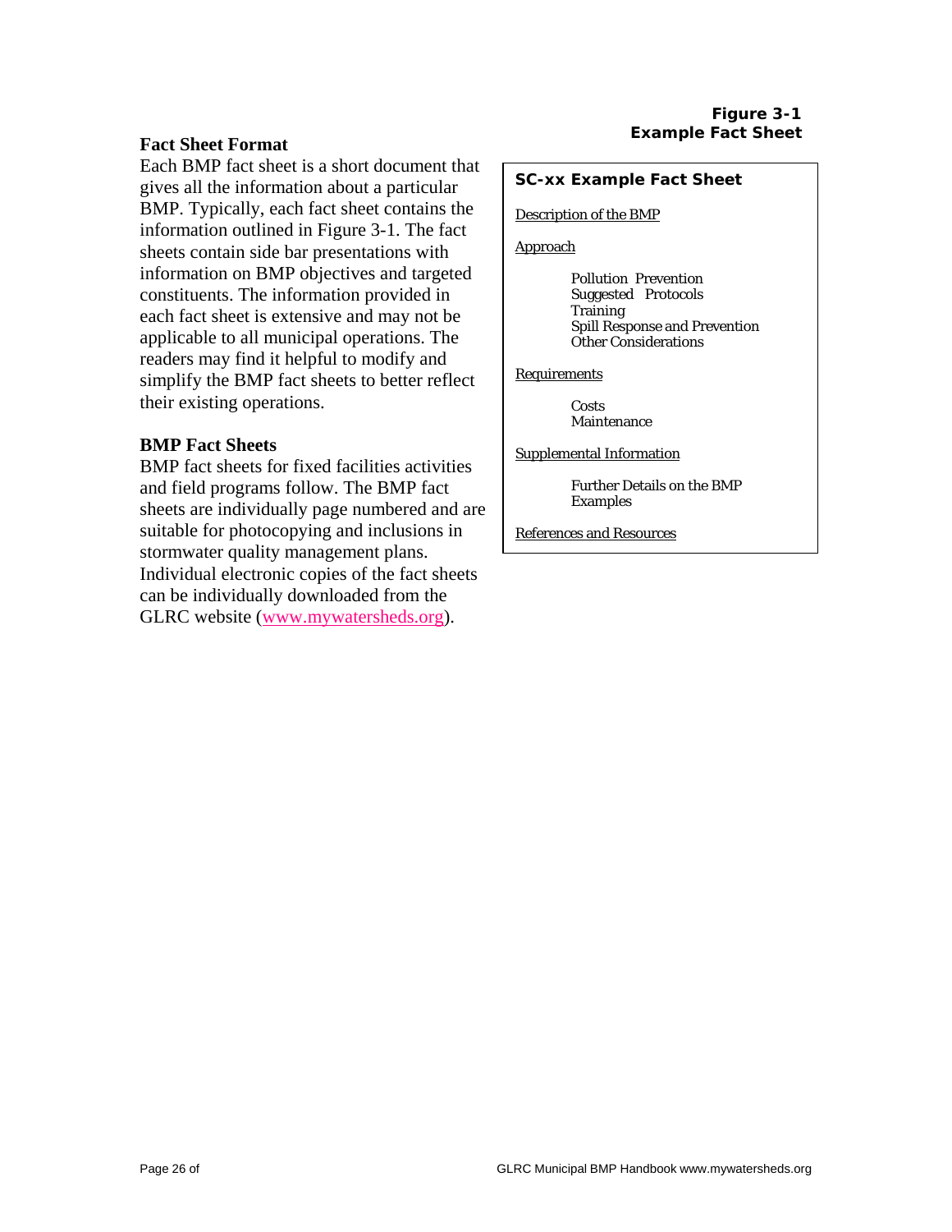### Fact Sheet Format

Each BMP fact sheet is a short document that gives all the information about a particular BMP. Typically, each fact sheet contains the information outlined in Figure 3-1. The fact sheets contain side bar presentations with information on BMP objectives and targeted constituents. The information provided in each fact sheet is extensive and may not be applicable to all municipal operations. The readers may find it helpful to modify and simplify the BMP fact sheets to better reflect their existing operations.

### BMP Fact Sheets

BMP fact sheets for fixed facilities activities and field programs follow. The BMP fact sheets are individually page numbered and are suitable for photocopying and inclusions in stormwater quality management plans. Individual electronic copies of the fact sheets can be individually downloaded from the GLRC website (www.mywatersheds.org).

**Figure 3-1**
**Example Fact Sheet**

**SC-xx Example Fact Sheet**

Description of the BMP

Approach

- Pollution Prevention
- Suggested Protocols
- Training
- Spill Response and Prevention
- Other Considerations

Requirements

- Costs
- Maintenance

Supplemental Information

- Further Details on the BMP
- Examples

References and Resources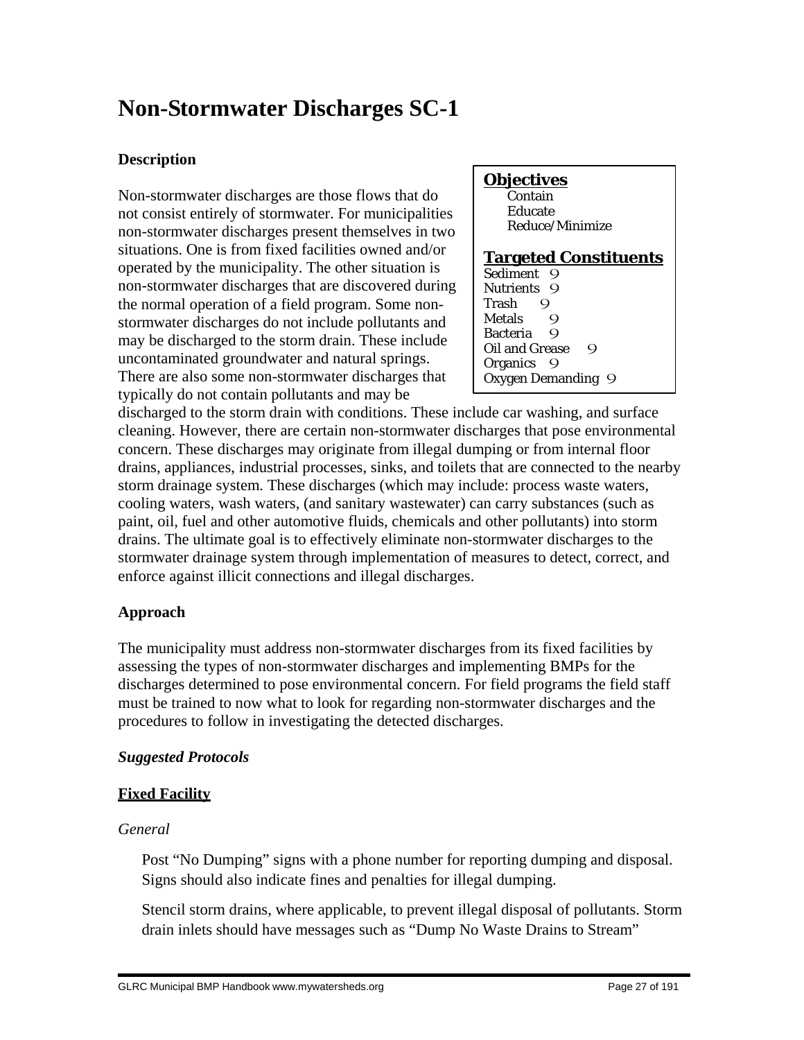# Non-Stormwater Discharges SC-1

**Description**

Non-stormwater discharges are those flows that do not consist entirely of stormwater. For municipalities non-stormwater discharges present themselves in two situations. One is from fixed facilities owned and/or operated by the municipality. The other situation is non-stormwater discharges that are discovered during the normal operation of a field program. Some non-stormwater discharges do not include pollutants and may be discharged to the storm drain. These include uncontaminated groundwater and natural springs. There are also some non-stormwater discharges that typically do not contain pollutants and may be discharged to the storm drain with conditions. These include car washing, and surface cleaning. However, there are certain non-stormwater discharges that pose environmental concern. These discharges may originate from illegal dumping or from internal floor drains, appliances, industrial processes, sinks, and toilets that are connected to the nearby storm drainage system. These discharges (which may include: process waste waters, cooling waters, wash waters, (and sanitary wastewater) can carry substances (such as paint, oil, fuel and other automotive fluids, chemicals and other pollutants) into storm drains. The ultimate goal is to effectively eliminate non-stormwater discharges to the stormwater drainage system through implementation of measures to detect, correct, and enforce against illicit connections and illegal discharges.

**Objectives**
- Contain
- Educate
- Reduce/Minimize

**Targeted Constituents**

| Constituent | |
|---|---|
| Sediment | 9 |
| Nutrients | 9 |
| Trash | 9 |
| Metals | 9 |
| Bacteria | 9 |
| Oil and Grease | 9 |
| Organics | 9 |
| Oxygen Demanding | 9 |

**Approach**

The municipality must address non-stormwater discharges from its fixed facilities by assessing the types of non-stormwater discharges and implementing BMPs for the discharges determined to pose environmental concern. For field programs the field staff must be trained to now what to look for regarding non-stormwater discharges and the procedures to follow in investigating the detected discharges.

***Suggested Protocols***

**Fixed Facility**

*General*

Post "No Dumping" signs with a phone number for reporting dumping and disposal. Signs should also indicate fines and penalties for illegal dumping.

Stencil storm drains, where applicable, to prevent illegal disposal of pollutants. Storm drain inlets should have messages such as "Dump No Waste Drains to Stream"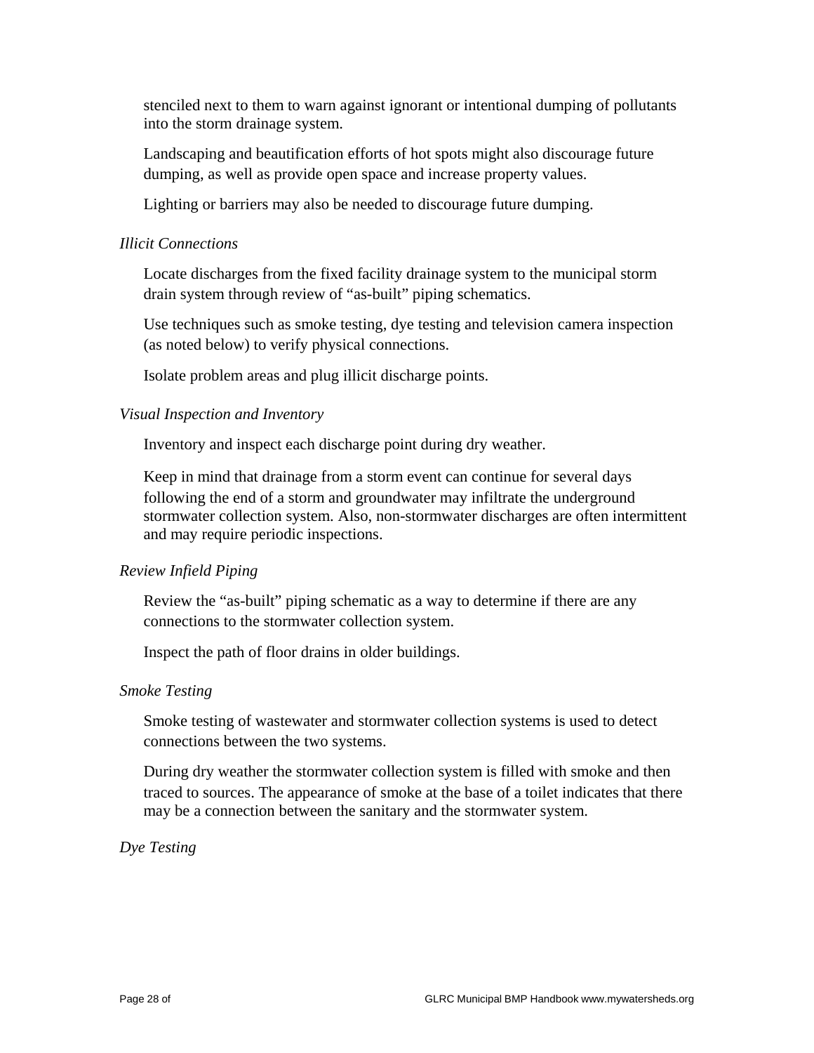stenciled next to them to warn against ignorant or intentional dumping of pollutants into the storm drainage system.

Landscaping and beautification efforts of hot spots might also discourage future dumping, as well as provide open space and increase property values.

Lighting or barriers may also be needed to discourage future dumping.

*Illicit Connections*

Locate discharges from the fixed facility drainage system to the municipal storm drain system through review of "as-built" piping schematics.

Use techniques such as smoke testing, dye testing and television camera inspection (as noted below) to verify physical connections.

Isolate problem areas and plug illicit discharge points.

*Visual Inspection and Inventory*

Inventory and inspect each discharge point during dry weather.

Keep in mind that drainage from a storm event can continue for several days following the end of a storm and groundwater may infiltrate the underground stormwater collection system. Also, non-stormwater discharges are often intermittent and may require periodic inspections.

*Review Infield Piping*

Review the "as-built" piping schematic as a way to determine if there are any connections to the stormwater collection system.

Inspect the path of floor drains in older buildings.

*Smoke Testing*

Smoke testing of wastewater and stormwater collection systems is used to detect connections between the two systems.

During dry weather the stormwater collection system is filled with smoke and then traced to sources. The appearance of smoke at the base of a toilet indicates that there may be a connection between the sanitary and the stormwater system.

*Dye Testing*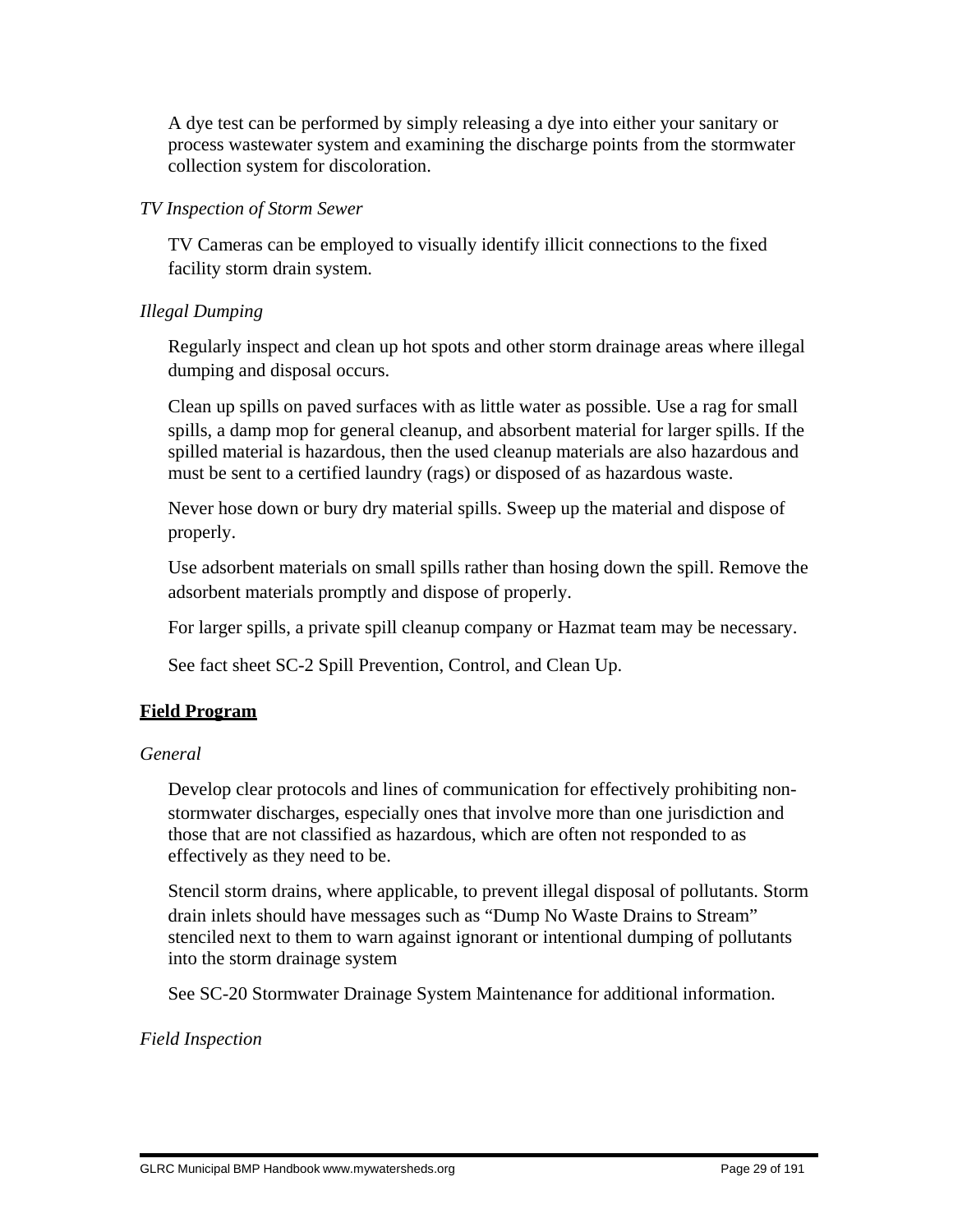A dye test can be performed by simply releasing a dye into either your sanitary or process wastewater system and examining the discharge points from the stormwater collection system for discoloration.

*TV Inspection of Storm Sewer*

TV Cameras can be employed to visually identify illicit connections to the fixed facility storm drain system.

*Illegal Dumping*

Regularly inspect and clean up hot spots and other storm drainage areas where illegal dumping and disposal occurs.

Clean up spills on paved surfaces with as little water as possible. Use a rag for small spills, a damp mop for general cleanup, and absorbent material for larger spills. If the spilled material is hazardous, then the used cleanup materials are also hazardous and must be sent to a certified laundry (rags) or disposed of as hazardous waste.

Never hose down or bury dry material spills. Sweep up the material and dispose of properly.

Use adsorbent materials on small spills rather than hosing down the spill. Remove the adsorbent materials promptly and dispose of properly.

For larger spills, a private spill cleanup company or Hazmat team may be necessary.

See fact sheet SC-2 Spill Prevention, Control, and Clean Up.

**Field Program**

*General*

Develop clear protocols and lines of communication for effectively prohibiting non-stormwater discharges, especially ones that involve more than one jurisdiction and those that are not classified as hazardous, which are often not responded to as effectively as they need to be.

Stencil storm drains, where applicable, to prevent illegal disposal of pollutants. Storm drain inlets should have messages such as “Dump No Waste Drains to Stream” stenciled next to them to warn against ignorant or intentional dumping of pollutants into the storm drainage system

See SC-20 Stormwater Drainage System Maintenance for additional information.

*Field Inspection*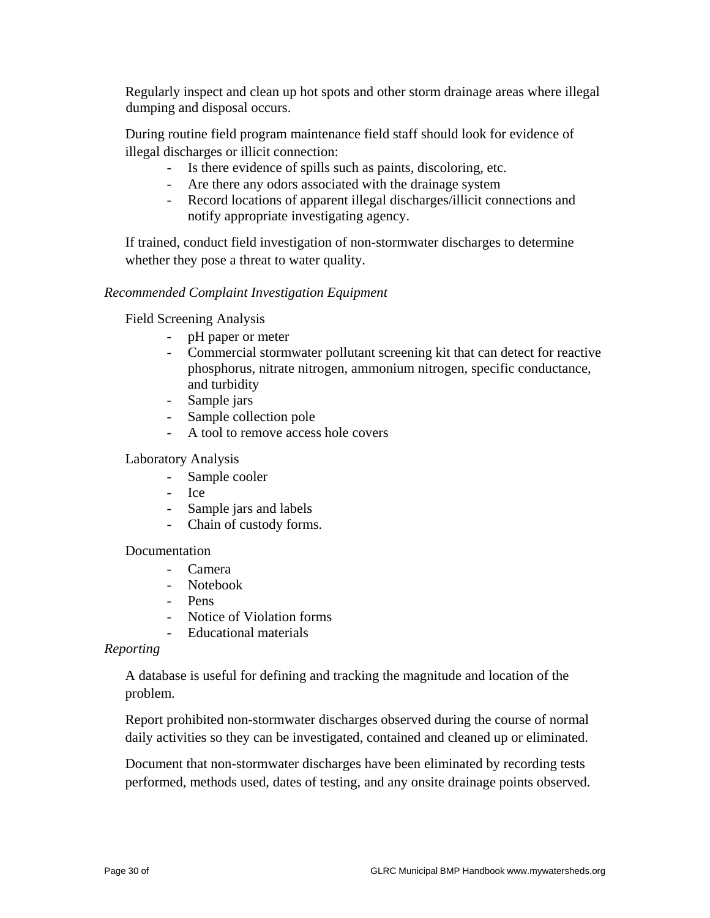Regularly inspect and clean up hot spots and other storm drainage areas where illegal dumping and disposal occurs.

During routine field program maintenance field staff should look for evidence of illegal discharges or illicit connection:

- Is there evidence of spills such as paints, discoloring, etc.
- Are there any odors associated with the drainage system
- Record locations of apparent illegal discharges/illicit connections and notify appropriate investigating agency.

If trained, conduct field investigation of non-stormwater discharges to determine whether they pose a threat to water quality.

*Recommended Complaint Investigation Equipment*

Field Screening Analysis

- pH paper or meter
- Commercial stormwater pollutant screening kit that can detect for reactive phosphorus, nitrate nitrogen, ammonium nitrogen, specific conductance, and turbidity
- Sample jars
- Sample collection pole
- A tool to remove access hole covers

Laboratory Analysis

- Sample cooler
- Ice
- Sample jars and labels
- Chain of custody forms.

Documentation

- Camera
- Notebook
- Pens
- Notice of Violation forms
- Educational materials

*Reporting*

A database is useful for defining and tracking the magnitude and location of the problem.

Report prohibited non-stormwater discharges observed during the course of normal daily activities so they can be investigated, contained and cleaned up or eliminated.

Document that non-stormwater discharges have been eliminated by recording tests performed, methods used, dates of testing, and any onsite drainage points observed.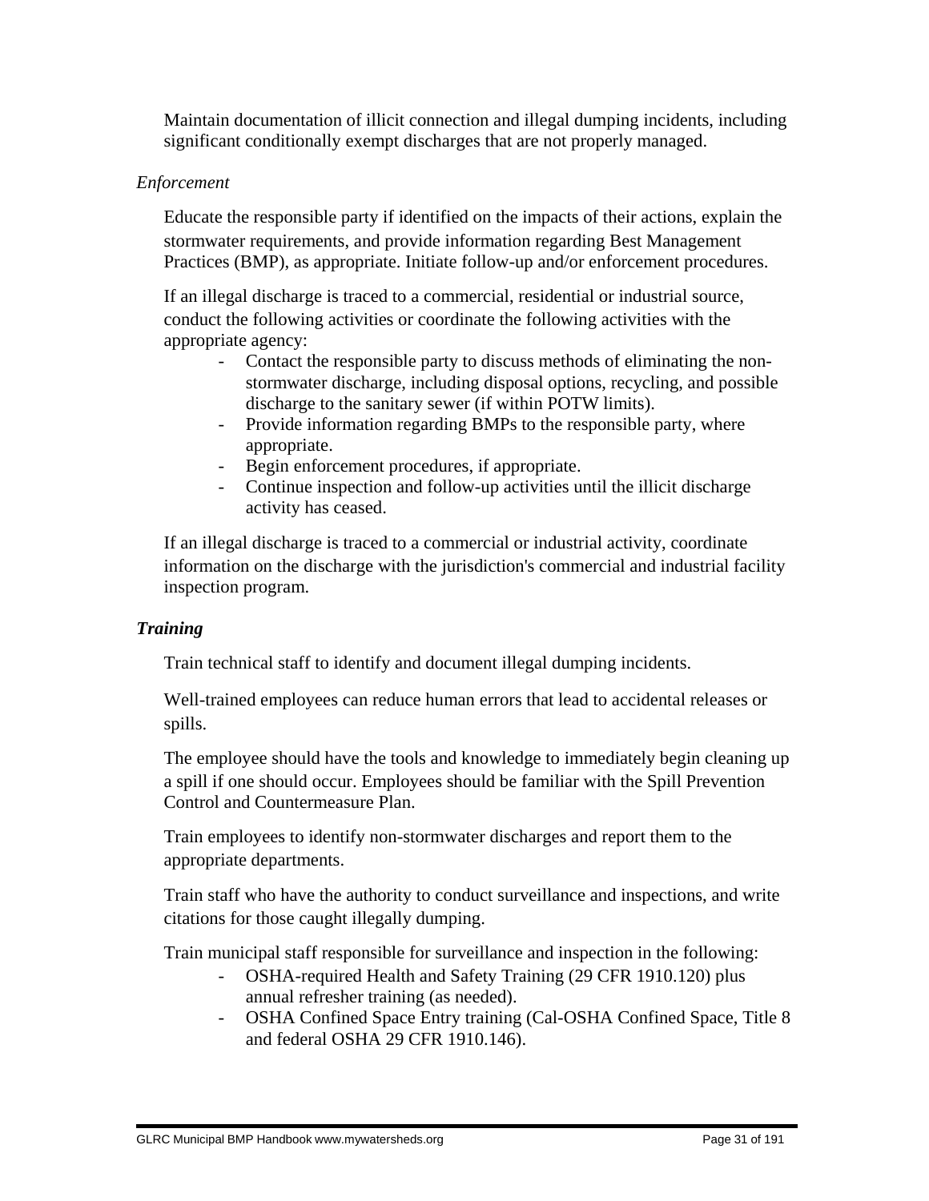Maintain documentation of illicit connection and illegal dumping incidents, including significant conditionally exempt discharges that are not properly managed.

*Enforcement*

Educate the responsible party if identified on the impacts of their actions, explain the stormwater requirements, and provide information regarding Best Management Practices (BMP), as appropriate. Initiate follow-up and/or enforcement procedures.

If an illegal discharge is traced to a commercial, residential or industrial source, conduct the following activities or coordinate the following activities with the appropriate agency:

- Contact the responsible party to discuss methods of eliminating the non-stormwater discharge, including disposal options, recycling, and possible discharge to the sanitary sewer (if within POTW limits).
- Provide information regarding BMPs to the responsible party, where appropriate.
- Begin enforcement procedures, if appropriate.
- Continue inspection and follow-up activities until the illicit discharge activity has ceased.

If an illegal discharge is traced to a commercial or industrial activity, coordinate information on the discharge with the jurisdiction's commercial and industrial facility inspection program.

***Training***

Train technical staff to identify and document illegal dumping incidents.

Well-trained employees can reduce human errors that lead to accidental releases or spills.

The employee should have the tools and knowledge to immediately begin cleaning up a spill if one should occur. Employees should be familiar with the Spill Prevention Control and Countermeasure Plan.

Train employees to identify non-stormwater discharges and report them to the appropriate departments.

Train staff who have the authority to conduct surveillance and inspections, and write citations for those caught illegally dumping.

Train municipal staff responsible for surveillance and inspection in the following:

- OSHA-required Health and Safety Training (29 CFR 1910.120) plus annual refresher training (as needed).
- OSHA Confined Space Entry training (Cal-OSHA Confined Space, Title 8 and federal OSHA 29 CFR 1910.146).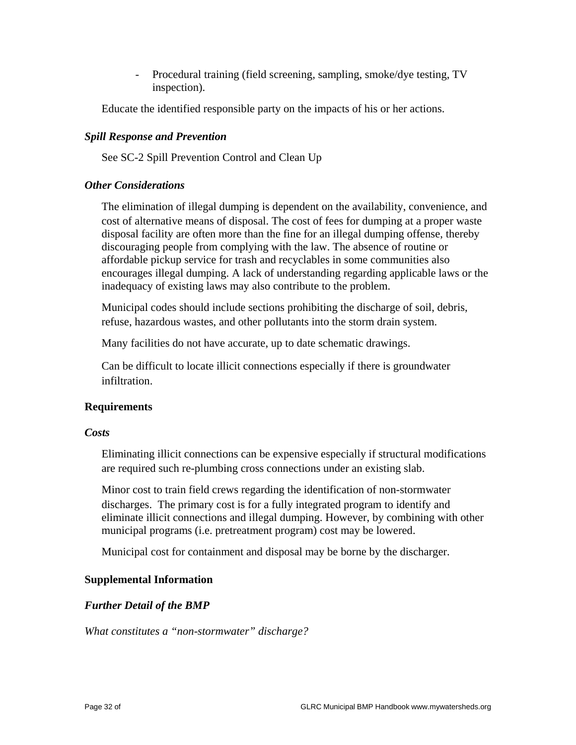- Procedural training (field screening, sampling, smoke/dye testing, TV inspection).

Educate the identified responsible party on the impacts of his or her actions.

### *Spill Response and Prevention*

See SC-2 Spill Prevention Control and Clean Up

### *Other Considerations*

The elimination of illegal dumping is dependent on the availability, convenience, and cost of alternative means of disposal. The cost of fees for dumping at a proper waste disposal facility are often more than the fine for an illegal dumping offense, thereby discouraging people from complying with the law. The absence of routine or affordable pickup service for trash and recyclables in some communities also encourages illegal dumping. A lack of understanding regarding applicable laws or the inadequacy of existing laws may also contribute to the problem.

Municipal codes should include sections prohibiting the discharge of soil, debris, refuse, hazardous wastes, and other pollutants into the storm drain system.

Many facilities do not have accurate, up to date schematic drawings.

Can be difficult to locate illicit connections especially if there is groundwater infiltration.

## Requirements

### *Costs*

Eliminating illicit connections can be expensive especially if structural modifications are required such re-plumbing cross connections under an existing slab.

Minor cost to train field crews regarding the identification of non-stormwater discharges. The primary cost is for a fully integrated program to identify and eliminate illicit connections and illegal dumping. However, by combining with other municipal programs (i.e. pretreatment program) cost may be lowered.

Municipal cost for containment and disposal may be borne by the discharger.

## Supplemental Information

### *Further Detail of the BMP*

*What constitutes a "non-stormwater" discharge?*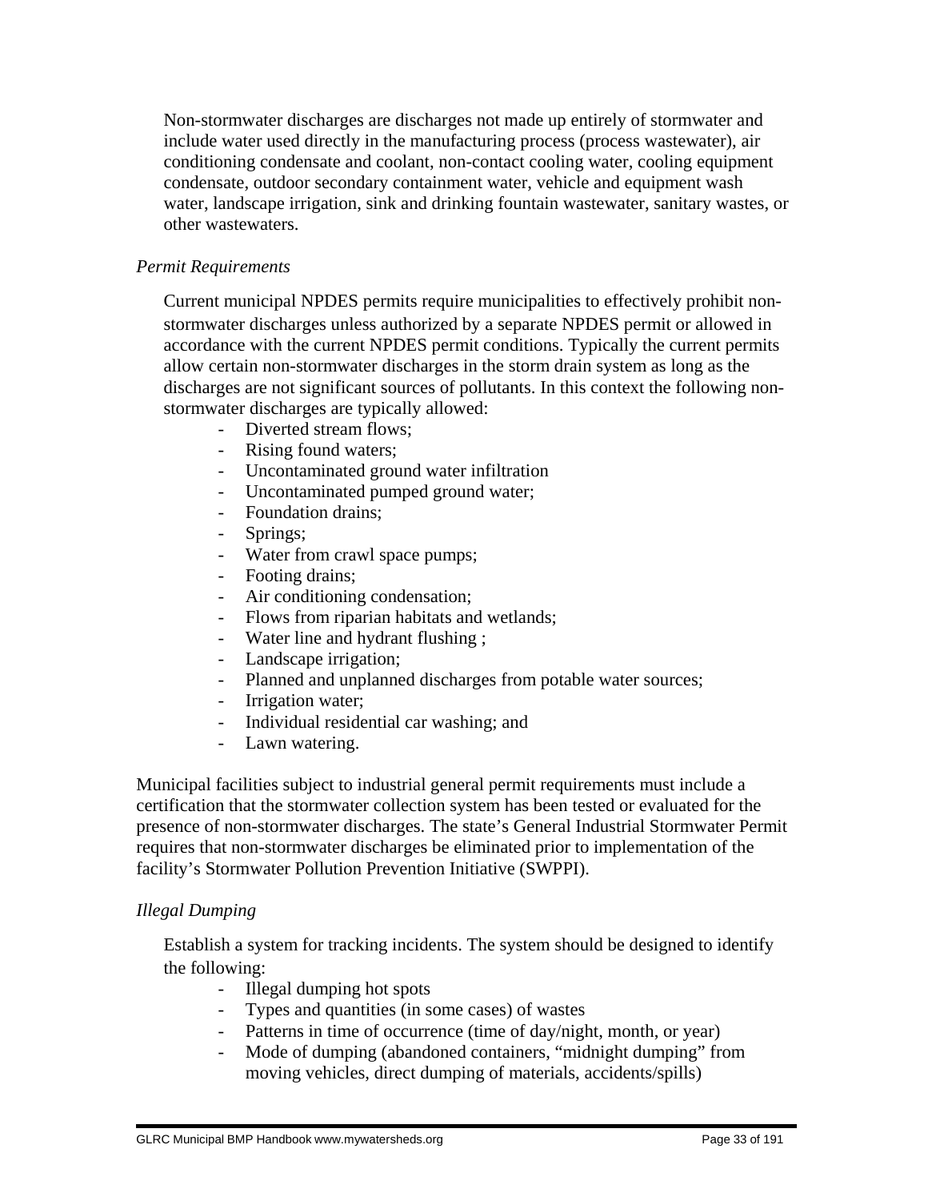Non-stormwater discharges are discharges not made up entirely of stormwater and include water used directly in the manufacturing process (process wastewater), air conditioning condensate and coolant, non-contact cooling water, cooling equipment condensate, outdoor secondary containment water, vehicle and equipment wash water, landscape irrigation, sink and drinking fountain wastewater, sanitary wastes, or other wastewaters.

*Permit Requirements*

Current municipal NPDES permits require municipalities to effectively prohibit non-stormwater discharges unless authorized by a separate NPDES permit or allowed in accordance with the current NPDES permit conditions. Typically the current permits allow certain non-stormwater discharges in the storm drain system as long as the discharges are not significant sources of pollutants. In this context the following non-stormwater discharges are typically allowed:

- Diverted stream flows;
- Rising found waters;
- Uncontaminated ground water infiltration
- Uncontaminated pumped ground water;
- Foundation drains;
- Springs;
- Water from crawl space pumps;
- Footing drains;
- Air conditioning condensation;
- Flows from riparian habitats and wetlands;
- Water line and hydrant flushing ;
- Landscape irrigation;
- Planned and unplanned discharges from potable water sources;
- Irrigation water;
- Individual residential car washing; and
- Lawn watering.

Municipal facilities subject to industrial general permit requirements must include a certification that the stormwater collection system has been tested or evaluated for the presence of non-stormwater discharges. The state's General Industrial Stormwater Permit requires that non-stormwater discharges be eliminated prior to implementation of the facility's Stormwater Pollution Prevention Initiative (SWPPI).

*Illegal Dumping*

Establish a system for tracking incidents. The system should be designed to identify the following:

- Illegal dumping hot spots
- Types and quantities (in some cases) of wastes
- Patterns in time of occurrence (time of day/night, month, or year)
- Mode of dumping (abandoned containers, "midnight dumping" from moving vehicles, direct dumping of materials, accidents/spills)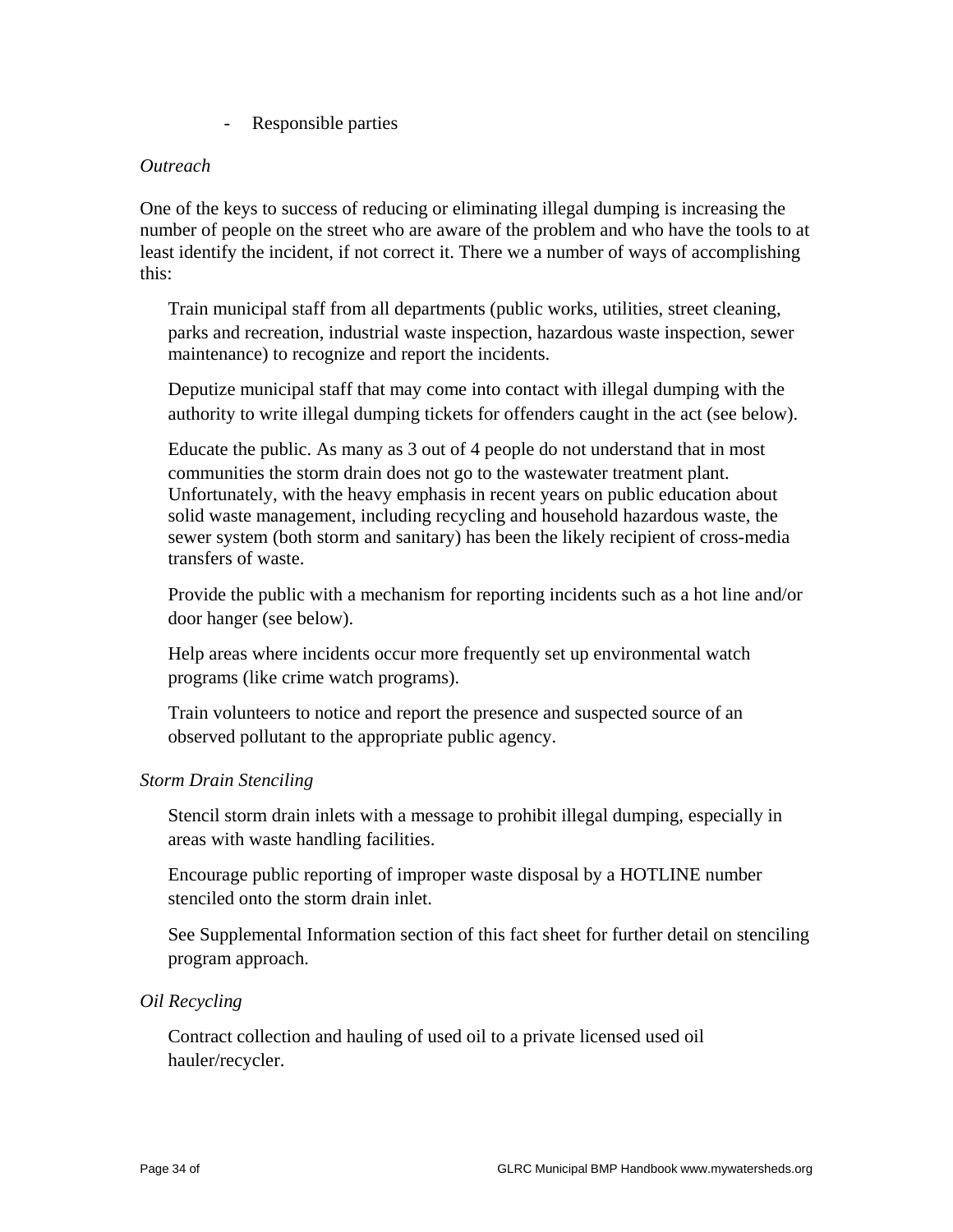- Responsible parties

*Outreach*

One of the keys to success of reducing or eliminating illegal dumping is increasing the number of people on the street who are aware of the problem and who have the tools to at least identify the incident, if not correct it. There we a number of ways of accomplishing this:

Train municipal staff from all departments (public works, utilities, street cleaning, parks and recreation, industrial waste inspection, hazardous waste inspection, sewer maintenance) to recognize and report the incidents.

Deputize municipal staff that may come into contact with illegal dumping with the authority to write illegal dumping tickets for offenders caught in the act (see below).

Educate the public. As many as 3 out of 4 people do not understand that in most communities the storm drain does not go to the wastewater treatment plant. Unfortunately, with the heavy emphasis in recent years on public education about solid waste management, including recycling and household hazardous waste, the sewer system (both storm and sanitary) has been the likely recipient of cross-media transfers of waste.

Provide the public with a mechanism for reporting incidents such as a hot line and/or door hanger (see below).

Help areas where incidents occur more frequently set up environmental watch programs (like crime watch programs).

Train volunteers to notice and report the presence and suspected source of an observed pollutant to the appropriate public agency.

*Storm Drain Stenciling*

Stencil storm drain inlets with a message to prohibit illegal dumping, especially in areas with waste handling facilities.

Encourage public reporting of improper waste disposal by a HOTLINE number stenciled onto the storm drain inlet.

See Supplemental Information section of this fact sheet for further detail on stenciling program approach.

*Oil Recycling*

Contract collection and hauling of used oil to a private licensed used oil hauler/recycler.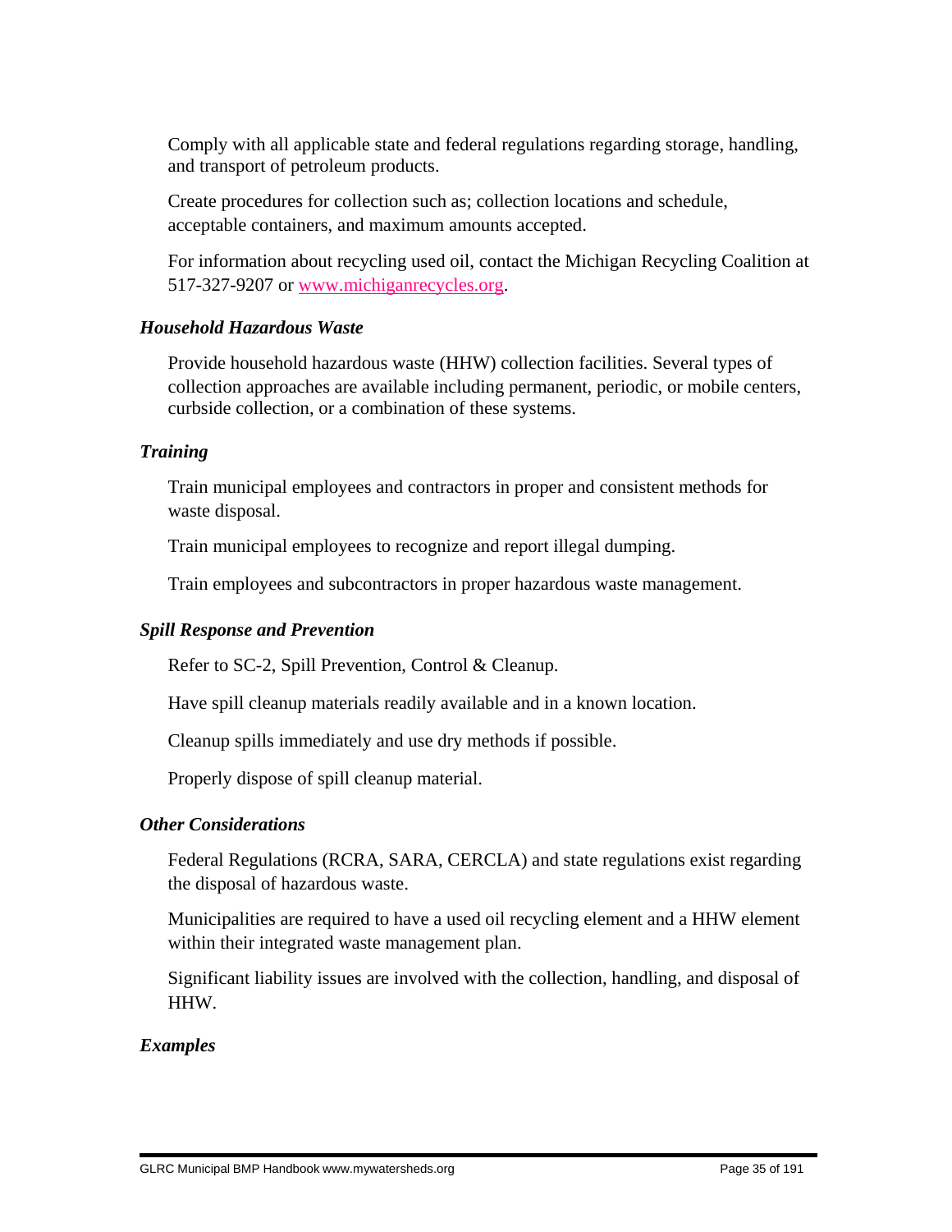Comply with all applicable state and federal regulations regarding storage, handling, and transport of petroleum products.

Create procedures for collection such as; collection locations and schedule, acceptable containers, and maximum amounts accepted.

For information about recycling used oil, contact the Michigan Recycling Coalition at 517-327-9207 or [www.michiganrecycles.org](http://www.michiganrecycles.org).

***Household Hazardous Waste***

Provide household hazardous waste (HHW) collection facilities. Several types of collection approaches are available including permanent, periodic, or mobile centers, curbside collection, or a combination of these systems.

***Training***

Train municipal employees and contractors in proper and consistent methods for waste disposal.

Train municipal employees to recognize and report illegal dumping.

Train employees and subcontractors in proper hazardous waste management.

***Spill Response and Prevention***

Refer to SC-2, Spill Prevention, Control & Cleanup.

Have spill cleanup materials readily available and in a known location.

Cleanup spills immediately and use dry methods if possible.

Properly dispose of spill cleanup material.

***Other Considerations***

Federal Regulations (RCRA, SARA, CERCLA) and state regulations exist regarding the disposal of hazardous waste.

Municipalities are required to have a used oil recycling element and a HHW element within their integrated waste management plan.

Significant liability issues are involved with the collection, handling, and disposal of HHW.

***Examples***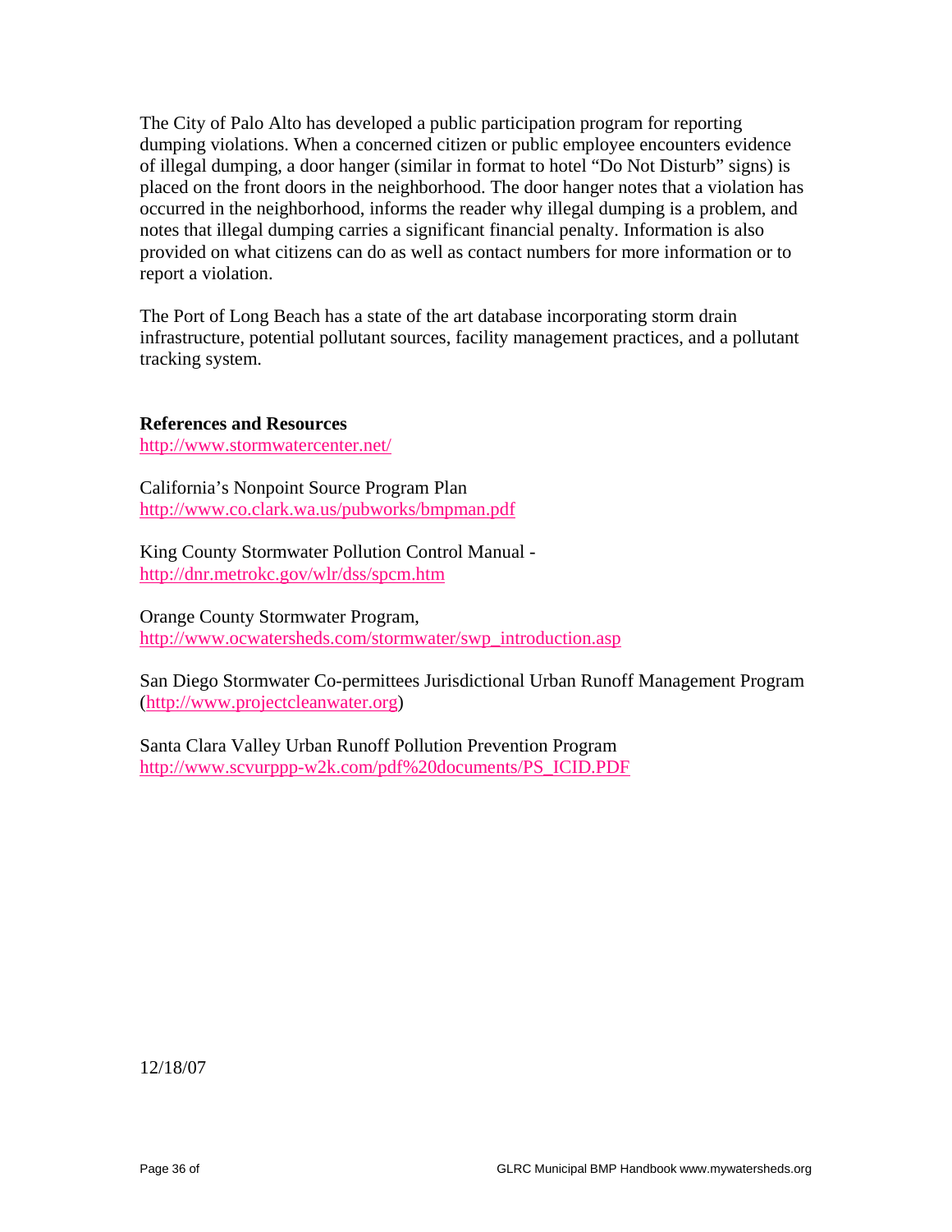The City of Palo Alto has developed a public participation program for reporting dumping violations. When a concerned citizen or public employee encounters evidence of illegal dumping, a door hanger (similar in format to hotel "Do Not Disturb" signs) is placed on the front doors in the neighborhood. The door hanger notes that a violation has occurred in the neighborhood, informs the reader why illegal dumping is a problem, and notes that illegal dumping carries a significant financial penalty. Information is also provided on what citizens can do as well as contact numbers for more information or to report a violation.

The Port of Long Beach has a state of the art database incorporating storm drain infrastructure, potential pollutant sources, facility management practices, and a pollutant tracking system.

**References and Resources**

http://www.stormwatercenter.net/

California's Nonpoint Source Program Plan
http://www.co.clark.wa.us/pubworks/bmpman.pdf

King County Stormwater Pollution Control Manual -
http://dnr.metrokc.gov/wlr/dss/spcm.htm

Orange County Stormwater Program,
http://www.ocwatersheds.com/stormwater/swp_introduction.asp

San Diego Stormwater Co-permittees Jurisdictional Urban Runoff Management Program (http://www.projectcleanwater.org)

Santa Clara Valley Urban Runoff Pollution Prevention Program
http://www.scvurppp-w2k.com/pdf%20documents/PS_ICID.PDF

12/18/07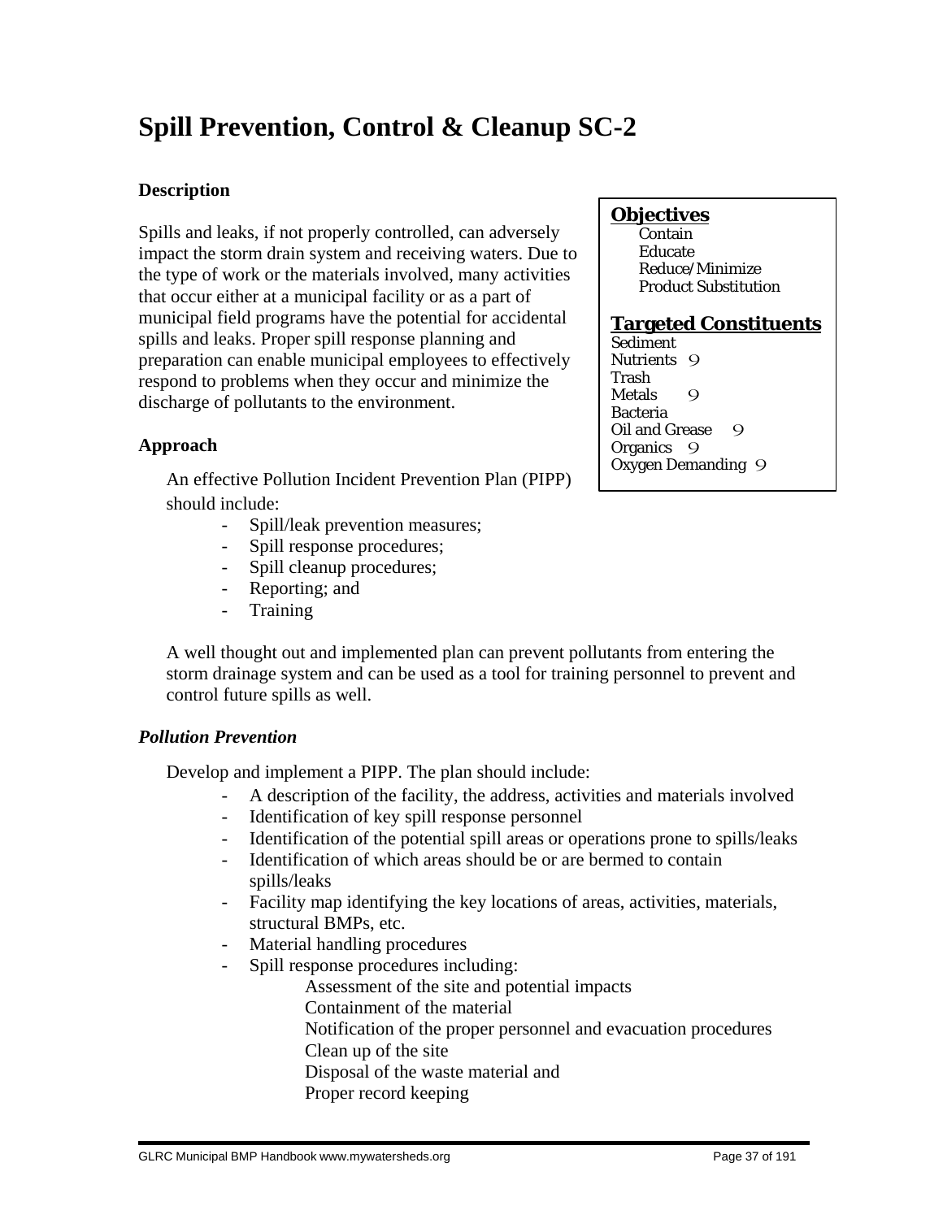# Spill Prevention, Control & Cleanup SC-2

**Description**

Spills and leaks, if not properly controlled, can adversely impact the storm drain system and receiving waters. Due to the type of work or the materials involved, many activities that occur either at a municipal facility or as a part of municipal field programs have the potential for accidental spills and leaks. Proper spill response planning and preparation can enable municipal employees to effectively respond to problems when they occur and minimize the discharge of pollutants to the environment.

**Objectives**

- Contain
- Educate
- Reduce/Minimize
- Product Substitution

**Targeted Constituents**

| Constituent | |
|---|---|
| Sediment | |
| Nutrients | 9 |
| Trash | |
| Metals | 9 |
| Bacteria | |
| Oil and Grease | 9 |
| Organics | 9 |
| Oxygen Demanding | 9 |

**Approach**

An effective Pollution Incident Prevention Plan (PIPP) should include:

- Spill/leak prevention measures;
- Spill response procedures;
- Spill cleanup procedures;
- Reporting; and
- Training

A well thought out and implemented plan can prevent pollutants from entering the storm drainage system and can be used as a tool for training personnel to prevent and control future spills as well.

***Pollution Prevention***

Develop and implement a PIPP. The plan should include:

- A description of the facility, the address, activities and materials involved
- Identification of key spill response personnel
- Identification of the potential spill areas or operations prone to spills/leaks
- Identification of which areas should be or are bermed to contain spills/leaks
- Facility map identifying the key locations of areas, activities, materials, structural BMPs, etc.
- Material handling procedures
- Spill response procedures including:
  - Assessment of the site and potential impacts
  - Containment of the material
  - Notification of the proper personnel and evacuation procedures
  - Clean up of the site
  - Disposal of the waste material and
  - Proper record keeping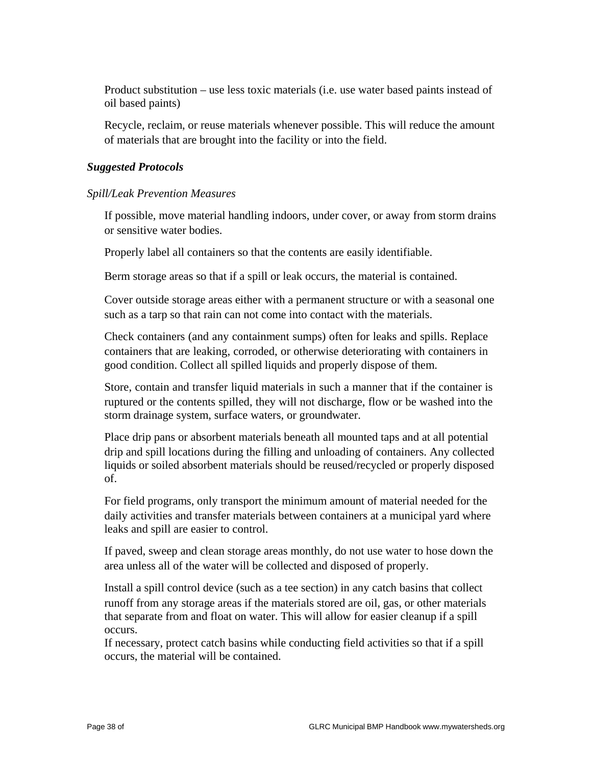Product substitution – use less toxic materials (i.e. use water based paints instead of oil based paints)

Recycle, reclaim, or reuse materials whenever possible. This will reduce the amount of materials that are brought into the facility or into the field.

***Suggested Protocols***

*Spill/Leak Prevention Measures*

If possible, move material handling indoors, under cover, or away from storm drains or sensitive water bodies.

Properly label all containers so that the contents are easily identifiable.

Berm storage areas so that if a spill or leak occurs, the material is contained.

Cover outside storage areas either with a permanent structure or with a seasonal one such as a tarp so that rain can not come into contact with the materials.

Check containers (and any containment sumps) often for leaks and spills. Replace containers that are leaking, corroded, or otherwise deteriorating with containers in good condition. Collect all spilled liquids and properly dispose of them.

Store, contain and transfer liquid materials in such a manner that if the container is ruptured or the contents spilled, they will not discharge, flow or be washed into the storm drainage system, surface waters, or groundwater.

Place drip pans or absorbent materials beneath all mounted taps and at all potential drip and spill locations during the filling and unloading of containers. Any collected liquids or soiled absorbent materials should be reused/recycled or properly disposed of.

For field programs, only transport the minimum amount of material needed for the daily activities and transfer materials between containers at a municipal yard where leaks and spill are easier to control.

If paved, sweep and clean storage areas monthly, do not use water to hose down the area unless all of the water will be collected and disposed of properly.

Install a spill control device (such as a tee section) in any catch basins that collect runoff from any storage areas if the materials stored are oil, gas, or other materials that separate from and float on water. This will allow for easier cleanup if a spill occurs.

If necessary, protect catch basins while conducting field activities so that if a spill occurs, the material will be contained.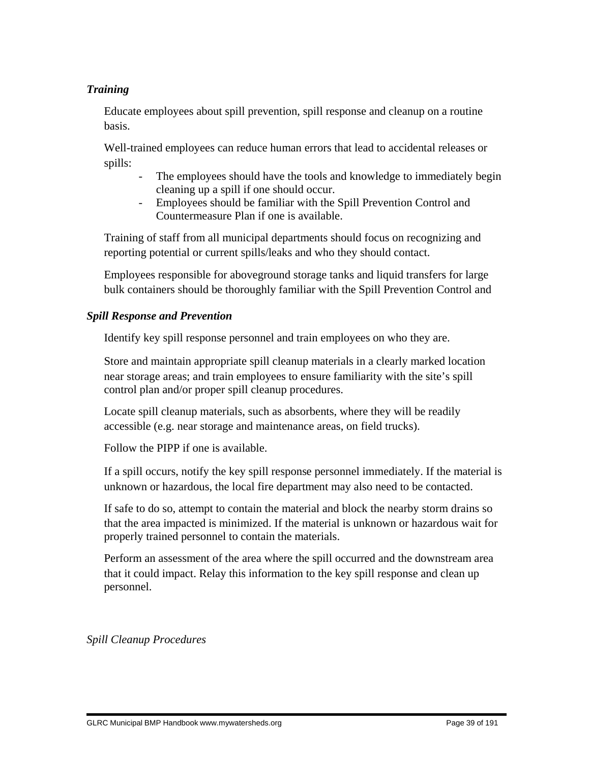***Training***

Educate employees about spill prevention, spill response and cleanup on a routine basis.

Well-trained employees can reduce human errors that lead to accidental releases or spills:

- The employees should have the tools and knowledge to immediately begin cleaning up a spill if one should occur.
- Employees should be familiar with the Spill Prevention Control and Countermeasure Plan if one is available.

Training of staff from all municipal departments should focus on recognizing and reporting potential or current spills/leaks and who they should contact.

Employees responsible for aboveground storage tanks and liquid transfers for large bulk containers should be thoroughly familiar with the Spill Prevention Control and

***Spill Response and Prevention***

Identify key spill response personnel and train employees on who they are.

Store and maintain appropriate spill cleanup materials in a clearly marked location near storage areas; and train employees to ensure familiarity with the site's spill control plan and/or proper spill cleanup procedures.

Locate spill cleanup materials, such as absorbents, where they will be readily accessible (e.g. near storage and maintenance areas, on field trucks).

Follow the PIPP if one is available.

If a spill occurs, notify the key spill response personnel immediately. If the material is unknown or hazardous, the local fire department may also need to be contacted.

If safe to do so, attempt to contain the material and block the nearby storm drains so that the area impacted is minimized. If the material is unknown or hazardous wait for properly trained personnel to contain the materials.

Perform an assessment of the area where the spill occurred and the downstream area that it could impact. Relay this information to the key spill response and clean up personnel.

*Spill Cleanup Procedures*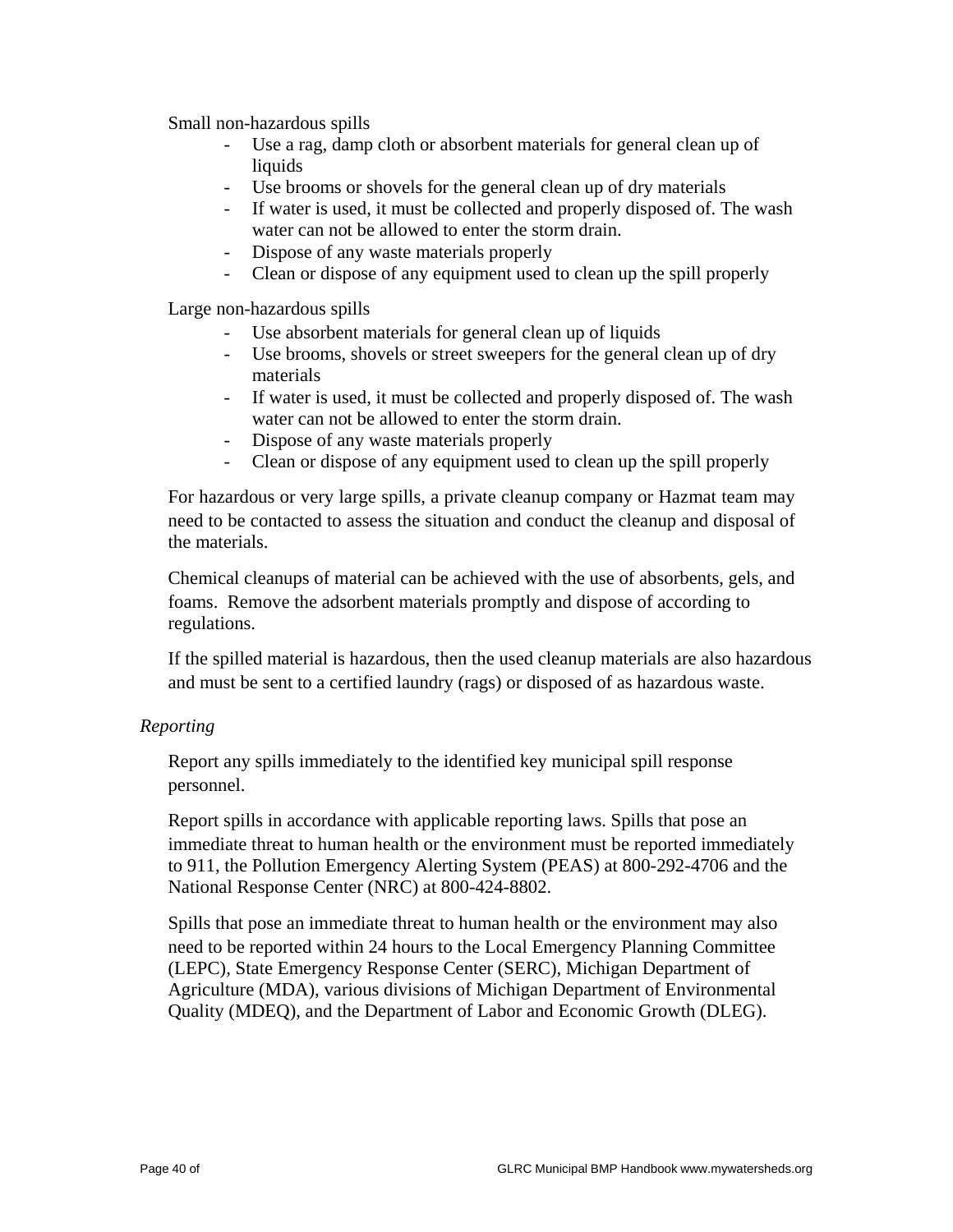Small non-hazardous spills

- Use a rag, damp cloth or absorbent materials for general clean up of liquids
- Use brooms or shovels for the general clean up of dry materials
- If water is used, it must be collected and properly disposed of. The wash water can not be allowed to enter the storm drain.
- Dispose of any waste materials properly
- Clean or dispose of any equipment used to clean up the spill properly

Large non-hazardous spills

- Use absorbent materials for general clean up of liquids
- Use brooms, shovels or street sweepers for the general clean up of dry materials
- If water is used, it must be collected and properly disposed of. The wash water can not be allowed to enter the storm drain.
- Dispose of any waste materials properly
- Clean or dispose of any equipment used to clean up the spill properly

For hazardous or very large spills, a private cleanup company or Hazmat team may need to be contacted to assess the situation and conduct the cleanup and disposal of the materials.

Chemical cleanups of material can be achieved with the use of absorbents, gels, and foams. Remove the adsorbent materials promptly and dispose of according to regulations.

If the spilled material is hazardous, then the used cleanup materials are also hazardous and must be sent to a certified laundry (rags) or disposed of as hazardous waste.

*Reporting*

Report any spills immediately to the identified key municipal spill response personnel.

Report spills in accordance with applicable reporting laws. Spills that pose an immediate threat to human health or the environment must be reported immediately to 911, the Pollution Emergency Alerting System (PEAS) at 800-292-4706 and the National Response Center (NRC) at 800-424-8802.

Spills that pose an immediate threat to human health or the environment may also need to be reported within 24 hours to the Local Emergency Planning Committee (LEPC), State Emergency Response Center (SERC), Michigan Department of Agriculture (MDA), various divisions of Michigan Department of Environmental Quality (MDEQ), and the Department of Labor and Economic Growth (DLEG).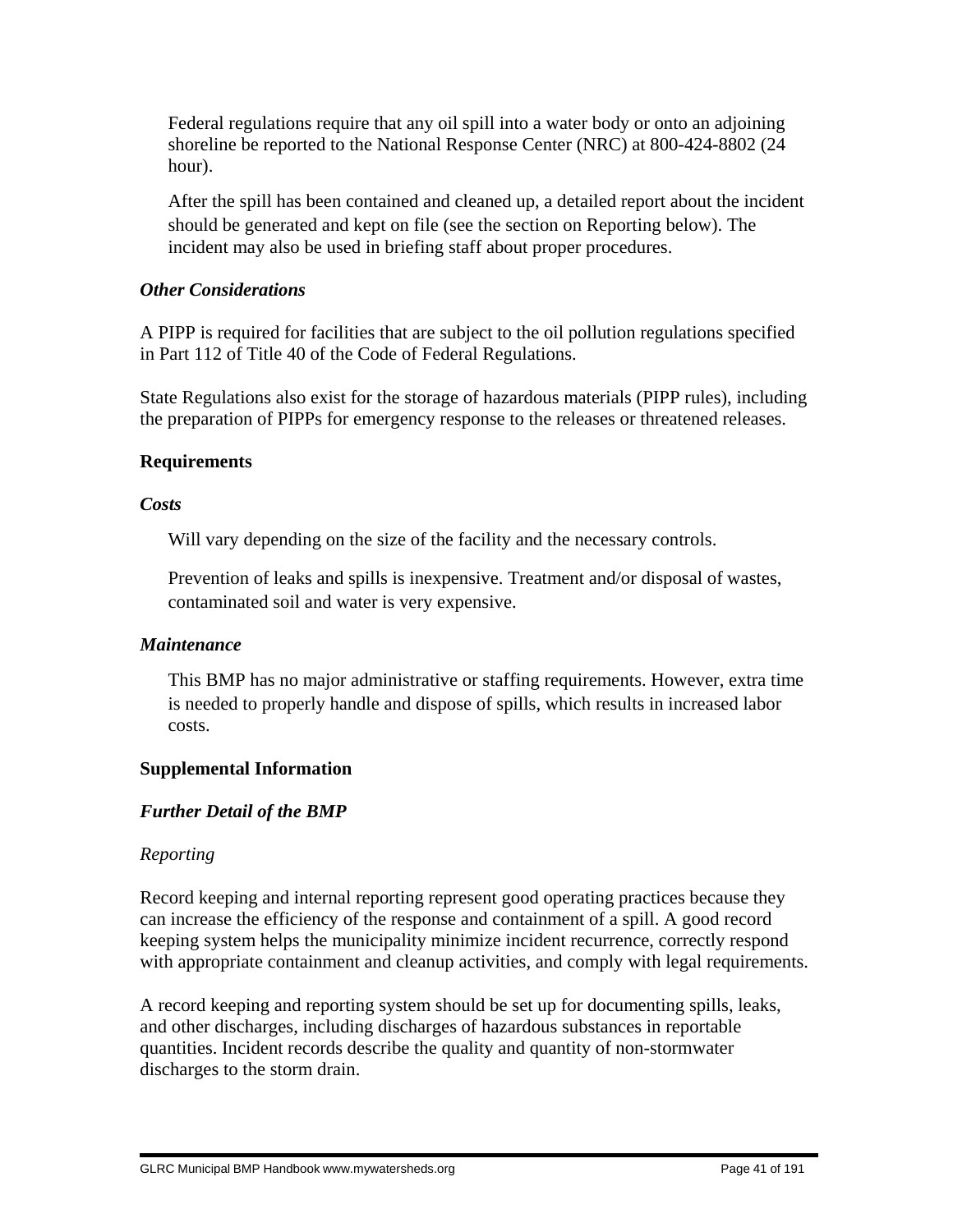Federal regulations require that any oil spill into a water body or onto an adjoining shoreline be reported to the National Response Center (NRC) at 800-424-8802 (24 hour).

After the spill has been contained and cleaned up, a detailed report about the incident should be generated and kept on file (see the section on Reporting below). The incident may also be used in briefing staff about proper procedures.

### *Other Considerations*

A PIPP is required for facilities that are subject to the oil pollution regulations specified in Part 112 of Title 40 of the Code of Federal Regulations.

State Regulations also exist for the storage of hazardous materials (PIPP rules), including the preparation of PIPPs for emergency response to the releases or threatened releases.

## Requirements

### *Costs*

Will vary depending on the size of the facility and the necessary controls.

Prevention of leaks and spills is inexpensive. Treatment and/or disposal of wastes, contaminated soil and water is very expensive.

### *Maintenance*

This BMP has no major administrative or staffing requirements. However, extra time is needed to properly handle and dispose of spills, which results in increased labor costs.

## Supplemental Information

### *Further Detail of the BMP*

*Reporting*

Record keeping and internal reporting represent good operating practices because they can increase the efficiency of the response and containment of a spill. A good record keeping system helps the municipality minimize incident recurrence, correctly respond with appropriate containment and cleanup activities, and comply with legal requirements.

A record keeping and reporting system should be set up for documenting spills, leaks, and other discharges, including discharges of hazardous substances in reportable quantities. Incident records describe the quality and quantity of non-stormwater discharges to the storm drain.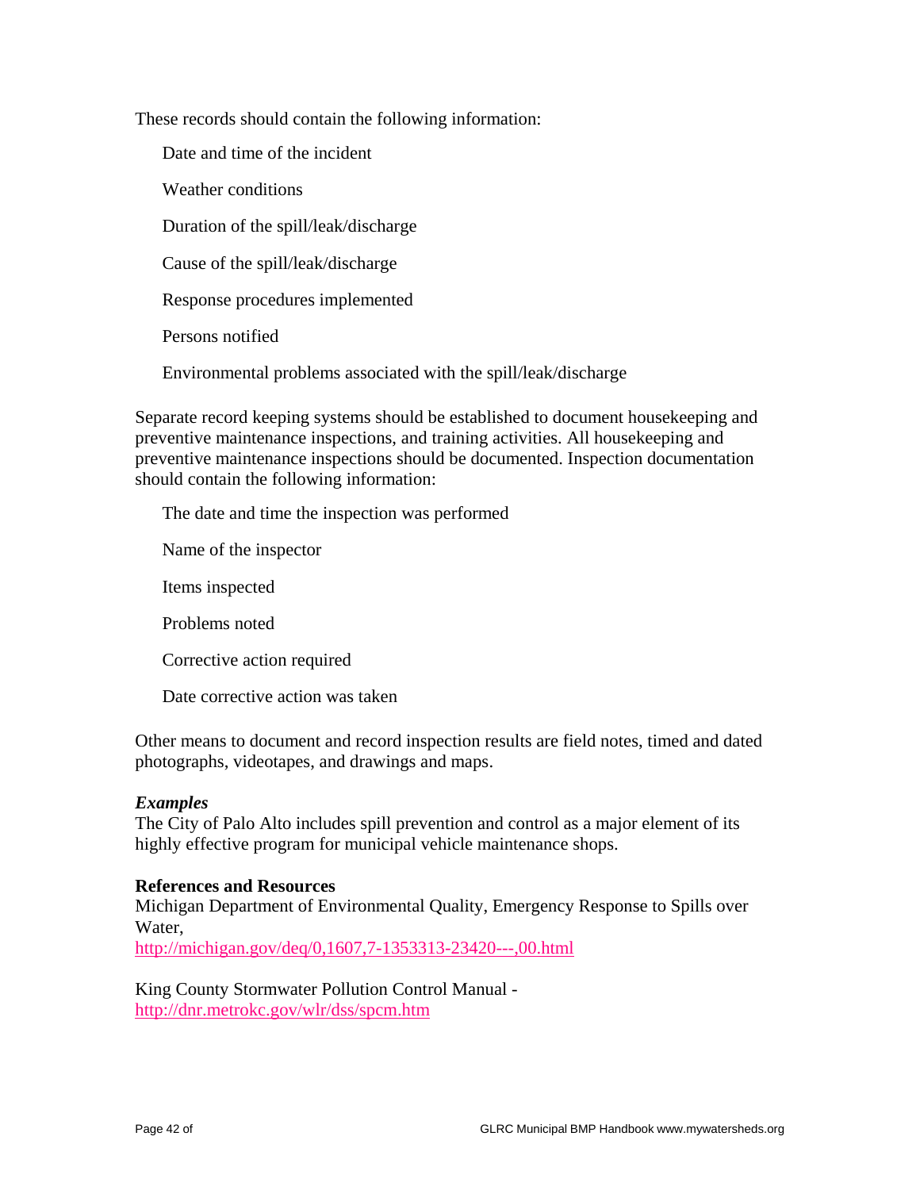These records should contain the following information:

- Date and time of the incident
- Weather conditions
- Duration of the spill/leak/discharge
- Cause of the spill/leak/discharge
- Response procedures implemented
- Persons notified
- Environmental problems associated with the spill/leak/discharge

Separate record keeping systems should be established to document housekeeping and preventive maintenance inspections, and training activities. All housekeeping and preventive maintenance inspections should be documented. Inspection documentation should contain the following information:

- The date and time the inspection was performed
- Name of the inspector
- Items inspected
- Problems noted
- Corrective action required
- Date corrective action was taken

Other means to document and record inspection results are field notes, timed and dated photographs, videotapes, and drawings and maps.

***Examples***

The City of Palo Alto includes spill prevention and control as a major element of its highly effective program for municipal vehicle maintenance shops.

**References and Resources**

Michigan Department of Environmental Quality, Emergency Response to Spills over Water,
http://michigan.gov/deq/0,1607,7-1353313-23420---,00.html

King County Stormwater Pollution Control Manual -
http://dnr.metrokc.gov/wlr/dss/spcm.htm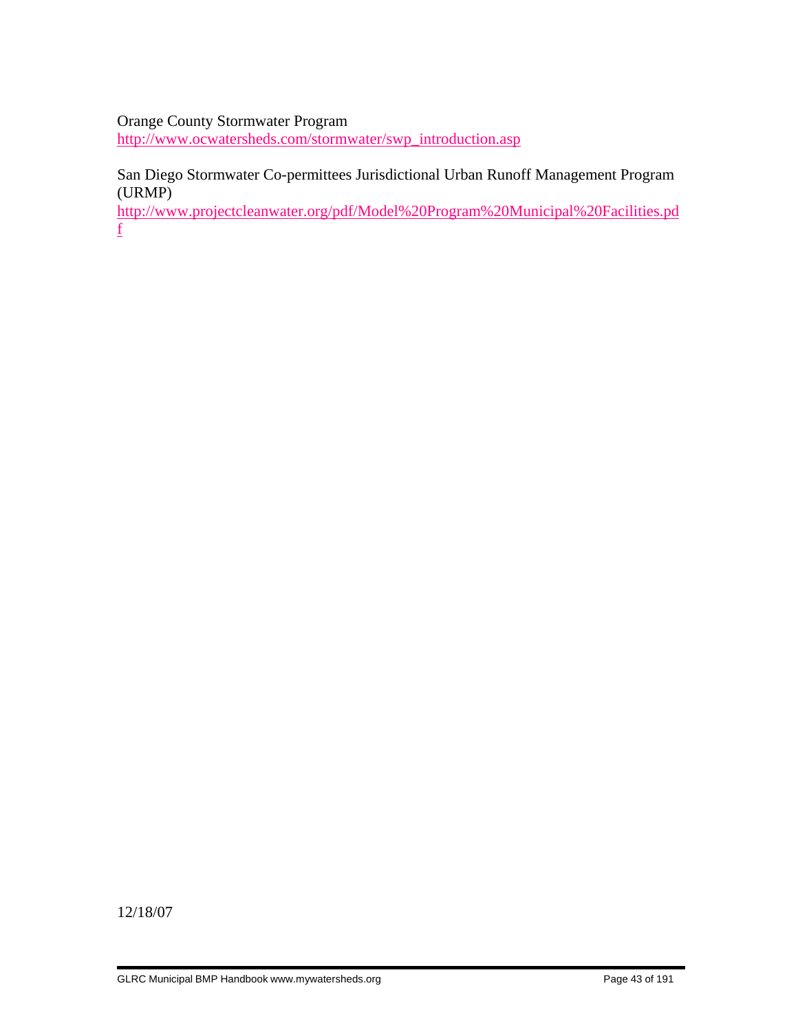Orange County Stormwater Program
http://www.ocwatersheds.com/stormwater/swp_introduction.asp

San Diego Stormwater Co-permittees Jurisdictional Urban Runoff Management Program (URMP)
http://www.projectcleanwater.org/pdf/Model%20Program%20Municipal%20Facilities.pdf

12/18/07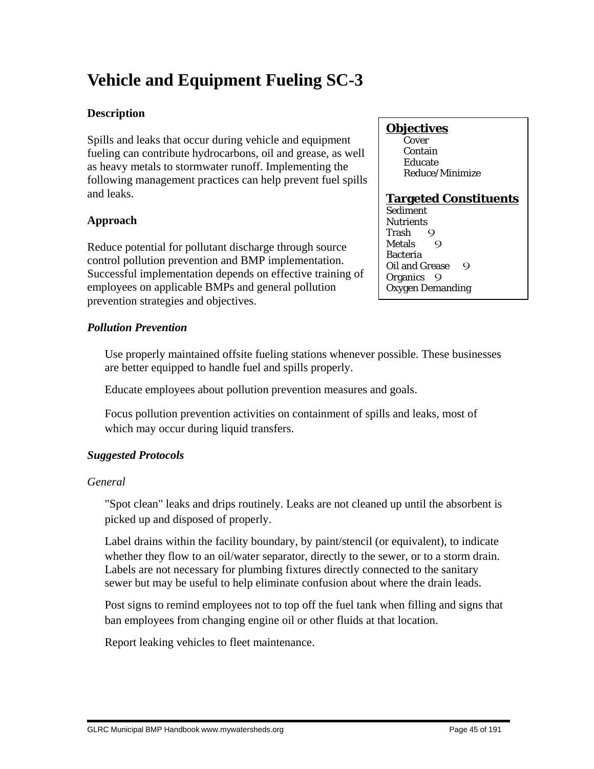# Vehicle and Equipment Fueling SC-3

**Description**

Spills and leaks that occur during vehicle and equipment fueling can contribute hydrocarbons, oil and grease, as well as heavy metals to stormwater runoff. Implementing the following management practices can help prevent fuel spills and leaks.

**Objectives**
- Cover
- Contain
- Educate
- Reduce/Minimize

**Targeted Constituents**

| Constituent | |
|---|---|
| Sediment | |
| Nutrients | |
| Trash | 9 |
| Metals | 9 |
| Bacteria | |
| Oil and Grease | 9 |
| Organics | 9 |
| Oxygen Demanding | |

**Approach**

Reduce potential for pollutant discharge through source control pollution prevention and BMP implementation. Successful implementation depends on effective training of employees on applicable BMPs and general pollution prevention strategies and objectives.

***Pollution Prevention***

Use properly maintained offsite fueling stations whenever possible. These businesses are better equipped to handle fuel and spills properly.

Educate employees about pollution prevention measures and goals.

Focus pollution prevention activities on containment of spills and leaks, most of which may occur during liquid transfers.

***Suggested Protocols***

*General*

"Spot clean" leaks and drips routinely. Leaks are not cleaned up until the absorbent is picked up and disposed of properly.

Label drains within the facility boundary, by paint/stencil (or equivalent), to indicate whether they flow to an oil/water separator, directly to the sewer, or to a storm drain. Labels are not necessary for plumbing fixtures directly connected to the sanitary sewer but may be useful to help eliminate confusion about where the drain leads.

Post signs to remind employees not to top off the fuel tank when filling and signs that ban employees from changing engine oil or other fluids at that location.

Report leaking vehicles to fleet maintenance.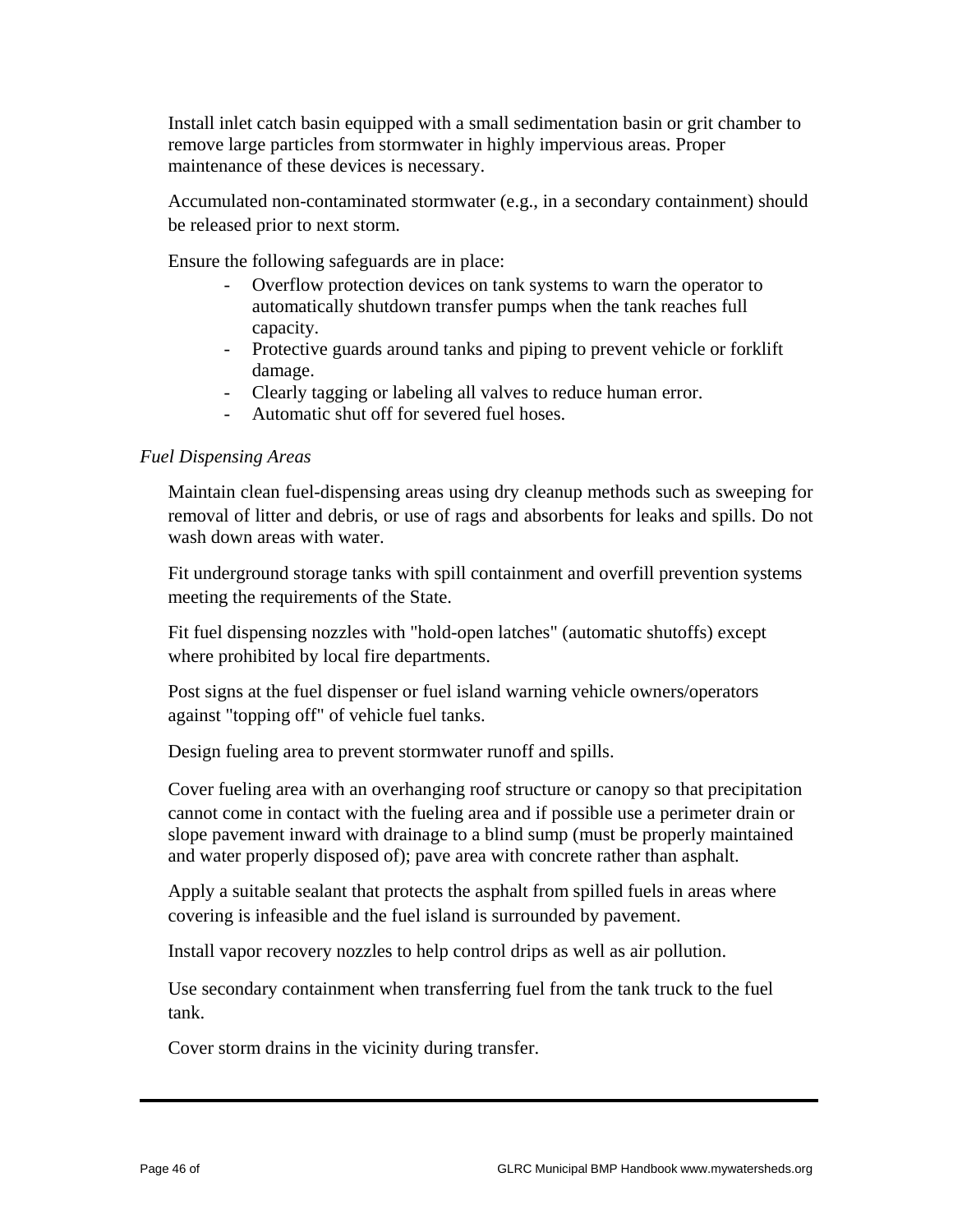Install inlet catch basin equipped with a small sedimentation basin or grit chamber to remove large particles from stormwater in highly impervious areas. Proper maintenance of these devices is necessary.

Accumulated non-contaminated stormwater (e.g., in a secondary containment) should be released prior to next storm.

Ensure the following safeguards are in place:

- Overflow protection devices on tank systems to warn the operator to automatically shutdown transfer pumps when the tank reaches full capacity.
- Protective guards around tanks and piping to prevent vehicle or forklift damage.
- Clearly tagging or labeling all valves to reduce human error.
- Automatic shut off for severed fuel hoses.

*Fuel Dispensing Areas*

Maintain clean fuel-dispensing areas using dry cleanup methods such as sweeping for removal of litter and debris, or use of rags and absorbents for leaks and spills. Do not wash down areas with water.

Fit underground storage tanks with spill containment and overfill prevention systems meeting the requirements of the State.

Fit fuel dispensing nozzles with "hold-open latches" (automatic shutoffs) except where prohibited by local fire departments.

Post signs at the fuel dispenser or fuel island warning vehicle owners/operators against "topping off" of vehicle fuel tanks.

Design fueling area to prevent stormwater runoff and spills.

Cover fueling area with an overhanging roof structure or canopy so that precipitation cannot come in contact with the fueling area and if possible use a perimeter drain or slope pavement inward with drainage to a blind sump (must be properly maintained and water properly disposed of); pave area with concrete rather than asphalt.

Apply a suitable sealant that protects the asphalt from spilled fuels in areas where covering is infeasible and the fuel island is surrounded by pavement.

Install vapor recovery nozzles to help control drips as well as air pollution.

Use secondary containment when transferring fuel from the tank truck to the fuel tank.

Cover storm drains in the vicinity during transfer.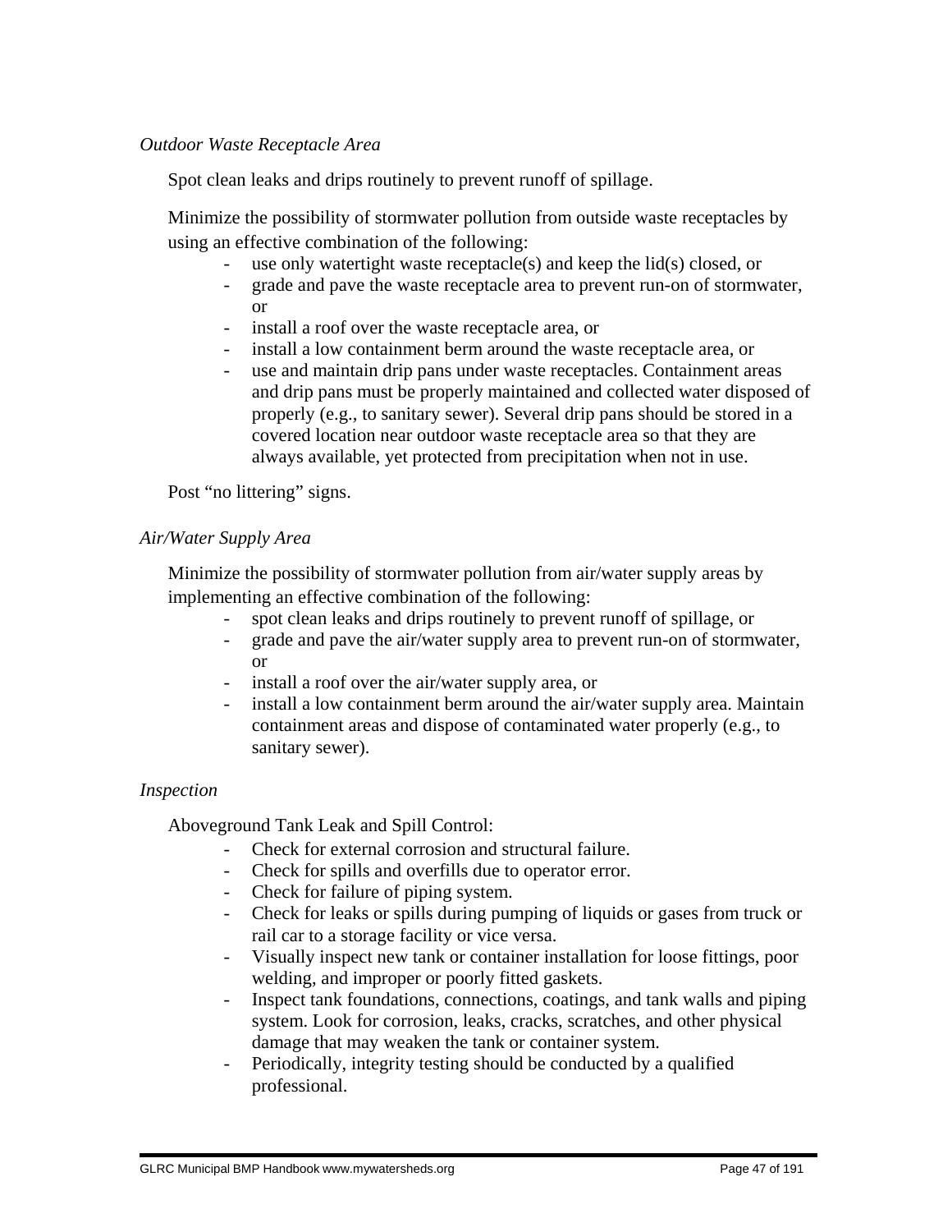*Outdoor Waste Receptacle Area*

Spot clean leaks and drips routinely to prevent runoff of spillage.

Minimize the possibility of stormwater pollution from outside waste receptacles by using an effective combination of the following:

- use only watertight waste receptacle(s) and keep the lid(s) closed, or
- grade and pave the waste receptacle area to prevent run-on of stormwater, or
- install a roof over the waste receptacle area, or
- install a low containment berm around the waste receptacle area, or
- use and maintain drip pans under waste receptacles. Containment areas and drip pans must be properly maintained and collected water disposed of properly (e.g., to sanitary sewer). Several drip pans should be stored in a covered location near outdoor waste receptacle area so that they are always available, yet protected from precipitation when not in use.

Post "no littering" signs.

*Air/Water Supply Area*

Minimize the possibility of stormwater pollution from air/water supply areas by implementing an effective combination of the following:

- spot clean leaks and drips routinely to prevent runoff of spillage, or
- grade and pave the air/water supply area to prevent run-on of stormwater, or
- install a roof over the air/water supply area, or
- install a low containment berm around the air/water supply area. Maintain containment areas and dispose of contaminated water properly (e.g., to sanitary sewer).

*Inspection*

Aboveground Tank Leak and Spill Control:

- Check for external corrosion and structural failure.
- Check for spills and overfills due to operator error.
- Check for failure of piping system.
- Check for leaks or spills during pumping of liquids or gases from truck or rail car to a storage facility or vice versa.
- Visually inspect new tank or container installation for loose fittings, poor welding, and improper or poorly fitted gaskets.
- Inspect tank foundations, connections, coatings, and tank walls and piping system. Look for corrosion, leaks, cracks, scratches, and other physical damage that may weaken the tank or container system.
- Periodically, integrity testing should be conducted by a qualified professional.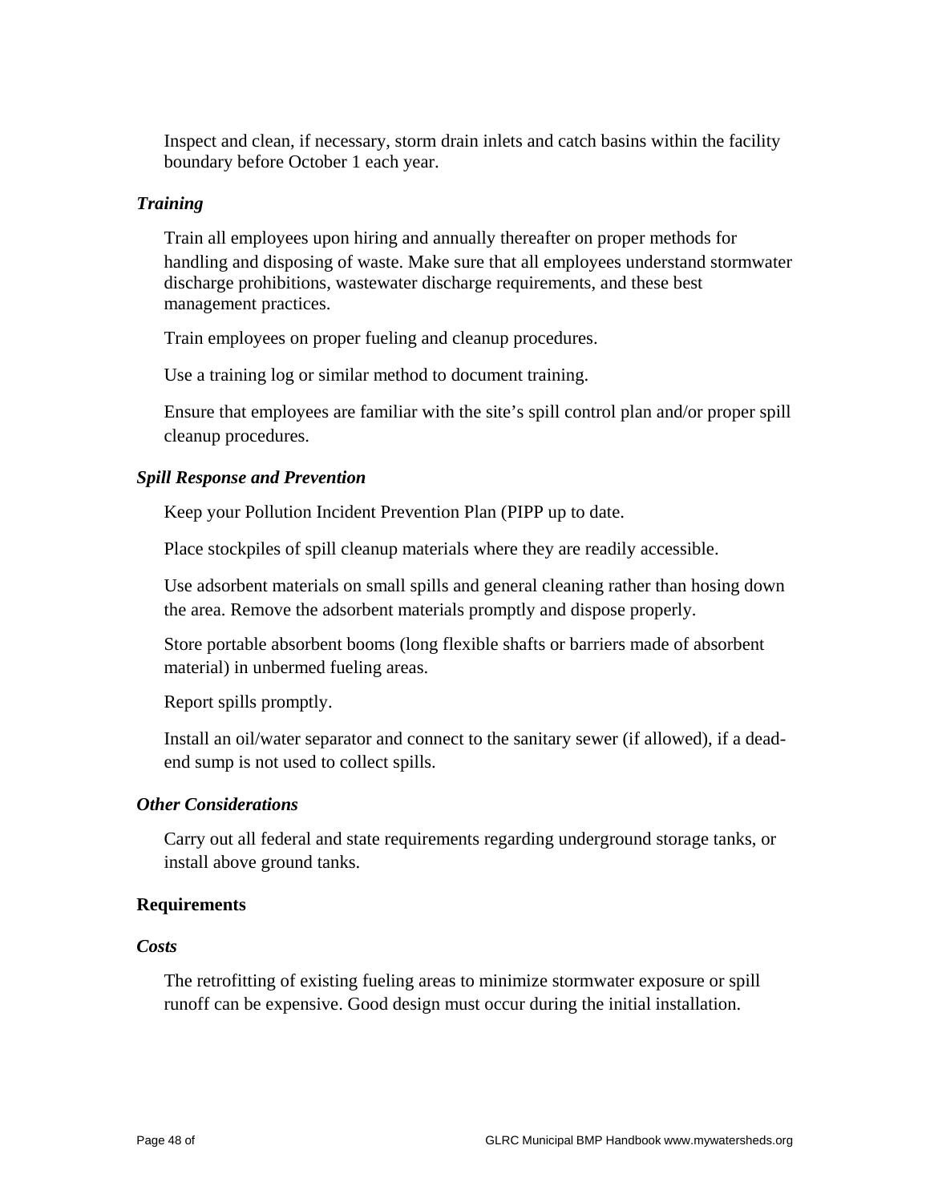Inspect and clean, if necessary, storm drain inlets and catch basins within the facility boundary before October 1 each year.

### *Training*

Train all employees upon hiring and annually thereafter on proper methods for handling and disposing of waste. Make sure that all employees understand stormwater discharge prohibitions, wastewater discharge requirements, and these best management practices.

Train employees on proper fueling and cleanup procedures.

Use a training log or similar method to document training.

Ensure that employees are familiar with the site's spill control plan and/or proper spill cleanup procedures.

### *Spill Response and Prevention*

Keep your Pollution Incident Prevention Plan (PIPP up to date.

Place stockpiles of spill cleanup materials where they are readily accessible.

Use adsorbent materials on small spills and general cleaning rather than hosing down the area. Remove the adsorbent materials promptly and dispose properly.

Store portable absorbent booms (long flexible shafts or barriers made of absorbent material) in unbermed fueling areas.

Report spills promptly.

Install an oil/water separator and connect to the sanitary sewer (if allowed), if a dead-end sump is not used to collect spills.

### *Other Considerations*

Carry out all federal and state requirements regarding underground storage tanks, or install above ground tanks.

## **Requirements**

### *Costs*

The retrofitting of existing fueling areas to minimize stormwater exposure or spill runoff can be expensive. Good design must occur during the initial installation.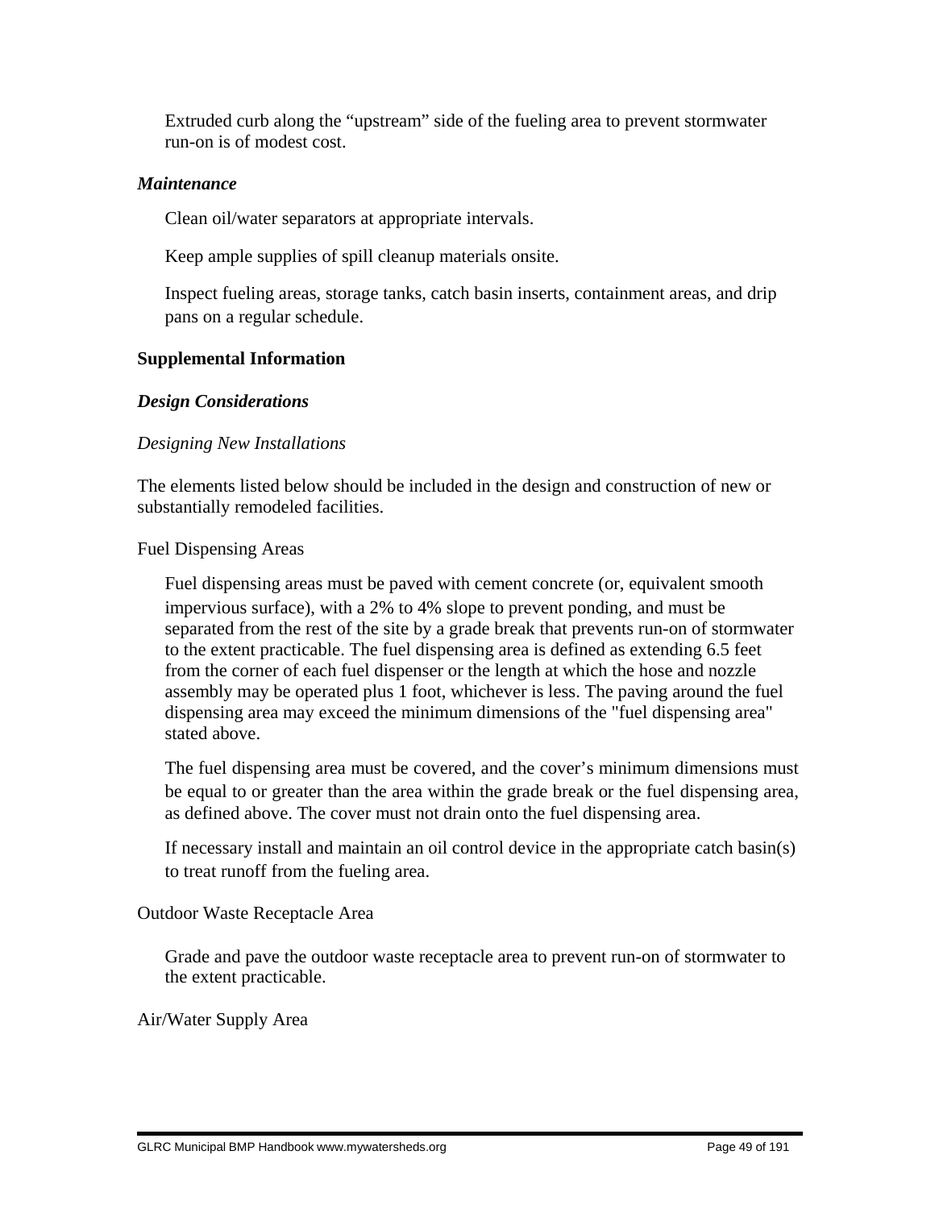Extruded curb along the “upstream” side of the fueling area to prevent stormwater run-on is of modest cost.

***Maintenance***

Clean oil/water separators at appropriate intervals.

Keep ample supplies of spill cleanup materials onsite.

Inspect fueling areas, storage tanks, catch basin inserts, containment areas, and drip pans on a regular schedule.

**Supplemental Information**

***Design Considerations***

*Designing New Installations*

The elements listed below should be included in the design and construction of new or substantially remodeled facilities.

Fuel Dispensing Areas

Fuel dispensing areas must be paved with cement concrete (or, equivalent smooth impervious surface), with a 2% to 4% slope to prevent ponding, and must be separated from the rest of the site by a grade break that prevents run-on of stormwater to the extent practicable. The fuel dispensing area is defined as extending 6.5 feet from the corner of each fuel dispenser or the length at which the hose and nozzle assembly may be operated plus 1 foot, whichever is less. The paving around the fuel dispensing area may exceed the minimum dimensions of the "fuel dispensing area" stated above.

The fuel dispensing area must be covered, and the cover’s minimum dimensions must be equal to or greater than the area within the grade break or the fuel dispensing area, as defined above. The cover must not drain onto the fuel dispensing area.

If necessary install and maintain an oil control device in the appropriate catch basin(s) to treat runoff from the fueling area.

Outdoor Waste Receptacle Area

Grade and pave the outdoor waste receptacle area to prevent run-on of stormwater to the extent practicable.

Air/Water Supply Area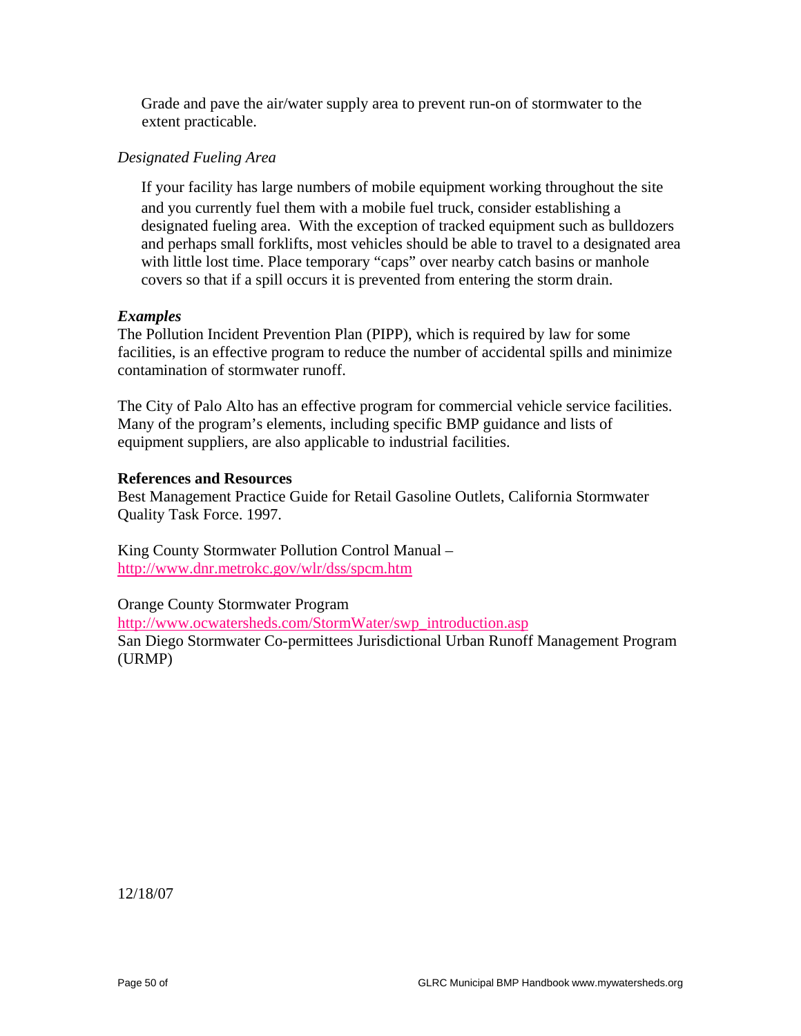Grade and pave the air/water supply area to prevent run-on of stormwater to the extent practicable.

*Designated Fueling Area*

If your facility has large numbers of mobile equipment working throughout the site and you currently fuel them with a mobile fuel truck, consider establishing a designated fueling area. With the exception of tracked equipment such as bulldozers and perhaps small forklifts, most vehicles should be able to travel to a designated area with little lost time. Place temporary "caps" over nearby catch basins or manhole covers so that if a spill occurs it is prevented from entering the storm drain.

***Examples***

The Pollution Incident Prevention Plan (PIPP), which is required by law for some facilities, is an effective program to reduce the number of accidental spills and minimize contamination of stormwater runoff.

The City of Palo Alto has an effective program for commercial vehicle service facilities. Many of the program's elements, including specific BMP guidance and lists of equipment suppliers, are also applicable to industrial facilities.

**References and Resources**

Best Management Practice Guide for Retail Gasoline Outlets, California Stormwater Quality Task Force. 1997.

King County Stormwater Pollution Control Manual – http://www.dnr.metrokc.gov/wlr/dss/spcm.htm

Orange County Stormwater Program
http://www.ocwatersheds.com/StormWater/swp_introduction.asp
San Diego Stormwater Co-permittees Jurisdictional Urban Runoff Management Program (URMP)

12/18/07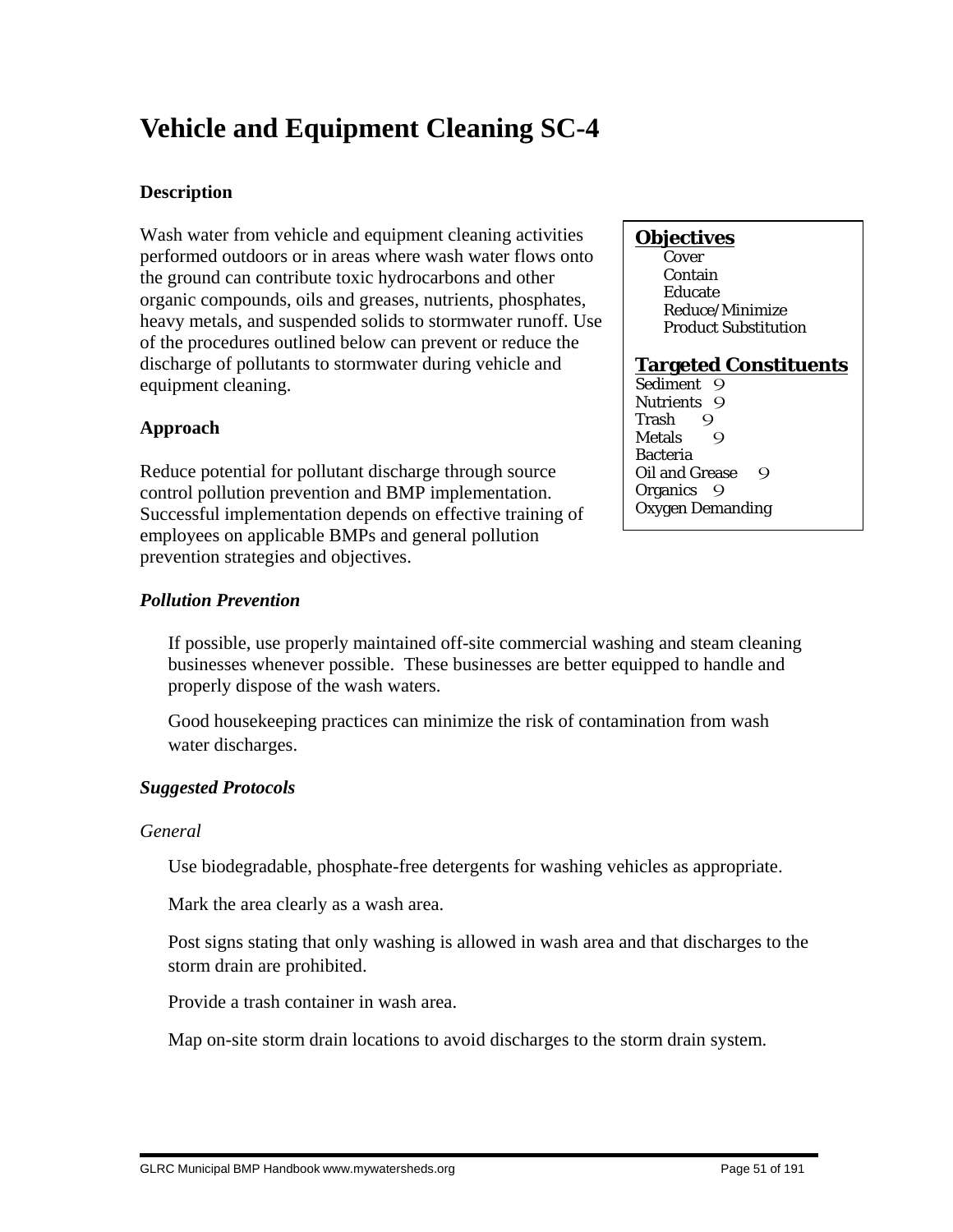# Vehicle and Equipment Cleaning SC-4

**Objectives**

- Cover
- Contain
- Educate
- Reduce/Minimize
- Product Substitution

**Targeted Constituents**

| Constituent | |
|---|---|
| Sediment | 9 |
| Nutrients | 9 |
| Trash | 9 |
| Metals | 9 |
| Bacteria | |
| Oil and Grease | 9 |
| Organics | 9 |
| Oxygen Demanding | |

### Description

Wash water from vehicle and equipment cleaning activities performed outdoors or in areas where wash water flows onto the ground can contribute toxic hydrocarbons and other organic compounds, oils and greases, nutrients, phosphates, heavy metals, and suspended solids to stormwater runoff. Use of the procedures outlined below can prevent or reduce the discharge of pollutants to stormwater during vehicle and equipment cleaning.

### Approach

Reduce potential for pollutant discharge through source control pollution prevention and BMP implementation. Successful implementation depends on effective training of employees on applicable BMPs and general pollution prevention strategies and objectives.

#### *Pollution Prevention*

- If possible, use properly maintained off-site commercial washing and steam cleaning businesses whenever possible. These businesses are better equipped to handle and properly dispose of the wash waters.
- Good housekeeping practices can minimize the risk of contamination from wash water discharges.

#### *Suggested Protocols*

*General*

- Use biodegradable, phosphate-free detergents for washing vehicles as appropriate.
- Mark the area clearly as a wash area.
- Post signs stating that only washing is allowed in wash area and that discharges to the storm drain are prohibited.
- Provide a trash container in wash area.
- Map on-site storm drain locations to avoid discharges to the storm drain system.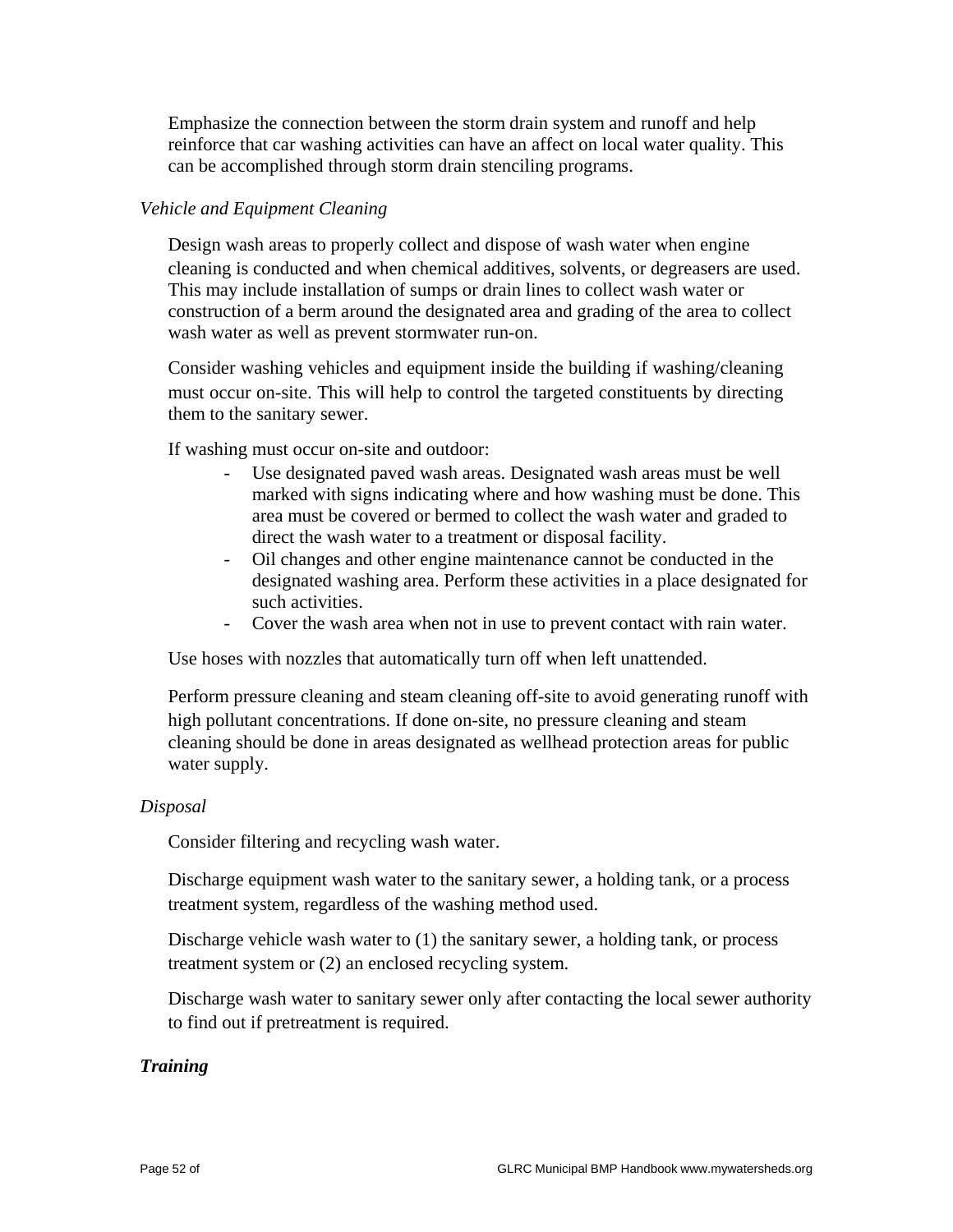Emphasize the connection between the storm drain system and runoff and help reinforce that car washing activities can have an affect on local water quality. This can be accomplished through storm drain stenciling programs.

*Vehicle and Equipment Cleaning*

Design wash areas to properly collect and dispose of wash water when engine cleaning is conducted and when chemical additives, solvents, or degreasers are used. This may include installation of sumps or drain lines to collect wash water or construction of a berm around the designated area and grading of the area to collect wash water as well as prevent stormwater run-on.

Consider washing vehicles and equipment inside the building if washing/cleaning must occur on-site. This will help to control the targeted constituents by directing them to the sanitary sewer.

If washing must occur on-site and outdoor:

- Use designated paved wash areas. Designated wash areas must be well marked with signs indicating where and how washing must be done. This area must be covered or bermed to collect the wash water and graded to direct the wash water to a treatment or disposal facility.
- Oil changes and other engine maintenance cannot be conducted in the designated washing area. Perform these activities in a place designated for such activities.
- Cover the wash area when not in use to prevent contact with rain water.

Use hoses with nozzles that automatically turn off when left unattended.

Perform pressure cleaning and steam cleaning off-site to avoid generating runoff with high pollutant concentrations. If done on-site, no pressure cleaning and steam cleaning should be done in areas designated as wellhead protection areas for public water supply.

*Disposal*

Consider filtering and recycling wash water.

Discharge equipment wash water to the sanitary sewer, a holding tank, or a process treatment system, regardless of the washing method used.

Discharge vehicle wash water to (1) the sanitary sewer, a holding tank, or process treatment system or (2) an enclosed recycling system.

Discharge wash water to sanitary sewer only after contacting the local sewer authority to find out if pretreatment is required.

***Training***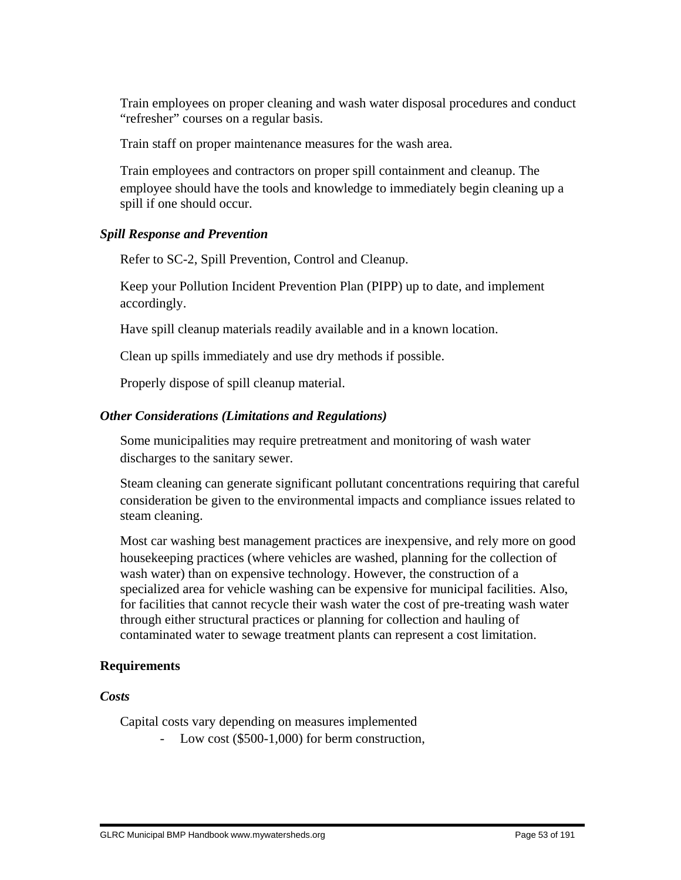Train employees on proper cleaning and wash water disposal procedures and conduct "refresher" courses on a regular basis.

Train staff on proper maintenance measures for the wash area.

Train employees and contractors on proper spill containment and cleanup. The employee should have the tools and knowledge to immediately begin cleaning up a spill if one should occur.

***Spill Response and Prevention***

Refer to SC-2, Spill Prevention, Control and Cleanup.

Keep your Pollution Incident Prevention Plan (PIPP) up to date, and implement accordingly.

Have spill cleanup materials readily available and in a known location.

Clean up spills immediately and use dry methods if possible.

Properly dispose of spill cleanup material.

***Other Considerations (Limitations and Regulations)***

Some municipalities may require pretreatment and monitoring of wash water discharges to the sanitary sewer.

Steam cleaning can generate significant pollutant concentrations requiring that careful consideration be given to the environmental impacts and compliance issues related to steam cleaning.

Most car washing best management practices are inexpensive, and rely more on good housekeeping practices (where vehicles are washed, planning for the collection of wash water) than on expensive technology. However, the construction of a specialized area for vehicle washing can be expensive for municipal facilities. Also, for facilities that cannot recycle their wash water the cost of pre-treating wash water through either structural practices or planning for collection and hauling of contaminated water to sewage treatment plants can represent a cost limitation.

**Requirements**

***Costs***

Capital costs vary depending on measures implemented

- Low cost ($500-1,000) for berm construction,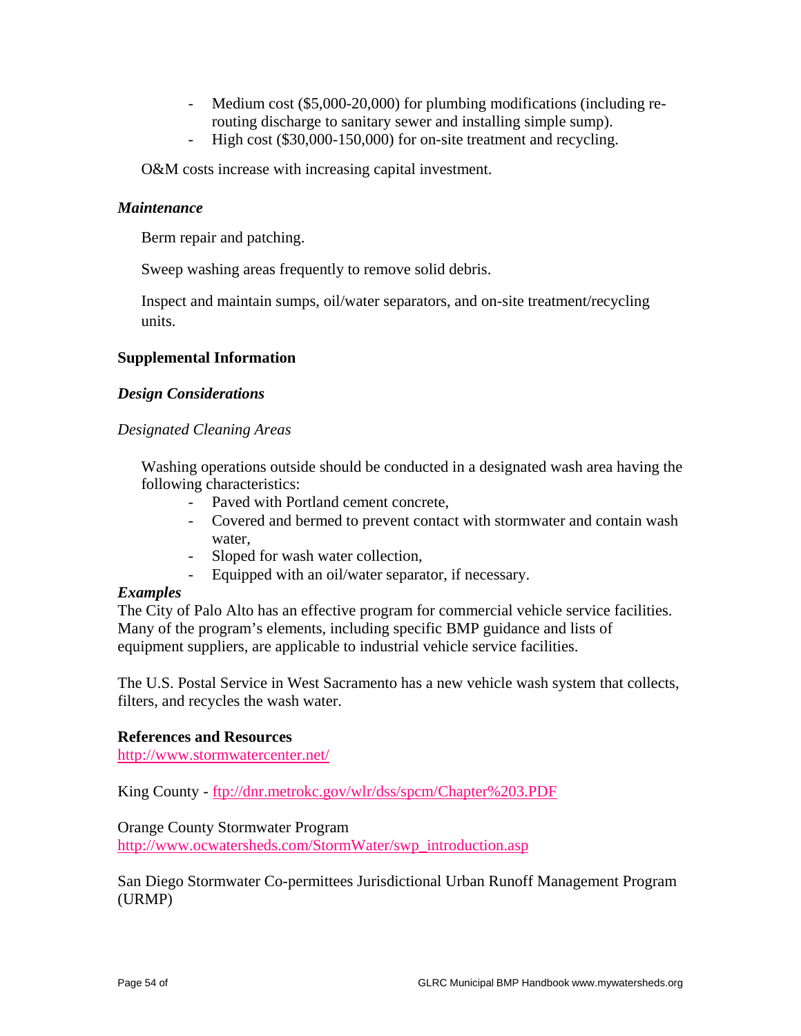- Medium cost ($5,000-20,000) for plumbing modifications (including re-routing discharge to sanitary sewer and installing simple sump).
- High cost ($30,000-150,000) for on-site treatment and recycling.

O&M costs increase with increasing capital investment.

***Maintenance***

Berm repair and patching.

Sweep washing areas frequently to remove solid debris.

Inspect and maintain sumps, oil/water separators, and on-site treatment/recycling units.

**Supplemental Information**

***Design Considerations***

*Designated Cleaning Areas*

Washing operations outside should be conducted in a designated wash area having the following characteristics:

- Paved with Portland cement concrete,
- Covered and bermed to prevent contact with stormwater and contain wash water,
- Sloped for wash water collection,
- Equipped with an oil/water separator, if necessary.

***Examples***

The City of Palo Alto has an effective program for commercial vehicle service facilities. Many of the program's elements, including specific BMP guidance and lists of equipment suppliers, are applicable to industrial vehicle service facilities.

The U.S. Postal Service in West Sacramento has a new vehicle wash system that collects, filters, and recycles the wash water.

**References and Resources**

http://www.stormwatercenter.net/

King County - ftp://dnr.metrokc.gov/wlr/dss/spcm/Chapter%203.PDF

Orange County Stormwater Program
http://www.ocwatersheds.com/StormWater/swp_introduction.asp

San Diego Stormwater Co-permittees Jurisdictional Urban Runoff Management Program (URMP)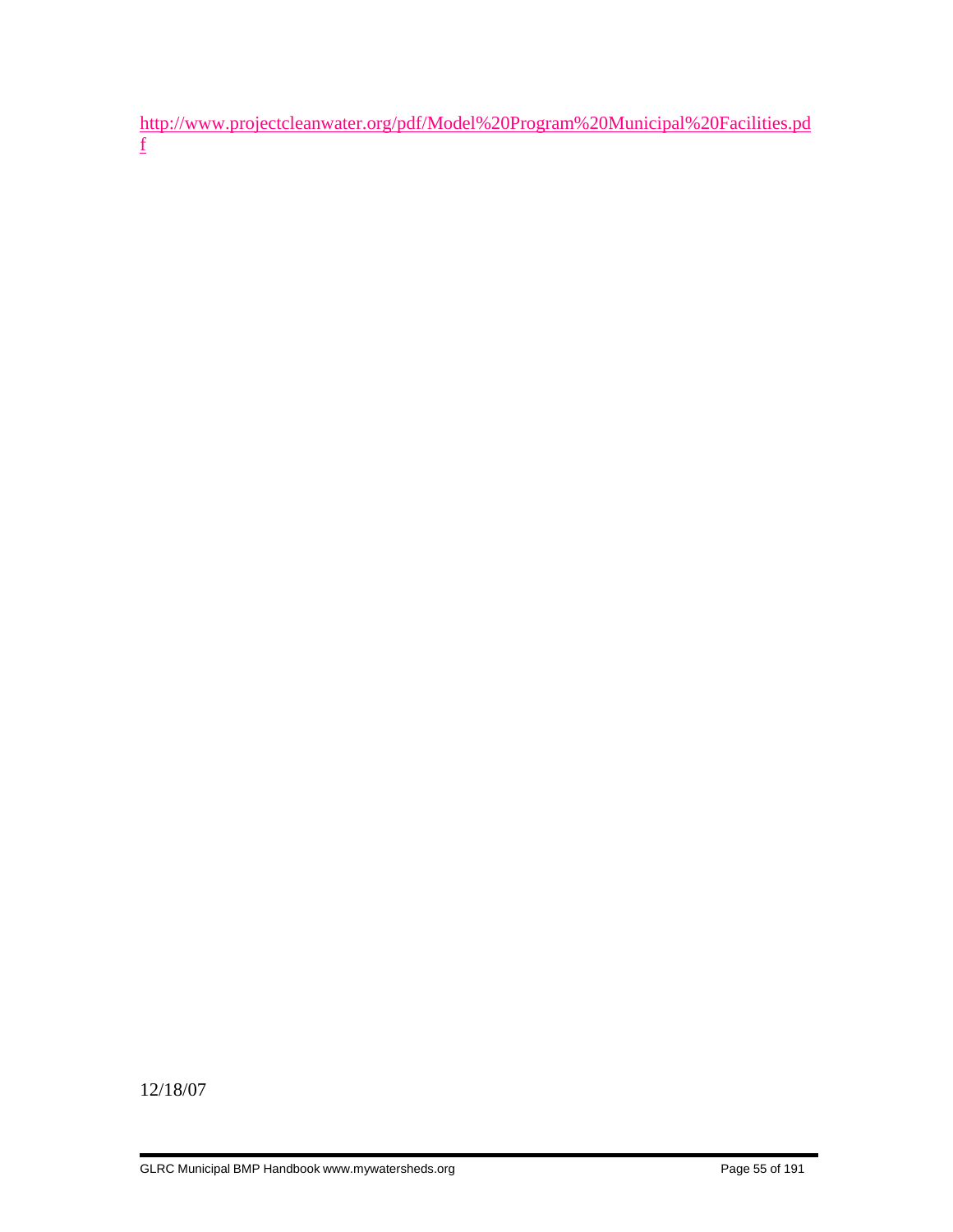http://www.projectcleanwater.org/pdf/Model%20Program%20Municipal%20Facilities.pdf

12/18/07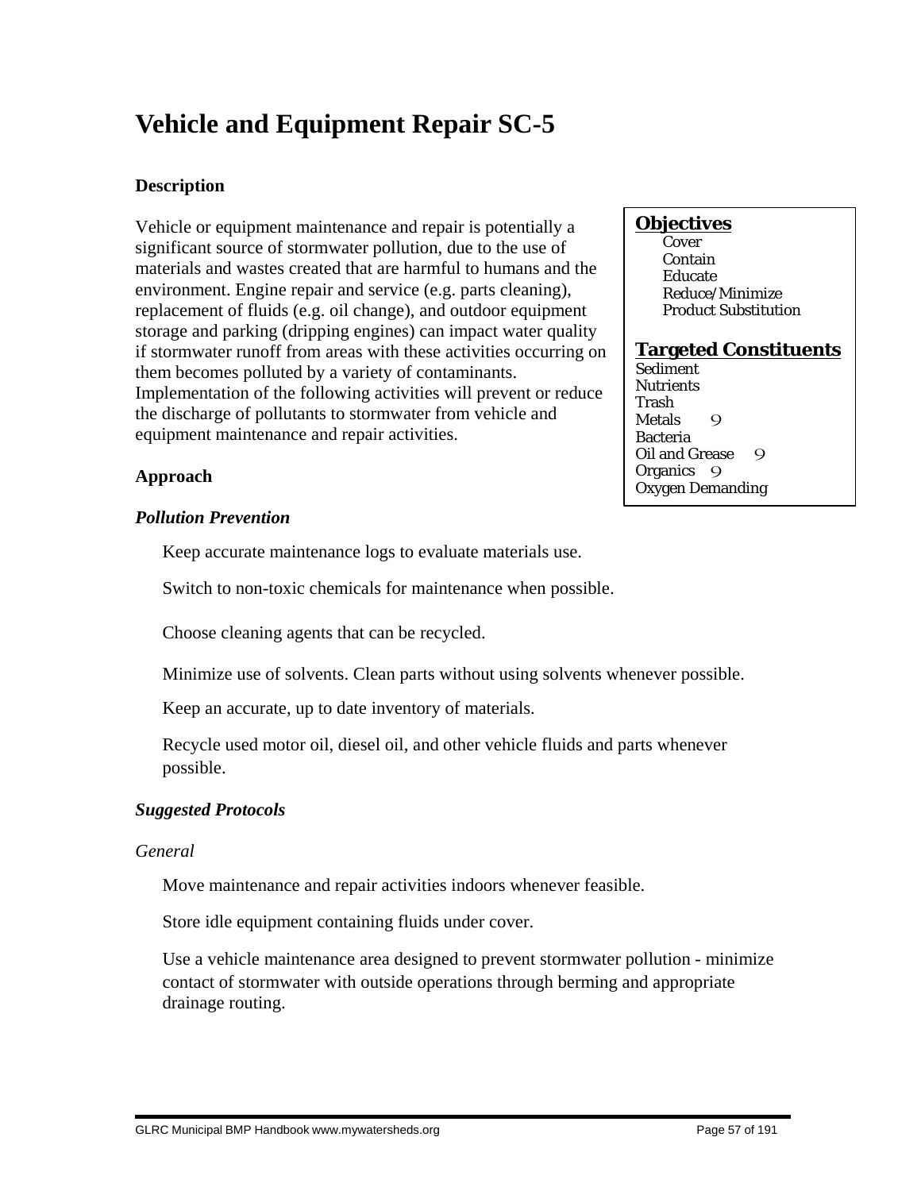# Vehicle and Equipment Repair SC-5

**Description**

Vehicle or equipment maintenance and repair is potentially a significant source of stormwater pollution, due to the use of materials and wastes created that are harmful to humans and the environment. Engine repair and service (e.g. parts cleaning), replacement of fluids (e.g. oil change), and outdoor equipment storage and parking (dripping engines) can impact water quality if stormwater runoff from areas with these activities occurring on them becomes polluted by a variety of contaminants. Implementation of the following activities will prevent or reduce the discharge of pollutants to stormwater from vehicle and equipment maintenance and repair activities.

**Objectives**

- Cover
- Contain
- Educate
- Reduce/Minimize
- Product Substitution

**Targeted Constituents**

- Sediment
- Nutrients
- Trash
- Metals ✓
- Bacteria
- Oil and Grease ✓
- Organics ✓
- Oxygen Demanding

**Approach**

***Pollution Prevention***

- Keep accurate maintenance logs to evaluate materials use.
- Switch to non-toxic chemicals for maintenance when possible.
- Choose cleaning agents that can be recycled.
- Minimize use of solvents. Clean parts without using solvents whenever possible.
- Keep an accurate, up to date inventory of materials.
- Recycle used motor oil, diesel oil, and other vehicle fluids and parts whenever possible.

***Suggested Protocols***

*General*

- Move maintenance and repair activities indoors whenever feasible.
- Store idle equipment containing fluids under cover.
- Use a vehicle maintenance area designed to prevent stormwater pollution - minimize contact of stormwater with outside operations through berming and appropriate drainage routing.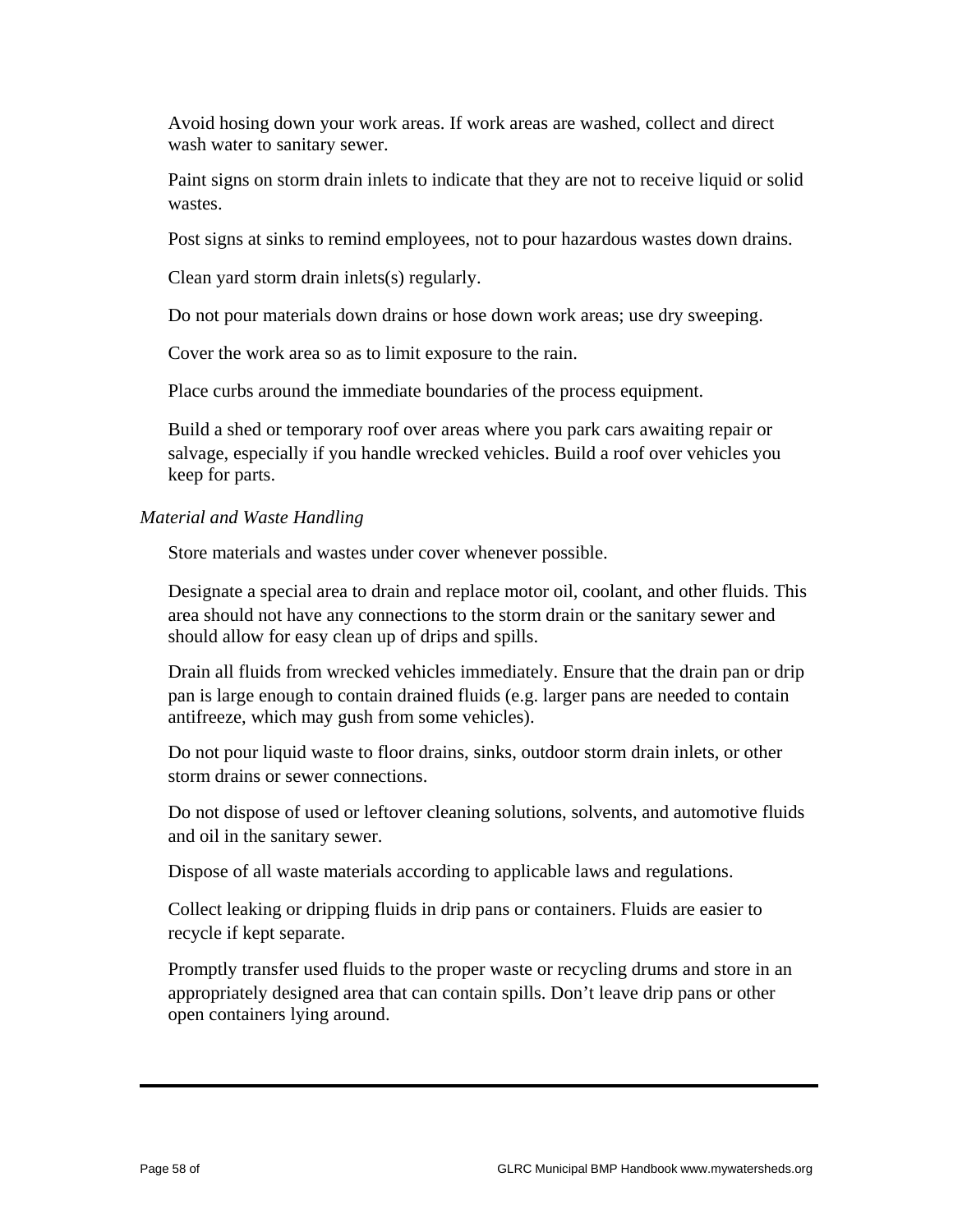Avoid hosing down your work areas. If work areas are washed, collect and direct wash water to sanitary sewer.

Paint signs on storm drain inlets to indicate that they are not to receive liquid or solid wastes.

Post signs at sinks to remind employees, not to pour hazardous wastes down drains.

Clean yard storm drain inlets(s) regularly.

Do not pour materials down drains or hose down work areas; use dry sweeping.

Cover the work area so as to limit exposure to the rain.

Place curbs around the immediate boundaries of the process equipment.

Build a shed or temporary roof over areas where you park cars awaiting repair or salvage, especially if you handle wrecked vehicles. Build a roof over vehicles you keep for parts.

*Material and Waste Handling*

Store materials and wastes under cover whenever possible.

Designate a special area to drain and replace motor oil, coolant, and other fluids. This area should not have any connections to the storm drain or the sanitary sewer and should allow for easy clean up of drips and spills.

Drain all fluids from wrecked vehicles immediately. Ensure that the drain pan or drip pan is large enough to contain drained fluids (e.g. larger pans are needed to contain antifreeze, which may gush from some vehicles).

Do not pour liquid waste to floor drains, sinks, outdoor storm drain inlets, or other storm drains or sewer connections.

Do not dispose of used or leftover cleaning solutions, solvents, and automotive fluids and oil in the sanitary sewer.

Dispose of all waste materials according to applicable laws and regulations.

Collect leaking or dripping fluids in drip pans or containers. Fluids are easier to recycle if kept separate.

Promptly transfer used fluids to the proper waste or recycling drums and store in an appropriately designed area that can contain spills. Don't leave drip pans or other open containers lying around.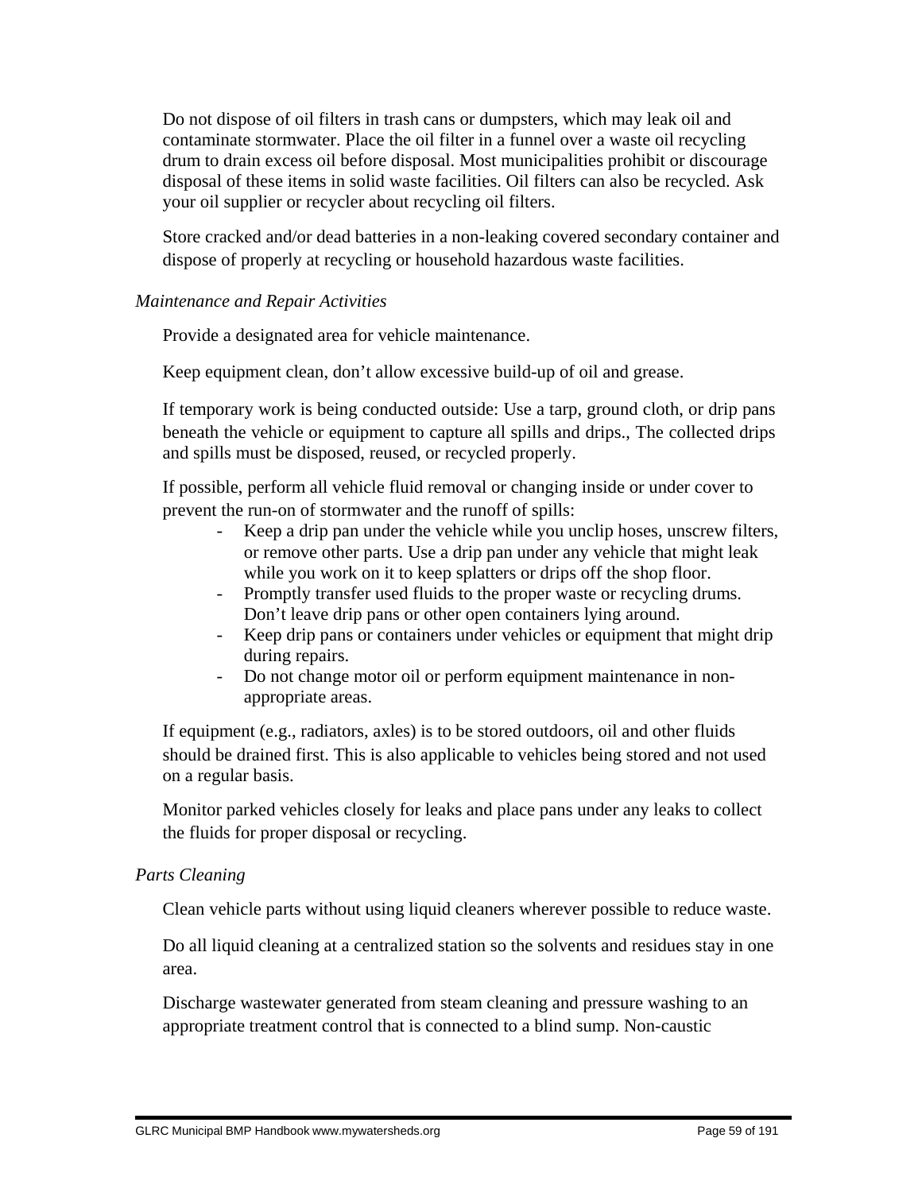Do not dispose of oil filters in trash cans or dumpsters, which may leak oil and contaminate stormwater. Place the oil filter in a funnel over a waste oil recycling drum to drain excess oil before disposal. Most municipalities prohibit or discourage disposal of these items in solid waste facilities. Oil filters can also be recycled. Ask your oil supplier or recycler about recycling oil filters.

Store cracked and/or dead batteries in a non-leaking covered secondary container and dispose of properly at recycling or household hazardous waste facilities.

*Maintenance and Repair Activities*

Provide a designated area for vehicle maintenance.

Keep equipment clean, don't allow excessive build-up of oil and grease.

If temporary work is being conducted outside: Use a tarp, ground cloth, or drip pans beneath the vehicle or equipment to capture all spills and drips., The collected drips and spills must be disposed, reused, or recycled properly.

If possible, perform all vehicle fluid removal or changing inside or under cover to prevent the run-on of stormwater and the runoff of spills:

- Keep a drip pan under the vehicle while you unclip hoses, unscrew filters, or remove other parts. Use a drip pan under any vehicle that might leak while you work on it to keep splatters or drips off the shop floor.
- Promptly transfer used fluids to the proper waste or recycling drums. Don't leave drip pans or other open containers lying around.
- Keep drip pans or containers under vehicles or equipment that might drip during repairs.
- Do not change motor oil or perform equipment maintenance in non-appropriate areas.

If equipment (e.g., radiators, axles) is to be stored outdoors, oil and other fluids should be drained first. This is also applicable to vehicles being stored and not used on a regular basis.

Monitor parked vehicles closely for leaks and place pans under any leaks to collect the fluids for proper disposal or recycling.

*Parts Cleaning*

Clean vehicle parts without using liquid cleaners wherever possible to reduce waste.

Do all liquid cleaning at a centralized station so the solvents and residues stay in one area.

Discharge wastewater generated from steam cleaning and pressure washing to an appropriate treatment control that is connected to a blind sump. Non-caustic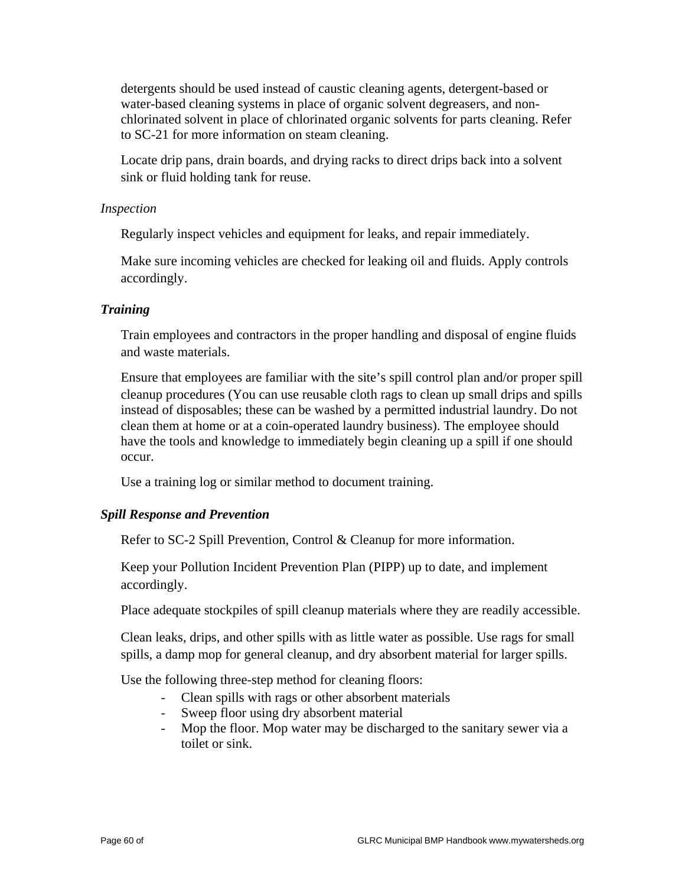detergents should be used instead of caustic cleaning agents, detergent-based or water-based cleaning systems in place of organic solvent degreasers, and non-chlorinated solvent in place of chlorinated organic solvents for parts cleaning. Refer to SC-21 for more information on steam cleaning.

Locate drip pans, drain boards, and drying racks to direct drips back into a solvent sink or fluid holding tank for reuse.

*Inspection*

Regularly inspect vehicles and equipment for leaks, and repair immediately.

Make sure incoming vehicles are checked for leaking oil and fluids. Apply controls accordingly.

***Training***

Train employees and contractors in the proper handling and disposal of engine fluids and waste materials.

Ensure that employees are familiar with the site's spill control plan and/or proper spill cleanup procedures (You can use reusable cloth rags to clean up small drips and spills instead of disposables; these can be washed by a permitted industrial laundry. Do not clean them at home or at a coin-operated laundry business). The employee should have the tools and knowledge to immediately begin cleaning up a spill if one should occur.

Use a training log or similar method to document training.

***Spill Response and Prevention***

Refer to SC-2 Spill Prevention, Control & Cleanup for more information.

Keep your Pollution Incident Prevention Plan (PIPP) up to date, and implement accordingly.

Place adequate stockpiles of spill cleanup materials where they are readily accessible.

Clean leaks, drips, and other spills with as little water as possible. Use rags for small spills, a damp mop for general cleanup, and dry absorbent material for larger spills.

Use the following three-step method for cleaning floors:

- Clean spills with rags or other absorbent materials
- Sweep floor using dry absorbent material
- Mop the floor. Mop water may be discharged to the sanitary sewer via a toilet or sink.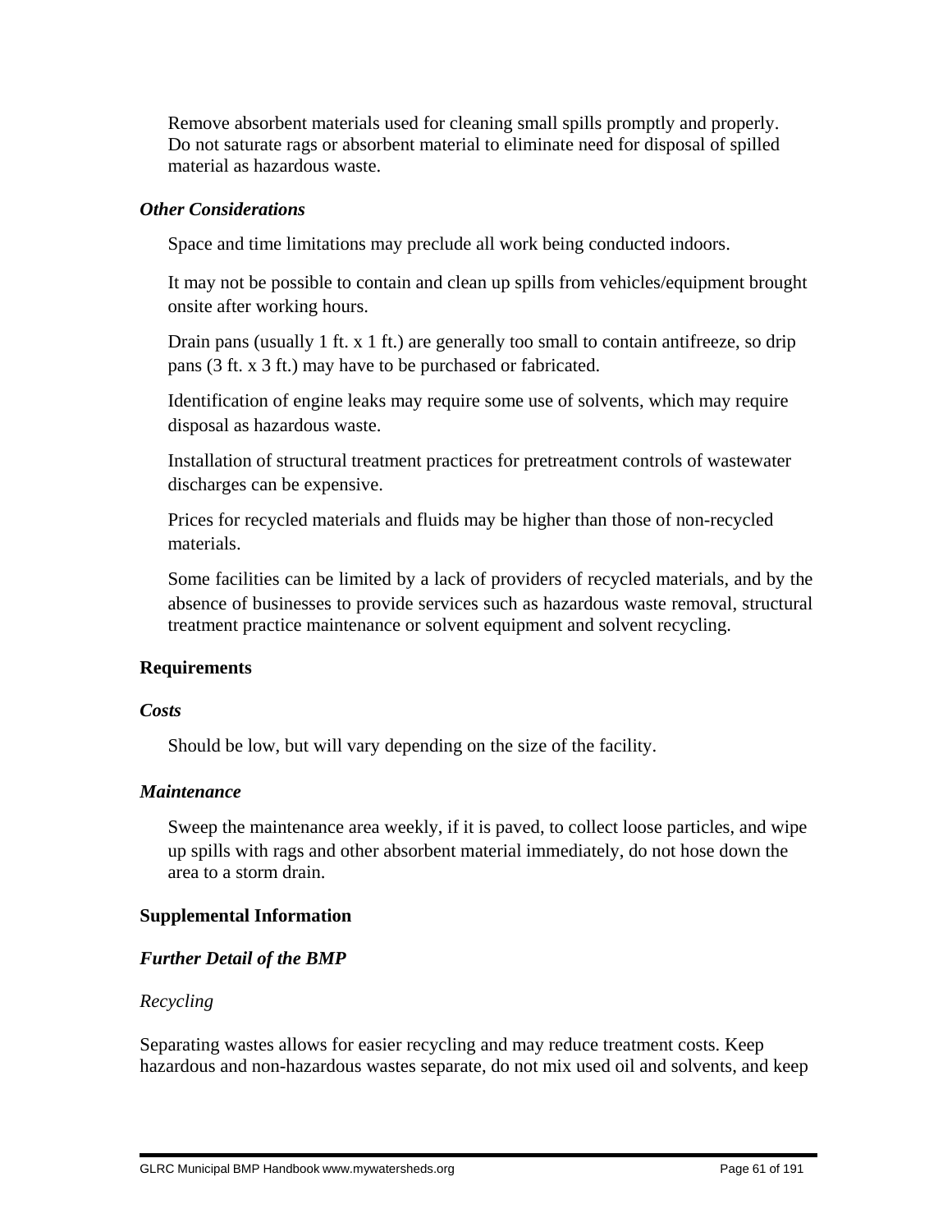Remove absorbent materials used for cleaning small spills promptly and properly. Do not saturate rags or absorbent material to eliminate need for disposal of spilled material as hazardous waste.

### *Other Considerations*

Space and time limitations may preclude all work being conducted indoors.

It may not be possible to contain and clean up spills from vehicles/equipment brought onsite after working hours.

Drain pans (usually 1 ft. x 1 ft.) are generally too small to contain antifreeze, so drip pans (3 ft. x 3 ft.) may have to be purchased or fabricated.

Identification of engine leaks may require some use of solvents, which may require disposal as hazardous waste.

Installation of structural treatment practices for pretreatment controls of wastewater discharges can be expensive.

Prices for recycled materials and fluids may be higher than those of non-recycled materials.

Some facilities can be limited by a lack of providers of recycled materials, and by the absence of businesses to provide services such as hazardous waste removal, structural treatment practice maintenance or solvent equipment and solvent recycling.

## Requirements

### *Costs*

Should be low, but will vary depending on the size of the facility.

### *Maintenance*

Sweep the maintenance area weekly, if it is paved, to collect loose particles, and wipe up spills with rags and other absorbent material immediately, do not hose down the area to a storm drain.

## Supplemental Information

### *Further Detail of the BMP*

*Recycling*

Separating wastes allows for easier recycling and may reduce treatment costs. Keep hazardous and non-hazardous wastes separate, do not mix used oil and solvents, and keep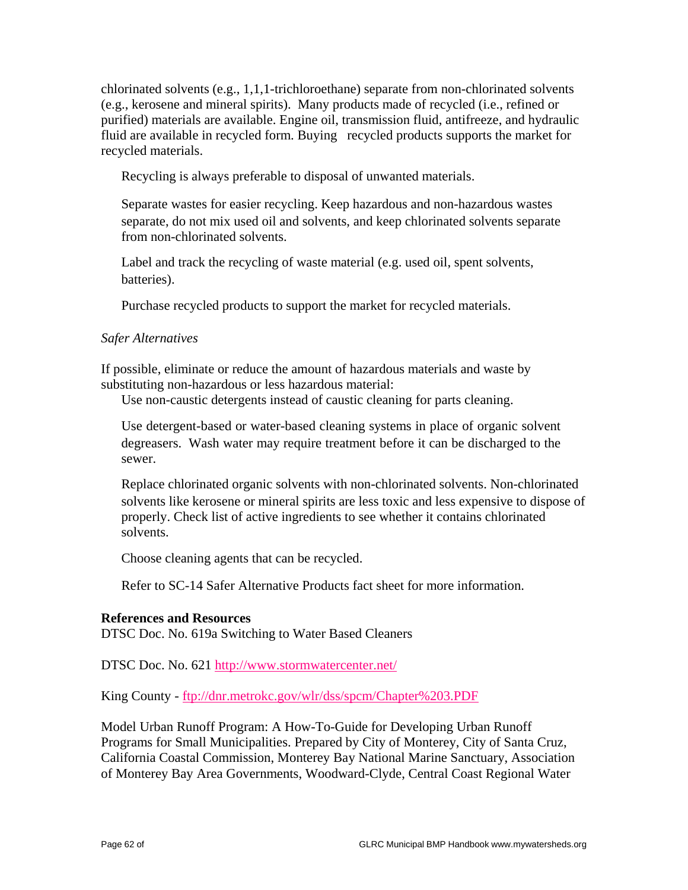chlorinated solvents (e.g., 1,1,1-trichloroethane) separate from non-chlorinated solvents (e.g., kerosene and mineral spirits). Many products made of recycled (i.e., refined or purified) materials are available. Engine oil, transmission fluid, antifreeze, and hydraulic fluid are available in recycled form. Buying recycled products supports the market for recycled materials.

Recycling is always preferable to disposal of unwanted materials.

Separate wastes for easier recycling. Keep hazardous and non-hazardous wastes separate, do not mix used oil and solvents, and keep chlorinated solvents separate from non-chlorinated solvents.

Label and track the recycling of waste material (e.g. used oil, spent solvents, batteries).

Purchase recycled products to support the market for recycled materials.

*Safer Alternatives*

If possible, eliminate or reduce the amount of hazardous materials and waste by substituting non-hazardous or less hazardous material:

Use non-caustic detergents instead of caustic cleaning for parts cleaning.

Use detergent-based or water-based cleaning systems in place of organic solvent degreasers. Wash water may require treatment before it can be discharged to the sewer.

Replace chlorinated organic solvents with non-chlorinated solvents. Non-chlorinated solvents like kerosene or mineral spirits are less toxic and less expensive to dispose of properly. Check list of active ingredients to see whether it contains chlorinated solvents.

Choose cleaning agents that can be recycled.

Refer to SC-14 Safer Alternative Products fact sheet for more information.

**References and Resources**

DTSC Doc. No. 619a Switching to Water Based Cleaners

DTSC Doc. No. 621 http://www.stormwatercenter.net/

King County - ftp://dnr.metrokc.gov/wlr/dss/spcm/Chapter%203.PDF

Model Urban Runoff Program: A How-To-Guide for Developing Urban Runoff Programs for Small Municipalities. Prepared by City of Monterey, City of Santa Cruz, California Coastal Commission, Monterey Bay National Marine Sanctuary, Association of Monterey Bay Area Governments, Woodward-Clyde, Central Coast Regional Water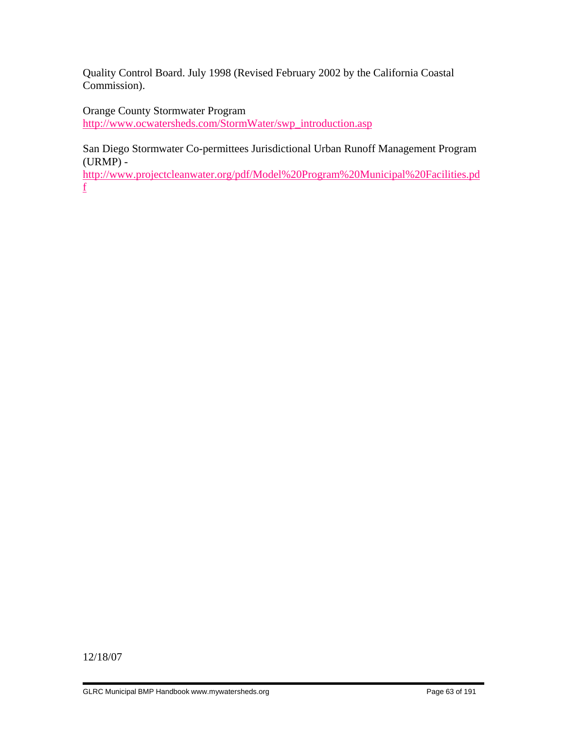Quality Control Board. July 1998 (Revised February 2002 by the California Coastal Commission).

Orange County Stormwater Program
http://www.ocwatersheds.com/StormWater/swp_introduction.asp

San Diego Stormwater Co-permittees Jurisdictional Urban Runoff Management Program (URMP) -
http://www.projectcleanwater.org/pdf/Model%20Program%20Municipal%20Facilities.pdf

12/18/07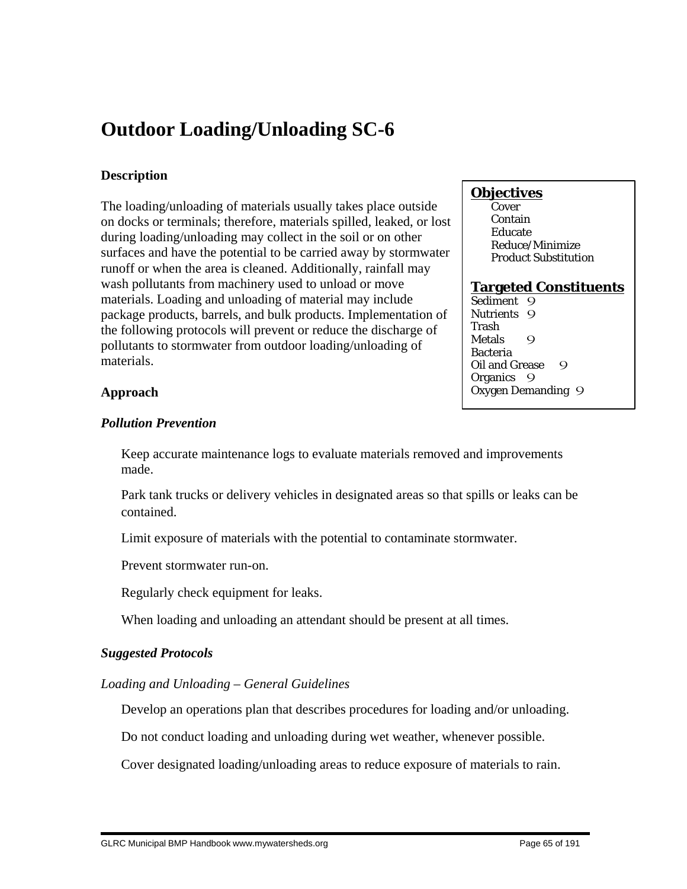# Outdoor Loading/Unloading SC-6

### Description

The loading/unloading of materials usually takes place outside on docks or terminals; therefore, materials spilled, leaked, or lost during loading/unloading may collect in the soil or on other surfaces and have the potential to be carried away by stormwater runoff or when the area is cleaned. Additionally, rainfall may wash pollutants from machinery used to unload or move materials. Loading and unloading of material may include package products, barrels, and bulk products. Implementation of the following protocols will prevent or reduce the discharge of pollutants to stormwater from outdoor loading/unloading of materials.

**Objectives**
- Cover
- Contain
- Educate
- Reduce/Minimize
- Product Substitution

**Targeted Constituents**

| Constituent | |
|---|---|
| Sediment | 9 |
| Nutrients | 9 |
| Trash | |
| Metals | 9 |
| Bacteria | |
| Oil and Grease | 9 |
| Organics | 9 |
| Oxygen Demanding | 9 |

### Approach

#### *Pollution Prevention*

- Keep accurate maintenance logs to evaluate materials removed and improvements made.
- Park tank trucks or delivery vehicles in designated areas so that spills or leaks can be contained.
- Limit exposure of materials with the potential to contaminate stormwater.
- Prevent stormwater run-on.
- Regularly check equipment for leaks.
- When loading and unloading an attendant should be present at all times.

#### *Suggested Protocols*

*Loading and Unloading – General Guidelines*

- Develop an operations plan that describes procedures for loading and/or unloading.
- Do not conduct loading and unloading during wet weather, whenever possible.
- Cover designated loading/unloading areas to reduce exposure of materials to rain.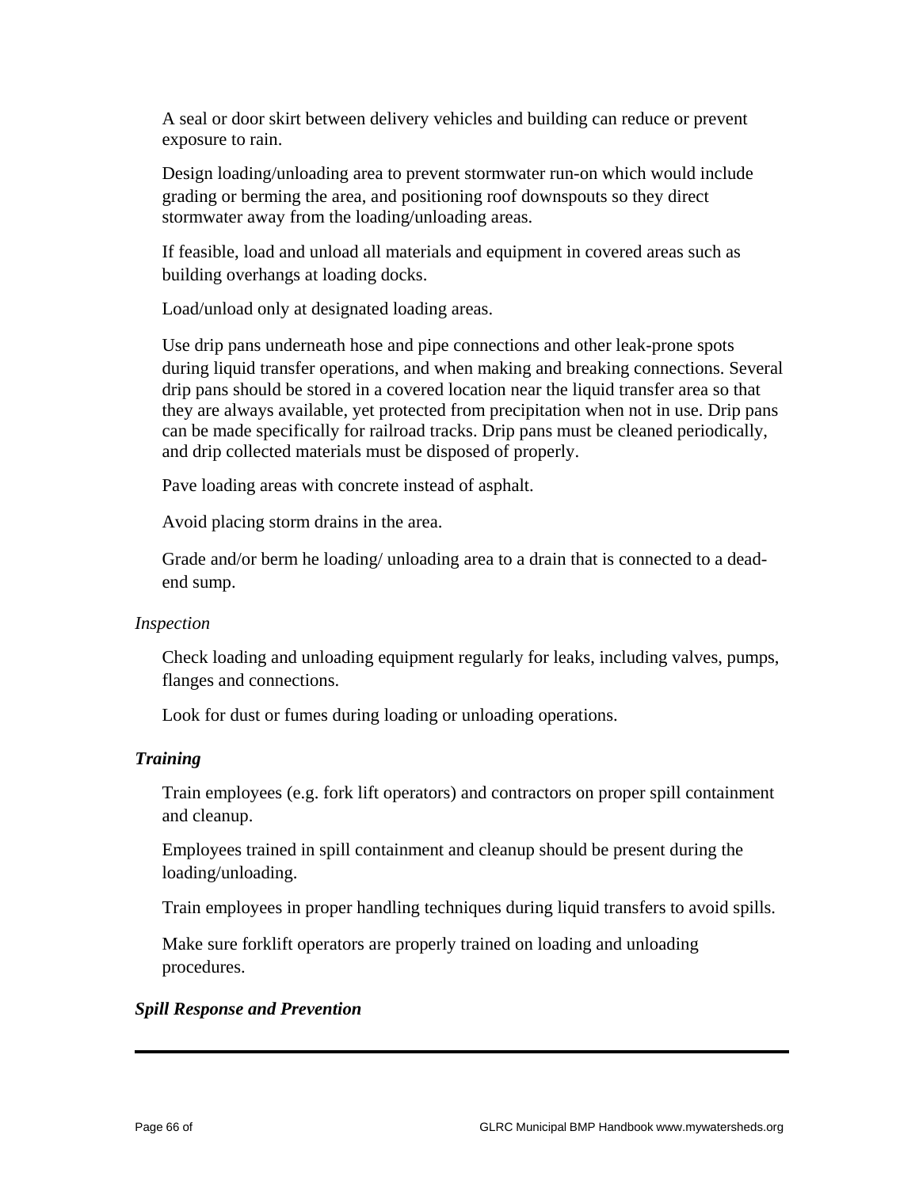A seal or door skirt between delivery vehicles and building can reduce or prevent exposure to rain.

Design loading/unloading area to prevent stormwater run-on which would include grading or berming the area, and positioning roof downspouts so they direct stormwater away from the loading/unloading areas.

If feasible, load and unload all materials and equipment in covered areas such as building overhangs at loading docks.

Load/unload only at designated loading areas.

Use drip pans underneath hose and pipe connections and other leak-prone spots during liquid transfer operations, and when making and breaking connections. Several drip pans should be stored in a covered location near the liquid transfer area so that they are always available, yet protected from precipitation when not in use. Drip pans can be made specifically for railroad tracks. Drip pans must be cleaned periodically, and drip collected materials must be disposed of properly.

Pave loading areas with concrete instead of asphalt.

Avoid placing storm drains in the area.

Grade and/or berm he loading/ unloading area to a drain that is connected to a dead-end sump.

*Inspection*

Check loading and unloading equipment regularly for leaks, including valves, pumps, flanges and connections.

Look for dust or fumes during loading or unloading operations.

***Training***

Train employees (e.g. fork lift operators) and contractors on proper spill containment and cleanup.

Employees trained in spill containment and cleanup should be present during the loading/unloading.

Train employees in proper handling techniques during liquid transfers to avoid spills.

Make sure forklift operators are properly trained on loading and unloading procedures.

***Spill Response and Prevention***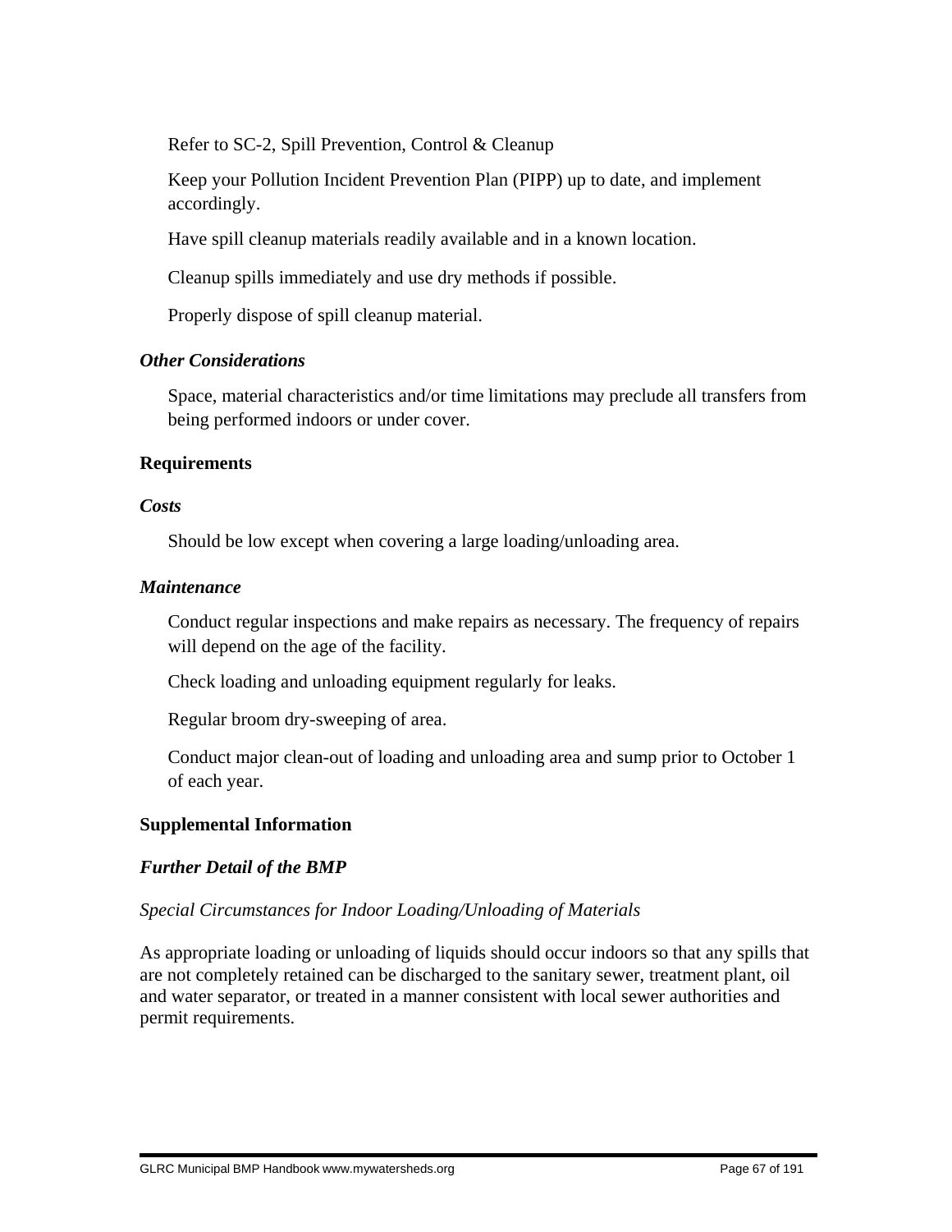Refer to SC-2, Spill Prevention, Control & Cleanup

Keep your Pollution Incident Prevention Plan (PIPP) up to date, and implement accordingly.

Have spill cleanup materials readily available and in a known location.

Cleanup spills immediately and use dry methods if possible.

Properly dispose of spill cleanup material.

### *Other Considerations*

Space, material characteristics and/or time limitations may preclude all transfers from being performed indoors or under cover.

## Requirements

### *Costs*

Should be low except when covering a large loading/unloading area.

### *Maintenance*

Conduct regular inspections and make repairs as necessary. The frequency of repairs will depend on the age of the facility.

Check loading and unloading equipment regularly for leaks.

Regular broom dry-sweeping of area.

Conduct major clean-out of loading and unloading area and sump prior to October 1 of each year.

## Supplemental Information

### *Further Detail of the BMP*

*Special Circumstances for Indoor Loading/Unloading of Materials*

As appropriate loading or unloading of liquids should occur indoors so that any spills that are not completely retained can be discharged to the sanitary sewer, treatment plant, oil and water separator, or treated in a manner consistent with local sewer authorities and permit requirements.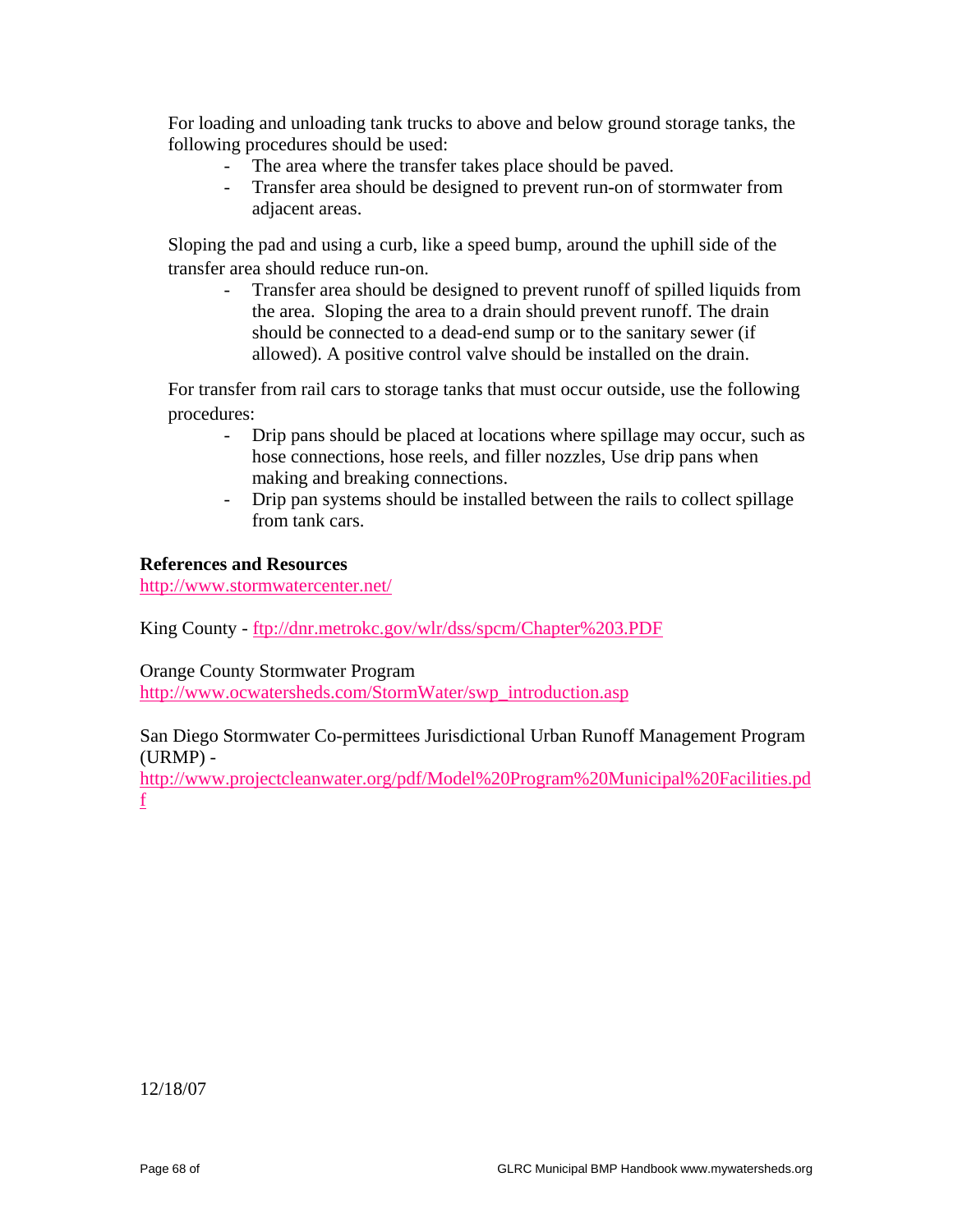For loading and unloading tank trucks to above and below ground storage tanks, the following procedures should be used:

- The area where the transfer takes place should be paved.
- Transfer area should be designed to prevent run-on of stormwater from adjacent areas.

Sloping the pad and using a curb, like a speed bump, around the uphill side of the transfer area should reduce run-on.

- Transfer area should be designed to prevent runoff of spilled liquids from the area. Sloping the area to a drain should prevent runoff. The drain should be connected to a dead-end sump or to the sanitary sewer (if allowed). A positive control valve should be installed on the drain.

For transfer from rail cars to storage tanks that must occur outside, use the following procedures:

- Drip pans should be placed at locations where spillage may occur, such as hose connections, hose reels, and filler nozzles, Use drip pans when making and breaking connections.
- Drip pan systems should be installed between the rails to collect spillage from tank cars.

**References and Resources**

http://www.stormwatercenter.net/

King County - ftp://dnr.metrokc.gov/wlr/dss/spcm/Chapter%203.PDF

Orange County Stormwater Program
http://www.ocwatersheds.com/StormWater/swp_introduction.asp

San Diego Stormwater Co-permittees Jurisdictional Urban Runoff Management Program (URMP) -
http://www.projectcleanwater.org/pdf/Model%20Program%20Municipal%20Facilities.pdf

12/18/07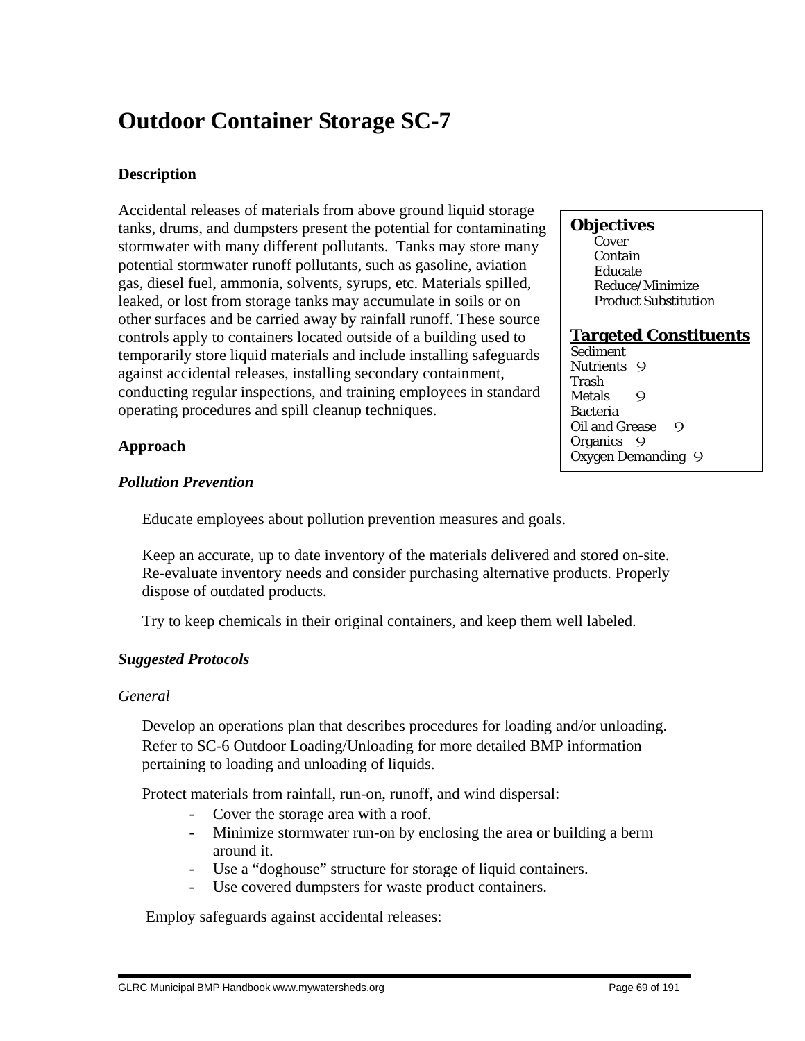# Outdoor Container Storage SC-7

### Description

Accidental releases of materials from above ground liquid storage tanks, drums, and dumpsters present the potential for contaminating stormwater with many different pollutants. Tanks may store many potential stormwater runoff pollutants, such as gasoline, aviation gas, diesel fuel, ammonia, solvents, syrups, etc. Materials spilled, leaked, or lost from storage tanks may accumulate in soils or on other surfaces and be carried away by rainfall runoff. These source controls apply to containers located outside of a building used to temporarily store liquid materials and include installing safeguards against accidental releases, installing secondary containment, conducting regular inspections, and training employees in standard operating procedures and spill cleanup techniques.

**Objectives**

- Cover
- Contain
- Educate
- Reduce/Minimize
- Product Substitution

**Targeted Constituents**

| Constituent | |
|---|---|
| Sediment | |
| Nutrients | 9 |
| Trash | |
| Metals | 9 |
| Bacteria | |
| Oil and Grease | 9 |
| Organics | 9 |
| Oxygen Demanding | 9 |

### Approach

#### *Pollution Prevention*

Educate employees about pollution prevention measures and goals.

Keep an accurate, up to date inventory of the materials delivered and stored on-site. Re-evaluate inventory needs and consider purchasing alternative products. Properly dispose of outdated products.

Try to keep chemicals in their original containers, and keep them well labeled.

#### *Suggested Protocols*

*General*

Develop an operations plan that describes procedures for loading and/or unloading. Refer to SC-6 Outdoor Loading/Unloading for more detailed BMP information pertaining to loading and unloading of liquids.

Protect materials from rainfall, run-on, runoff, and wind dispersal:

- Cover the storage area with a roof.
- Minimize stormwater run-on by enclosing the area or building a berm around it.
- Use a "doghouse" structure for storage of liquid containers.
- Use covered dumpsters for waste product containers.

Employ safeguards against accidental releases: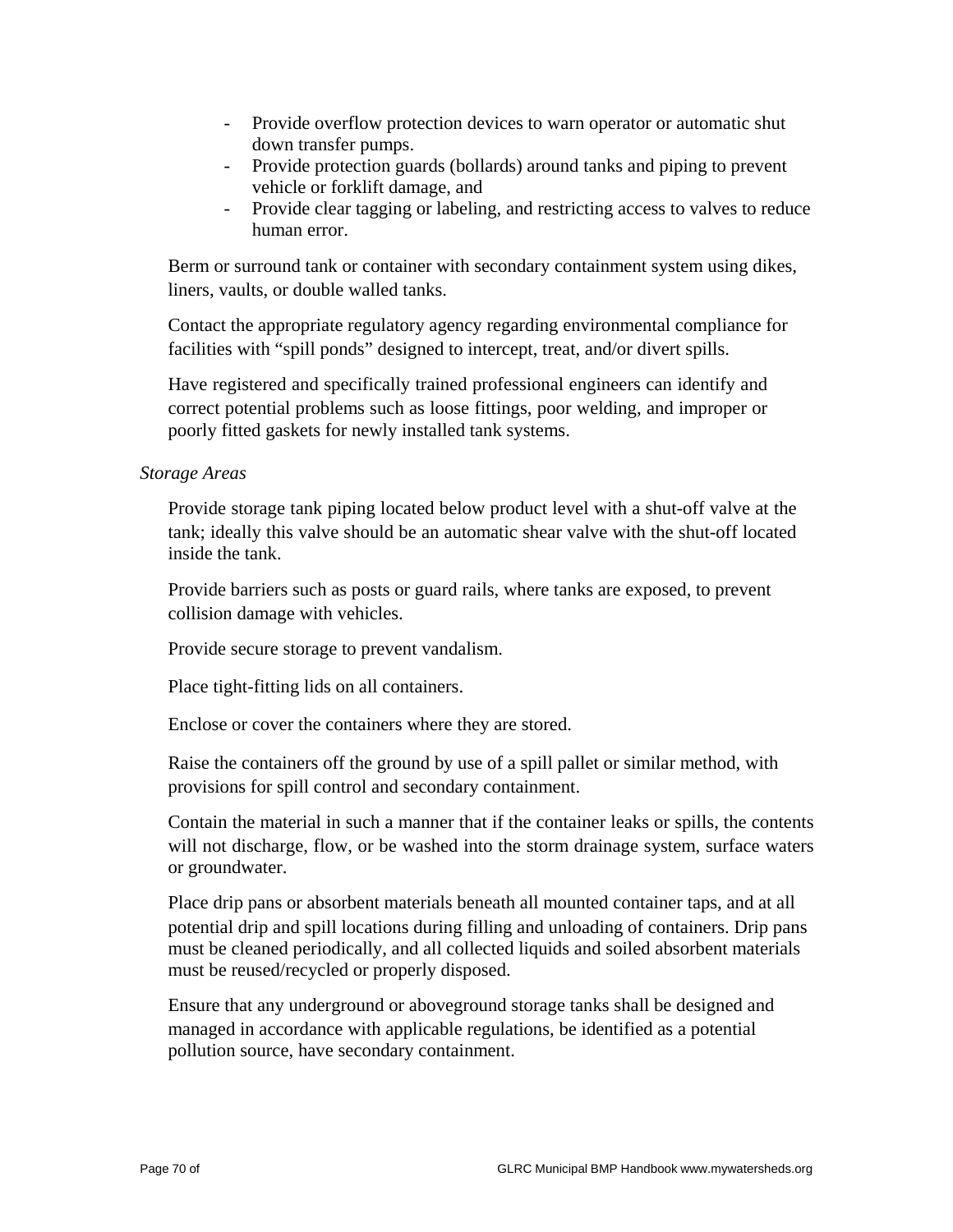- Provide overflow protection devices to warn operator or automatic shut down transfer pumps.
- Provide protection guards (bollards) around tanks and piping to prevent vehicle or forklift damage, and
- Provide clear tagging or labeling, and restricting access to valves to reduce human error.

Berm or surround tank or container with secondary containment system using dikes, liners, vaults, or double walled tanks.

Contact the appropriate regulatory agency regarding environmental compliance for facilities with "spill ponds" designed to intercept, treat, and/or divert spills.

Have registered and specifically trained professional engineers can identify and correct potential problems such as loose fittings, poor welding, and improper or poorly fitted gaskets for newly installed tank systems.

*Storage Areas*

Provide storage tank piping located below product level with a shut-off valve at the tank; ideally this valve should be an automatic shear valve with the shut-off located inside the tank.

Provide barriers such as posts or guard rails, where tanks are exposed, to prevent collision damage with vehicles.

Provide secure storage to prevent vandalism.

Place tight-fitting lids on all containers.

Enclose or cover the containers where they are stored.

Raise the containers off the ground by use of a spill pallet or similar method, with provisions for spill control and secondary containment.

Contain the material in such a manner that if the container leaks or spills, the contents will not discharge, flow, or be washed into the storm drainage system, surface waters or groundwater.

Place drip pans or absorbent materials beneath all mounted container taps, and at all potential drip and spill locations during filling and unloading of containers. Drip pans must be cleaned periodically, and all collected liquids and soiled absorbent materials must be reused/recycled or properly disposed.

Ensure that any underground or aboveground storage tanks shall be designed and managed in accordance with applicable regulations, be identified as a potential pollution source, have secondary containment.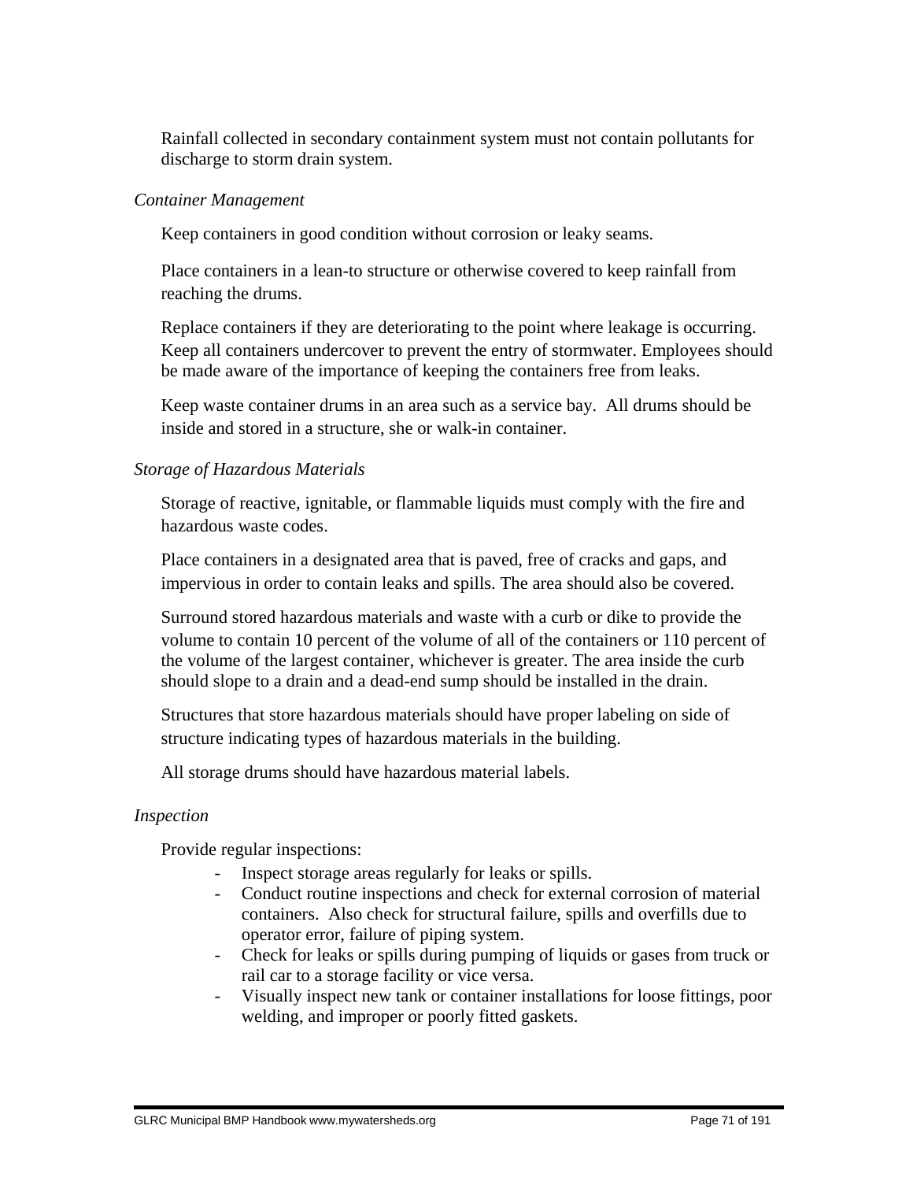Rainfall collected in secondary containment system must not contain pollutants for discharge to storm drain system.

*Container Management*

Keep containers in good condition without corrosion or leaky seams.

Place containers in a lean-to structure or otherwise covered to keep rainfall from reaching the drums.

Replace containers if they are deteriorating to the point where leakage is occurring. Keep all containers undercover to prevent the entry of stormwater. Employees should be made aware of the importance of keeping the containers free from leaks.

Keep waste container drums in an area such as a service bay. All drums should be inside and stored in a structure, she or walk-in container.

*Storage of Hazardous Materials*

Storage of reactive, ignitable, or flammable liquids must comply with the fire and hazardous waste codes.

Place containers in a designated area that is paved, free of cracks and gaps, and impervious in order to contain leaks and spills. The area should also be covered.

Surround stored hazardous materials and waste with a curb or dike to provide the volume to contain 10 percent of the volume of all of the containers or 110 percent of the volume of the largest container, whichever is greater. The area inside the curb should slope to a drain and a dead-end sump should be installed in the drain.

Structures that store hazardous materials should have proper labeling on side of structure indicating types of hazardous materials in the building.

All storage drums should have hazardous material labels.

*Inspection*

Provide regular inspections:

- Inspect storage areas regularly for leaks or spills.
- Conduct routine inspections and check for external corrosion of material containers. Also check for structural failure, spills and overfills due to operator error, failure of piping system.
- Check for leaks or spills during pumping of liquids or gases from truck or rail car to a storage facility or vice versa.
- Visually inspect new tank or container installations for loose fittings, poor welding, and improper or poorly fitted gaskets.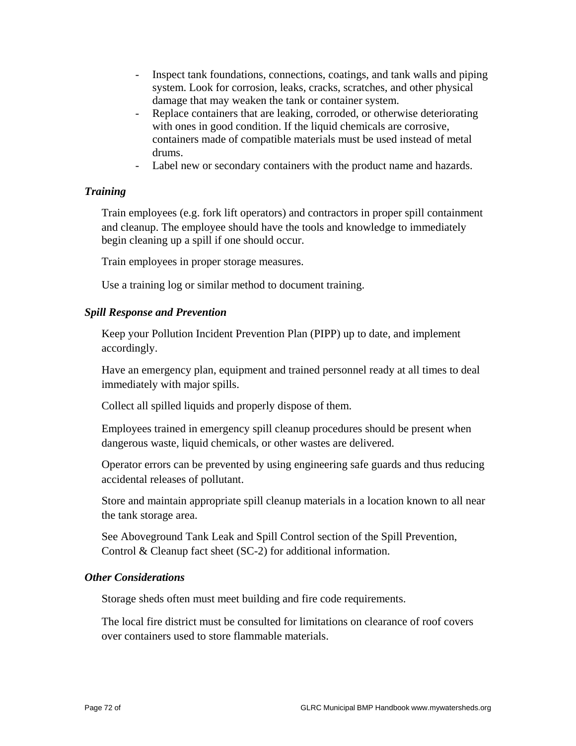- Inspect tank foundations, connections, coatings, and tank walls and piping system. Look for corrosion, leaks, cracks, scratches, and other physical damage that may weaken the tank or container system.
- Replace containers that are leaking, corroded, or otherwise deteriorating with ones in good condition. If the liquid chemicals are corrosive, containers made of compatible materials must be used instead of metal drums.
- Label new or secondary containers with the product name and hazards.

***Training***

Train employees (e.g. fork lift operators) and contractors in proper spill containment and cleanup. The employee should have the tools and knowledge to immediately begin cleaning up a spill if one should occur.

Train employees in proper storage measures.

Use a training log or similar method to document training.

***Spill Response and Prevention***

Keep your Pollution Incident Prevention Plan (PIPP) up to date, and implement accordingly.

Have an emergency plan, equipment and trained personnel ready at all times to deal immediately with major spills.

Collect all spilled liquids and properly dispose of them.

Employees trained in emergency spill cleanup procedures should be present when dangerous waste, liquid chemicals, or other wastes are delivered.

Operator errors can be prevented by using engineering safe guards and thus reducing accidental releases of pollutant.

Store and maintain appropriate spill cleanup materials in a location known to all near the tank storage area.

See Aboveground Tank Leak and Spill Control section of the Spill Prevention, Control & Cleanup fact sheet (SC-2) for additional information.

***Other Considerations***

Storage sheds often must meet building and fire code requirements.

The local fire district must be consulted for limitations on clearance of roof covers over containers used to store flammable materials.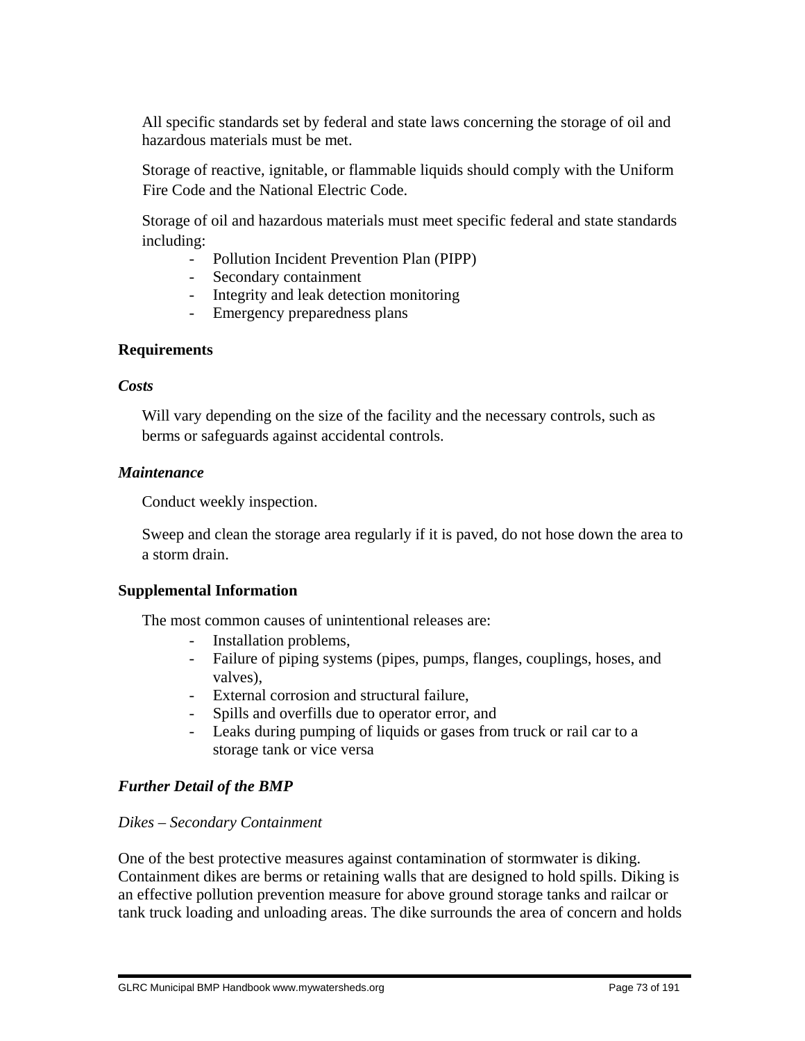All specific standards set by federal and state laws concerning the storage of oil and hazardous materials must be met.

Storage of reactive, ignitable, or flammable liquids should comply with the Uniform Fire Code and the National Electric Code.

Storage of oil and hazardous materials must meet specific federal and state standards including:

- Pollution Incident Prevention Plan (PIPP)
- Secondary containment
- Integrity and leak detection monitoring
- Emergency preparedness plans

### Requirements

#### *Costs*

Will vary depending on the size of the facility and the necessary controls, such as berms or safeguards against accidental controls.

#### *Maintenance*

Conduct weekly inspection.

Sweep and clean the storage area regularly if it is paved, do not hose down the area to a storm drain.

### Supplemental Information

The most common causes of unintentional releases are:

- Installation problems,
- Failure of piping systems (pipes, pumps, flanges, couplings, hoses, and valves),
- External corrosion and structural failure,
- Spills and overfills due to operator error, and
- Leaks during pumping of liquids or gases from truck or rail car to a storage tank or vice versa

### *Further Detail of the BMP*

*Dikes – Secondary Containment*

One of the best protective measures against contamination of stormwater is diking. Containment dikes are berms or retaining walls that are designed to hold spills. Diking is an effective pollution prevention measure for above ground storage tanks and railcar or tank truck loading and unloading areas. The dike surrounds the area of concern and holds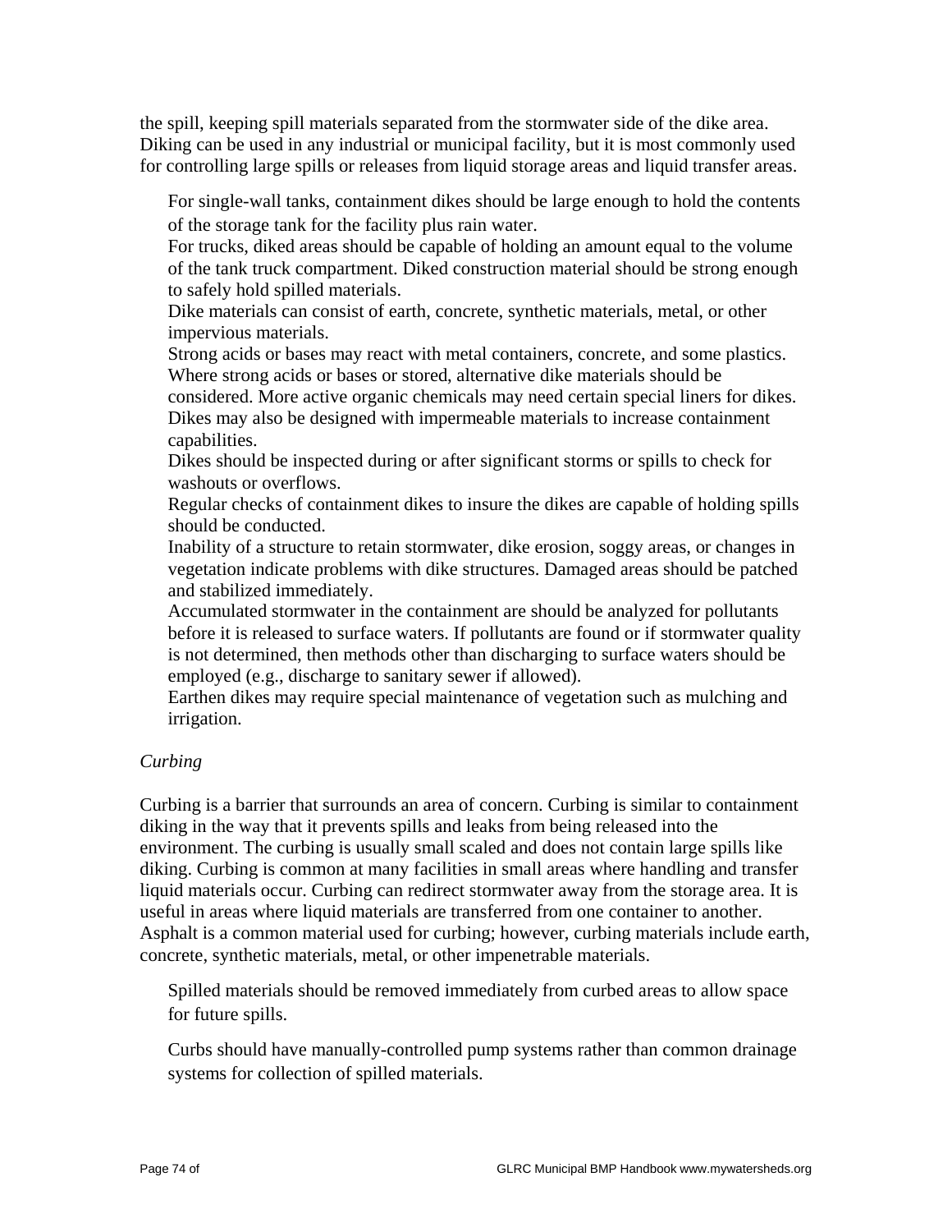the spill, keeping spill materials separated from the stormwater side of the dike area. Diking can be used in any industrial or municipal facility, but it is most commonly used for controlling large spills or releases from liquid storage areas and liquid transfer areas.

- For single-wall tanks, containment dikes should be large enough to hold the contents of the storage tank for the facility plus rain water.
- For trucks, diked areas should be capable of holding an amount equal to the volume of the tank truck compartment. Diked construction material should be strong enough to safely hold spilled materials.
- Dike materials can consist of earth, concrete, synthetic materials, metal, or other impervious materials.
- Strong acids or bases may react with metal containers, concrete, and some plastics. Where strong acids or bases or stored, alternative dike materials should be considered. More active organic chemicals may need certain special liners for dikes.
- Dikes may also be designed with impermeable materials to increase containment capabilities.
- Dikes should be inspected during or after significant storms or spills to check for washouts or overflows.
- Regular checks of containment dikes to insure the dikes are capable of holding spills should be conducted.
- Inability of a structure to retain stormwater, dike erosion, soggy areas, or changes in vegetation indicate problems with dike structures. Damaged areas should be patched and stabilized immediately.
- Accumulated stormwater in the containment are should be analyzed for pollutants before it is released to surface waters. If pollutants are found or if stormwater quality is not determined, then methods other than discharging to surface waters should be employed (e.g., discharge to sanitary sewer if allowed).
- Earthen dikes may require special maintenance of vegetation such as mulching and irrigation.

*Curbing*

Curbing is a barrier that surrounds an area of concern. Curbing is similar to containment diking in the way that it prevents spills and leaks from being released into the environment. The curbing is usually small scaled and does not contain large spills like diking. Curbing is common at many facilities in small areas where handling and transfer liquid materials occur. Curbing can redirect stormwater away from the storage area. It is useful in areas where liquid materials are transferred from one container to another. Asphalt is a common material used for curbing; however, curbing materials include earth, concrete, synthetic materials, metal, or other impenetrable materials.

- Spilled materials should be removed immediately from curbed areas to allow space for future spills.
- Curbs should have manually-controlled pump systems rather than common drainage systems for collection of spilled materials.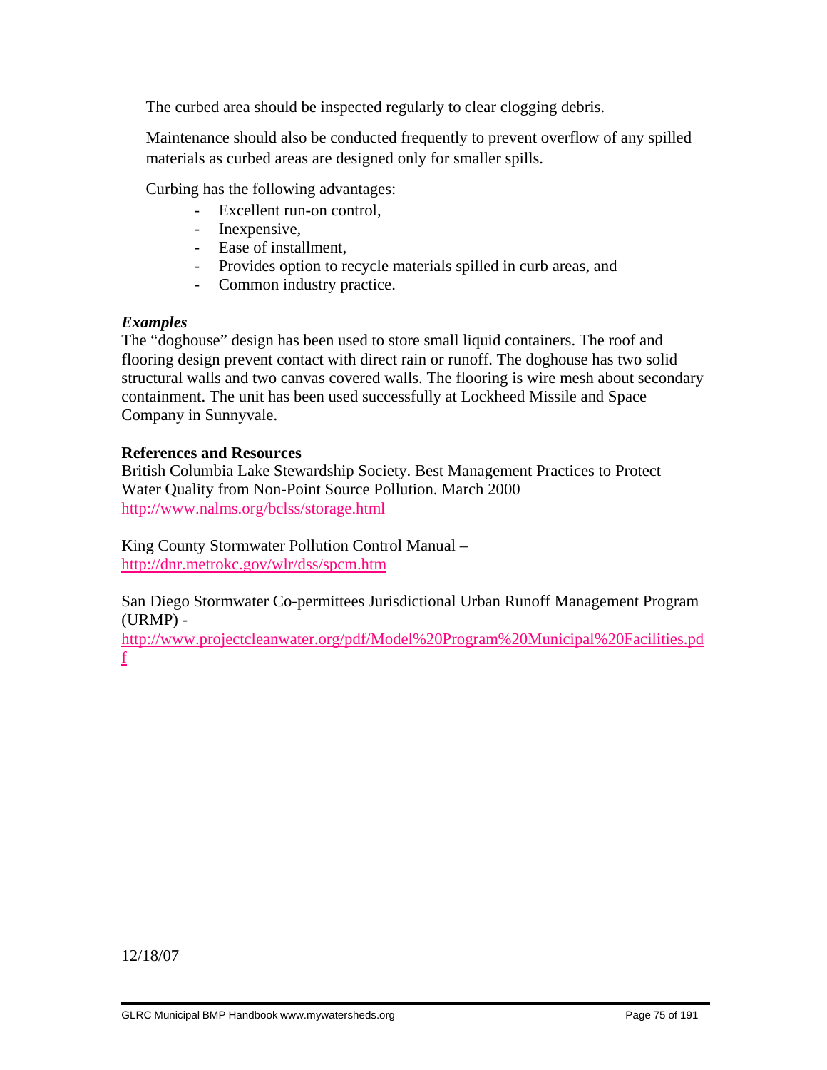The curbed area should be inspected regularly to clear clogging debris.

Maintenance should also be conducted frequently to prevent overflow of any spilled materials as curbed areas are designed only for smaller spills.

Curbing has the following advantages:

- Excellent run-on control,
- Inexpensive,
- Ease of installment,
- Provides option to recycle materials spilled in curb areas, and
- Common industry practice.

***Examples***

The "doghouse" design has been used to store small liquid containers. The roof and flooring design prevent contact with direct rain or runoff. The doghouse has two solid structural walls and two canvas covered walls. The flooring is wire mesh about secondary containment. The unit has been used successfully at Lockheed Missile and Space Company in Sunnyvale.

**References and Resources**

British Columbia Lake Stewardship Society. Best Management Practices to Protect Water Quality from Non-Point Source Pollution. March 2000
http://www.nalms.org/bclss/storage.html

King County Stormwater Pollution Control Manual –
http://dnr.metrokc.gov/wlr/dss/spcm.htm

San Diego Stormwater Co-permittees Jurisdictional Urban Runoff Management Program (URMP) -
http://www.projectcleanwater.org/pdf/Model%20Program%20Municipal%20Facilities.pdf

12/18/07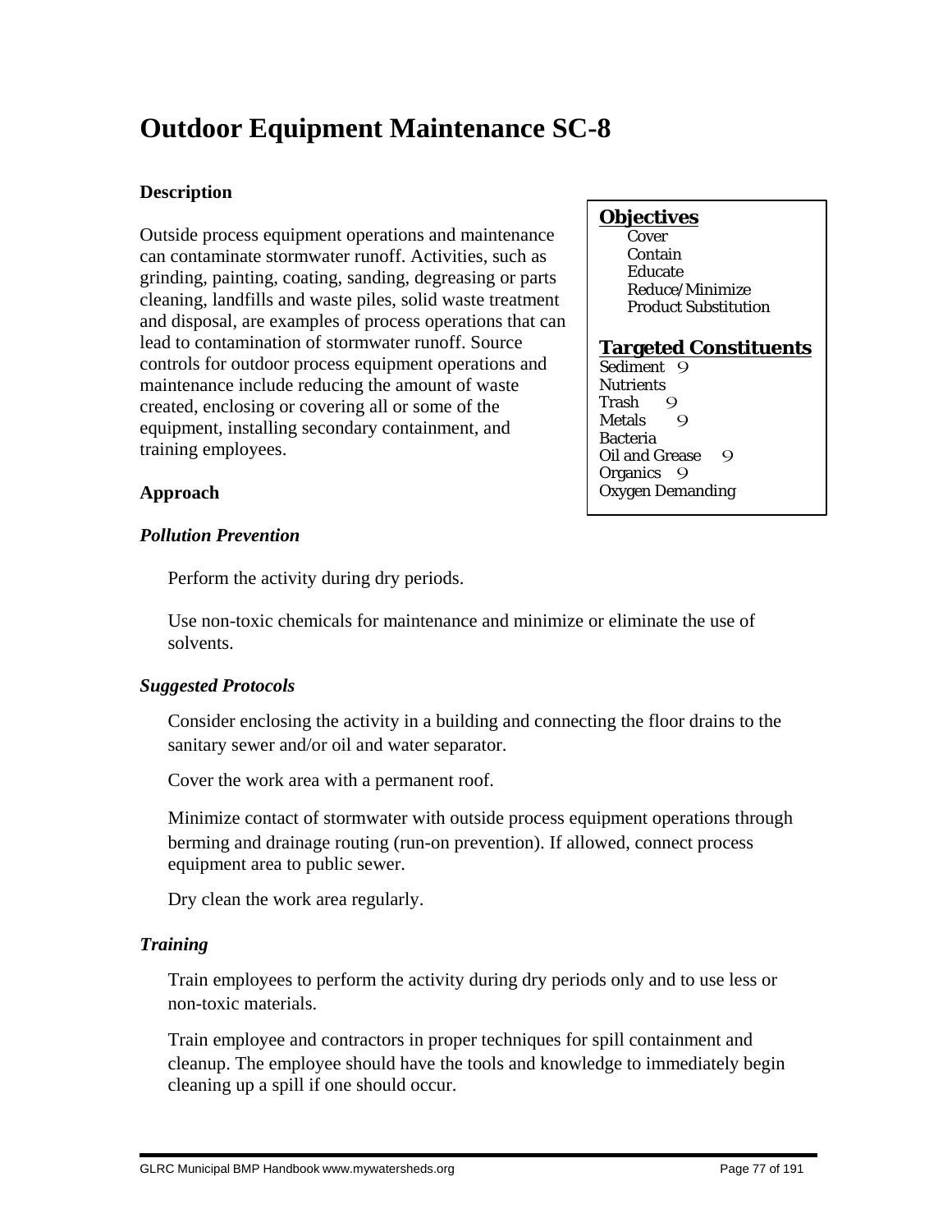# Outdoor Equipment Maintenance SC-8

**Description**

Outside process equipment operations and maintenance can contaminate stormwater runoff. Activities, such as grinding, painting, coating, sanding, degreasing or parts cleaning, landfills and waste piles, solid waste treatment and disposal, are examples of process operations that can lead to contamination of stormwater runoff. Source controls for outdoor process equipment operations and maintenance include reducing the amount of waste created, enclosing or covering all or some of the equipment, installing secondary containment, and training employees.

**Objectives**

- Cover
- Contain
- Educate
- Reduce/Minimize
- Product Substitution

**Targeted Constituents**

- Sediment 9
- Nutrients
- Trash 9
- Metals 9
- Bacteria
- Oil and Grease 9
- Organics 9
- Oxygen Demanding

**Approach**

***Pollution Prevention***

Perform the activity during dry periods.

Use non-toxic chemicals for maintenance and minimize or eliminate the use of solvents.

***Suggested Protocols***

Consider enclosing the activity in a building and connecting the floor drains to the sanitary sewer and/or oil and water separator.

Cover the work area with a permanent roof.

Minimize contact of stormwater with outside process equipment operations through berming and drainage routing (run-on prevention). If allowed, connect process equipment area to public sewer.

Dry clean the work area regularly.

***Training***

Train employees to perform the activity during dry periods only and to use less or non-toxic materials.

Train employee and contractors in proper techniques for spill containment and cleanup. The employee should have the tools and knowledge to immediately begin cleaning up a spill if one should occur.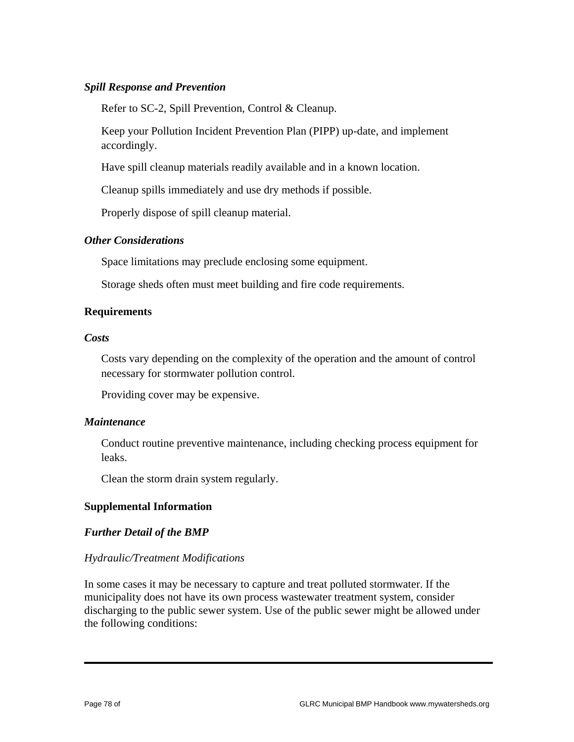#### *Spill Response and Prevention*

Refer to SC-2, Spill Prevention, Control & Cleanup.

Keep your Pollution Incident Prevention Plan (PIPP) up-date, and implement accordingly.

Have spill cleanup materials readily available and in a known location.

Cleanup spills immediately and use dry methods if possible.

Properly dispose of spill cleanup material.

#### *Other Considerations*

Space limitations may preclude enclosing some equipment.

Storage sheds often must meet building and fire code requirements.

### Requirements

#### *Costs*

Costs vary depending on the complexity of the operation and the amount of control necessary for stormwater pollution control.

Providing cover may be expensive.

#### *Maintenance*

Conduct routine preventive maintenance, including checking process equipment for leaks.

Clean the storm drain system regularly.

### Supplemental Information

#### *Further Detail of the BMP*

*Hydraulic/Treatment Modifications*

In some cases it may be necessary to capture and treat polluted stormwater. If the municipality does not have its own process wastewater treatment system, consider discharging to the public sewer system. Use of the public sewer might be allowed under the following conditions: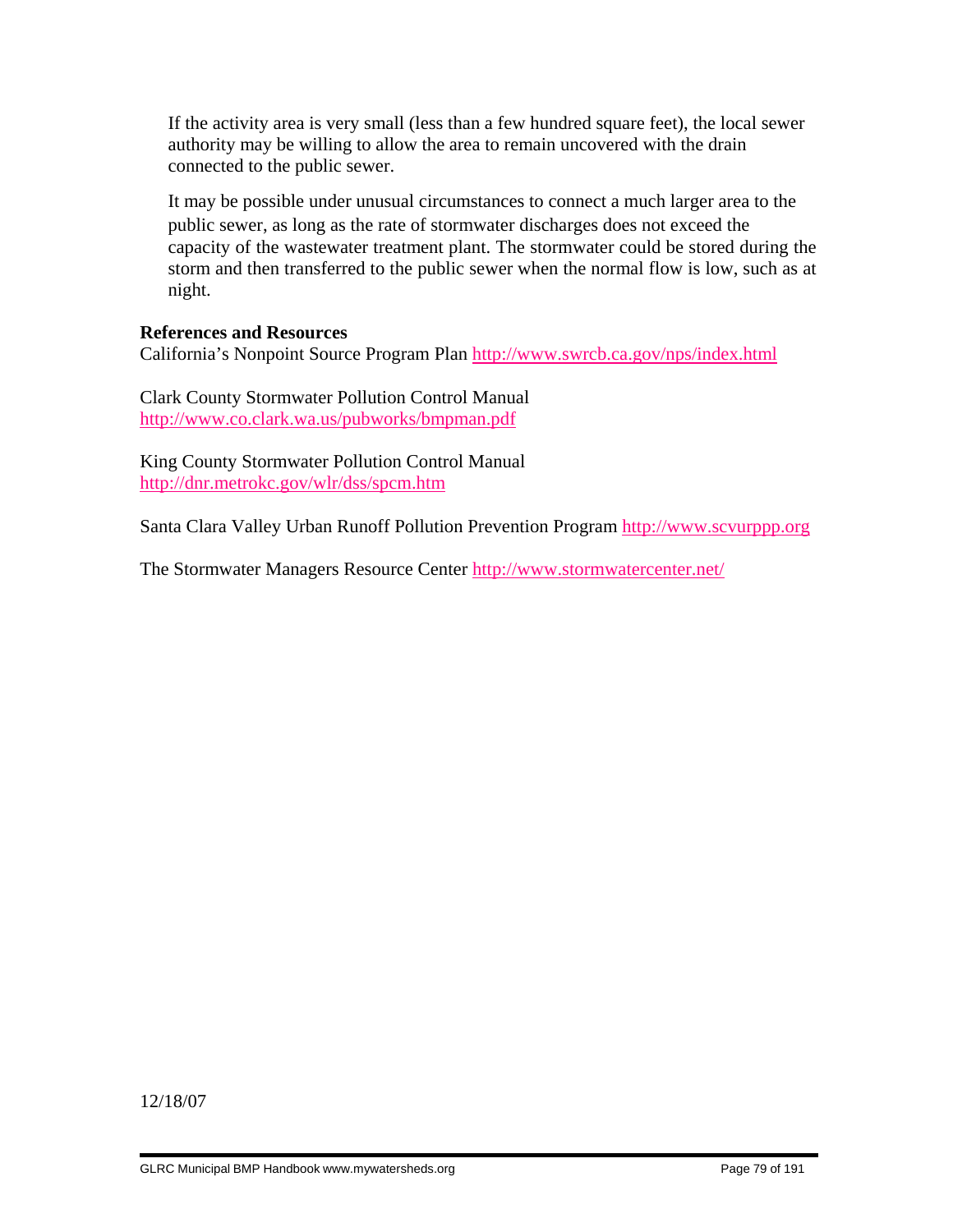If the activity area is very small (less than a few hundred square feet), the local sewer authority may be willing to allow the area to remain uncovered with the drain connected to the public sewer.

It may be possible under unusual circumstances to connect a much larger area to the public sewer, as long as the rate of stormwater discharges does not exceed the capacity of the wastewater treatment plant. The stormwater could be stored during the storm and then transferred to the public sewer when the normal flow is low, such as at night.

**References and Resources**

California's Nonpoint Source Program Plan http://www.swrcb.ca.gov/nps/index.html

Clark County Stormwater Pollution Control Manual
http://www.co.clark.wa.us/pubworks/bmpman.pdf

King County Stormwater Pollution Control Manual
http://dnr.metrokc.gov/wlr/dss/spcm.htm

Santa Clara Valley Urban Runoff Pollution Prevention Program http://www.scvurppp.org

The Stormwater Managers Resource Center http://www.stormwatercenter.net/

12/18/07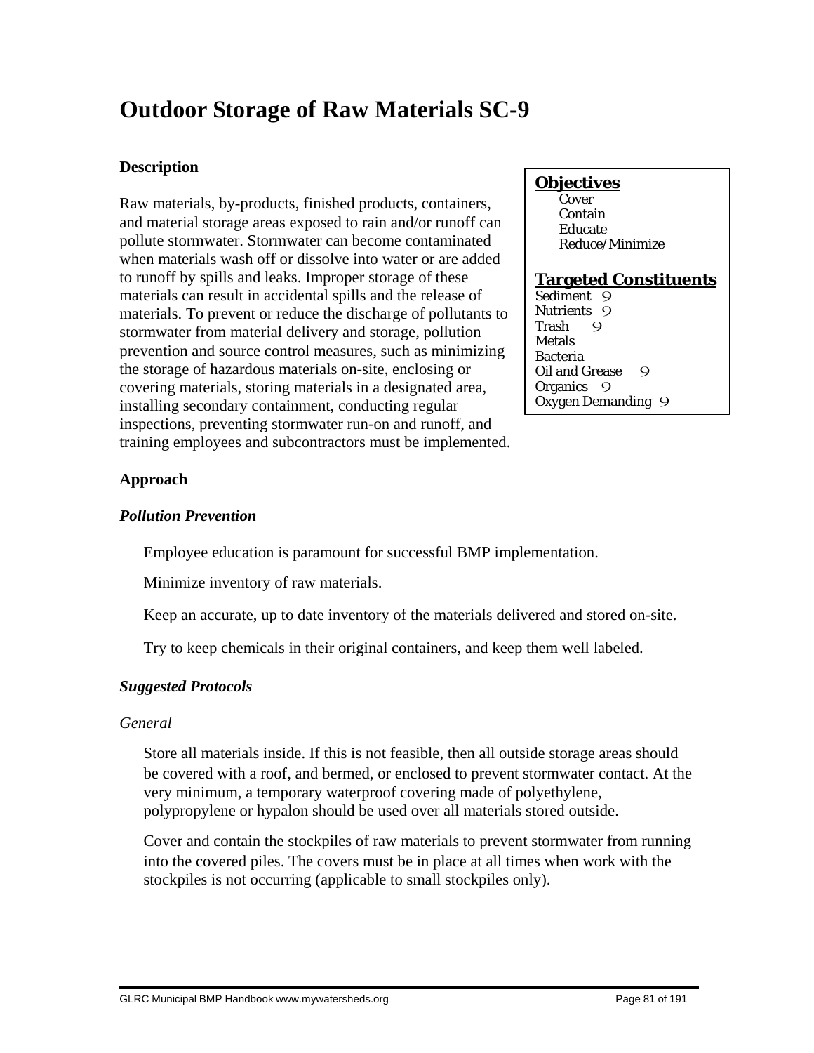# Outdoor Storage of Raw Materials SC-9

**Description**

Raw materials, by-products, finished products, containers, and material storage areas exposed to rain and/or runoff can pollute stormwater. Stormwater can become contaminated when materials wash off or dissolve into water or are added to runoff by spills and leaks. Improper storage of these materials can result in accidental spills and the release of materials. To prevent or reduce the discharge of pollutants to stormwater from material delivery and storage, pollution prevention and source control measures, such as minimizing the storage of hazardous materials on-site, enclosing or covering materials, storing materials in a designated area, installing secondary containment, conducting regular inspections, preventing stormwater run-on and runoff, and training employees and subcontractors must be implemented.

**Objectives**

- Cover
- Contain
- Educate
- Reduce/Minimize

**Targeted Constituents**

- Sediment 9
- Nutrients 9
- Trash 9
- Metals
- Bacteria
- Oil and Grease 9
- Organics 9
- Oxygen Demanding 9

**Approach**

***Pollution Prevention***

Employee education is paramount for successful BMP implementation.

Minimize inventory of raw materials.

Keep an accurate, up to date inventory of the materials delivered and stored on-site.

Try to keep chemicals in their original containers, and keep them well labeled.

***Suggested Protocols***

*General*

Store all materials inside. If this is not feasible, then all outside storage areas should be covered with a roof, and bermed, or enclosed to prevent stormwater contact. At the very minimum, a temporary waterproof covering made of polyethylene, polypropylene or hypalon should be used over all materials stored outside.

Cover and contain the stockpiles of raw materials to prevent stormwater from running into the covered piles. The covers must be in place at all times when work with the stockpiles is not occurring (applicable to small stockpiles only).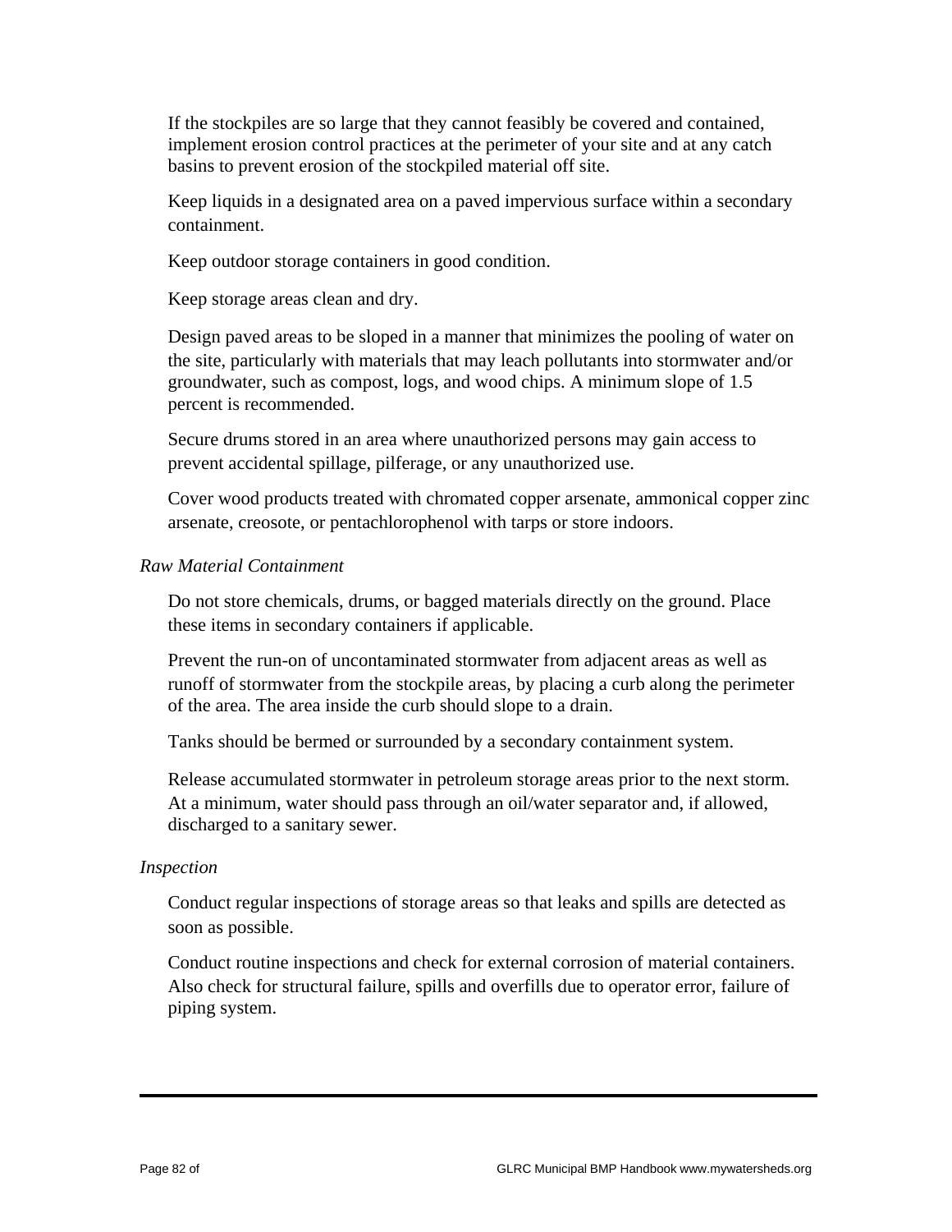If the stockpiles are so large that they cannot feasibly be covered and contained, implement erosion control practices at the perimeter of your site and at any catch basins to prevent erosion of the stockpiled material off site.

Keep liquids in a designated area on a paved impervious surface within a secondary containment.

Keep outdoor storage containers in good condition.

Keep storage areas clean and dry.

Design paved areas to be sloped in a manner that minimizes the pooling of water on the site, particularly with materials that may leach pollutants into stormwater and/or groundwater, such as compost, logs, and wood chips. A minimum slope of 1.5 percent is recommended.

Secure drums stored in an area where unauthorized persons may gain access to prevent accidental spillage, pilferage, or any unauthorized use.

Cover wood products treated with chromated copper arsenate, ammonical copper zinc arsenate, creosote, or pentachlorophenol with tarps or store indoors.

*Raw Material Containment*

Do not store chemicals, drums, or bagged materials directly on the ground. Place these items in secondary containers if applicable.

Prevent the run-on of uncontaminated stormwater from adjacent areas as well as runoff of stormwater from the stockpile areas, by placing a curb along the perimeter of the area. The area inside the curb should slope to a drain.

Tanks should be bermed or surrounded by a secondary containment system.

Release accumulated stormwater in petroleum storage areas prior to the next storm. At a minimum, water should pass through an oil/water separator and, if allowed, discharged to a sanitary sewer.

*Inspection*

Conduct regular inspections of storage areas so that leaks and spills are detected as soon as possible.

Conduct routine inspections and check for external corrosion of material containers. Also check for structural failure, spills and overfills due to operator error, failure of piping system.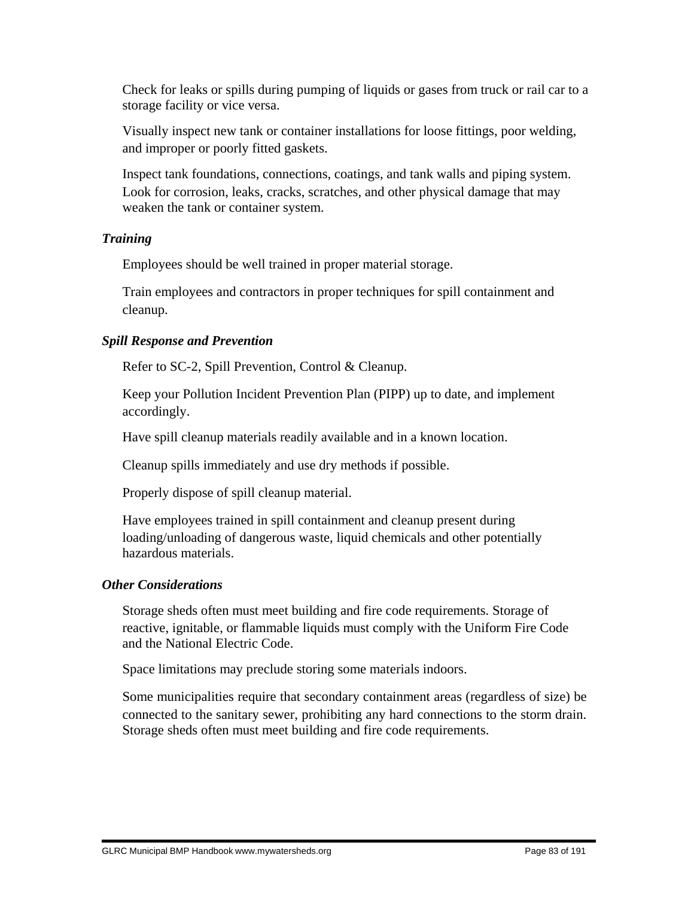Check for leaks or spills during pumping of liquids or gases from truck or rail car to a storage facility or vice versa.

Visually inspect new tank or container installations for loose fittings, poor welding, and improper or poorly fitted gaskets.

Inspect tank foundations, connections, coatings, and tank walls and piping system. Look for corrosion, leaks, cracks, scratches, and other physical damage that may weaken the tank or container system.

***Training***

Employees should be well trained in proper material storage.

Train employees and contractors in proper techniques for spill containment and cleanup.

***Spill Response and Prevention***

Refer to SC-2, Spill Prevention, Control & Cleanup.

Keep your Pollution Incident Prevention Plan (PIPP) up to date, and implement accordingly.

Have spill cleanup materials readily available and in a known location.

Cleanup spills immediately and use dry methods if possible.

Properly dispose of spill cleanup material.

Have employees trained in spill containment and cleanup present during loading/unloading of dangerous waste, liquid chemicals and other potentially hazardous materials.

***Other Considerations***

Storage sheds often must meet building and fire code requirements. Storage of reactive, ignitable, or flammable liquids must comply with the Uniform Fire Code and the National Electric Code.

Space limitations may preclude storing some materials indoors.

Some municipalities require that secondary containment areas (regardless of size) be connected to the sanitary sewer, prohibiting any hard connections to the storm drain. Storage sheds often must meet building and fire code requirements.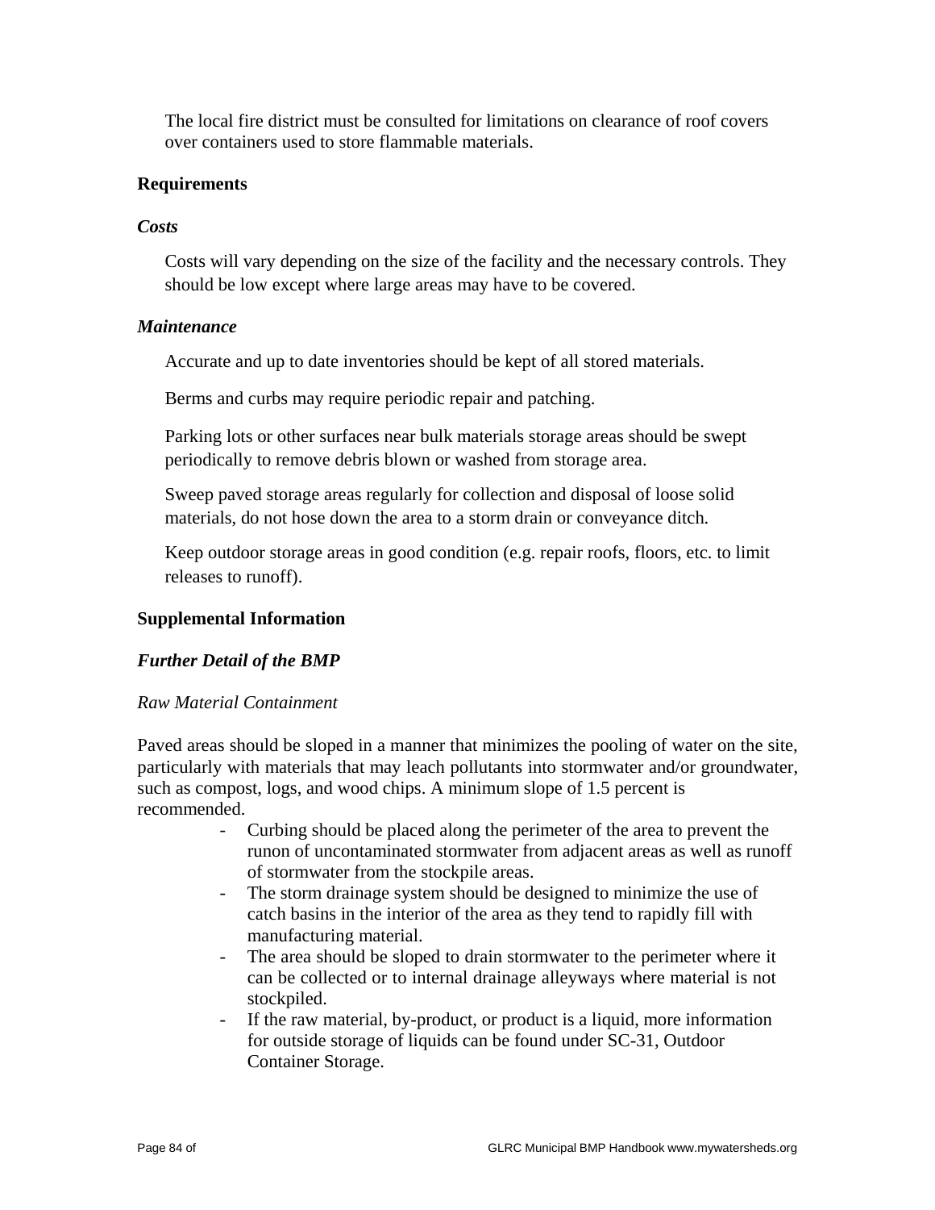The local fire district must be consulted for limitations on clearance of roof covers over containers used to store flammable materials.

**Requirements**

***Costs***

Costs will vary depending on the size of the facility and the necessary controls. They should be low except where large areas may have to be covered.

***Maintenance***

Accurate and up to date inventories should be kept of all stored materials.

Berms and curbs may require periodic repair and patching.

Parking lots or other surfaces near bulk materials storage areas should be swept periodically to remove debris blown or washed from storage area.

Sweep paved storage areas regularly for collection and disposal of loose solid materials, do not hose down the area to a storm drain or conveyance ditch.

Keep outdoor storage areas in good condition (e.g. repair roofs, floors, etc. to limit releases to runoff).

**Supplemental Information**

***Further Detail of the BMP***

*Raw Material Containment*

Paved areas should be sloped in a manner that minimizes the pooling of water on the site, particularly with materials that may leach pollutants into stormwater and/or groundwater, such as compost, logs, and wood chips. A minimum slope of 1.5 percent is recommended.

- Curbing should be placed along the perimeter of the area to prevent the runon of uncontaminated stormwater from adjacent areas as well as runoff of stormwater from the stockpile areas.
- The storm drainage system should be designed to minimize the use of catch basins in the interior of the area as they tend to rapidly fill with manufacturing material.
- The area should be sloped to drain stormwater to the perimeter where it can be collected or to internal drainage alleyways where material is not stockpiled.
- If the raw material, by-product, or product is a liquid, more information for outside storage of liquids can be found under SC-31, Outdoor Container Storage.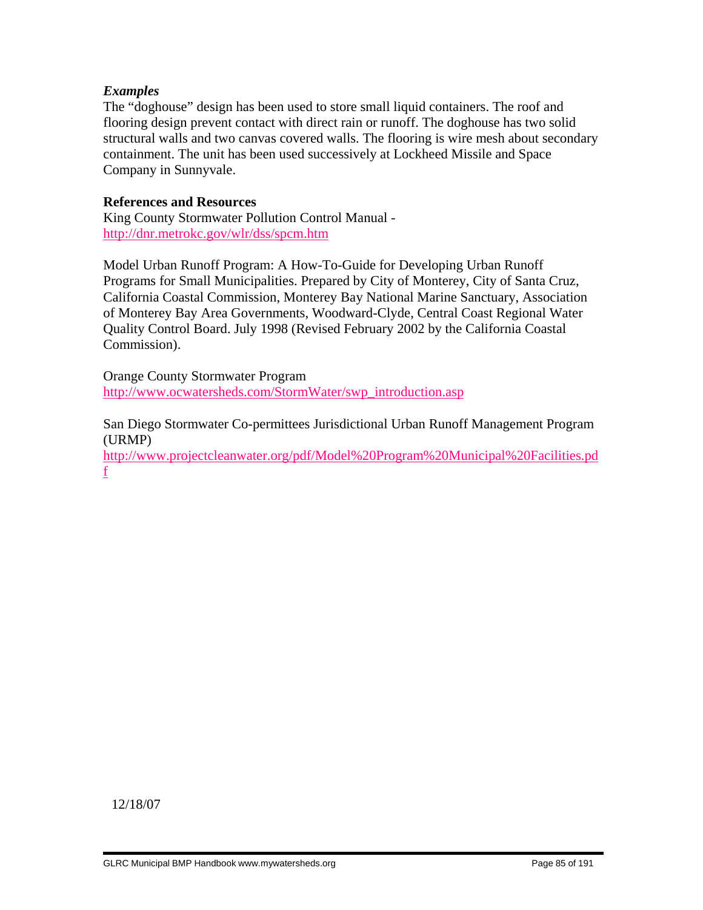*Examples*

The "doghouse" design has been used to store small liquid containers. The roof and flooring design prevent contact with direct rain or runoff. The doghouse has two solid structural walls and two canvas covered walls. The flooring is wire mesh about secondary containment. The unit has been used successively at Lockheed Missile and Space Company in Sunnyvale.

**References and Resources**

King County Stormwater Pollution Control Manual - http://dnr.metrokc.gov/wlr/dss/spcm.htm

Model Urban Runoff Program: A How-To-Guide for Developing Urban Runoff Programs for Small Municipalities. Prepared by City of Monterey, City of Santa Cruz, California Coastal Commission, Monterey Bay National Marine Sanctuary, Association of Monterey Bay Area Governments, Woodward-Clyde, Central Coast Regional Water Quality Control Board. July 1998 (Revised February 2002 by the California Coastal Commission).

Orange County Stormwater Program
http://www.ocwatersheds.com/StormWater/swp_introduction.asp

San Diego Stormwater Co-permittees Jurisdictional Urban Runoff Management Program (URMP)
http://www.projectcleanwater.org/pdf/Model%20Program%20Municipal%20Facilities.pdf

12/18/07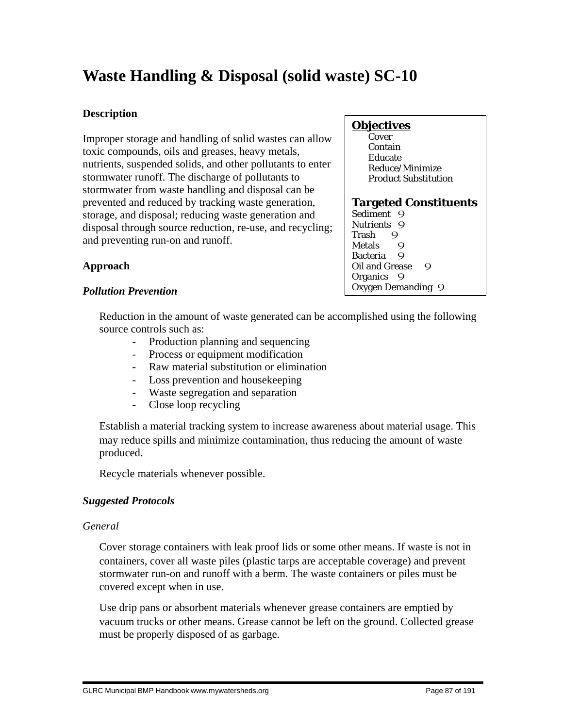# Waste Handling & Disposal (solid waste) SC-10

### Description

Improper storage and handling of solid wastes can allow toxic compounds, oils and greases, heavy metals, nutrients, suspended solids, and other pollutants to enter stormwater runoff. The discharge of pollutants to stormwater from waste handling and disposal can be prevented and reduced by tracking waste generation, storage, and disposal; reducing waste generation and disposal through source reduction, re-use, and recycling; and preventing run-on and runoff.

**Objectives**

- Cover
- Contain
- Educate
- Reduce/Minimize
- Product Substitution

**Targeted Constituents**

| Constituent | |
|---|---|
| Sediment | 9 |
| Nutrients | 9 |
| Trash | 9 |
| Metals | 9 |
| Bacteria | 9 |
| Oil and Grease | 9 |
| Organics | 9 |
| Oxygen Demanding | 9 |

### Approach

#### *Pollution Prevention*

Reduction in the amount of waste generated can be accomplished using the following source controls such as:

- Production planning and sequencing
- Process or equipment modification
- Raw material substitution or elimination
- Loss prevention and housekeeping
- Waste segregation and separation
- Close loop recycling

Establish a material tracking system to increase awareness about material usage. This may reduce spills and minimize contamination, thus reducing the amount of waste produced.

Recycle materials whenever possible.

#### *Suggested Protocols*

*General*

Cover storage containers with leak proof lids or some other means. If waste is not in containers, cover all waste piles (plastic tarps are acceptable coverage) and prevent stormwater run-on and runoff with a berm. The waste containers or piles must be covered except when in use.

Use drip pans or absorbent materials whenever grease containers are emptied by vacuum trucks or other means. Grease cannot be left on the ground. Collected grease must be properly disposed of as garbage.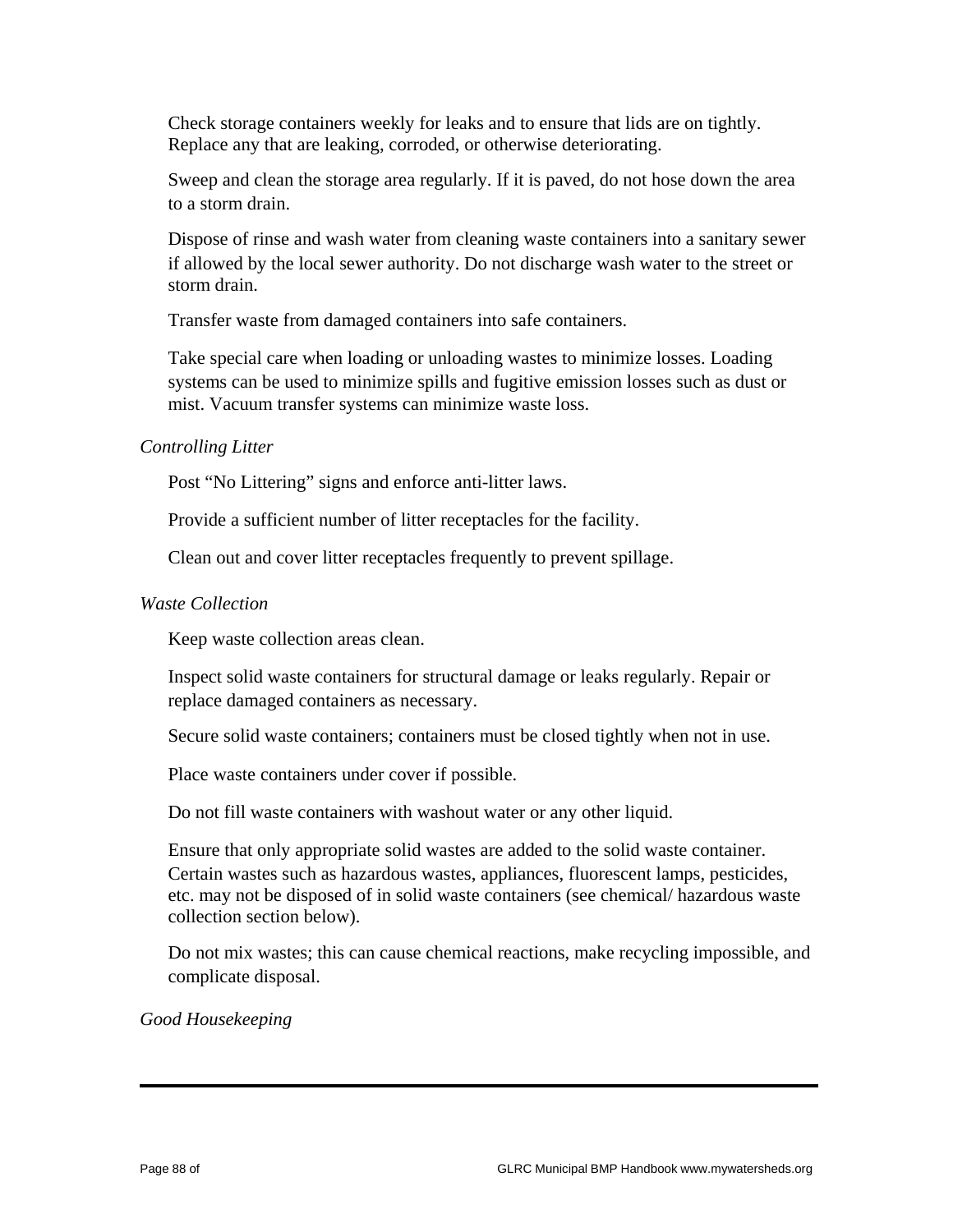Check storage containers weekly for leaks and to ensure that lids are on tightly. Replace any that are leaking, corroded, or otherwise deteriorating.

Sweep and clean the storage area regularly. If it is paved, do not hose down the area to a storm drain.

Dispose of rinse and wash water from cleaning waste containers into a sanitary sewer if allowed by the local sewer authority. Do not discharge wash water to the street or storm drain.

Transfer waste from damaged containers into safe containers.

Take special care when loading or unloading wastes to minimize losses. Loading systems can be used to minimize spills and fugitive emission losses such as dust or mist. Vacuum transfer systems can minimize waste loss.

*Controlling Litter*

Post "No Littering" signs and enforce anti-litter laws.

Provide a sufficient number of litter receptacles for the facility.

Clean out and cover litter receptacles frequently to prevent spillage.

*Waste Collection*

Keep waste collection areas clean.

Inspect solid waste containers for structural damage or leaks regularly. Repair or replace damaged containers as necessary.

Secure solid waste containers; containers must be closed tightly when not in use.

Place waste containers under cover if possible.

Do not fill waste containers with washout water or any other liquid.

Ensure that only appropriate solid wastes are added to the solid waste container. Certain wastes such as hazardous wastes, appliances, fluorescent lamps, pesticides, etc. may not be disposed of in solid waste containers (see chemical/ hazardous waste collection section below).

Do not mix wastes; this can cause chemical reactions, make recycling impossible, and complicate disposal.

*Good Housekeeping*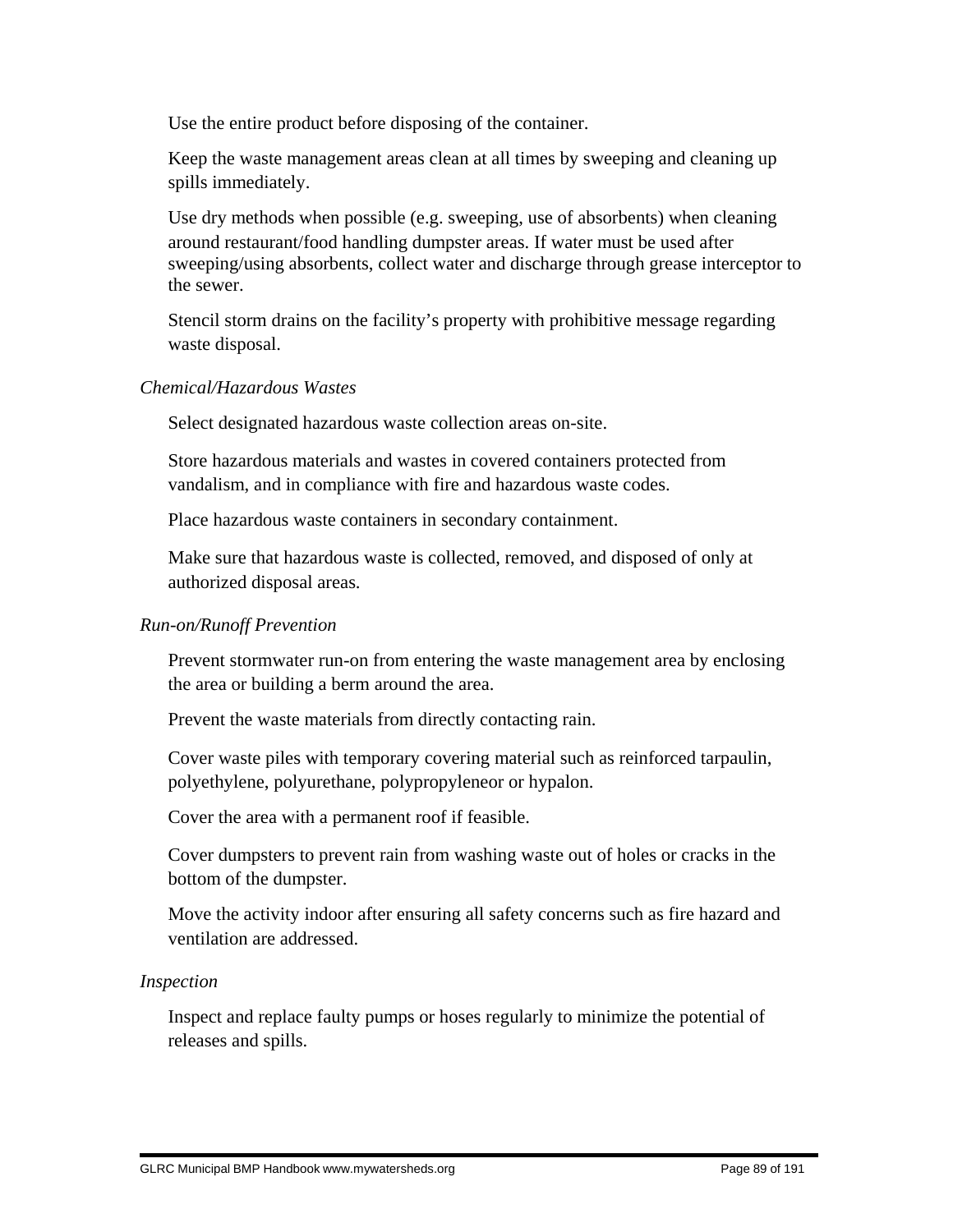Use the entire product before disposing of the container.

Keep the waste management areas clean at all times by sweeping and cleaning up spills immediately.

Use dry methods when possible (e.g. sweeping, use of absorbents) when cleaning around restaurant/food handling dumpster areas. If water must be used after sweeping/using absorbents, collect water and discharge through grease interceptor to the sewer.

Stencil storm drains on the facility's property with prohibitive message regarding waste disposal.

*Chemical/Hazardous Wastes*

Select designated hazardous waste collection areas on-site.

Store hazardous materials and wastes in covered containers protected from vandalism, and in compliance with fire and hazardous waste codes.

Place hazardous waste containers in secondary containment.

Make sure that hazardous waste is collected, removed, and disposed of only at authorized disposal areas.

*Run-on/Runoff Prevention*

Prevent stormwater run-on from entering the waste management area by enclosing the area or building a berm around the area.

Prevent the waste materials from directly contacting rain.

Cover waste piles with temporary covering material such as reinforced tarpaulin, polyethylene, polyurethane, polypropyleneor or hypalon.

Cover the area with a permanent roof if feasible.

Cover dumpsters to prevent rain from washing waste out of holes or cracks in the bottom of the dumpster.

Move the activity indoor after ensuring all safety concerns such as fire hazard and ventilation are addressed.

*Inspection*

Inspect and replace faulty pumps or hoses regularly to minimize the potential of releases and spills.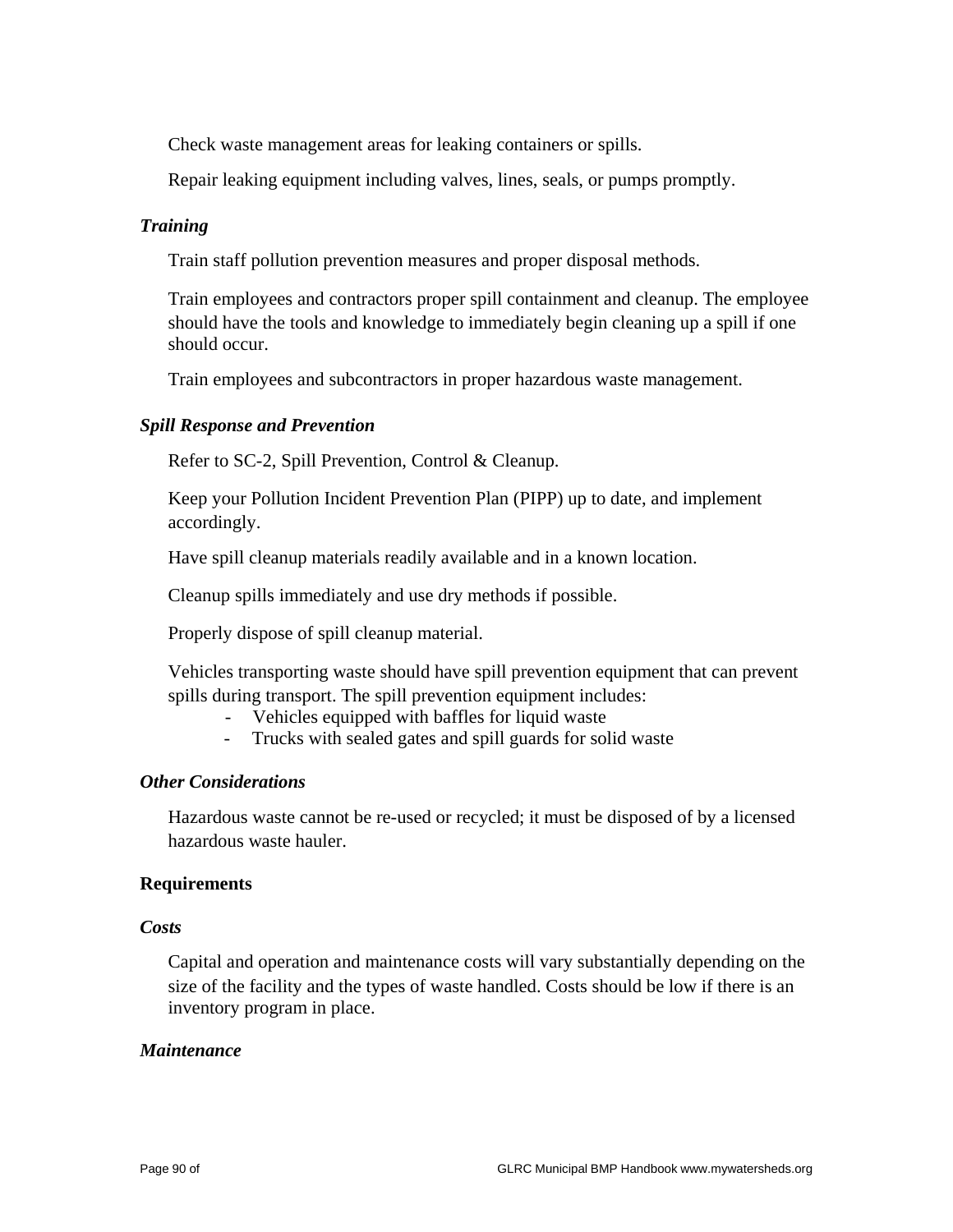Check waste management areas for leaking containers or spills.

Repair leaking equipment including valves, lines, seals, or pumps promptly.

***Training***

Train staff pollution prevention measures and proper disposal methods.

Train employees and contractors proper spill containment and cleanup. The employee should have the tools and knowledge to immediately begin cleaning up a spill if one should occur.

Train employees and subcontractors in proper hazardous waste management.

***Spill Response and Prevention***

Refer to SC-2, Spill Prevention, Control & Cleanup.

Keep your Pollution Incident Prevention Plan (PIPP) up to date, and implement accordingly.

Have spill cleanup materials readily available and in a known location.

Cleanup spills immediately and use dry methods if possible.

Properly dispose of spill cleanup material.

Vehicles transporting waste should have spill prevention equipment that can prevent spills during transport. The spill prevention equipment includes:

- Vehicles equipped with baffles for liquid waste
- Trucks with sealed gates and spill guards for solid waste

***Other Considerations***

Hazardous waste cannot be re-used or recycled; it must be disposed of by a licensed hazardous waste hauler.

**Requirements**

***Costs***

Capital and operation and maintenance costs will vary substantially depending on the size of the facility and the types of waste handled. Costs should be low if there is an inventory program in place.

***Maintenance***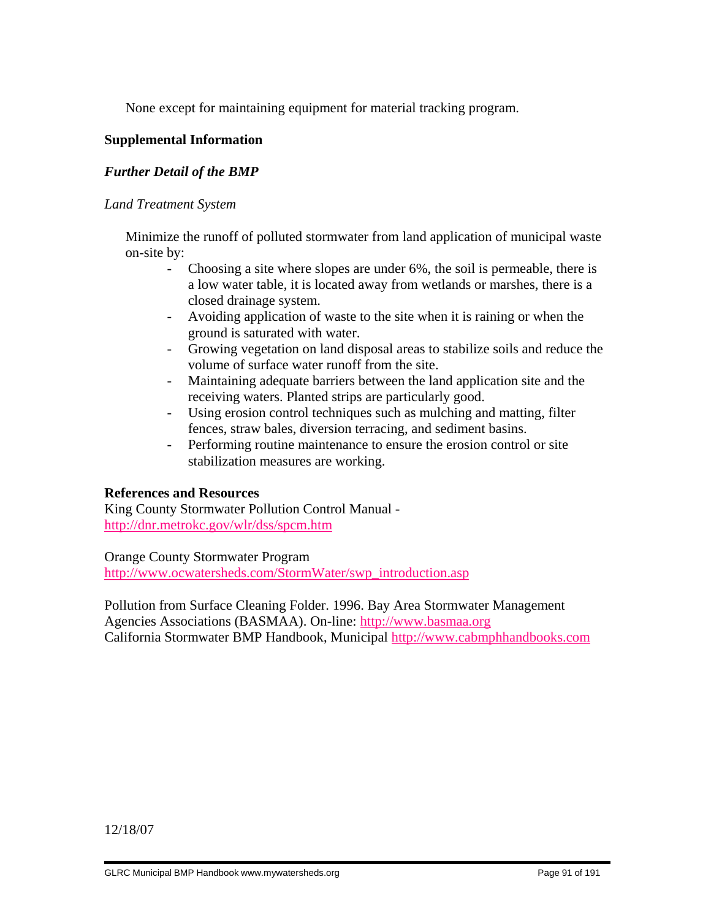None except for maintaining equipment for material tracking program.

## Supplemental Information

### *Further Detail of the BMP*

*Land Treatment System*

Minimize the runoff of polluted stormwater from land application of municipal waste on-site by:

- Choosing a site where slopes are under 6%, the soil is permeable, there is a low water table, it is located away from wetlands or marshes, there is a closed drainage system.
- Avoiding application of waste to the site when it is raining or when the ground is saturated with water.
- Growing vegetation on land disposal areas to stabilize soils and reduce the volume of surface water runoff from the site.
- Maintaining adequate barriers between the land application site and the receiving waters. Planted strips are particularly good.
- Using erosion control techniques such as mulching and matting, filter fences, straw bales, diversion terracing, and sediment basins.
- Performing routine maintenance to ensure the erosion control or site stabilization measures are working.

**References and Resources**

King County Stormwater Pollution Control Manual - http://dnr.metrokc.gov/wlr/dss/spcm.htm

Orange County Stormwater Program
http://www.ocwatersheds.com/StormWater/swp_introduction.asp

Pollution from Surface Cleaning Folder. 1996. Bay Area Stormwater Management Agencies Associations (BASMAA). On-line: http://www.basmaa.org
California Stormwater BMP Handbook, Municipal http://www.cabmphhandbooks.com

12/18/07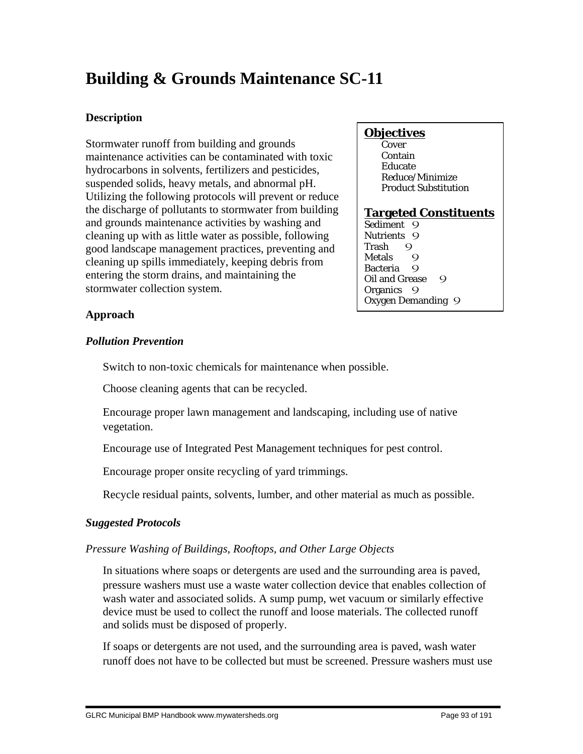# Building & Grounds Maintenance SC-11

## Description

Stormwater runoff from building and grounds maintenance activities can be contaminated with toxic hydrocarbons in solvents, fertilizers and pesticides, suspended solids, heavy metals, and abnormal pH. Utilizing the following protocols will prevent or reduce the discharge of pollutants to stormwater from building and grounds maintenance activities by washing and cleaning up with as little water as possible, following good landscape management practices, preventing and cleaning up spills immediately, keeping debris from entering the storm drains, and maintaining the stormwater collection system.

**Objectives**

- Cover
- Contain
- Educate
- Reduce/Minimize
- Product Substitution

**Targeted Constituents**

- Sediment 9
- Nutrients 9
- Trash 9
- Metals 9
- Bacteria 9
- Oil and Grease 9
- Organics 9
- Oxygen Demanding 9

## Approach

### *Pollution Prevention*

- Switch to non-toxic chemicals for maintenance when possible.
- Choose cleaning agents that can be recycled.
- Encourage proper lawn management and landscaping, including use of native vegetation.
- Encourage use of Integrated Pest Management techniques for pest control.
- Encourage proper onsite recycling of yard trimmings.
- Recycle residual paints, solvents, lumber, and other material as much as possible.

### *Suggested Protocols*

*Pressure Washing of Buildings, Rooftops, and Other Large Objects*

- In situations where soaps or detergents are used and the surrounding area is paved, pressure washers must use a waste water collection device that enables collection of wash water and associated solids. A sump pump, wet vacuum or similarly effective device must be used to collect the runoff and loose materials. The collected runoff and solids must be disposed of properly.
- If soaps or detergents are not used, and the surrounding area is paved, wash water runoff does not have to be collected but must be screened. Pressure washers must use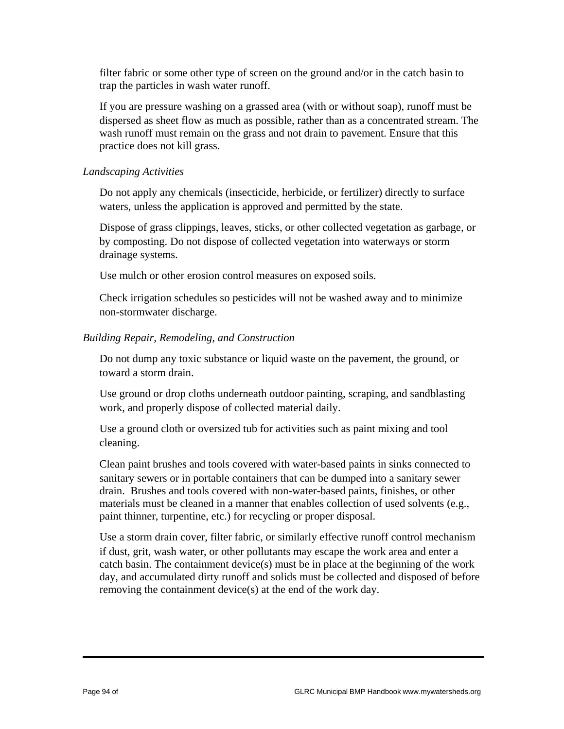filter fabric or some other type of screen on the ground and/or in the catch basin to trap the particles in wash water runoff.

If you are pressure washing on a grassed area (with or without soap), runoff must be dispersed as sheet flow as much as possible, rather than as a concentrated stream. The wash runoff must remain on the grass and not drain to pavement. Ensure that this practice does not kill grass.

*Landscaping Activities*

Do not apply any chemicals (insecticide, herbicide, or fertilizer) directly to surface waters, unless the application is approved and permitted by the state.

Dispose of grass clippings, leaves, sticks, or other collected vegetation as garbage, or by composting. Do not dispose of collected vegetation into waterways or storm drainage systems.

Use mulch or other erosion control measures on exposed soils.

Check irrigation schedules so pesticides will not be washed away and to minimize non-stormwater discharge.

*Building Repair, Remodeling, and Construction*

Do not dump any toxic substance or liquid waste on the pavement, the ground, or toward a storm drain.

Use ground or drop cloths underneath outdoor painting, scraping, and sandblasting work, and properly dispose of collected material daily.

Use a ground cloth or oversized tub for activities such as paint mixing and tool cleaning.

Clean paint brushes and tools covered with water-based paints in sinks connected to sanitary sewers or in portable containers that can be dumped into a sanitary sewer drain. Brushes and tools covered with non-water-based paints, finishes, or other materials must be cleaned in a manner that enables collection of used solvents (e.g., paint thinner, turpentine, etc.) for recycling or proper disposal.

Use a storm drain cover, filter fabric, or similarly effective runoff control mechanism if dust, grit, wash water, or other pollutants may escape the work area and enter a catch basin. The containment device(s) must be in place at the beginning of the work day, and accumulated dirty runoff and solids must be collected and disposed of before removing the containment device(s) at the end of the work day.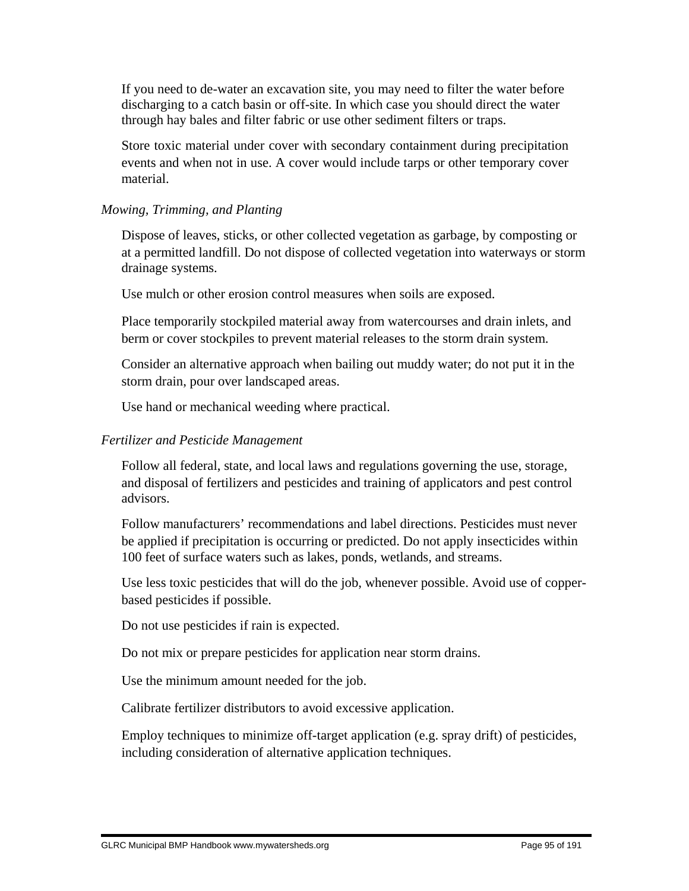If you need to de-water an excavation site, you may need to filter the water before discharging to a catch basin or off-site. In which case you should direct the water through hay bales and filter fabric or use other sediment filters or traps.

Store toxic material under cover with secondary containment during precipitation events and when not in use. A cover would include tarps or other temporary cover material.

*Mowing, Trimming, and Planting*

Dispose of leaves, sticks, or other collected vegetation as garbage, by composting or at a permitted landfill. Do not dispose of collected vegetation into waterways or storm drainage systems.

Use mulch or other erosion control measures when soils are exposed.

Place temporarily stockpiled material away from watercourses and drain inlets, and berm or cover stockpiles to prevent material releases to the storm drain system.

Consider an alternative approach when bailing out muddy water; do not put it in the storm drain, pour over landscaped areas.

Use hand or mechanical weeding where practical.

*Fertilizer and Pesticide Management*

Follow all federal, state, and local laws and regulations governing the use, storage, and disposal of fertilizers and pesticides and training of applicators and pest control advisors.

Follow manufacturers' recommendations and label directions. Pesticides must never be applied if precipitation is occurring or predicted. Do not apply insecticides within 100 feet of surface waters such as lakes, ponds, wetlands, and streams.

Use less toxic pesticides that will do the job, whenever possible. Avoid use of copper-based pesticides if possible.

Do not use pesticides if rain is expected.

Do not mix or prepare pesticides for application near storm drains.

Use the minimum amount needed for the job.

Calibrate fertilizer distributors to avoid excessive application.

Employ techniques to minimize off-target application (e.g. spray drift) of pesticides, including consideration of alternative application techniques.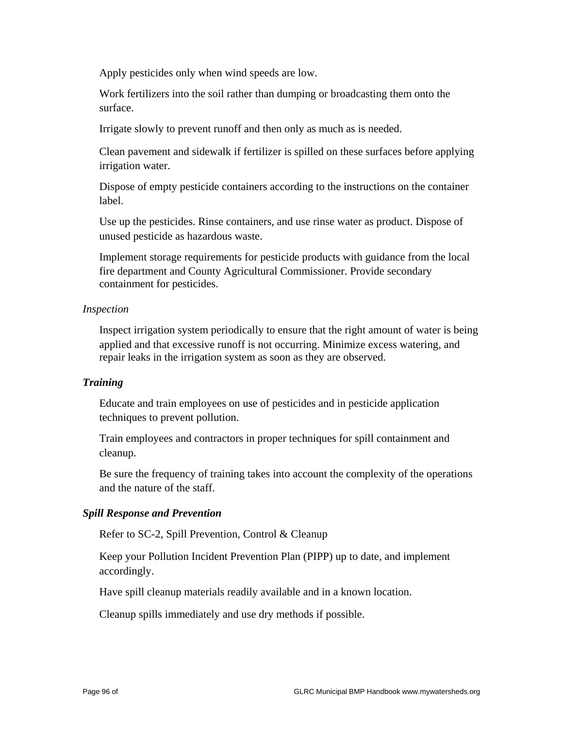Apply pesticides only when wind speeds are low.

Work fertilizers into the soil rather than dumping or broadcasting them onto the surface.

Irrigate slowly to prevent runoff and then only as much as is needed.

Clean pavement and sidewalk if fertilizer is spilled on these surfaces before applying irrigation water.

Dispose of empty pesticide containers according to the instructions on the container label.

Use up the pesticides. Rinse containers, and use rinse water as product. Dispose of unused pesticide as hazardous waste.

Implement storage requirements for pesticide products with guidance from the local fire department and County Agricultural Commissioner. Provide secondary containment for pesticides.

*Inspection*

Inspect irrigation system periodically to ensure that the right amount of water is being applied and that excessive runoff is not occurring. Minimize excess watering, and repair leaks in the irrigation system as soon as they are observed.

***Training***

Educate and train employees on use of pesticides and in pesticide application techniques to prevent pollution.

Train employees and contractors in proper techniques for spill containment and cleanup.

Be sure the frequency of training takes into account the complexity of the operations and the nature of the staff.

***Spill Response and Prevention***

Refer to SC-2, Spill Prevention, Control & Cleanup

Keep your Pollution Incident Prevention Plan (PIPP) up to date, and implement accordingly.

Have spill cleanup materials readily available and in a known location.

Cleanup spills immediately and use dry methods if possible.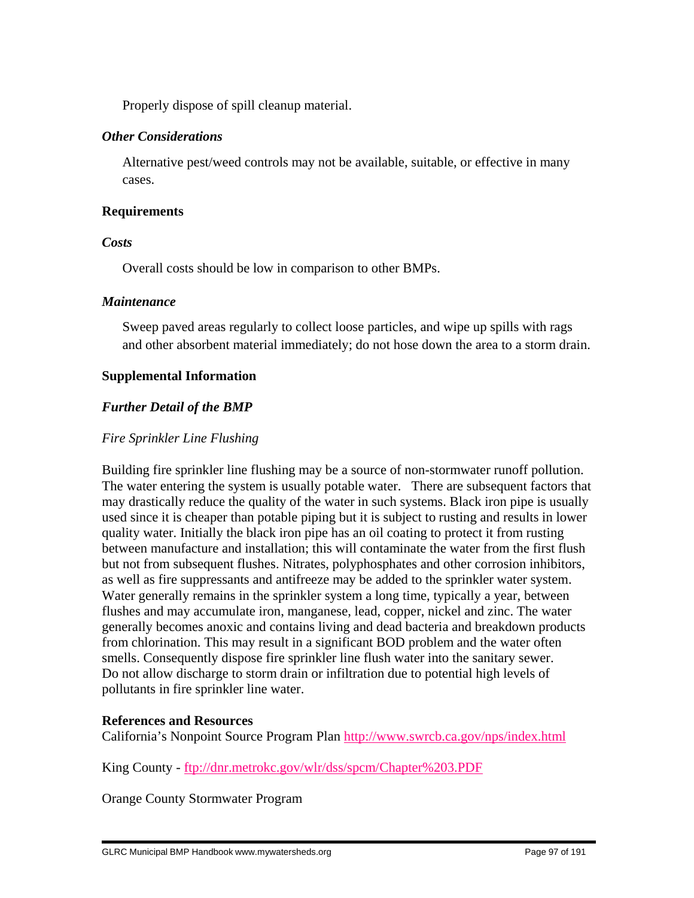Properly dispose of spill cleanup material.

### *Other Considerations*

Alternative pest/weed controls may not be available, suitable, or effective in many cases.

## Requirements

### *Costs*

Overall costs should be low in comparison to other BMPs.

### *Maintenance*

Sweep paved areas regularly to collect loose particles, and wipe up spills with rags and other absorbent material immediately; do not hose down the area to a storm drain.

## Supplemental Information

### *Further Detail of the BMP*

*Fire Sprinkler Line Flushing*

Building fire sprinkler line flushing may be a source of non-stormwater runoff pollution. The water entering the system is usually potable water. There are subsequent factors that may drastically reduce the quality of the water in such systems. Black iron pipe is usually used since it is cheaper than potable piping but it is subject to rusting and results in lower quality water. Initially the black iron pipe has an oil coating to protect it from rusting between manufacture and installation; this will contaminate the water from the first flush but not from subsequent flushes. Nitrates, polyphosphates and other corrosion inhibitors, as well as fire suppressants and antifreeze may be added to the sprinkler water system. Water generally remains in the sprinkler system a long time, typically a year, between flushes and may accumulate iron, manganese, lead, copper, nickel and zinc. The water generally becomes anoxic and contains living and dead bacteria and breakdown products from chlorination. This may result in a significant BOD problem and the water often smells. Consequently dispose fire sprinkler line flush water into the sanitary sewer. Do not allow discharge to storm drain or infiltration due to potential high levels of pollutants in fire sprinkler line water.

## References and Resources

California's Nonpoint Source Program Plan http://www.swrcb.ca.gov/nps/index.html

King County - ftp://dnr.metrokc.gov/wlr/dss/spcm/Chapter%203.PDF

Orange County Stormwater Program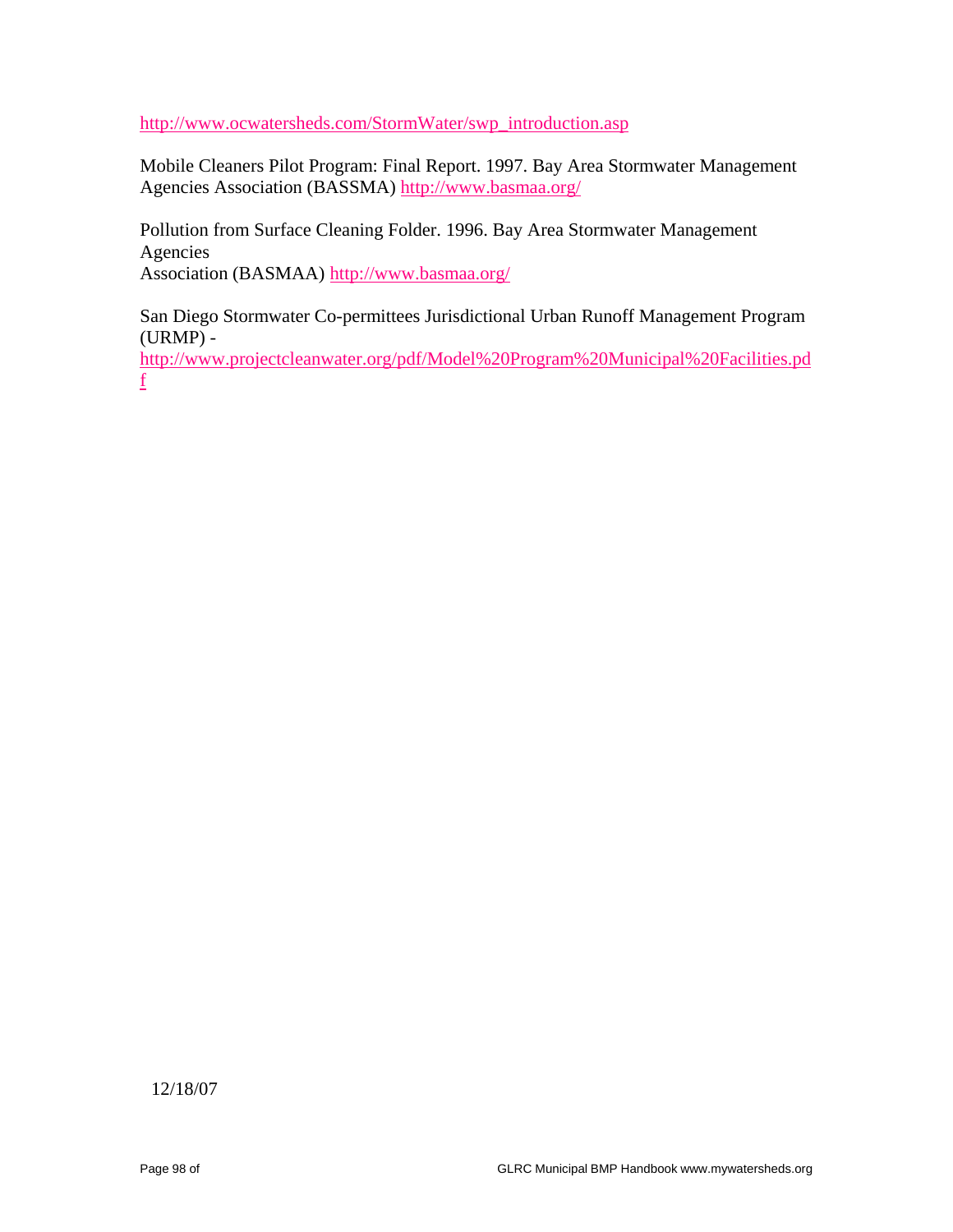http://www.ocwatersheds.com/StormWater/swp_introduction.asp

Mobile Cleaners Pilot Program: Final Report. 1997. Bay Area Stormwater Management Agencies Association (BASSMA) http://www.basmaa.org/

Pollution from Surface Cleaning Folder. 1996. Bay Area Stormwater Management Agencies Association (BASMAA) http://www.basmaa.org/

San Diego Stormwater Co-permittees Jurisdictional Urban Runoff Management Program (URMP) - http://www.projectcleanwater.org/pdf/Model%20Program%20Municipal%20Facilities.pdf

12/18/07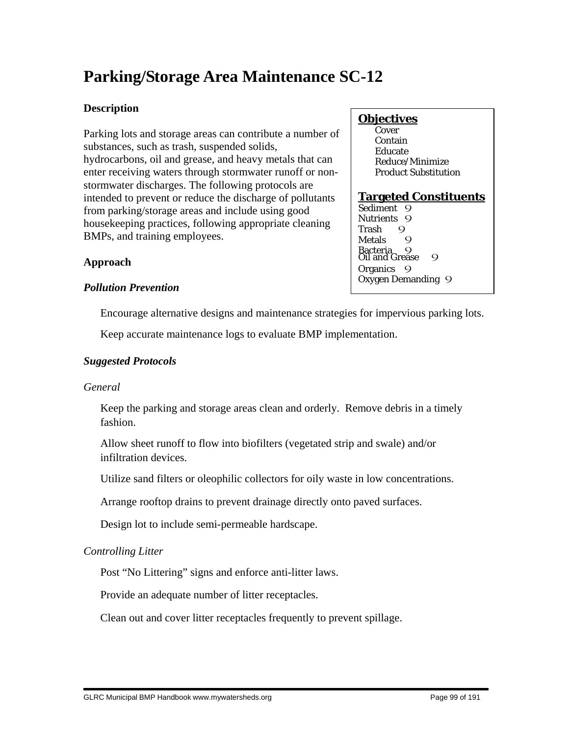# Parking/Storage Area Maintenance SC-12

## Description

Parking lots and storage areas can contribute a number of substances, such as trash, suspended solids, hydrocarbons, oil and grease, and heavy metals that can enter receiving waters through stormwater runoff or non-stormwater discharges. The following protocols are intended to prevent or reduce the discharge of pollutants from parking/storage areas and include using good housekeeping practices, following appropriate cleaning BMPs, and training employees.

**Objectives**

- Cover
- Contain
- Educate
- Reduce/Minimize
- Product Substitution

**Targeted Constituents**

Sediment 9
Nutrients 9
Trash 9
Metals 9
Bacteria 9
Oil and Grease 9
Organics 9
Oxygen Demanding 9

## Approach

### *Pollution Prevention*

Encourage alternative designs and maintenance strategies for impervious parking lots.

Keep accurate maintenance logs to evaluate BMP implementation.

### *Suggested Protocols*

*General*

Keep the parking and storage areas clean and orderly. Remove debris in a timely fashion.

Allow sheet runoff to flow into biofilters (vegetated strip and swale) and/or infiltration devices.

Utilize sand filters or oleophilic collectors for oily waste in low concentrations.

Arrange rooftop drains to prevent drainage directly onto paved surfaces.

Design lot to include semi-permeable hardscape.

*Controlling Litter*

Post "No Littering" signs and enforce anti-litter laws.

Provide an adequate number of litter receptacles.

Clean out and cover litter receptacles frequently to prevent spillage.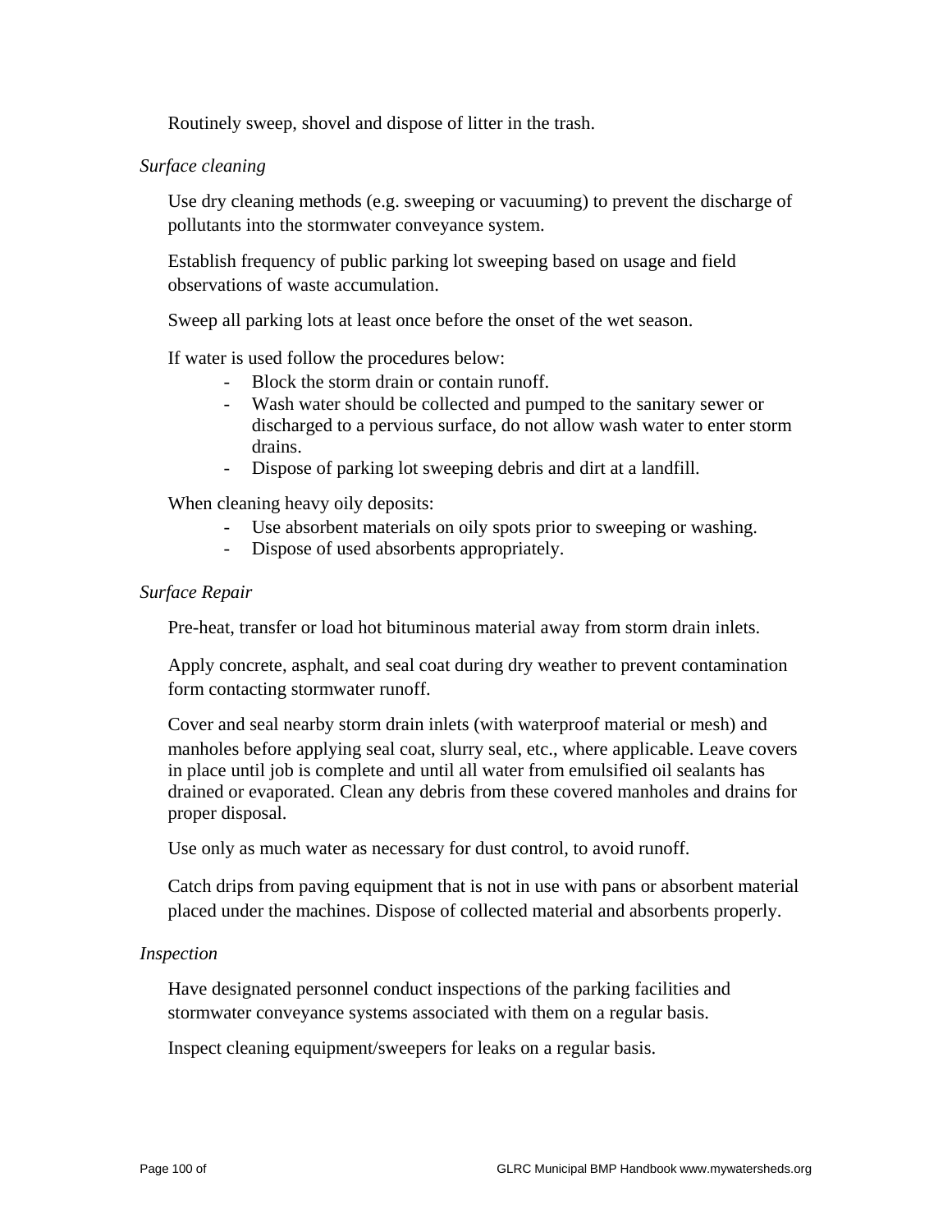Routinely sweep, shovel and dispose of litter in the trash.

*Surface cleaning*

Use dry cleaning methods (e.g. sweeping or vacuuming) to prevent the discharge of pollutants into the stormwater conveyance system.

Establish frequency of public parking lot sweeping based on usage and field observations of waste accumulation.

Sweep all parking lots at least once before the onset of the wet season.

If water is used follow the procedures below:

- Block the storm drain or contain runoff.
- Wash water should be collected and pumped to the sanitary sewer or discharged to a pervious surface, do not allow wash water to enter storm drains.
- Dispose of parking lot sweeping debris and dirt at a landfill.

When cleaning heavy oily deposits:

- Use absorbent materials on oily spots prior to sweeping or washing.
- Dispose of used absorbents appropriately.

*Surface Repair*

Pre-heat, transfer or load hot bituminous material away from storm drain inlets.

Apply concrete, asphalt, and seal coat during dry weather to prevent contamination form contacting stormwater runoff.

Cover and seal nearby storm drain inlets (with waterproof material or mesh) and manholes before applying seal coat, slurry seal, etc., where applicable. Leave covers in place until job is complete and until all water from emulsified oil sealants has drained or evaporated. Clean any debris from these covered manholes and drains for proper disposal.

Use only as much water as necessary for dust control, to avoid runoff.

Catch drips from paving equipment that is not in use with pans or absorbent material placed under the machines. Dispose of collected material and absorbents properly.

*Inspection*

Have designated personnel conduct inspections of the parking facilities and stormwater conveyance systems associated with them on a regular basis.

Inspect cleaning equipment/sweepers for leaks on a regular basis.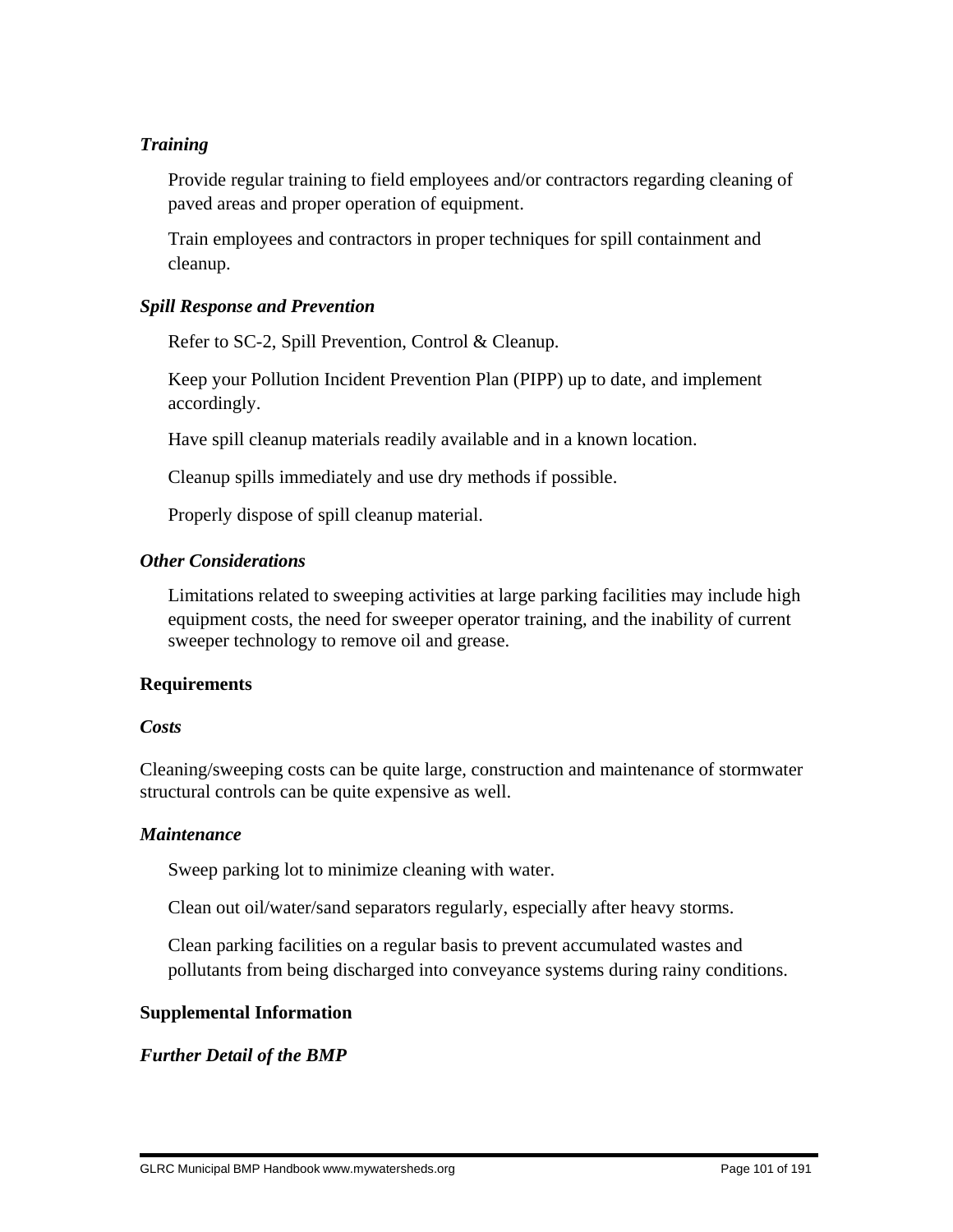*Training*

Provide regular training to field employees and/or contractors regarding cleaning of paved areas and proper operation of equipment.

Train employees and contractors in proper techniques for spill containment and cleanup.

*Spill Response and Prevention*

Refer to SC-2, Spill Prevention, Control & Cleanup.

Keep your Pollution Incident Prevention Plan (PIPP) up to date, and implement accordingly.

Have spill cleanup materials readily available and in a known location.

Cleanup spills immediately and use dry methods if possible.

Properly dispose of spill cleanup material.

*Other Considerations*

Limitations related to sweeping activities at large parking facilities may include high equipment costs, the need for sweeper operator training, and the inability of current sweeper technology to remove oil and grease.

**Requirements**

*Costs*

Cleaning/sweeping costs can be quite large, construction and maintenance of stormwater structural controls can be quite expensive as well.

*Maintenance*

Sweep parking lot to minimize cleaning with water.

Clean out oil/water/sand separators regularly, especially after heavy storms.

Clean parking facilities on a regular basis to prevent accumulated wastes and pollutants from being discharged into conveyance systems during rainy conditions.

**Supplemental Information**

*Further Detail of the BMP*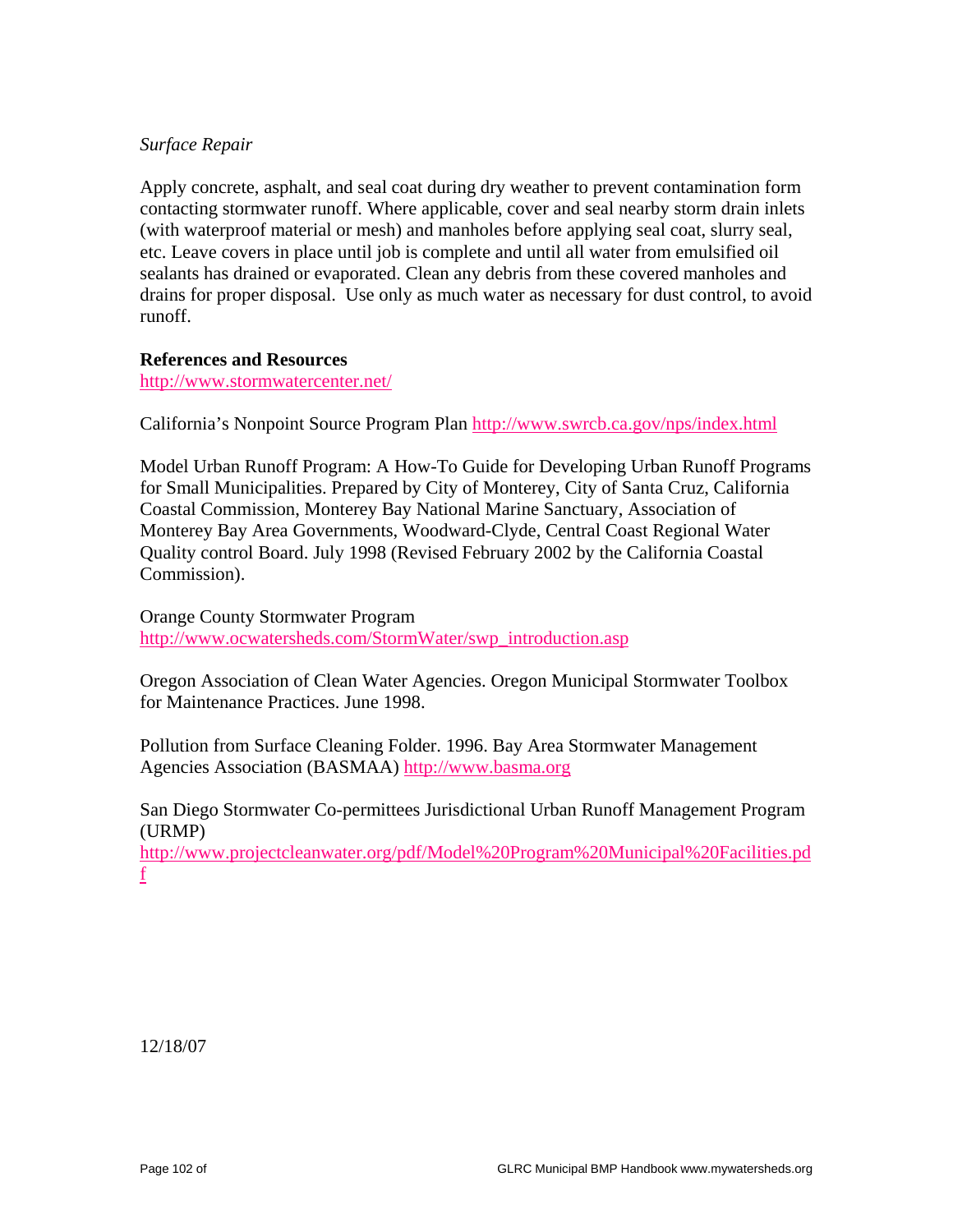*Surface Repair*

Apply concrete, asphalt, and seal coat during dry weather to prevent contamination form contacting stormwater runoff. Where applicable, cover and seal nearby storm drain inlets (with waterproof material or mesh) and manholes before applying seal coat, slurry seal, etc. Leave covers in place until job is complete and until all water from emulsified oil sealants has drained or evaporated. Clean any debris from these covered manholes and drains for proper disposal. Use only as much water as necessary for dust control, to avoid runoff.

**References and Resources**

http://www.stormwatercenter.net/

California's Nonpoint Source Program Plan http://www.swrcb.ca.gov/nps/index.html

Model Urban Runoff Program: A How-To Guide for Developing Urban Runoff Programs for Small Municipalities. Prepared by City of Monterey, City of Santa Cruz, California Coastal Commission, Monterey Bay National Marine Sanctuary, Association of Monterey Bay Area Governments, Woodward-Clyde, Central Coast Regional Water Quality control Board. July 1998 (Revised February 2002 by the California Coastal Commission).

Orange County Stormwater Program
http://www.ocwatersheds.com/StormWater/swp_introduction.asp

Oregon Association of Clean Water Agencies. Oregon Municipal Stormwater Toolbox for Maintenance Practices. June 1998.

Pollution from Surface Cleaning Folder. 1996. Bay Area Stormwater Management Agencies Association (BASMAA) http://www.basma.org

San Diego Stormwater Co-permittees Jurisdictional Urban Runoff Management Program (URMP)
http://www.projectcleanwater.org/pdf/Model%20Program%20Municipal%20Facilities.pdf

12/18/07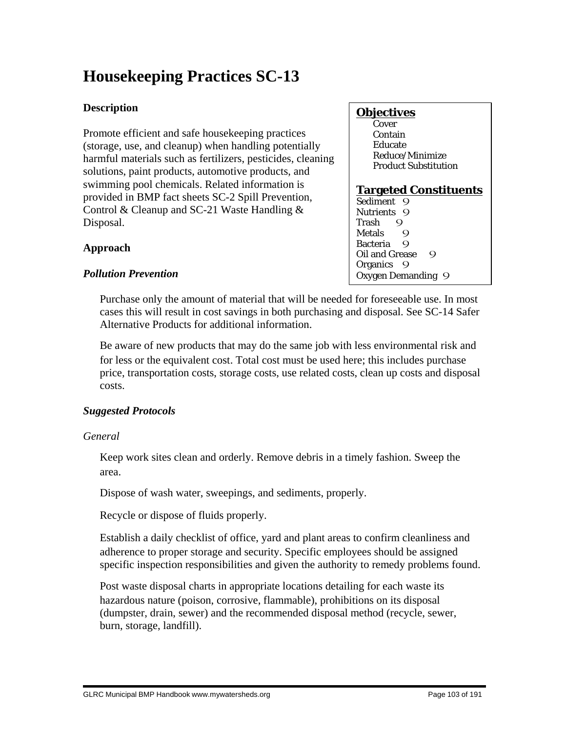# Housekeeping Practices SC-13

**Objectives**

- Cover
- Contain
- Educate
- Reduce/Minimize
- Product Substitution

**Targeted Constituents**

- Sediment 9
- Nutrients 9
- Trash 9
- Metals 9
- Bacteria 9
- Oil and Grease 9
- Organics 9
- Oxygen Demanding 9

### Description

Promote efficient and safe housekeeping practices (storage, use, and cleanup) when handling potentially harmful materials such as fertilizers, pesticides, cleaning solutions, paint products, automotive products, and swimming pool chemicals. Related information is provided in BMP fact sheets SC-2 Spill Prevention, Control & Cleanup and SC-21 Waste Handling & Disposal.

### Approach

#### *Pollution Prevention*

Purchase only the amount of material that will be needed for foreseeable use. In most cases this will result in cost savings in both purchasing and disposal. See SC-14 Safer Alternative Products for additional information.

Be aware of new products that may do the same job with less environmental risk and for less or the equivalent cost. Total cost must be used here; this includes purchase price, transportation costs, storage costs, use related costs, clean up costs and disposal costs.

#### *Suggested Protocols*

*General*

Keep work sites clean and orderly. Remove debris in a timely fashion. Sweep the area.

Dispose of wash water, sweepings, and sediments, properly.

Recycle or dispose of fluids properly.

Establish a daily checklist of office, yard and plant areas to confirm cleanliness and adherence to proper storage and security. Specific employees should be assigned specific inspection responsibilities and given the authority to remedy problems found.

Post waste disposal charts in appropriate locations detailing for each waste its hazardous nature (poison, corrosive, flammable), prohibitions on its disposal (dumpster, drain, sewer) and the recommended disposal method (recycle, sewer, burn, storage, landfill).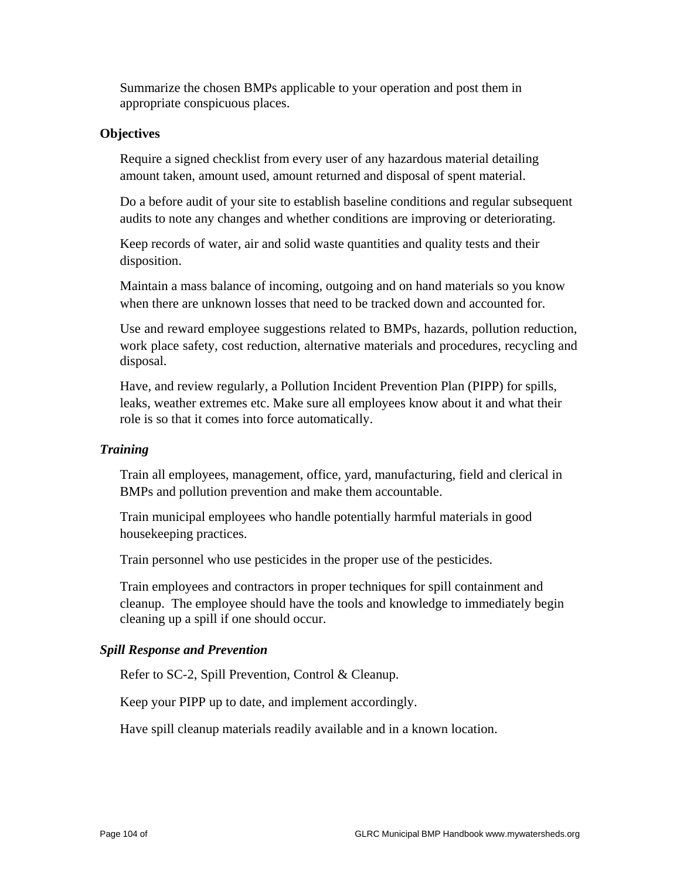Summarize the chosen BMPs applicable to your operation and post them in appropriate conspicuous places.

**Objectives**

Require a signed checklist from every user of any hazardous material detailing amount taken, amount used, amount returned and disposal of spent material.

Do a before audit of your site to establish baseline conditions and regular subsequent audits to note any changes and whether conditions are improving or deteriorating.

Keep records of water, air and solid waste quantities and quality tests and their disposition.

Maintain a mass balance of incoming, outgoing and on hand materials so you know when there are unknown losses that need to be tracked down and accounted for.

Use and reward employee suggestions related to BMPs, hazards, pollution reduction, work place safety, cost reduction, alternative materials and procedures, recycling and disposal.

Have, and review regularly, a Pollution Incident Prevention Plan (PIPP) for spills, leaks, weather extremes etc. Make sure all employees know about it and what their role is so that it comes into force automatically.

***Training***

Train all employees, management, office, yard, manufacturing, field and clerical in BMPs and pollution prevention and make them accountable.

Train municipal employees who handle potentially harmful materials in good housekeeping practices.

Train personnel who use pesticides in the proper use of the pesticides.

Train employees and contractors in proper techniques for spill containment and cleanup. The employee should have the tools and knowledge to immediately begin cleaning up a spill if one should occur.

***Spill Response and Prevention***

Refer to SC-2, Spill Prevention, Control & Cleanup.

Keep your PIPP up to date, and implement accordingly.

Have spill cleanup materials readily available and in a known location.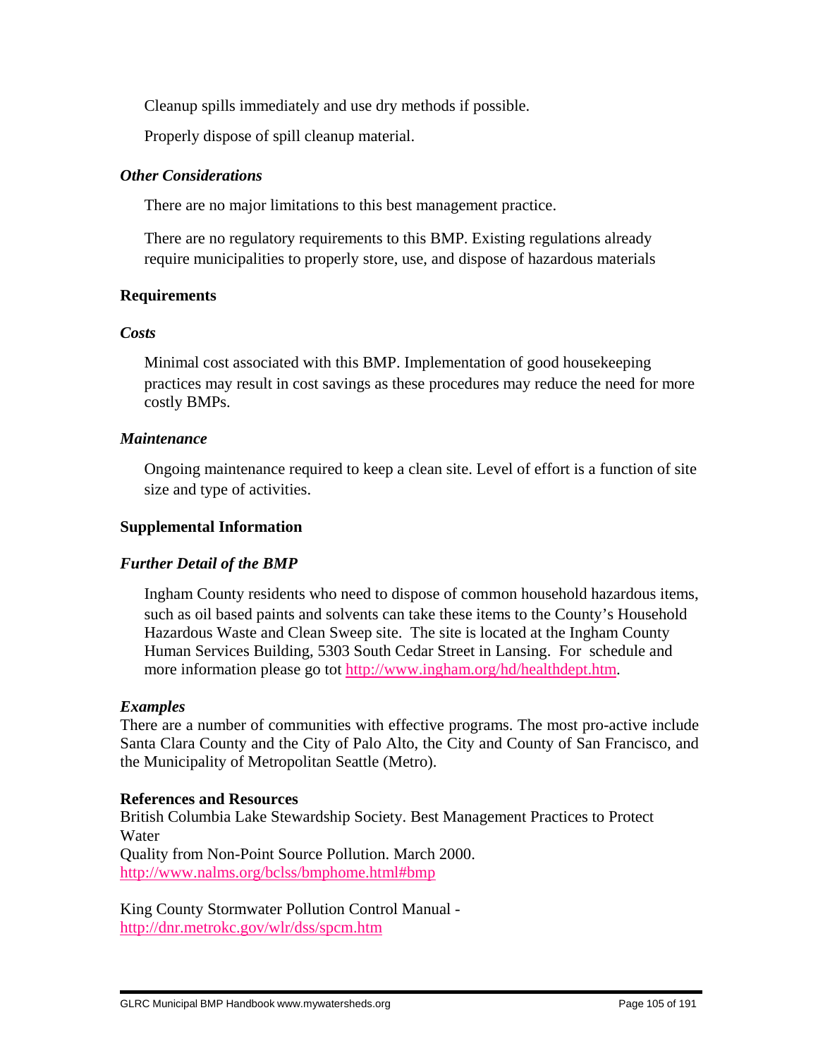Cleanup spills immediately and use dry methods if possible.

Properly dispose of spill cleanup material.

### *Other Considerations*

There are no major limitations to this best management practice.

There are no regulatory requirements to this BMP. Existing regulations already require municipalities to properly store, use, and dispose of hazardous materials

## Requirements

### *Costs*

Minimal cost associated with this BMP. Implementation of good housekeeping practices may result in cost savings as these procedures may reduce the need for more costly BMPs.

### *Maintenance*

Ongoing maintenance required to keep a clean site. Level of effort is a function of site size and type of activities.

## Supplemental Information

### *Further Detail of the BMP*

Ingham County residents who need to dispose of common household hazardous items, such as oil based paints and solvents can take these items to the County's Household Hazardous Waste and Clean Sweep site. The site is located at the Ingham County Human Services Building, 5303 South Cedar Street in Lansing. For schedule and more information please go tot http://www.ingham.org/hd/healthdept.htm.

### *Examples*

There are a number of communities with effective programs. The most pro-active include Santa Clara County and the City of Palo Alto, the City and County of San Francisco, and the Municipality of Metropolitan Seattle (Metro).

**References and Resources**

British Columbia Lake Stewardship Society. Best Management Practices to Protect Water
Quality from Non-Point Source Pollution. March 2000.
http://www.nalms.org/bclss/bmphome.html#bmp

King County Stormwater Pollution Control Manual -
http://dnr.metrokc.gov/wlr/dss/spcm.htm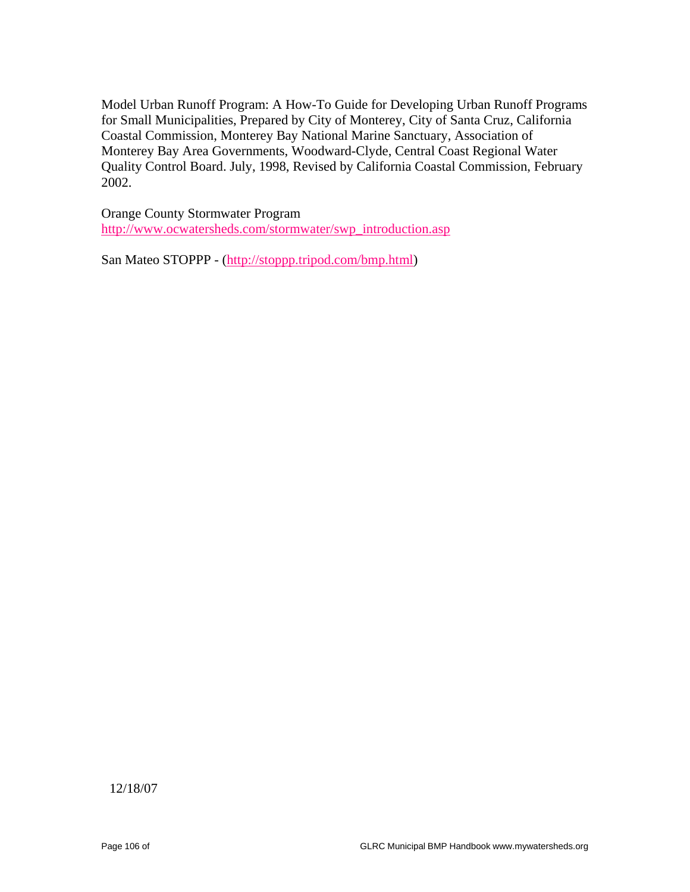Model Urban Runoff Program: A How-To Guide for Developing Urban Runoff Programs for Small Municipalities, Prepared by City of Monterey, City of Santa Cruz, California Coastal Commission, Monterey Bay National Marine Sanctuary, Association of Monterey Bay Area Governments, Woodward-Clyde, Central Coast Regional Water Quality Control Board. July, 1998, Revised by California Coastal Commission, February 2002.

Orange County Stormwater Program
http://www.ocwatersheds.com/stormwater/swp_introduction.asp

San Mateo STOPPP - (http://stoppp.tripod.com/bmp.html)

12/18/07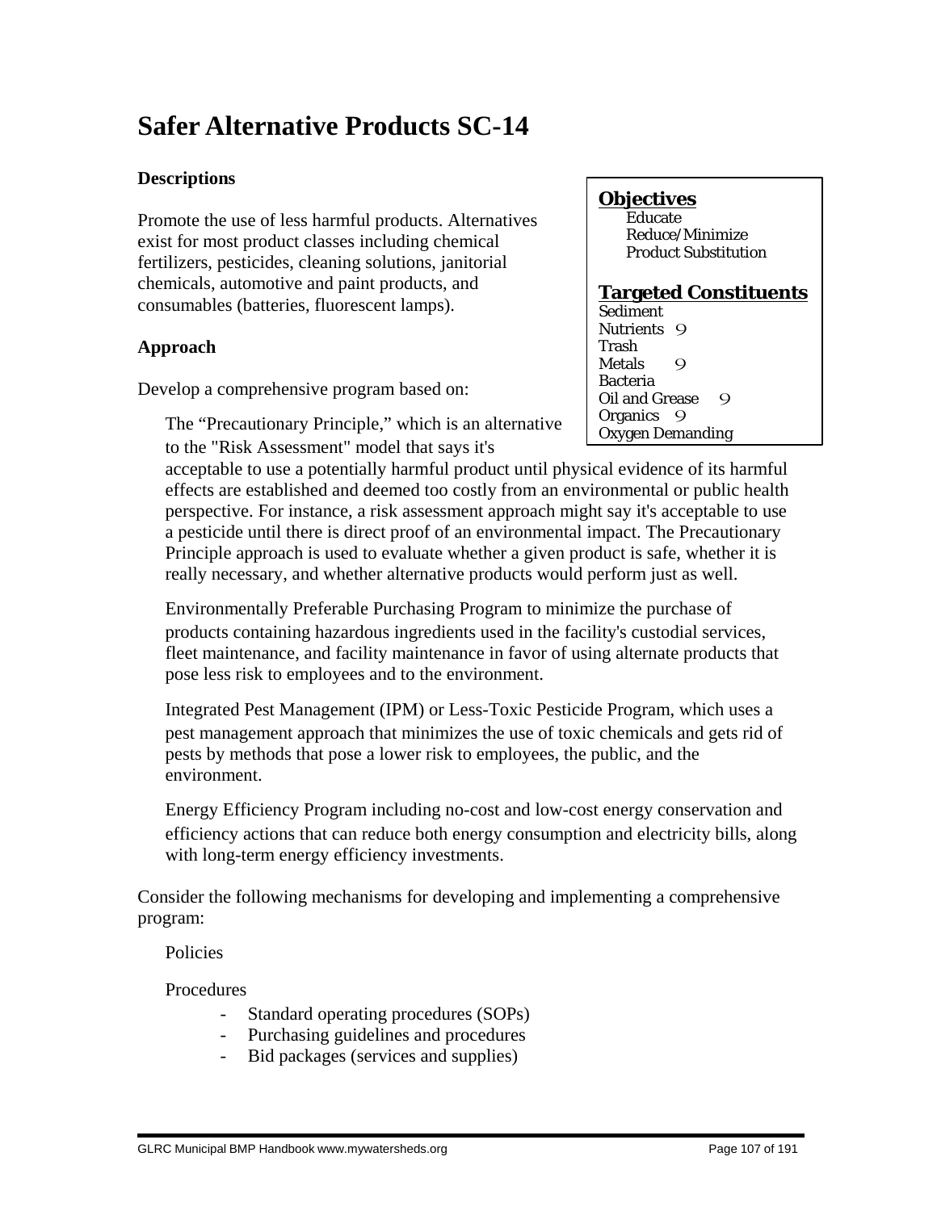# Safer Alternative Products SC-14

### Descriptions

Promote the use of less harmful products. Alternatives exist for most product classes including chemical fertilizers, pesticides, cleaning solutions, janitorial chemicals, automotive and paint products, and consumables (batteries, fluorescent lamps).

**Objectives**

- Educate
- Reduce/Minimize
- Product Substitution

**Targeted Constituents**

| Constituent | |
|---|---|
| Sediment | |
| Nutrients | 9 |
| Trash | |
| Metals | 9 |
| Bacteria | |
| Oil and Grease | 9 |
| Organics | 9 |
| Oxygen Demanding | |

### Approach

Develop a comprehensive program based on:

The "Precautionary Principle," which is an alternative to the "Risk Assessment" model that says it's acceptable to use a potentially harmful product until physical evidence of its harmful effects are established and deemed too costly from an environmental or public health perspective. For instance, a risk assessment approach might say it's acceptable to use a pesticide until there is direct proof of an environmental impact. The Precautionary Principle approach is used to evaluate whether a given product is safe, whether it is really necessary, and whether alternative products would perform just as well.

Environmentally Preferable Purchasing Program to minimize the purchase of products containing hazardous ingredients used in the facility's custodial services, fleet maintenance, and facility maintenance in favor of using alternate products that pose less risk to employees and to the environment.

Integrated Pest Management (IPM) or Less-Toxic Pesticide Program, which uses a pest management approach that minimizes the use of toxic chemicals and gets rid of pests by methods that pose a lower risk to employees, the public, and the environment.

Energy Efficiency Program including no-cost and low-cost energy conservation and efficiency actions that can reduce both energy consumption and electricity bills, along with long-term energy efficiency investments.

Consider the following mechanisms for developing and implementing a comprehensive program:

Policies

Procedures

- Standard operating procedures (SOPs)
- Purchasing guidelines and procedures
- Bid packages (services and supplies)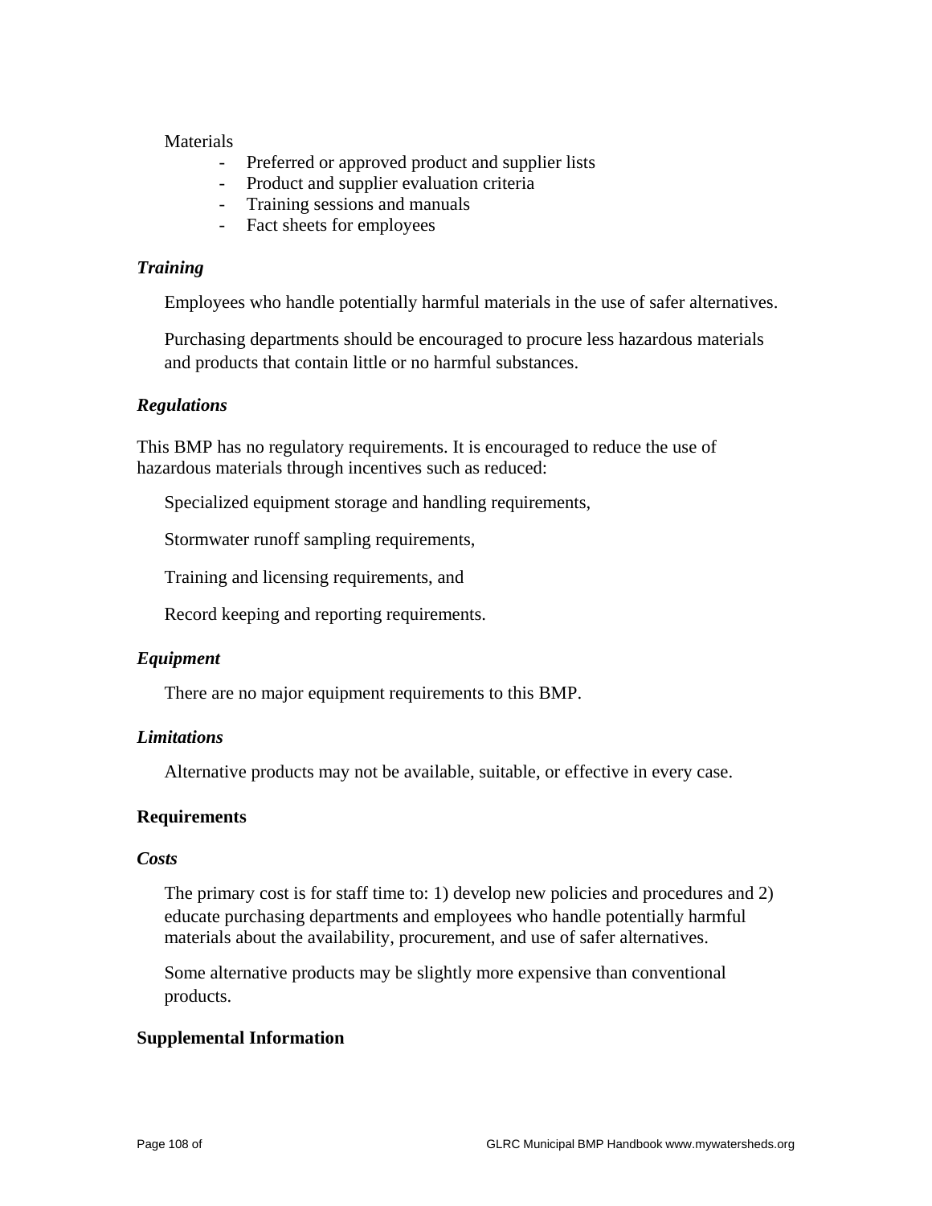Materials

- Preferred or approved product and supplier lists
- Product and supplier evaluation criteria
- Training sessions and manuals
- Fact sheets for employees

### *Training*

Employees who handle potentially harmful materials in the use of safer alternatives.

Purchasing departments should be encouraged to procure less hazardous materials and products that contain little or no harmful substances.

### *Regulations*

This BMP has no regulatory requirements. It is encouraged to reduce the use of hazardous materials through incentives such as reduced:

Specialized equipment storage and handling requirements,

Stormwater runoff sampling requirements,

Training and licensing requirements, and

Record keeping and reporting requirements.

### *Equipment*

There are no major equipment requirements to this BMP.

### *Limitations*

Alternative products may not be available, suitable, or effective in every case.

## Requirements

### *Costs*

The primary cost is for staff time to: 1) develop new policies and procedures and 2) educate purchasing departments and employees who handle potentially harmful materials about the availability, procurement, and use of safer alternatives.

Some alternative products may be slightly more expensive than conventional products.

## Supplemental Information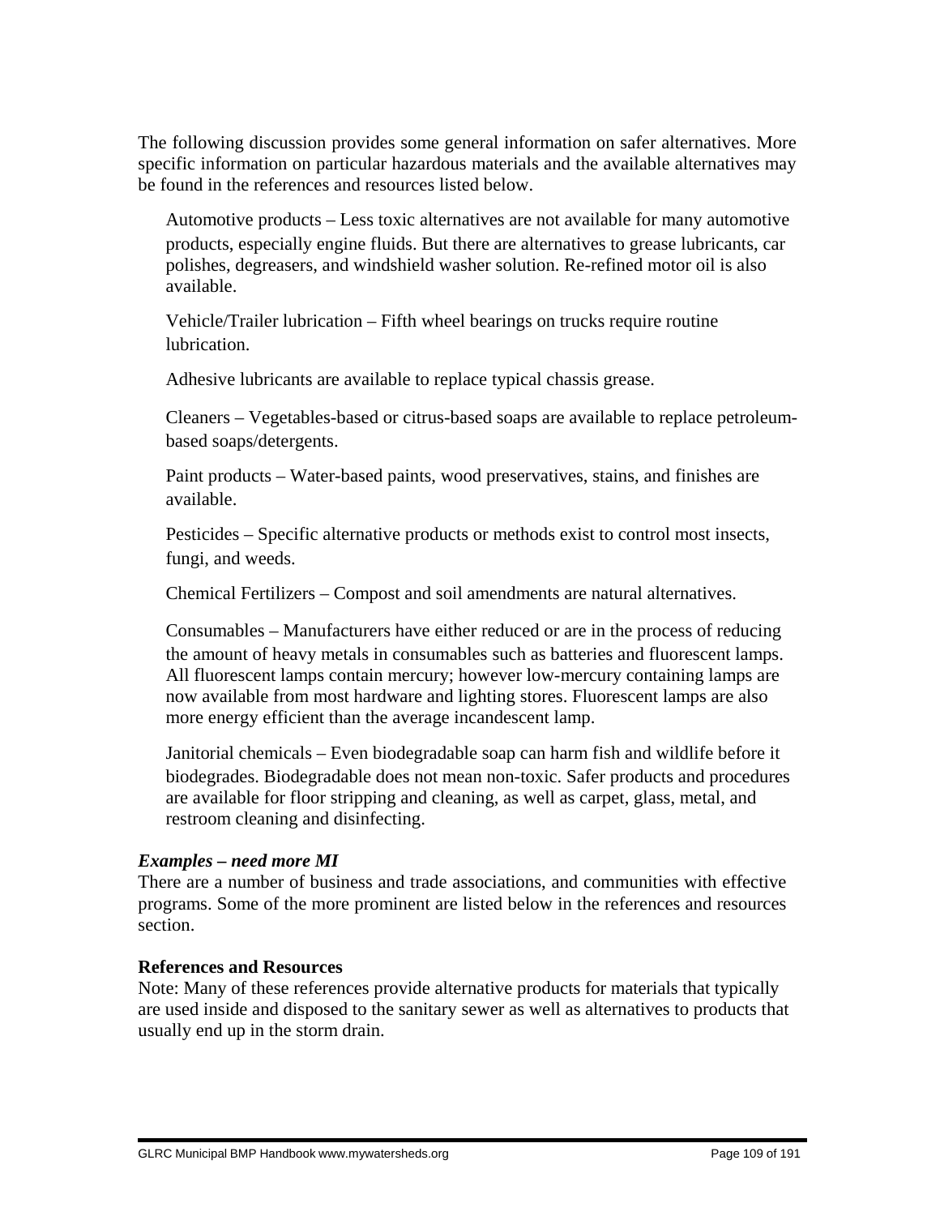The following discussion provides some general information on safer alternatives. More specific information on particular hazardous materials and the available alternatives may be found in the references and resources listed below.

Automotive products – Less toxic alternatives are not available for many automotive products, especially engine fluids. But there are alternatives to grease lubricants, car polishes, degreasers, and windshield washer solution. Re-refined motor oil is also available.

Vehicle/Trailer lubrication – Fifth wheel bearings on trucks require routine lubrication.

Adhesive lubricants are available to replace typical chassis grease.

Cleaners – Vegetables-based or citrus-based soaps are available to replace petroleum-based soaps/detergents.

Paint products – Water-based paints, wood preservatives, stains, and finishes are available.

Pesticides – Specific alternative products or methods exist to control most insects, fungi, and weeds.

Chemical Fertilizers – Compost and soil amendments are natural alternatives.

Consumables – Manufacturers have either reduced or are in the process of reducing the amount of heavy metals in consumables such as batteries and fluorescent lamps. All fluorescent lamps contain mercury; however low-mercury containing lamps are now available from most hardware and lighting stores. Fluorescent lamps are also more energy efficient than the average incandescent lamp.

Janitorial chemicals – Even biodegradable soap can harm fish and wildlife before it biodegrades. Biodegradable does not mean non-toxic. Safer products and procedures are available for floor stripping and cleaning, as well as carpet, glass, metal, and restroom cleaning and disinfecting.

***Examples – need more MI***

There are a number of business and trade associations, and communities with effective programs. Some of the more prominent are listed below in the references and resources section.

**References and Resources**

Note: Many of these references provide alternative products for materials that typically are used inside and disposed to the sanitary sewer as well as alternatives to products that usually end up in the storm drain.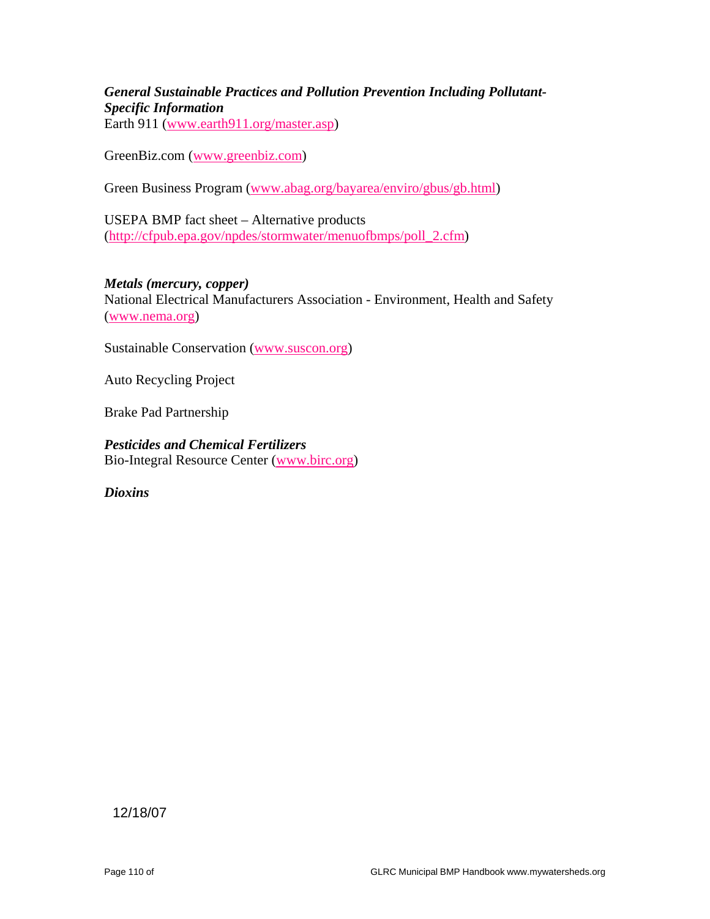***General Sustainable Practices and Pollution Prevention Including Pollutant-Specific Information***

Earth 911 (www.earth911.org/master.asp)

GreenBiz.com (www.greenbiz.com)

Green Business Program (www.abag.org/bayarea/enviro/gbus/gb.html)

USEPA BMP fact sheet – Alternative products (http://cfpub.epa.gov/npdes/stormwater/menuofbmps/poll_2.cfm)

***Metals (mercury, copper)***

National Electrical Manufacturers Association - Environment, Health and Safety (www.nema.org)

Sustainable Conservation (www.suscon.org)

Auto Recycling Project

Brake Pad Partnership

***Pesticides and Chemical Fertilizers***

Bio-Integral Resource Center (www.birc.org)

***Dioxins***

12/18/07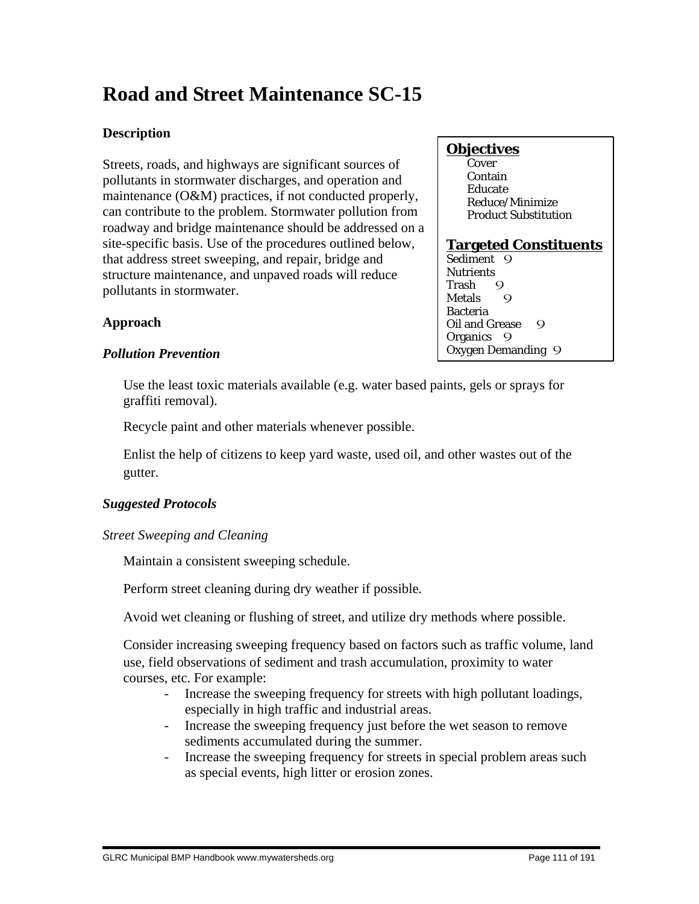# Road and Street Maintenance SC-15

### Description

Streets, roads, and highways are significant sources of pollutants in stormwater discharges, and operation and maintenance (O&M) practices, if not conducted properly, can contribute to the problem. Stormwater pollution from roadway and bridge maintenance should be addressed on a site-specific basis. Use of the procedures outlined below, that address street sweeping, and repair, bridge and structure maintenance, and unpaved roads will reduce pollutants in stormwater.

**Objectives**

- Cover
- Contain
- Educate
- Reduce/Minimize
- Product Substitution

**Targeted Constituents**

| Constituent | |
|---|---|
| Sediment | 9 |
| Nutrients | |
| Trash | 9 |
| Metals | 9 |
| Bacteria | |
| Oil and Grease | 9 |
| Organics | 9 |
| Oxygen Demanding | 9 |

### Approach

#### *Pollution Prevention*

Use the least toxic materials available (e.g. water based paints, gels or sprays for graffiti removal).

Recycle paint and other materials whenever possible.

Enlist the help of citizens to keep yard waste, used oil, and other wastes out of the gutter.

#### *Suggested Protocols*

*Street Sweeping and Cleaning*

Maintain a consistent sweeping schedule.

Perform street cleaning during dry weather if possible.

Avoid wet cleaning or flushing of street, and utilize dry methods where possible.

Consider increasing sweeping frequency based on factors such as traffic volume, land use, field observations of sediment and trash accumulation, proximity to water courses, etc. For example:

- Increase the sweeping frequency for streets with high pollutant loadings, especially in high traffic and industrial areas.
- Increase the sweeping frequency just before the wet season to remove sediments accumulated during the summer.
- Increase the sweeping frequency for streets in special problem areas such as special events, high litter or erosion zones.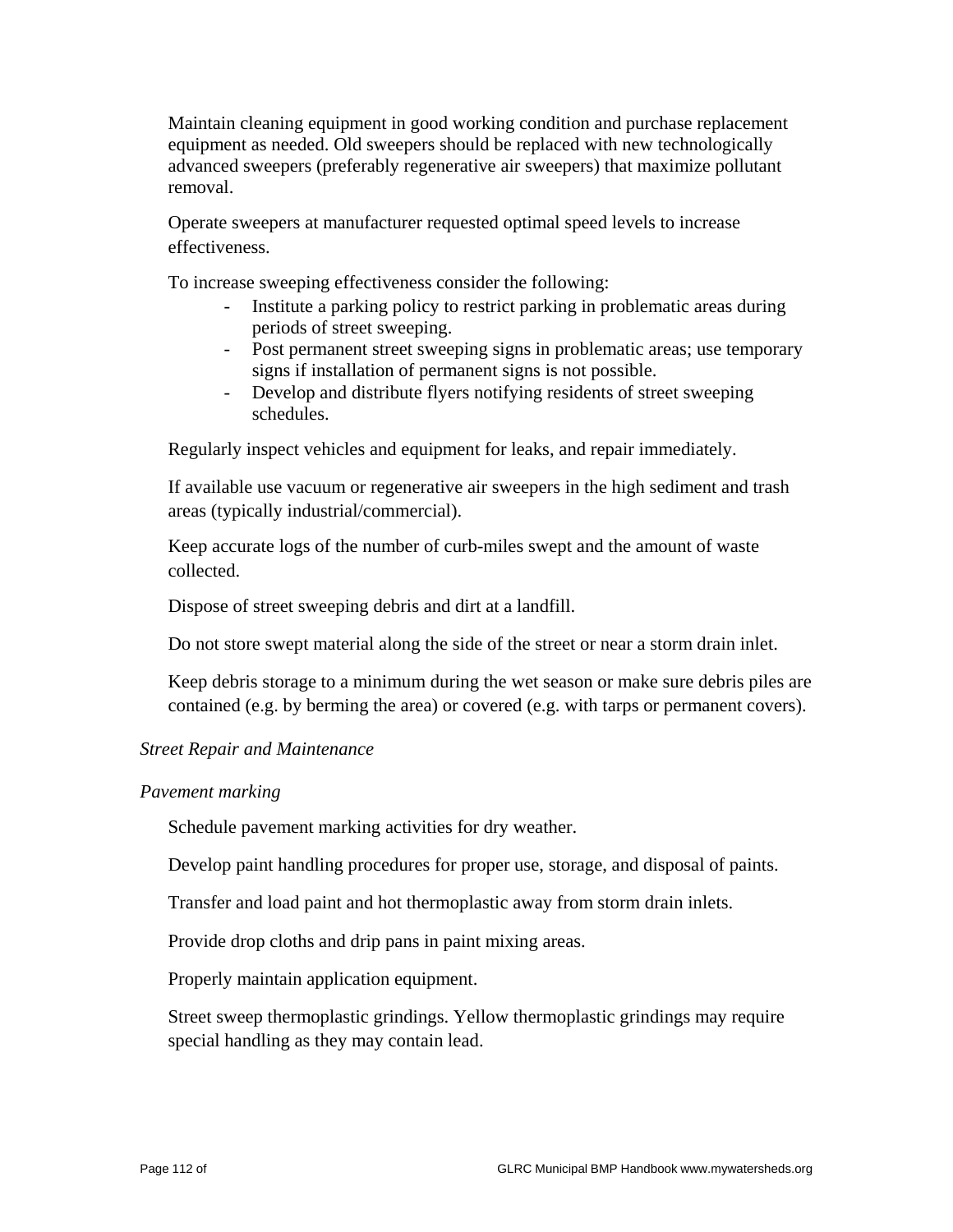Maintain cleaning equipment in good working condition and purchase replacement equipment as needed. Old sweepers should be replaced with new technologically advanced sweepers (preferably regenerative air sweepers) that maximize pollutant removal.

Operate sweepers at manufacturer requested optimal speed levels to increase effectiveness.

To increase sweeping effectiveness consider the following:

- Institute a parking policy to restrict parking in problematic areas during periods of street sweeping.
- Post permanent street sweeping signs in problematic areas; use temporary signs if installation of permanent signs is not possible.
- Develop and distribute flyers notifying residents of street sweeping schedules.

Regularly inspect vehicles and equipment for leaks, and repair immediately.

If available use vacuum or regenerative air sweepers in the high sediment and trash areas (typically industrial/commercial).

Keep accurate logs of the number of curb-miles swept and the amount of waste collected.

Dispose of street sweeping debris and dirt at a landfill.

Do not store swept material along the side of the street or near a storm drain inlet.

Keep debris storage to a minimum during the wet season or make sure debris piles are contained (e.g. by berming the area) or covered (e.g. with tarps or permanent covers).

*Street Repair and Maintenance*

*Pavement marking*

Schedule pavement marking activities for dry weather.

Develop paint handling procedures for proper use, storage, and disposal of paints.

Transfer and load paint and hot thermoplastic away from storm drain inlets.

Provide drop cloths and drip pans in paint mixing areas.

Properly maintain application equipment.

Street sweep thermoplastic grindings. Yellow thermoplastic grindings may require special handling as they may contain lead.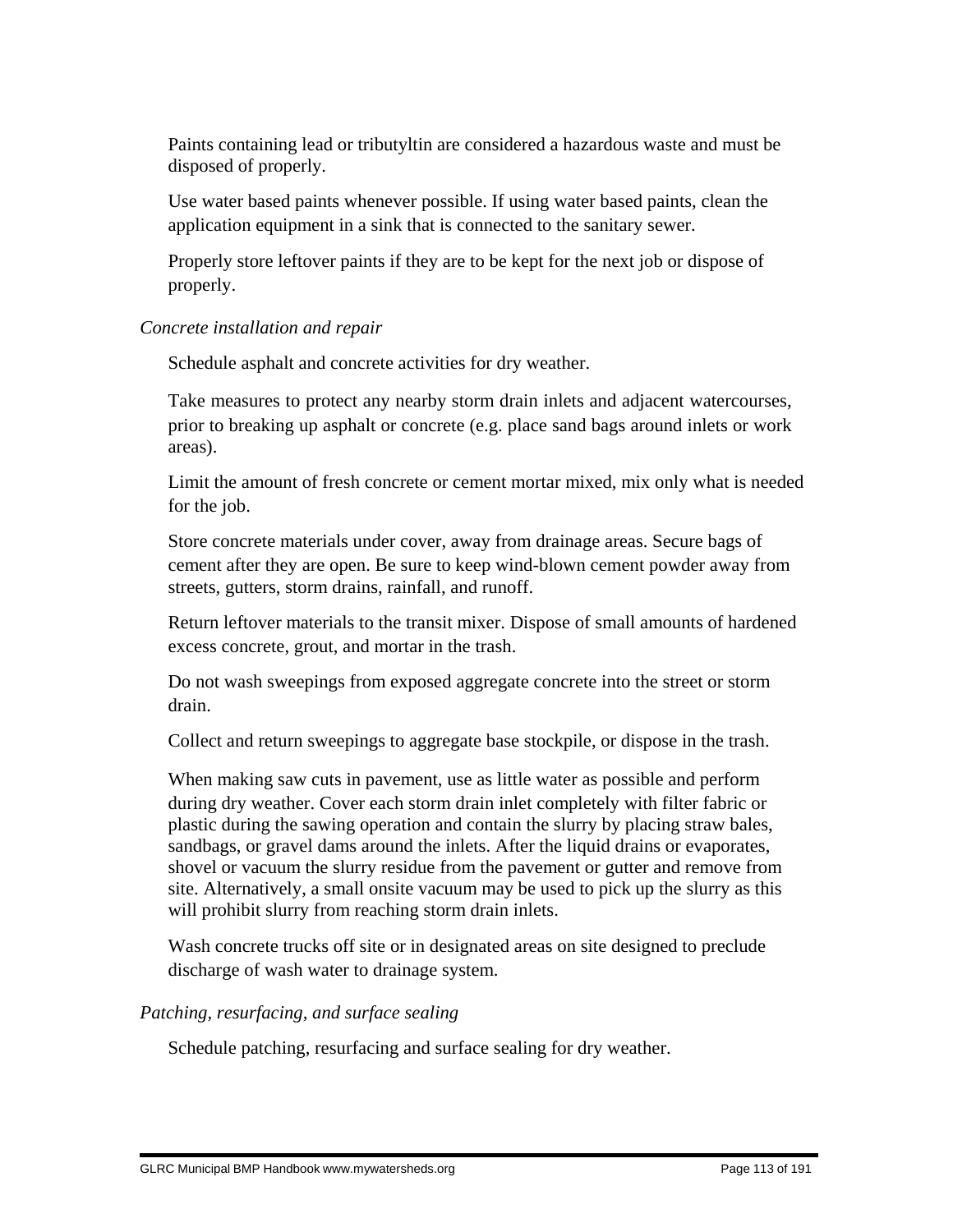Paints containing lead or tributyltin are considered a hazardous waste and must be disposed of properly.

Use water based paints whenever possible. If using water based paints, clean the application equipment in a sink that is connected to the sanitary sewer.

Properly store leftover paints if they are to be kept for the next job or dispose of properly.

*Concrete installation and repair*

Schedule asphalt and concrete activities for dry weather.

Take measures to protect any nearby storm drain inlets and adjacent watercourses, prior to breaking up asphalt or concrete (e.g. place sand bags around inlets or work areas).

Limit the amount of fresh concrete or cement mortar mixed, mix only what is needed for the job.

Store concrete materials under cover, away from drainage areas. Secure bags of cement after they are open. Be sure to keep wind-blown cement powder away from streets, gutters, storm drains, rainfall, and runoff.

Return leftover materials to the transit mixer. Dispose of small amounts of hardened excess concrete, grout, and mortar in the trash.

Do not wash sweepings from exposed aggregate concrete into the street or storm drain.

Collect and return sweepings to aggregate base stockpile, or dispose in the trash.

When making saw cuts in pavement, use as little water as possible and perform during dry weather. Cover each storm drain inlet completely with filter fabric or plastic during the sawing operation and contain the slurry by placing straw bales, sandbags, or gravel dams around the inlets. After the liquid drains or evaporates, shovel or vacuum the slurry residue from the pavement or gutter and remove from site. Alternatively, a small onsite vacuum may be used to pick up the slurry as this will prohibit slurry from reaching storm drain inlets.

Wash concrete trucks off site or in designated areas on site designed to preclude discharge of wash water to drainage system.

*Patching, resurfacing, and surface sealing*

Schedule patching, resurfacing and surface sealing for dry weather.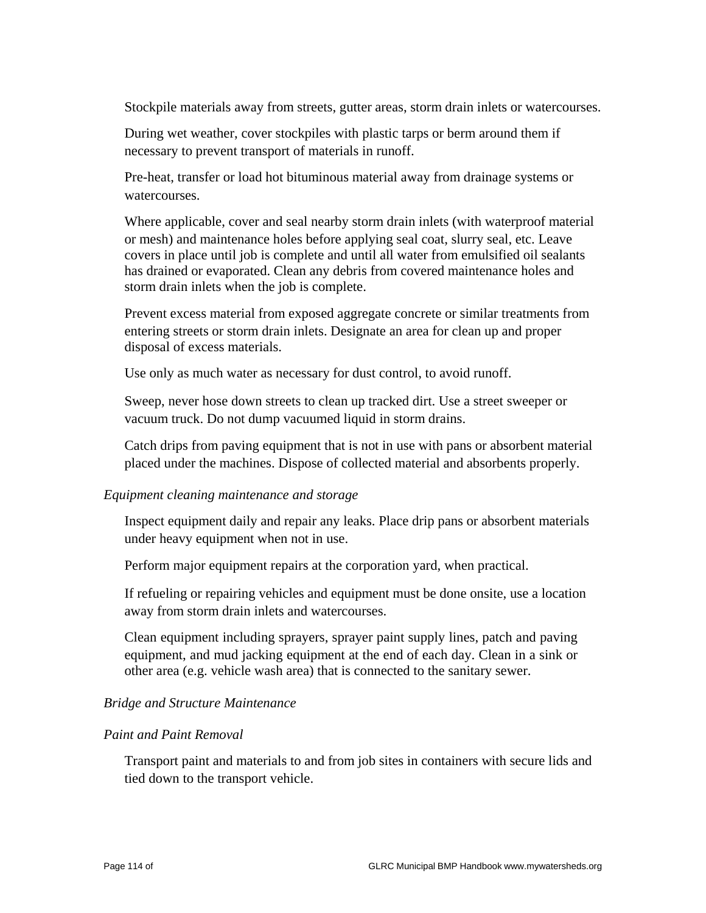Stockpile materials away from streets, gutter areas, storm drain inlets or watercourses.

During wet weather, cover stockpiles with plastic tarps or berm around them if necessary to prevent transport of materials in runoff.

Pre-heat, transfer or load hot bituminous material away from drainage systems or watercourses.

Where applicable, cover and seal nearby storm drain inlets (with waterproof material or mesh) and maintenance holes before applying seal coat, slurry seal, etc. Leave covers in place until job is complete and until all water from emulsified oil sealants has drained or evaporated. Clean any debris from covered maintenance holes and storm drain inlets when the job is complete.

Prevent excess material from exposed aggregate concrete or similar treatments from entering streets or storm drain inlets. Designate an area for clean up and proper disposal of excess materials.

Use only as much water as necessary for dust control, to avoid runoff.

Sweep, never hose down streets to clean up tracked dirt. Use a street sweeper or vacuum truck. Do not dump vacuumed liquid in storm drains.

Catch drips from paving equipment that is not in use with pans or absorbent material placed under the machines. Dispose of collected material and absorbents properly.

*Equipment cleaning maintenance and storage*

Inspect equipment daily and repair any leaks. Place drip pans or absorbent materials under heavy equipment when not in use.

Perform major equipment repairs at the corporation yard, when practical.

If refueling or repairing vehicles and equipment must be done onsite, use a location away from storm drain inlets and watercourses.

Clean equipment including sprayers, sprayer paint supply lines, patch and paving equipment, and mud jacking equipment at the end of each day. Clean in a sink or other area (e.g. vehicle wash area) that is connected to the sanitary sewer.

*Bridge and Structure Maintenance*

*Paint and Paint Removal*

Transport paint and materials to and from job sites in containers with secure lids and tied down to the transport vehicle.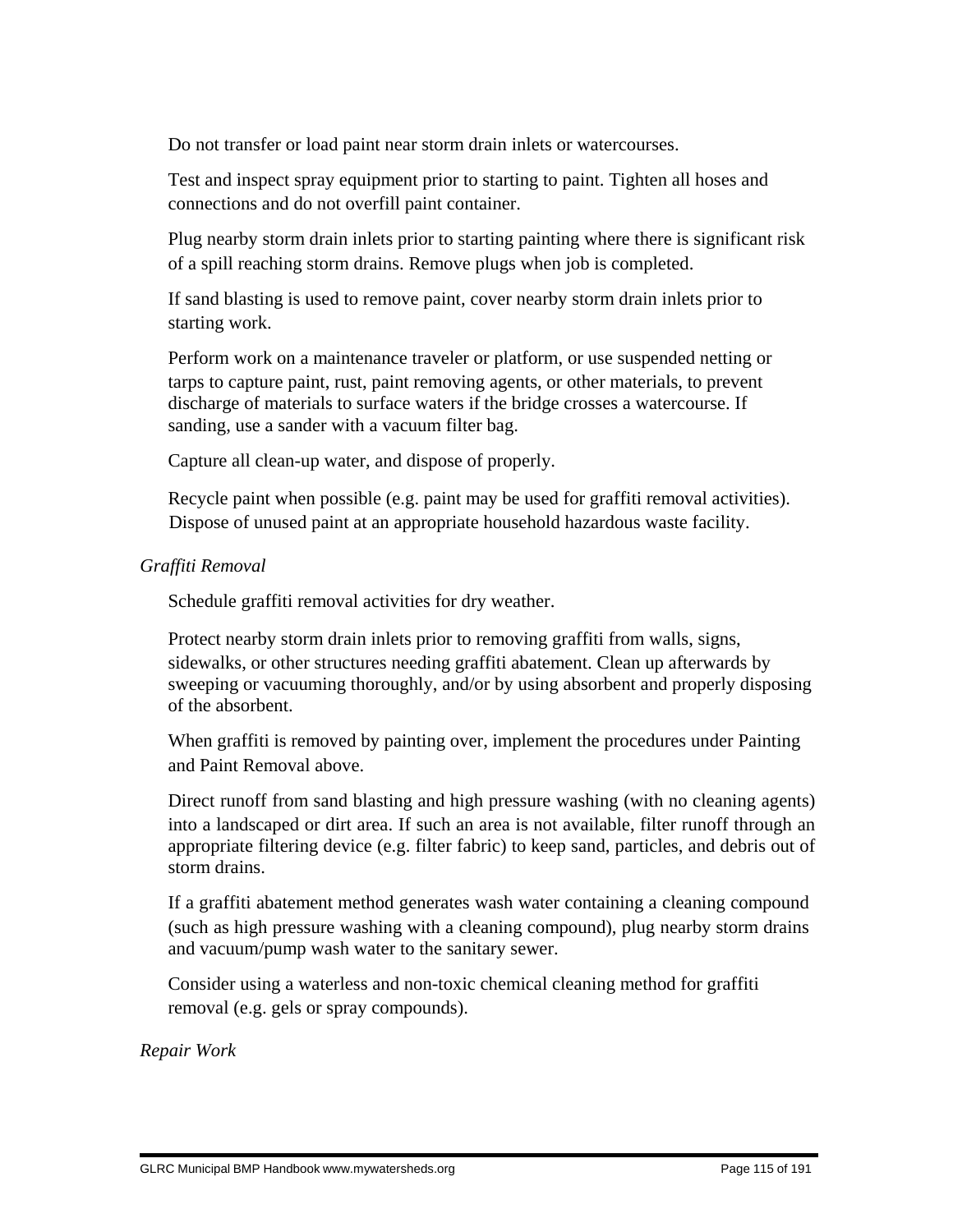Do not transfer or load paint near storm drain inlets or watercourses.

Test and inspect spray equipment prior to starting to paint. Tighten all hoses and connections and do not overfill paint container.

Plug nearby storm drain inlets prior to starting painting where there is significant risk of a spill reaching storm drains. Remove plugs when job is completed.

If sand blasting is used to remove paint, cover nearby storm drain inlets prior to starting work.

Perform work on a maintenance traveler or platform, or use suspended netting or tarps to capture paint, rust, paint removing agents, or other materials, to prevent discharge of materials to surface waters if the bridge crosses a watercourse. If sanding, use a sander with a vacuum filter bag.

Capture all clean-up water, and dispose of properly.

Recycle paint when possible (e.g. paint may be used for graffiti removal activities). Dispose of unused paint at an appropriate household hazardous waste facility.

*Graffiti Removal*

Schedule graffiti removal activities for dry weather.

Protect nearby storm drain inlets prior to removing graffiti from walls, signs, sidewalks, or other structures needing graffiti abatement. Clean up afterwards by sweeping or vacuuming thoroughly, and/or by using absorbent and properly disposing of the absorbent.

When graffiti is removed by painting over, implement the procedures under Painting and Paint Removal above.

Direct runoff from sand blasting and high pressure washing (with no cleaning agents) into a landscaped or dirt area. If such an area is not available, filter runoff through an appropriate filtering device (e.g. filter fabric) to keep sand, particles, and debris out of storm drains.

If a graffiti abatement method generates wash water containing a cleaning compound (such as high pressure washing with a cleaning compound), plug nearby storm drains and vacuum/pump wash water to the sanitary sewer.

Consider using a waterless and non-toxic chemical cleaning method for graffiti removal (e.g. gels or spray compounds).

*Repair Work*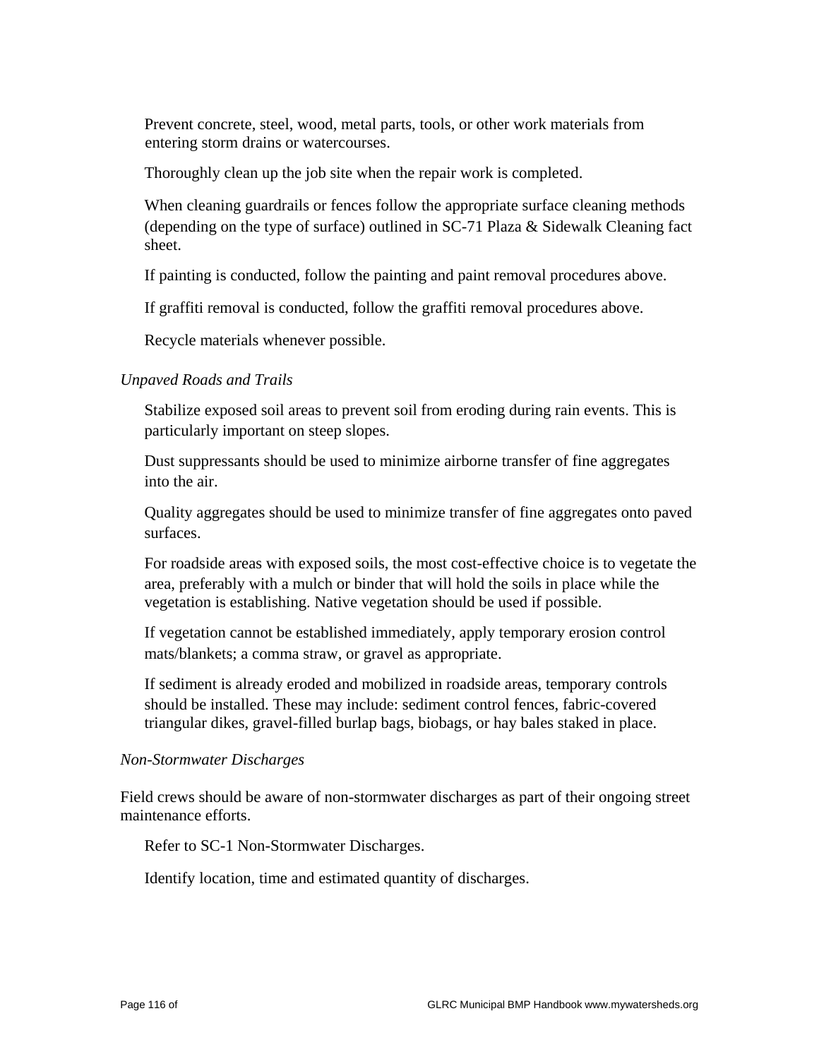Prevent concrete, steel, wood, metal parts, tools, or other work materials from entering storm drains or watercourses.

Thoroughly clean up the job site when the repair work is completed.

When cleaning guardrails or fences follow the appropriate surface cleaning methods (depending on the type of surface) outlined in SC-71 Plaza & Sidewalk Cleaning fact sheet.

If painting is conducted, follow the painting and paint removal procedures above.

If graffiti removal is conducted, follow the graffiti removal procedures above.

Recycle materials whenever possible.

*Unpaved Roads and Trails*

Stabilize exposed soil areas to prevent soil from eroding during rain events. This is particularly important on steep slopes.

Dust suppressants should be used to minimize airborne transfer of fine aggregates into the air.

Quality aggregates should be used to minimize transfer of fine aggregates onto paved surfaces.

For roadside areas with exposed soils, the most cost-effective choice is to vegetate the area, preferably with a mulch or binder that will hold the soils in place while the vegetation is establishing. Native vegetation should be used if possible.

If vegetation cannot be established immediately, apply temporary erosion control mats/blankets; a comma straw, or gravel as appropriate.

If sediment is already eroded and mobilized in roadside areas, temporary controls should be installed. These may include: sediment control fences, fabric-covered triangular dikes, gravel-filled burlap bags, biobags, or hay bales staked in place.

*Non-Stormwater Discharges*

Field crews should be aware of non-stormwater discharges as part of their ongoing street maintenance efforts.

Refer to SC-1 Non-Stormwater Discharges.

Identify location, time and estimated quantity of discharges.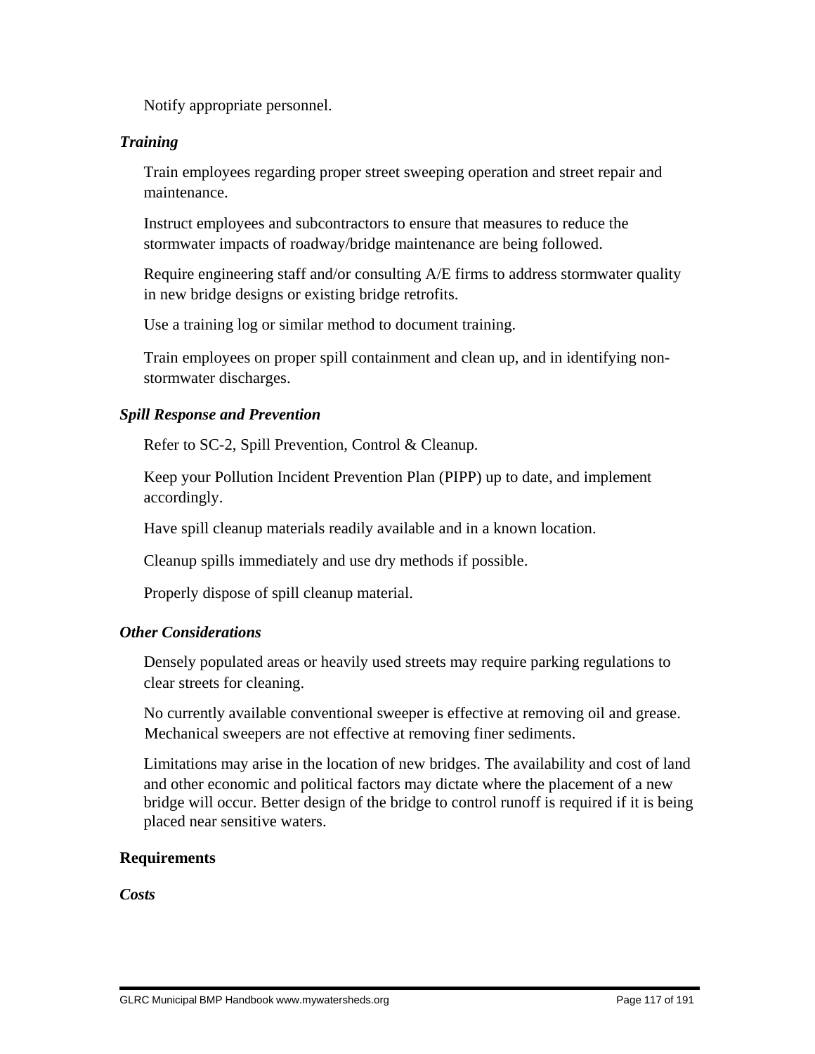Notify appropriate personnel.

### *Training*

Train employees regarding proper street sweeping operation and street repair and maintenance.

Instruct employees and subcontractors to ensure that measures to reduce the stormwater impacts of roadway/bridge maintenance are being followed.

Require engineering staff and/or consulting A/E firms to address stormwater quality in new bridge designs or existing bridge retrofits.

Use a training log or similar method to document training.

Train employees on proper spill containment and clean up, and in identifying non-stormwater discharges.

### *Spill Response and Prevention*

Refer to SC-2, Spill Prevention, Control & Cleanup.

Keep your Pollution Incident Prevention Plan (PIPP) up to date, and implement accordingly.

Have spill cleanup materials readily available and in a known location.

Cleanup spills immediately and use dry methods if possible.

Properly dispose of spill cleanup material.

### *Other Considerations*

Densely populated areas or heavily used streets may require parking regulations to clear streets for cleaning.

No currently available conventional sweeper is effective at removing oil and grease. Mechanical sweepers are not effective at removing finer sediments.

Limitations may arise in the location of new bridges. The availability and cost of land and other economic and political factors may dictate where the placement of a new bridge will occur. Better design of the bridge to control runoff is required if it is being placed near sensitive waters.

## **Requirements**

### *Costs*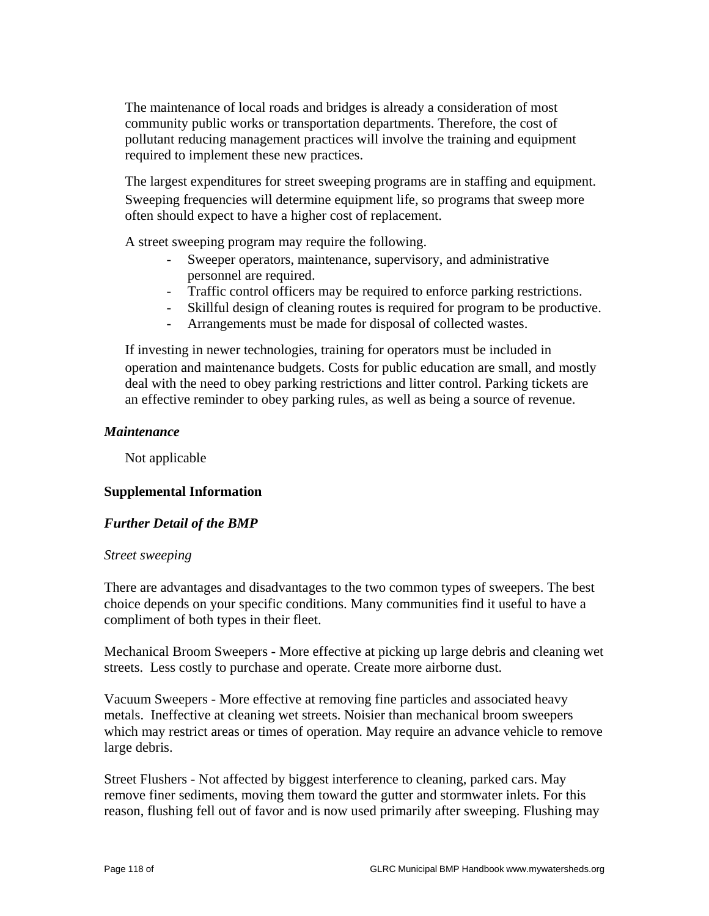The maintenance of local roads and bridges is already a consideration of most community public works or transportation departments. Therefore, the cost of pollutant reducing management practices will involve the training and equipment required to implement these new practices.

The largest expenditures for street sweeping programs are in staffing and equipment. Sweeping frequencies will determine equipment life, so programs that sweep more often should expect to have a higher cost of replacement.

A street sweeping program may require the following.

- Sweeper operators, maintenance, supervisory, and administrative personnel are required.
- Traffic control officers may be required to enforce parking restrictions.
- Skillful design of cleaning routes is required for program to be productive.
- Arrangements must be made for disposal of collected wastes.

If investing in newer technologies, training for operators must be included in operation and maintenance budgets. Costs for public education are small, and mostly deal with the need to obey parking restrictions and litter control. Parking tickets are an effective reminder to obey parking rules, as well as being a source of revenue.

### *Maintenance*

Not applicable

## Supplemental Information

### *Further Detail of the BMP*

*Street sweeping*

There are advantages and disadvantages to the two common types of sweepers. The best choice depends on your specific conditions. Many communities find it useful to have a compliment of both types in their fleet.

Mechanical Broom Sweepers - More effective at picking up large debris and cleaning wet streets. Less costly to purchase and operate. Create more airborne dust.

Vacuum Sweepers - More effective at removing fine particles and associated heavy metals. Ineffective at cleaning wet streets. Noisier than mechanical broom sweepers which may restrict areas or times of operation. May require an advance vehicle to remove large debris.

Street Flushers - Not affected by biggest interference to cleaning, parked cars. May remove finer sediments, moving them toward the gutter and stormwater inlets. For this reason, flushing fell out of favor and is now used primarily after sweeping. Flushing may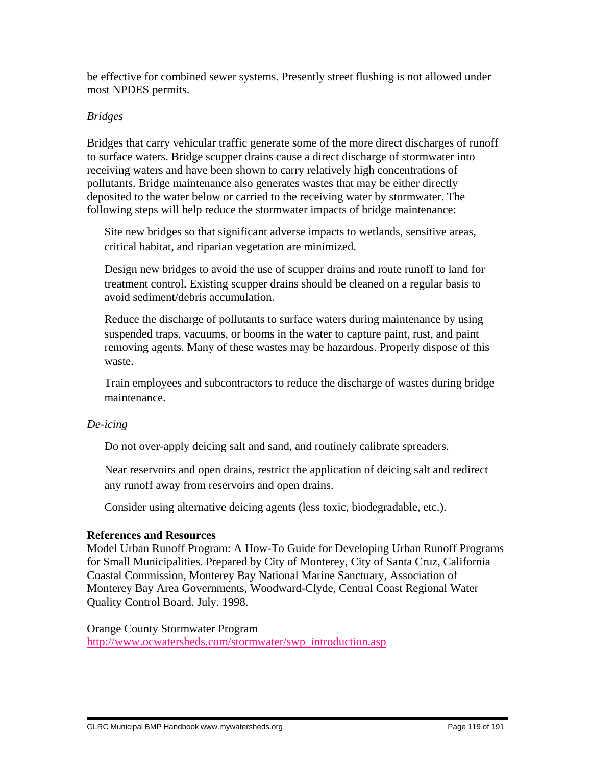be effective for combined sewer systems. Presently street flushing is not allowed under most NPDES permits.

*Bridges*

Bridges that carry vehicular traffic generate some of the more direct discharges of runoff to surface waters. Bridge scupper drains cause a direct discharge of stormwater into receiving waters and have been shown to carry relatively high concentrations of pollutants. Bridge maintenance also generates wastes that may be either directly deposited to the water below or carried to the receiving water by stormwater. The following steps will help reduce the stormwater impacts of bridge maintenance:

Site new bridges so that significant adverse impacts to wetlands, sensitive areas, critical habitat, and riparian vegetation are minimized.

Design new bridges to avoid the use of scupper drains and route runoff to land for treatment control. Existing scupper drains should be cleaned on a regular basis to avoid sediment/debris accumulation.

Reduce the discharge of pollutants to surface waters during maintenance by using suspended traps, vacuums, or booms in the water to capture paint, rust, and paint removing agents. Many of these wastes may be hazardous. Properly dispose of this waste.

Train employees and subcontractors to reduce the discharge of wastes during bridge maintenance.

*De-icing*

Do not over-apply deicing salt and sand, and routinely calibrate spreaders.

Near reservoirs and open drains, restrict the application of deicing salt and redirect any runoff away from reservoirs and open drains.

Consider using alternative deicing agents (less toxic, biodegradable, etc.).

**References and Resources**

Model Urban Runoff Program: A How-To Guide for Developing Urban Runoff Programs for Small Municipalities. Prepared by City of Monterey, City of Santa Cruz, California Coastal Commission, Monterey Bay National Marine Sanctuary, Association of Monterey Bay Area Governments, Woodward-Clyde, Central Coast Regional Water Quality Control Board. July. 1998.

Orange County Stormwater Program
http://www.ocwatersheds.com/stormwater/swp_introduction.asp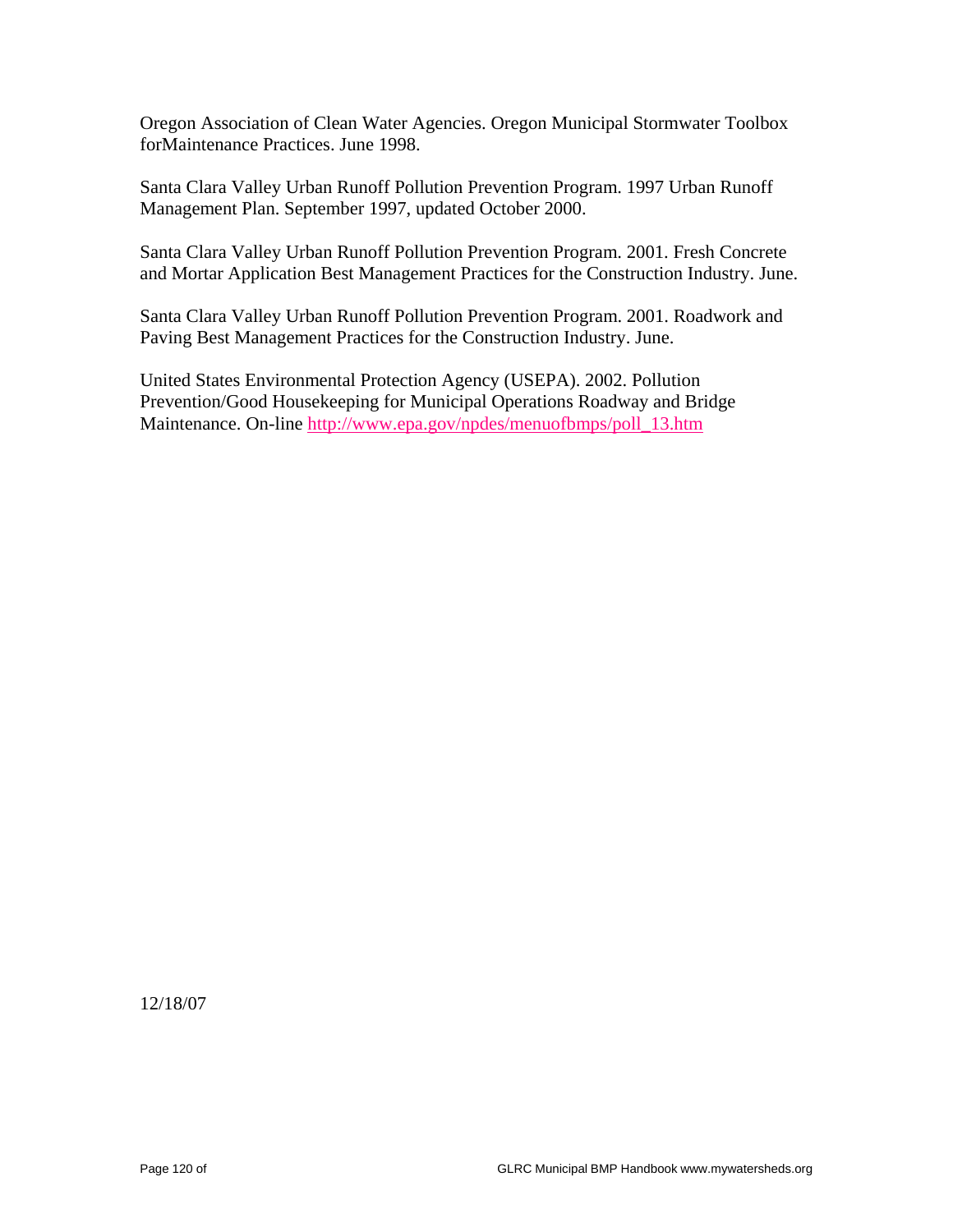Oregon Association of Clean Water Agencies. Oregon Municipal Stormwater Toolbox forMaintenance Practices. June 1998.

Santa Clara Valley Urban Runoff Pollution Prevention Program. 1997 Urban Runoff Management Plan. September 1997, updated October 2000.

Santa Clara Valley Urban Runoff Pollution Prevention Program. 2001. Fresh Concrete and Mortar Application Best Management Practices for the Construction Industry. June.

Santa Clara Valley Urban Runoff Pollution Prevention Program. 2001. Roadwork and Paving Best Management Practices for the Construction Industry. June.

United States Environmental Protection Agency (USEPA). 2002. Pollution Prevention/Good Housekeeping for Municipal Operations Roadway and Bridge Maintenance. On-line [http://www.epa.gov/npdes/menuofbmps/poll_13.htm](http://www.epa.gov/npdes/menuofbmps/poll_13.htm)

12/18/07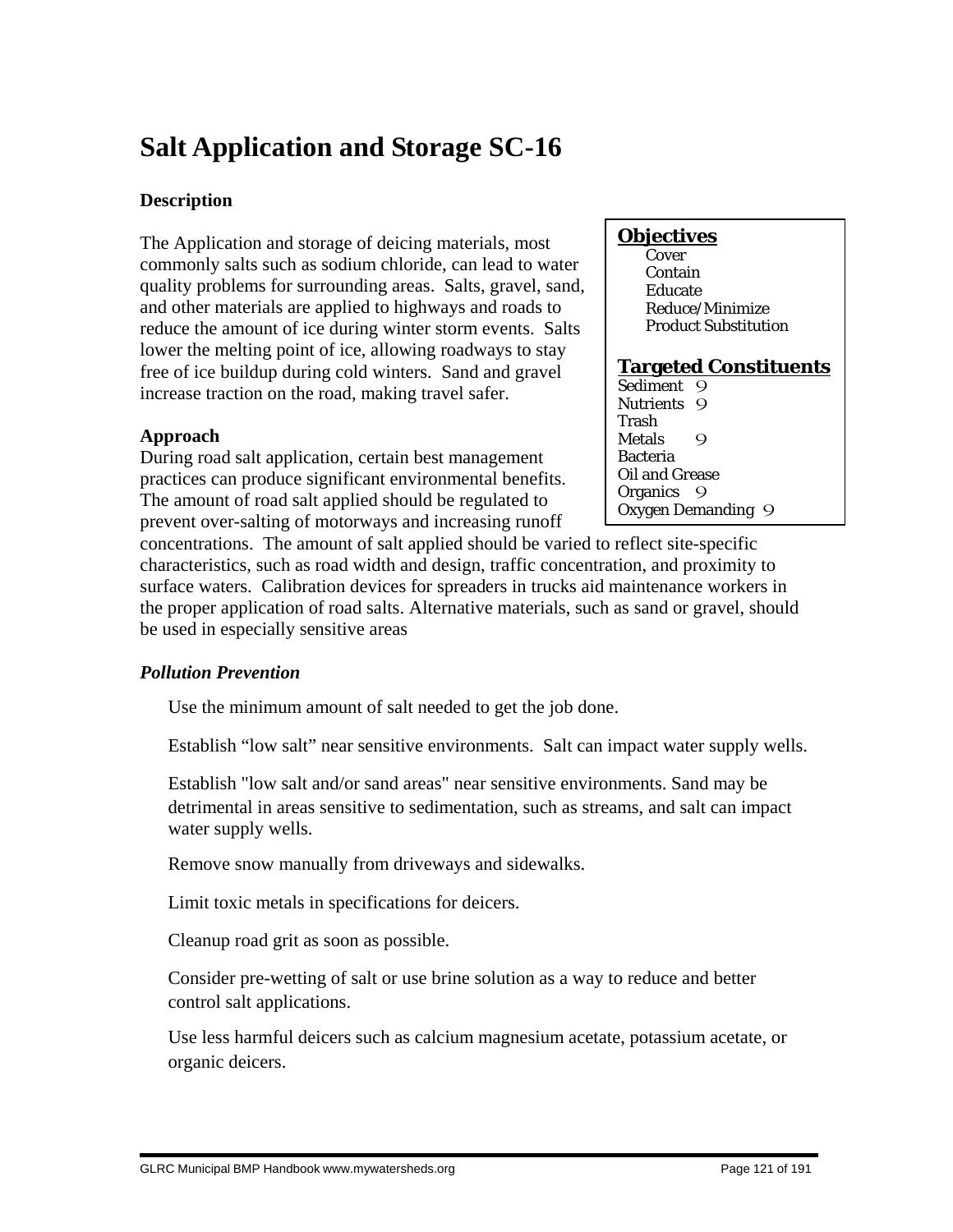# Salt Application and Storage SC-16

### Description

The Application and storage of deicing materials, most commonly salts such as sodium chloride, can lead to water quality problems for surrounding areas. Salts, gravel, sand, and other materials are applied to highways and roads to reduce the amount of ice during winter storm events. Salts lower the melting point of ice, allowing roadways to stay free of ice buildup during cold winters. Sand and gravel increase traction on the road, making travel safer.

**Objectives**

- Cover
- Contain
- Educate
- Reduce/Minimize
- Product Substitution

**Targeted Constituents**

| Constituent | |
|---|---|
| Sediment | 9 |
| Nutrients | 9 |
| Trash | |
| Metals | 9 |
| Bacteria | |
| Oil and Grease | |
| Organics | 9 |
| Oxygen Demanding | 9 |

### Approach

During road salt application, certain best management practices can produce significant environmental benefits. The amount of road salt applied should be regulated to prevent over-salting of motorways and increasing runoff concentrations. The amount of salt applied should be varied to reflect site-specific characteristics, such as road width and design, traffic concentration, and proximity to surface waters. Calibration devices for spreaders in trucks aid maintenance workers in the proper application of road salts. Alternative materials, such as sand or gravel, should be used in especially sensitive areas

#### *Pollution Prevention*

Use the minimum amount of salt needed to get the job done.

Establish "low salt" near sensitive environments. Salt can impact water supply wells.

Establish "low salt and/or sand areas" near sensitive environments. Sand may be detrimental in areas sensitive to sedimentation, such as streams, and salt can impact water supply wells.

Remove snow manually from driveways and sidewalks.

Limit toxic metals in specifications for deicers.

Cleanup road grit as soon as possible.

Consider pre-wetting of salt or use brine solution as a way to reduce and better control salt applications.

Use less harmful deicers such as calcium magnesium acetate, potassium acetate, or organic deicers.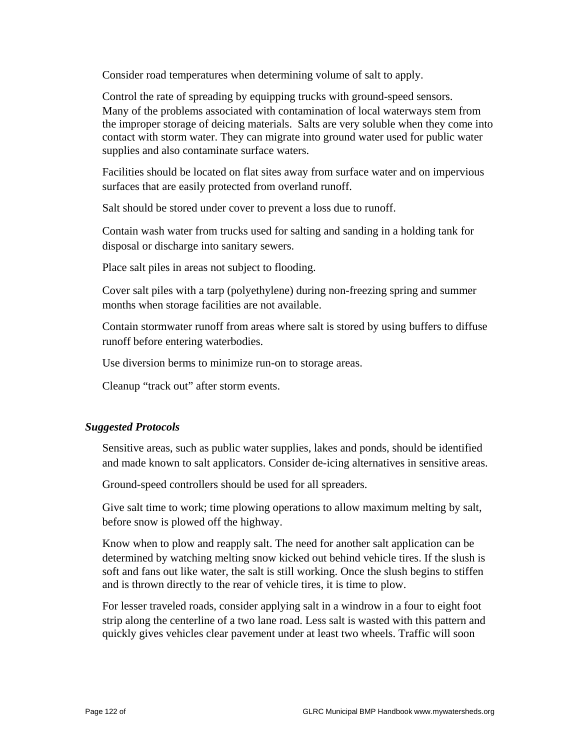Consider road temperatures when determining volume of salt to apply.

Control the rate of spreading by equipping trucks with ground-speed sensors.

Many of the problems associated with contamination of local waterways stem from the improper storage of deicing materials. Salts are very soluble when they come into contact with storm water. They can migrate into ground water used for public water supplies and also contaminate surface waters.

Facilities should be located on flat sites away from surface water and on impervious surfaces that are easily protected from overland runoff.

Salt should be stored under cover to prevent a loss due to runoff.

Contain wash water from trucks used for salting and sanding in a holding tank for disposal or discharge into sanitary sewers.

Place salt piles in areas not subject to flooding.

Cover salt piles with a tarp (polyethylene) during non-freezing spring and summer months when storage facilities are not available.

Contain stormwater runoff from areas where salt is stored by using buffers to diffuse runoff before entering waterbodies.

Use diversion berms to minimize run-on to storage areas.

Cleanup "track out" after storm events.

***Suggested Protocols***

Sensitive areas, such as public water supplies, lakes and ponds, should be identified and made known to salt applicators. Consider de-icing alternatives in sensitive areas.

Ground-speed controllers should be used for all spreaders.

Give salt time to work; time plowing operations to allow maximum melting by salt, before snow is plowed off the highway.

Know when to plow and reapply salt. The need for another salt application can be determined by watching melting snow kicked out behind vehicle tires. If the slush is soft and fans out like water, the salt is still working. Once the slush begins to stiffen and is thrown directly to the rear of vehicle tires, it is time to plow.

For lesser traveled roads, consider applying salt in a windrow in a four to eight foot strip along the centerline of a two lane road. Less salt is wasted with this pattern and quickly gives vehicles clear pavement under at least two wheels. Traffic will soon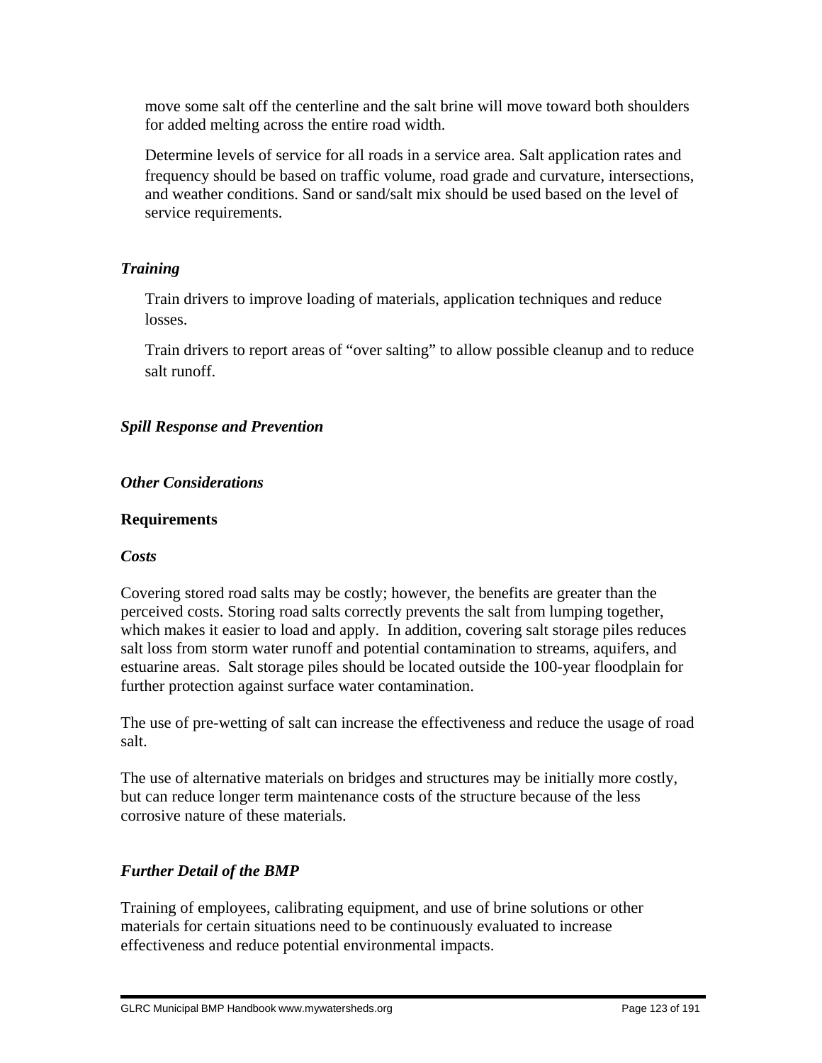move some salt off the centerline and the salt brine will move toward both shoulders for added melting across the entire road width.

Determine levels of service for all roads in a service area. Salt application rates and frequency should be based on traffic volume, road grade and curvature, intersections, and weather conditions. Sand or sand/salt mix should be used based on the level of service requirements.

### *Training*

Train drivers to improve loading of materials, application techniques and reduce losses.

Train drivers to report areas of "over salting" to allow possible cleanup and to reduce salt runoff.

### *Spill Response and Prevention*

### *Other Considerations*

## Requirements

### *Costs*

Covering stored road salts may be costly; however, the benefits are greater than the perceived costs. Storing road salts correctly prevents the salt from lumping together, which makes it easier to load and apply. In addition, covering salt storage piles reduces salt loss from storm water runoff and potential contamination to streams, aquifers, and estuarine areas. Salt storage piles should be located outside the 100-year floodplain for further protection against surface water contamination.

The use of pre-wetting of salt can increase the effectiveness and reduce the usage of road salt.

The use of alternative materials on bridges and structures may be initially more costly, but can reduce longer term maintenance costs of the structure because of the less corrosive nature of these materials.

### *Further Detail of the BMP*

Training of employees, calibrating equipment, and use of brine solutions or other materials for certain situations need to be continuously evaluated to increase effectiveness and reduce potential environmental impacts.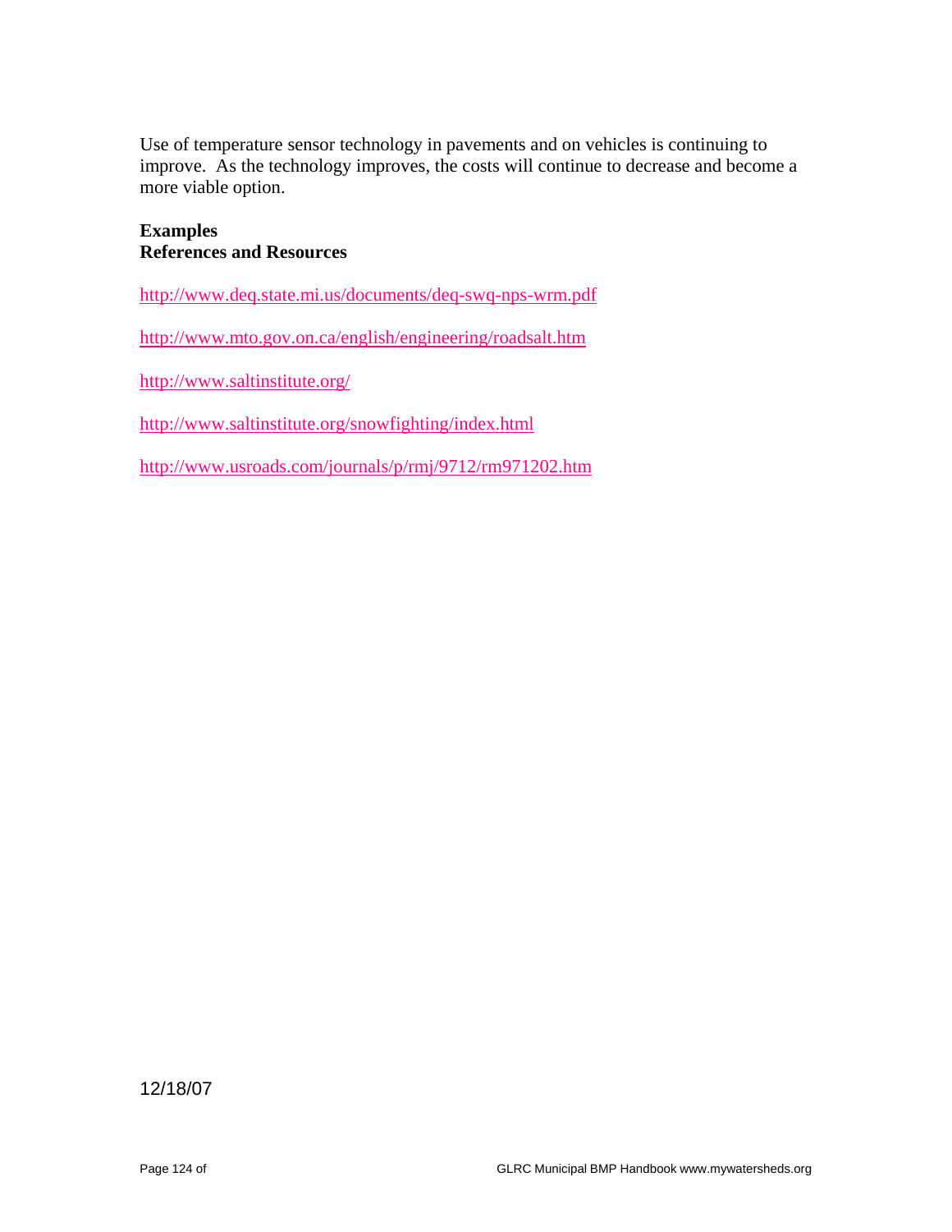Use of temperature sensor technology in pavements and on vehicles is continuing to improve. As the technology improves, the costs will continue to decrease and become a more viable option.

**Examples**
**References and Resources**

http://www.deq.state.mi.us/documents/deq-swq-nps-wrm.pdf

http://www.mto.gov.on.ca/english/engineering/roadsalt.htm

http://www.saltinstitute.org/

http://www.saltinstitute.org/snowfighting/index.html

http://www.usroads.com/journals/p/rmj/9712/rm971202.htm

12/18/07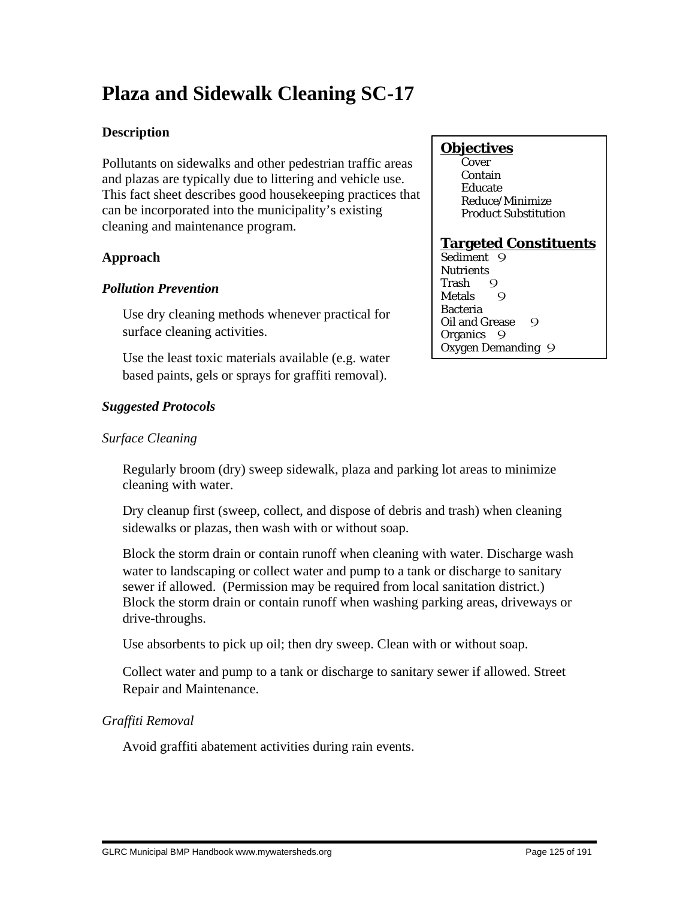# Plaza and Sidewalk Cleaning SC-17

**Objectives**

- Cover
- Contain
- Educate
- Reduce/Minimize
- Product Substitution

**Targeted Constituents**

Sediment 9
Nutrients
Trash 9
Metals 9
Bacteria
Oil and Grease 9
Organics 9
Oxygen Demanding 9

### Description

Pollutants on sidewalks and other pedestrian traffic areas and plazas are typically due to littering and vehicle use. This fact sheet describes good housekeeping practices that can be incorporated into the municipality's existing cleaning and maintenance program.

### Approach

#### *Pollution Prevention*

Use dry cleaning methods whenever practical for surface cleaning activities.

Use the least toxic materials available (e.g. water based paints, gels or sprays for graffiti removal).

#### *Suggested Protocols*

*Surface Cleaning*

Regularly broom (dry) sweep sidewalk, plaza and parking lot areas to minimize cleaning with water.

Dry cleanup first (sweep, collect, and dispose of debris and trash) when cleaning sidewalks or plazas, then wash with or without soap.

Block the storm drain or contain runoff when cleaning with water. Discharge wash water to landscaping or collect water and pump to a tank or discharge to sanitary sewer if allowed. (Permission may be required from local sanitation district.) Block the storm drain or contain runoff when washing parking areas, driveways or drive-throughs.

Use absorbents to pick up oil; then dry sweep. Clean with or without soap.

Collect water and pump to a tank or discharge to sanitary sewer if allowed. Street Repair and Maintenance.

*Graffiti Removal*

Avoid graffiti abatement activities during rain events.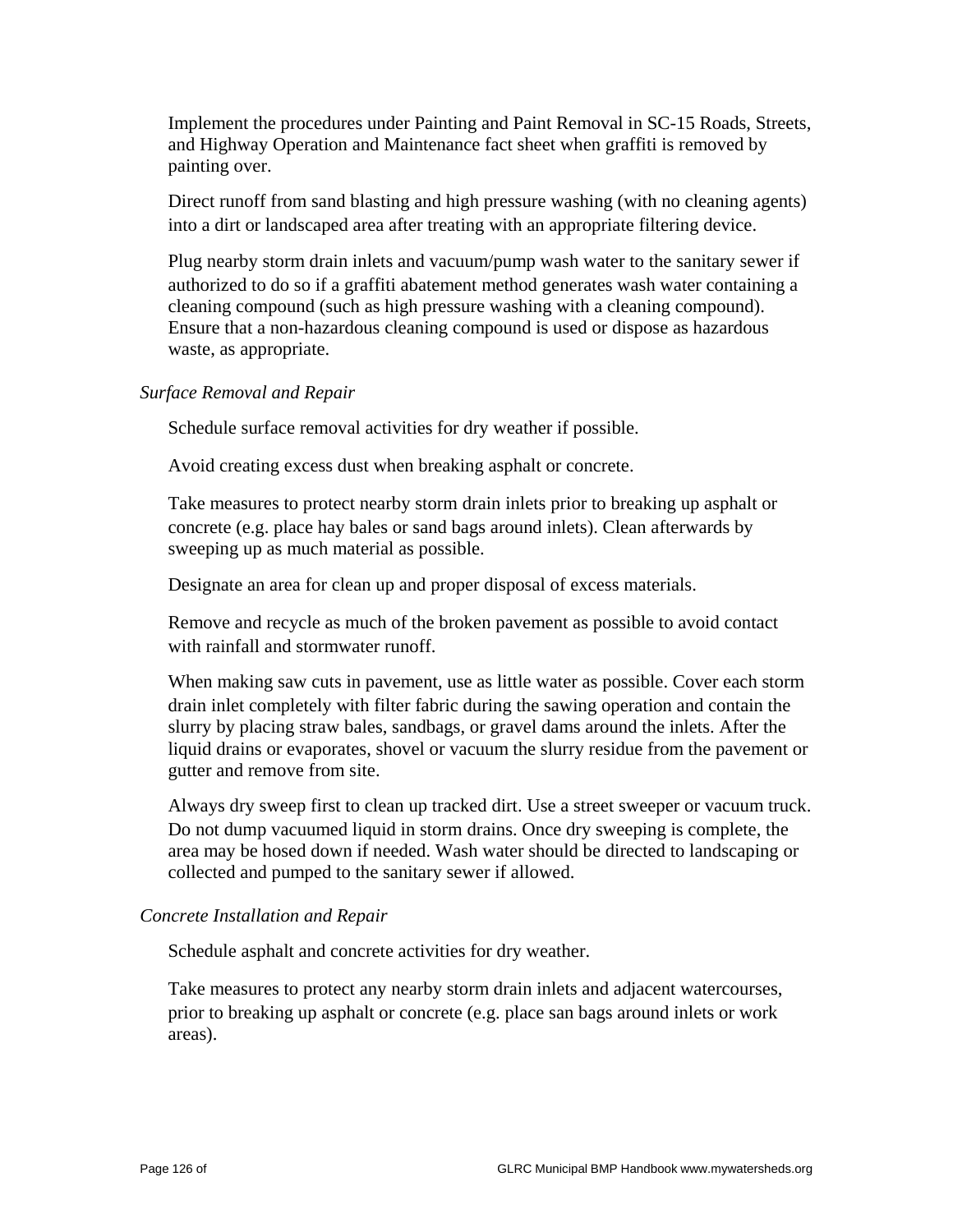Implement the procedures under Painting and Paint Removal in SC-15 Roads, Streets, and Highway Operation and Maintenance fact sheet when graffiti is removed by painting over.

Direct runoff from sand blasting and high pressure washing (with no cleaning agents) into a dirt or landscaped area after treating with an appropriate filtering device.

Plug nearby storm drain inlets and vacuum/pump wash water to the sanitary sewer if authorized to do so if a graffiti abatement method generates wash water containing a cleaning compound (such as high pressure washing with a cleaning compound). Ensure that a non-hazardous cleaning compound is used or dispose as hazardous waste, as appropriate.

*Surface Removal and Repair*

Schedule surface removal activities for dry weather if possible.

Avoid creating excess dust when breaking asphalt or concrete.

Take measures to protect nearby storm drain inlets prior to breaking up asphalt or concrete (e.g. place hay bales or sand bags around inlets). Clean afterwards by sweeping up as much material as possible.

Designate an area for clean up and proper disposal of excess materials.

Remove and recycle as much of the broken pavement as possible to avoid contact with rainfall and stormwater runoff.

When making saw cuts in pavement, use as little water as possible. Cover each storm drain inlet completely with filter fabric during the sawing operation and contain the slurry by placing straw bales, sandbags, or gravel dams around the inlets. After the liquid drains or evaporates, shovel or vacuum the slurry residue from the pavement or gutter and remove from site.

Always dry sweep first to clean up tracked dirt. Use a street sweeper or vacuum truck. Do not dump vacuumed liquid in storm drains. Once dry sweeping is complete, the area may be hosed down if needed. Wash water should be directed to landscaping or collected and pumped to the sanitary sewer if allowed.

*Concrete Installation and Repair*

Schedule asphalt and concrete activities for dry weather.

Take measures to protect any nearby storm drain inlets and adjacent watercourses, prior to breaking up asphalt or concrete (e.g. place san bags around inlets or work areas).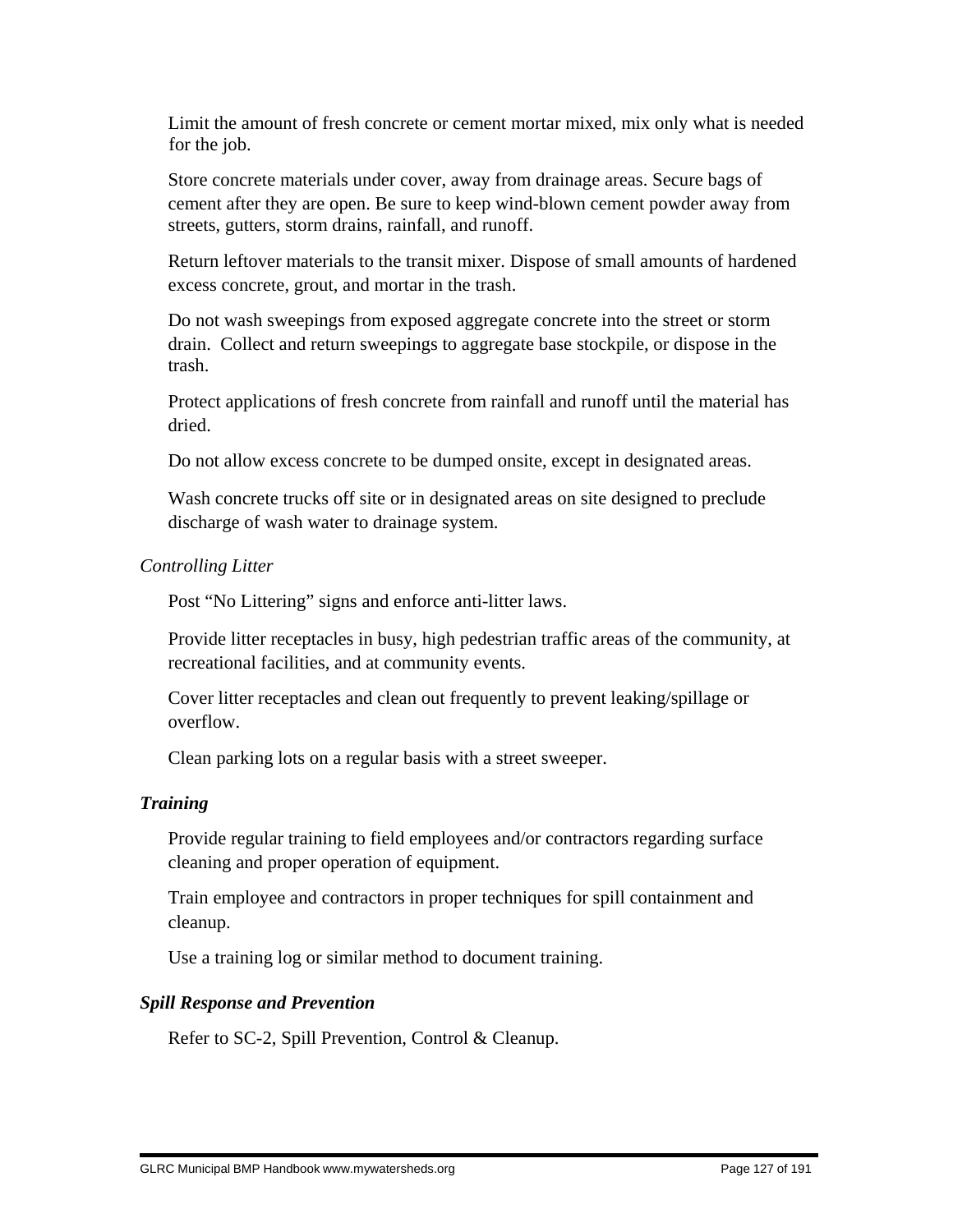Limit the amount of fresh concrete or cement mortar mixed, mix only what is needed for the job.

Store concrete materials under cover, away from drainage areas. Secure bags of cement after they are open. Be sure to keep wind-blown cement powder away from streets, gutters, storm drains, rainfall, and runoff.

Return leftover materials to the transit mixer. Dispose of small amounts of hardened excess concrete, grout, and mortar in the trash.

Do not wash sweepings from exposed aggregate concrete into the street or storm drain. Collect and return sweepings to aggregate base stockpile, or dispose in the trash.

Protect applications of fresh concrete from rainfall and runoff until the material has dried.

Do not allow excess concrete to be dumped onsite, except in designated areas.

Wash concrete trucks off site or in designated areas on site designed to preclude discharge of wash water to drainage system.

*Controlling Litter*

Post "No Littering" signs and enforce anti-litter laws.

Provide litter receptacles in busy, high pedestrian traffic areas of the community, at recreational facilities, and at community events.

Cover litter receptacles and clean out frequently to prevent leaking/spillage or overflow.

Clean parking lots on a regular basis with a street sweeper.

***Training***

Provide regular training to field employees and/or contractors regarding surface cleaning and proper operation of equipment.

Train employee and contractors in proper techniques for spill containment and cleanup.

Use a training log or similar method to document training.

***Spill Response and Prevention***

Refer to SC-2, Spill Prevention, Control & Cleanup.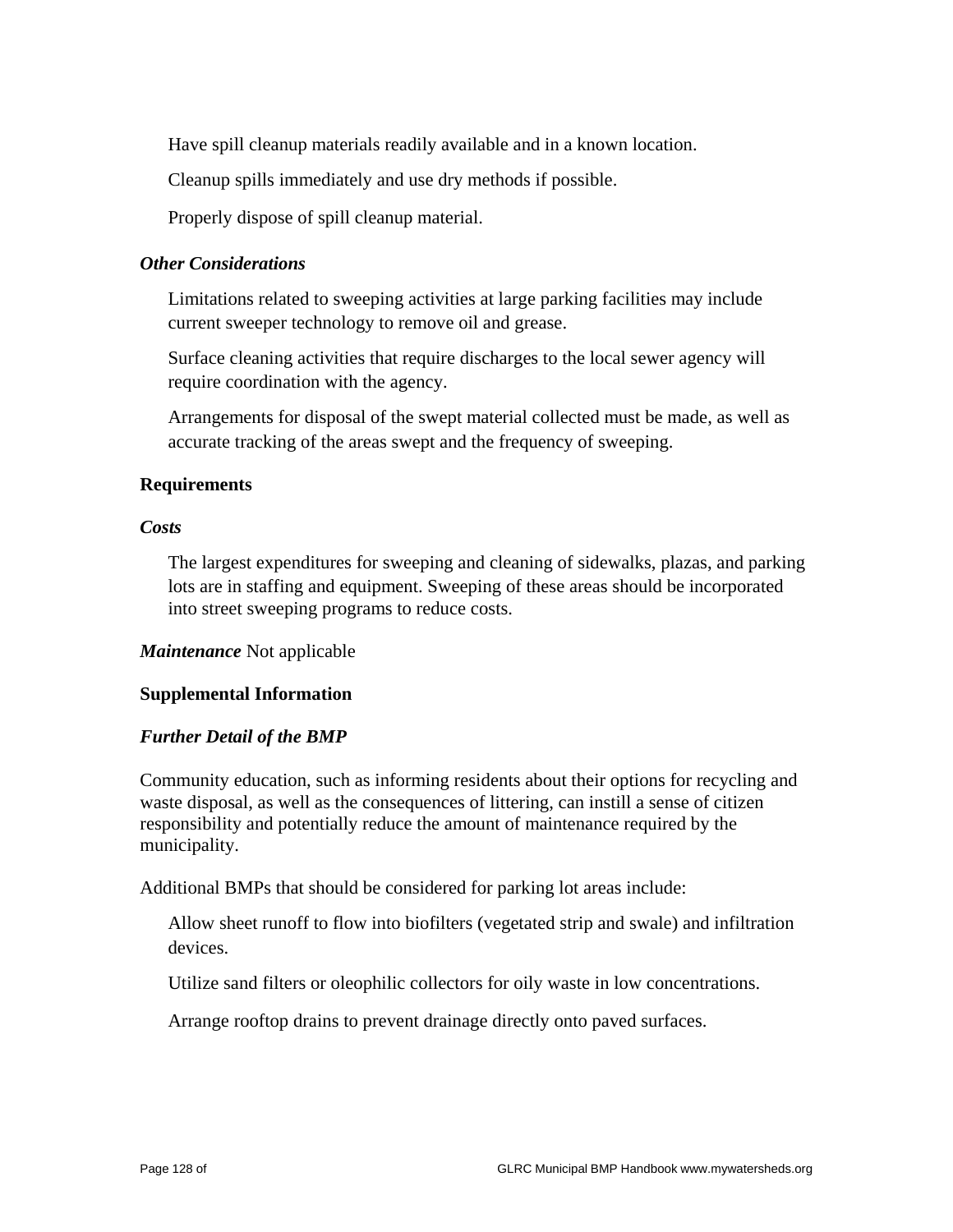Have spill cleanup materials readily available and in a known location.

Cleanup spills immediately and use dry methods if possible.

Properly dispose of spill cleanup material.

***Other Considerations***

Limitations related to sweeping activities at large parking facilities may include current sweeper technology to remove oil and grease.

Surface cleaning activities that require discharges to the local sewer agency will require coordination with the agency.

Arrangements for disposal of the swept material collected must be made, as well as accurate tracking of the areas swept and the frequency of sweeping.

**Requirements**

***Costs***

The largest expenditures for sweeping and cleaning of sidewalks, plazas, and parking lots are in staffing and equipment. Sweeping of these areas should be incorporated into street sweeping programs to reduce costs.

***Maintenance*** Not applicable

**Supplemental Information**

***Further Detail of the BMP***

Community education, such as informing residents about their options for recycling and waste disposal, as well as the consequences of littering, can instill a sense of citizen responsibility and potentially reduce the amount of maintenance required by the municipality.

Additional BMPs that should be considered for parking lot areas include:

Allow sheet runoff to flow into biofilters (vegetated strip and swale) and infiltration devices.

Utilize sand filters or oleophilic collectors for oily waste in low concentrations.

Arrange rooftop drains to prevent drainage directly onto paved surfaces.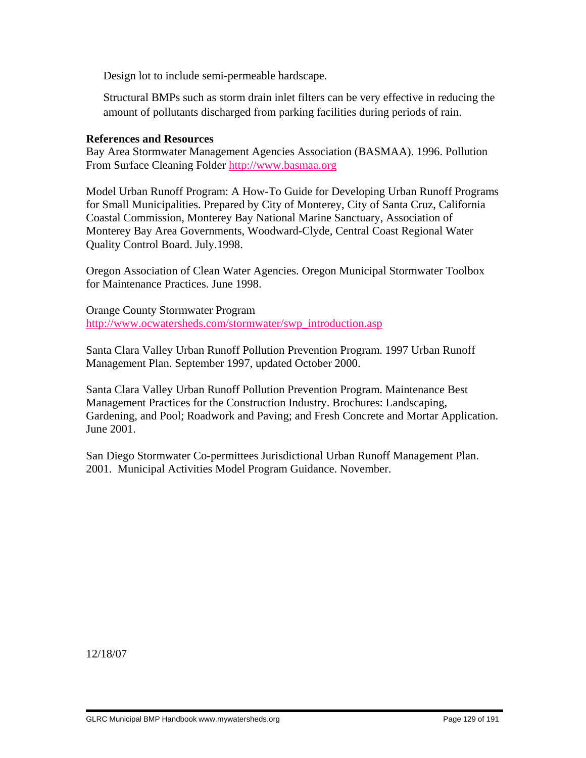Design lot to include semi-permeable hardscape.

Structural BMPs such as storm drain inlet filters can be very effective in reducing the amount of pollutants discharged from parking facilities during periods of rain.

**References and Resources**

Bay Area Stormwater Management Agencies Association (BASMAA). 1996. Pollution From Surface Cleaning Folder http://www.basmaa.org

Model Urban Runoff Program: A How-To Guide for Developing Urban Runoff Programs for Small Municipalities. Prepared by City of Monterey, City of Santa Cruz, California Coastal Commission, Monterey Bay National Marine Sanctuary, Association of Monterey Bay Area Governments, Woodward-Clyde, Central Coast Regional Water Quality Control Board. July.1998.

Oregon Association of Clean Water Agencies. Oregon Municipal Stormwater Toolbox for Maintenance Practices. June 1998.

Orange County Stormwater Program
http://www.ocwatersheds.com/stormwater/swp_introduction.asp

Santa Clara Valley Urban Runoff Pollution Prevention Program. 1997 Urban Runoff Management Plan. September 1997, updated October 2000.

Santa Clara Valley Urban Runoff Pollution Prevention Program. Maintenance Best Management Practices for the Construction Industry. Brochures: Landscaping, Gardening, and Pool; Roadwork and Paving; and Fresh Concrete and Mortar Application. June 2001.

San Diego Stormwater Co-permittees Jurisdictional Urban Runoff Management Plan. 2001. Municipal Activities Model Program Guidance. November.

12/18/07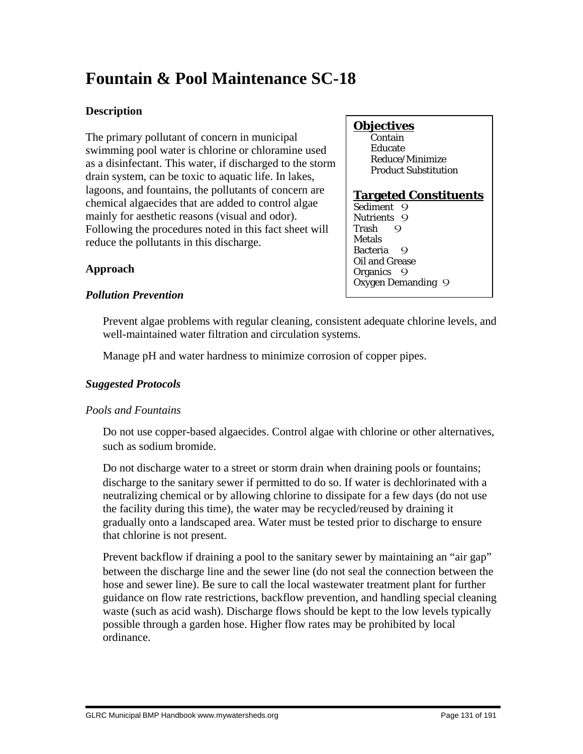# Fountain & Pool Maintenance SC-18

### Description

The primary pollutant of concern in municipal swimming pool water is chlorine or chloramine used as a disinfectant. This water, if discharged to the storm drain system, can be toxic to aquatic life. In lakes, lagoons, and fountains, the pollutants of concern are chemical algaecides that are added to control algae mainly for aesthetic reasons (visual and odor). Following the procedures noted in this fact sheet will reduce the pollutants in this discharge.

**Objectives**

- Contain
- Educate
- Reduce/Minimize
- Product Substitution

**Targeted Constituents**

| Constituent | |
|---|---|
| Sediment | 9 |
| Nutrients | 9 |
| Trash | 9 |
| Metals | |
| Bacteria | 9 |
| Oil and Grease | |
| Organics | 9 |
| Oxygen Demanding | 9 |

### Approach

#### *Pollution Prevention*

Prevent algae problems with regular cleaning, consistent adequate chlorine levels, and well-maintained water filtration and circulation systems.

Manage pH and water hardness to minimize corrosion of copper pipes.

#### *Suggested Protocols*

*Pools and Fountains*

Do not use copper-based algaecides. Control algae with chlorine or other alternatives, such as sodium bromide.

Do not discharge water to a street or storm drain when draining pools or fountains; discharge to the sanitary sewer if permitted to do so. If water is dechlorinated with a neutralizing chemical or by allowing chlorine to dissipate for a few days (do not use the facility during this time), the water may be recycled/reused by draining it gradually onto a landscaped area. Water must be tested prior to discharge to ensure that chlorine is not present.

Prevent backflow if draining a pool to the sanitary sewer by maintaining an "air gap" between the discharge line and the sewer line (do not seal the connection between the hose and sewer line). Be sure to call the local wastewater treatment plant for further guidance on flow rate restrictions, backflow prevention, and handling special cleaning waste (such as acid wash). Discharge flows should be kept to the low levels typically possible through a garden hose. Higher flow rates may be prohibited by local ordinance.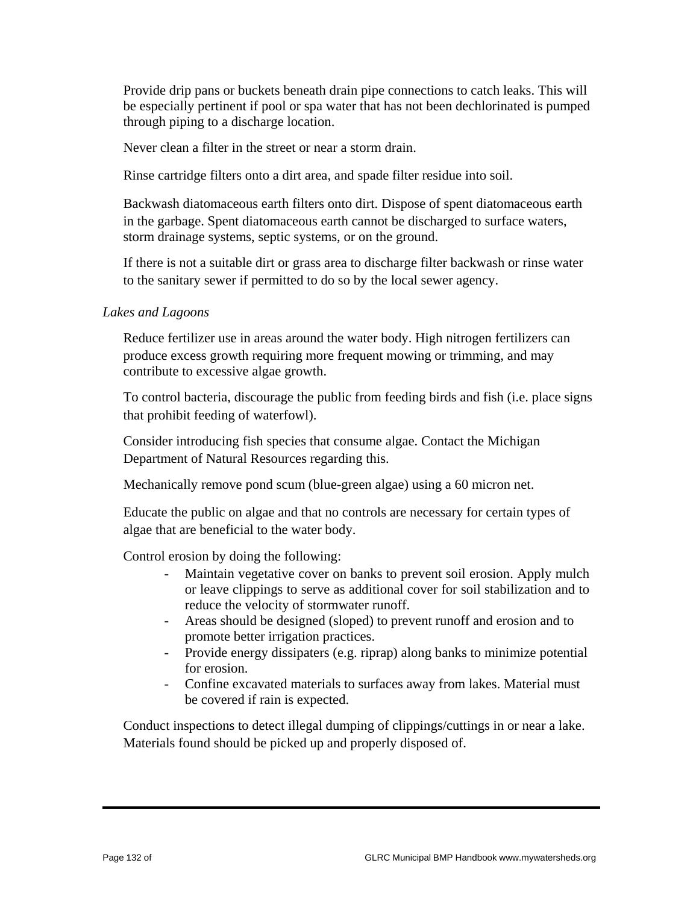Provide drip pans or buckets beneath drain pipe connections to catch leaks. This will be especially pertinent if pool or spa water that has not been dechlorinated is pumped through piping to a discharge location.

Never clean a filter in the street or near a storm drain.

Rinse cartridge filters onto a dirt area, and spade filter residue into soil.

Backwash diatomaceous earth filters onto dirt. Dispose of spent diatomaceous earth in the garbage. Spent diatomaceous earth cannot be discharged to surface waters, storm drainage systems, septic systems, or on the ground.

If there is not a suitable dirt or grass area to discharge filter backwash or rinse water to the sanitary sewer if permitted to do so by the local sewer agency.

*Lakes and Lagoons*

Reduce fertilizer use in areas around the water body. High nitrogen fertilizers can produce excess growth requiring more frequent mowing or trimming, and may contribute to excessive algae growth.

To control bacteria, discourage the public from feeding birds and fish (i.e. place signs that prohibit feeding of waterfowl).

Consider introducing fish species that consume algae. Contact the Michigan Department of Natural Resources regarding this.

Mechanically remove pond scum (blue-green algae) using a 60 micron net.

Educate the public on algae and that no controls are necessary for certain types of algae that are beneficial to the water body.

Control erosion by doing the following:

- Maintain vegetative cover on banks to prevent soil erosion. Apply mulch or leave clippings to serve as additional cover for soil stabilization and to reduce the velocity of stormwater runoff.
- Areas should be designed (sloped) to prevent runoff and erosion and to promote better irrigation practices.
- Provide energy dissipaters (e.g. riprap) along banks to minimize potential for erosion.
- Confine excavated materials to surfaces away from lakes. Material must be covered if rain is expected.

Conduct inspections to detect illegal dumping of clippings/cuttings in or near a lake. Materials found should be picked up and properly disposed of.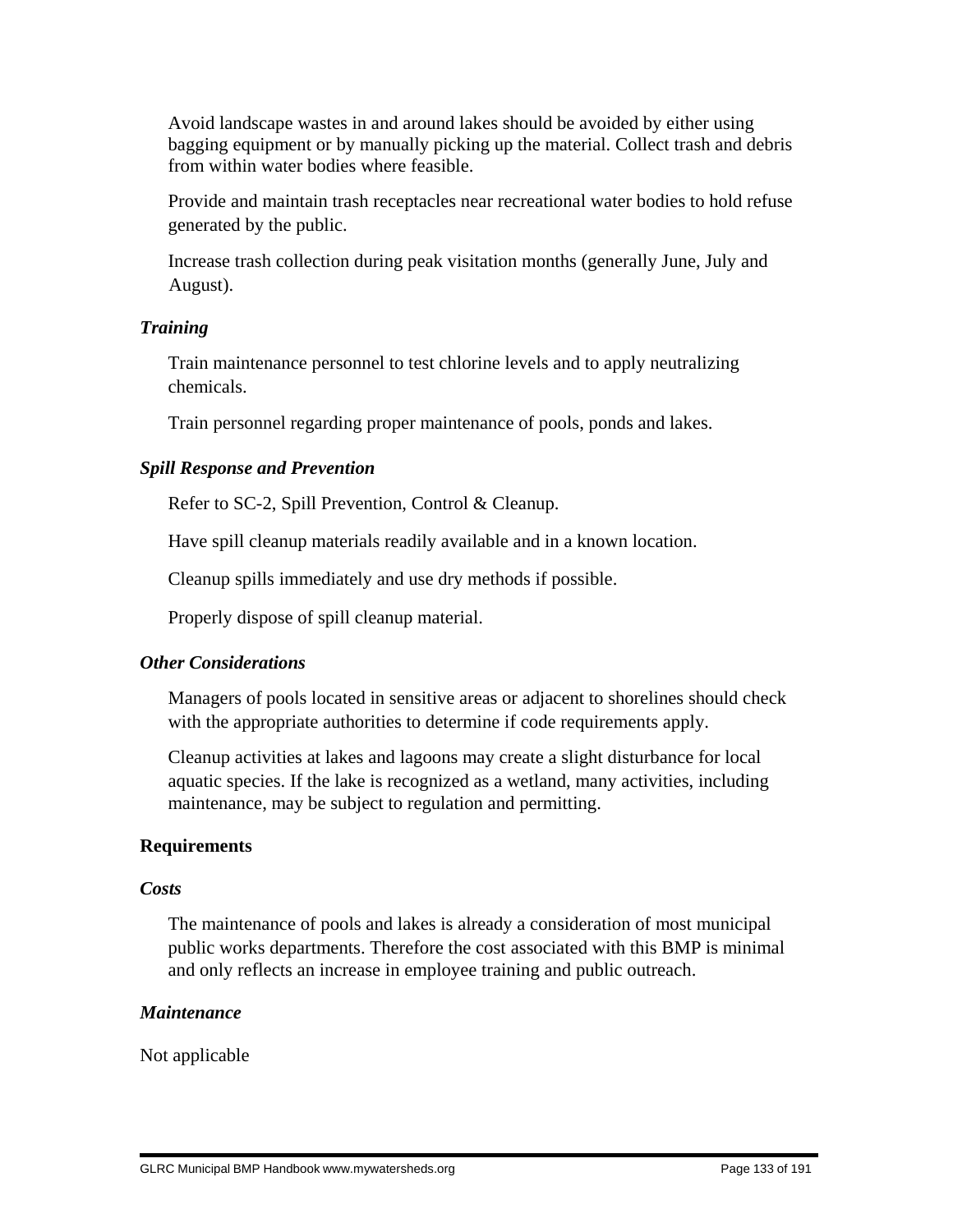Avoid landscape wastes in and around lakes should be avoided by either using bagging equipment or by manually picking up the material. Collect trash and debris from within water bodies where feasible.

Provide and maintain trash receptacles near recreational water bodies to hold refuse generated by the public.

Increase trash collection during peak visitation months (generally June, July and August).

### *Training*

Train maintenance personnel to test chlorine levels and to apply neutralizing chemicals.

Train personnel regarding proper maintenance of pools, ponds and lakes.

### *Spill Response and Prevention*

Refer to SC-2, Spill Prevention, Control & Cleanup.

Have spill cleanup materials readily available and in a known location.

Cleanup spills immediately and use dry methods if possible.

Properly dispose of spill cleanup material.

### *Other Considerations*

Managers of pools located in sensitive areas or adjacent to shorelines should check with the appropriate authorities to determine if code requirements apply.

Cleanup activities at lakes and lagoons may create a slight disturbance for local aquatic species. If the lake is recognized as a wetland, many activities, including maintenance, may be subject to regulation and permitting.

## Requirements

### *Costs*

The maintenance of pools and lakes is already a consideration of most municipal public works departments. Therefore the cost associated with this BMP is minimal and only reflects an increase in employee training and public outreach.

### *Maintenance*

Not applicable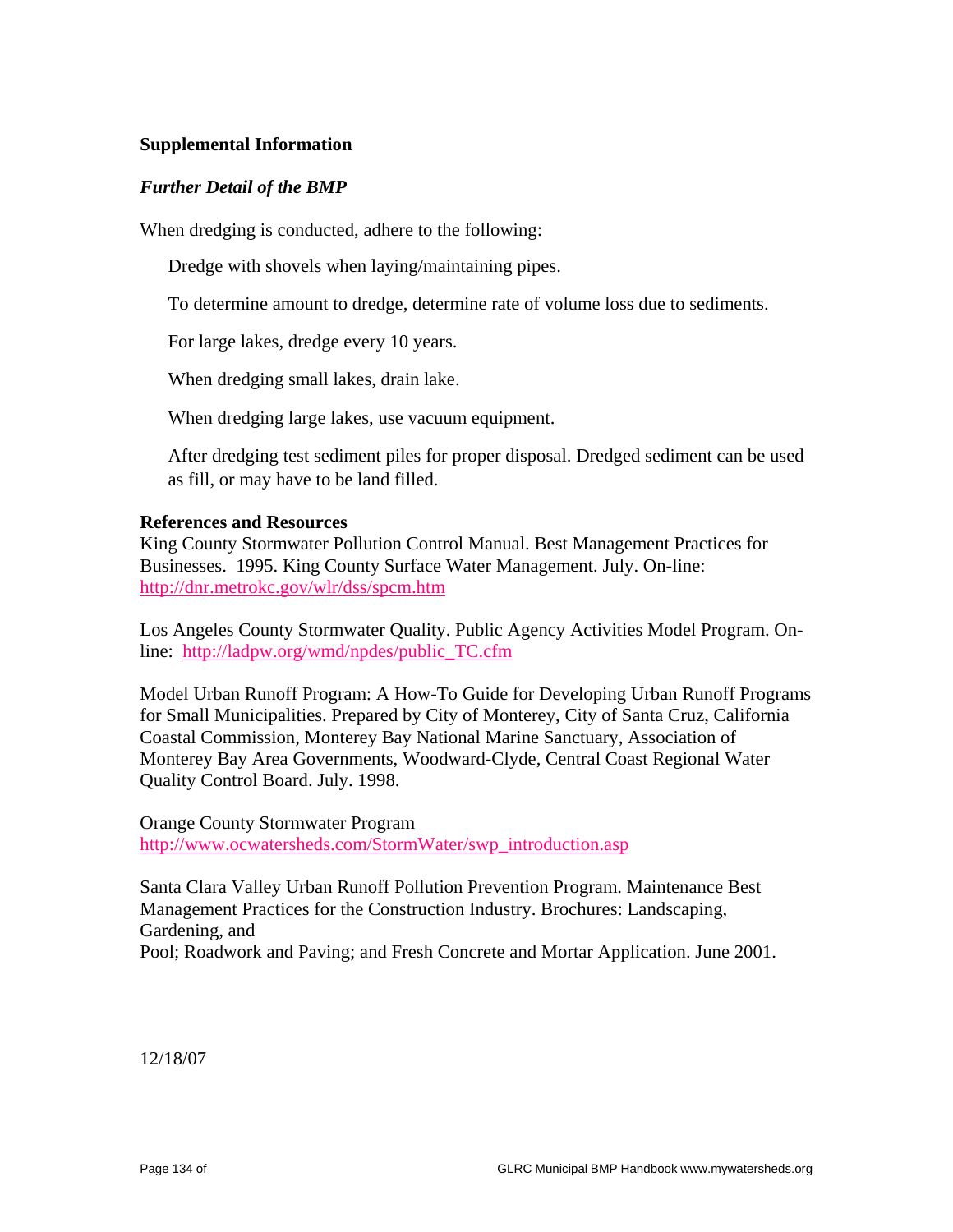**Supplemental Information**

***Further Detail of the BMP***

When dredging is conducted, adhere to the following:

Dredge with shovels when laying/maintaining pipes.

To determine amount to dredge, determine rate of volume loss due to sediments.

For large lakes, dredge every 10 years.

When dredging small lakes, drain lake.

When dredging large lakes, use vacuum equipment.

After dredging test sediment piles for proper disposal. Dredged sediment can be used as fill, or may have to be land filled.

**References and Resources**

King County Stormwater Pollution Control Manual. Best Management Practices for Businesses. 1995. King County Surface Water Management. July. On-line: http://dnr.metrokc.gov/wlr/dss/spcm.htm

Los Angeles County Stormwater Quality. Public Agency Activities Model Program. On-line: http://ladpw.org/wmd/npdes/public_TC.cfm

Model Urban Runoff Program: A How-To Guide for Developing Urban Runoff Programs for Small Municipalities. Prepared by City of Monterey, City of Santa Cruz, California Coastal Commission, Monterey Bay National Marine Sanctuary, Association of Monterey Bay Area Governments, Woodward-Clyde, Central Coast Regional Water Quality Control Board. July. 1998.

Orange County Stormwater Program
http://www.ocwatersheds.com/StormWater/swp_introduction.asp

Santa Clara Valley Urban Runoff Pollution Prevention Program. Maintenance Best Management Practices for the Construction Industry. Brochures: Landscaping, Gardening, and
Pool; Roadwork and Paving; and Fresh Concrete and Mortar Application. June 2001.

12/18/07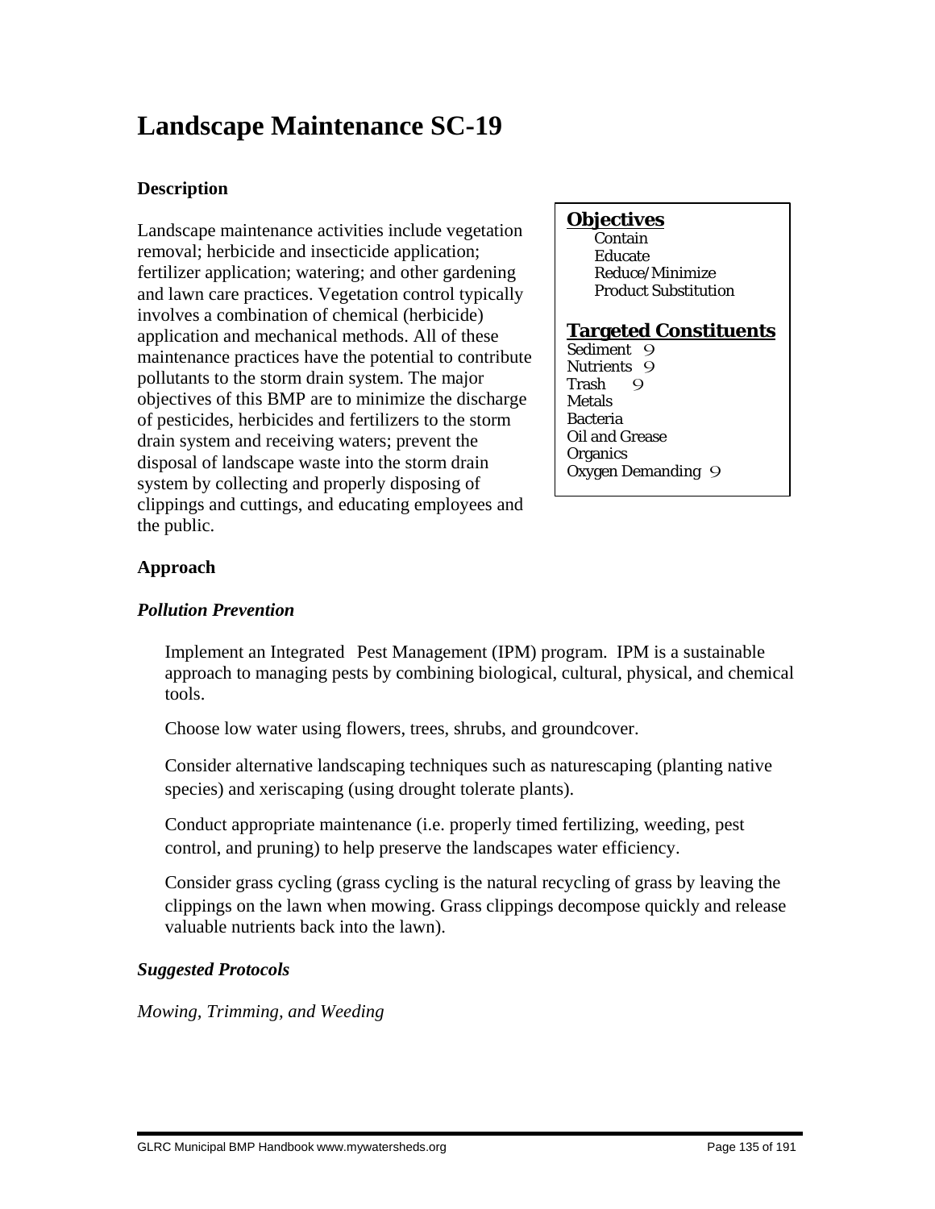# Landscape Maintenance SC-19

**Description**

Landscape maintenance activities include vegetation removal; herbicide and insecticide application; fertilizer application; watering; and other gardening and lawn care practices. Vegetation control typically involves a combination of chemical (herbicide) application and mechanical methods. All of these maintenance practices have the potential to contribute pollutants to the storm drain system. The major objectives of this BMP are to minimize the discharge of pesticides, herbicides and fertilizers to the storm drain system and receiving waters; prevent the disposal of landscape waste into the storm drain system by collecting and properly disposing of clippings and cuttings, and educating employees and the public.

**Objectives**

- Contain
- Educate
- Reduce/Minimize
- Product Substitution

**Targeted Constituents**

- Sediment 9
- Nutrients 9
- Trash 9
- Metals
- Bacteria
- Oil and Grease
- Organics
- Oxygen Demanding 9

**Approach**

***Pollution Prevention***

Implement an Integrated Pest Management (IPM) program. IPM is a sustainable approach to managing pests by combining biological, cultural, physical, and chemical tools.

Choose low water using flowers, trees, shrubs, and groundcover.

Consider alternative landscaping techniques such as naturescaping (planting native species) and xeriscaping (using drought tolerate plants).

Conduct appropriate maintenance (i.e. properly timed fertilizing, weeding, pest control, and pruning) to help preserve the landscapes water efficiency.

Consider grass cycling (grass cycling is the natural recycling of grass by leaving the clippings on the lawn when mowing. Grass clippings decompose quickly and release valuable nutrients back into the lawn).

***Suggested Protocols***

*Mowing, Trimming, and Weeding*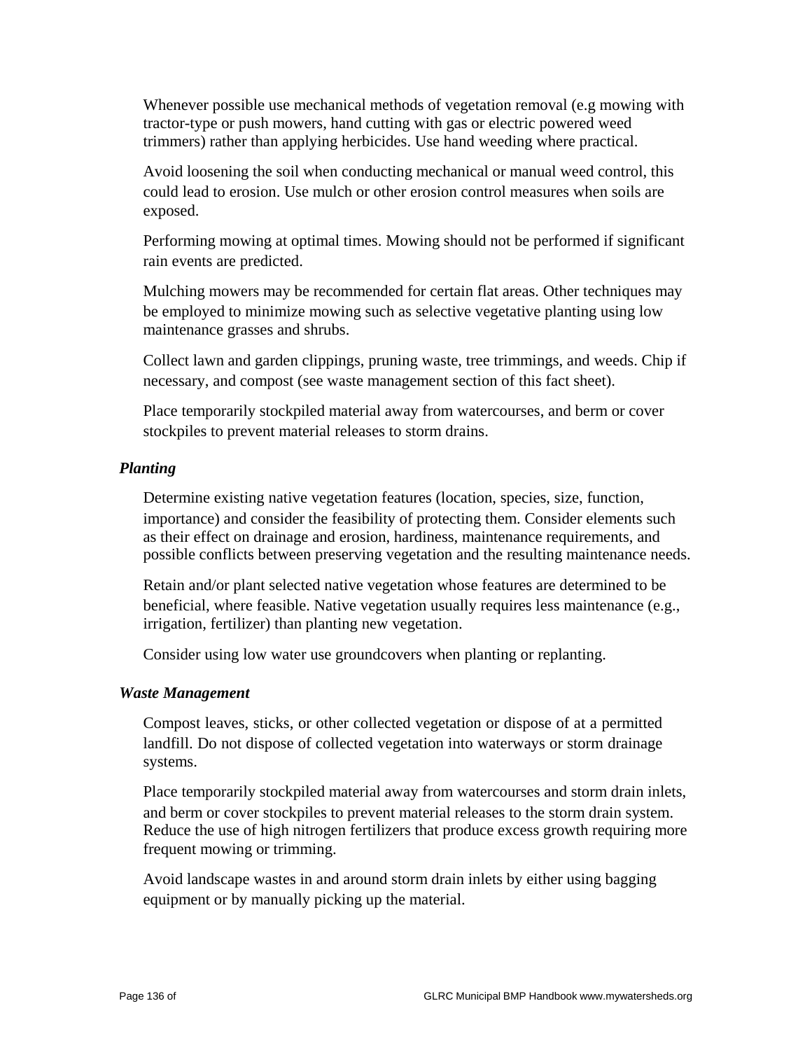Whenever possible use mechanical methods of vegetation removal (e.g mowing with tractor-type or push mowers, hand cutting with gas or electric powered weed trimmers) rather than applying herbicides. Use hand weeding where practical.

Avoid loosening the soil when conducting mechanical or manual weed control, this could lead to erosion. Use mulch or other erosion control measures when soils are exposed.

Performing mowing at optimal times. Mowing should not be performed if significant rain events are predicted.

Mulching mowers may be recommended for certain flat areas. Other techniques may be employed to minimize mowing such as selective vegetative planting using low maintenance grasses and shrubs.

Collect lawn and garden clippings, pruning waste, tree trimmings, and weeds. Chip if necessary, and compost (see waste management section of this fact sheet).

Place temporarily stockpiled material away from watercourses, and berm or cover stockpiles to prevent material releases to storm drains.

***Planting***

Determine existing native vegetation features (location, species, size, function, importance) and consider the feasibility of protecting them. Consider elements such as their effect on drainage and erosion, hardiness, maintenance requirements, and possible conflicts between preserving vegetation and the resulting maintenance needs.

Retain and/or plant selected native vegetation whose features are determined to be beneficial, where feasible. Native vegetation usually requires less maintenance (e.g., irrigation, fertilizer) than planting new vegetation.

Consider using low water use groundcovers when planting or replanting.

***Waste Management***

Compost leaves, sticks, or other collected vegetation or dispose of at a permitted landfill. Do not dispose of collected vegetation into waterways or storm drainage systems.

Place temporarily stockpiled material away from watercourses and storm drain inlets, and berm or cover stockpiles to prevent material releases to the storm drain system. Reduce the use of high nitrogen fertilizers that produce excess growth requiring more frequent mowing or trimming.

Avoid landscape wastes in and around storm drain inlets by either using bagging equipment or by manually picking up the material.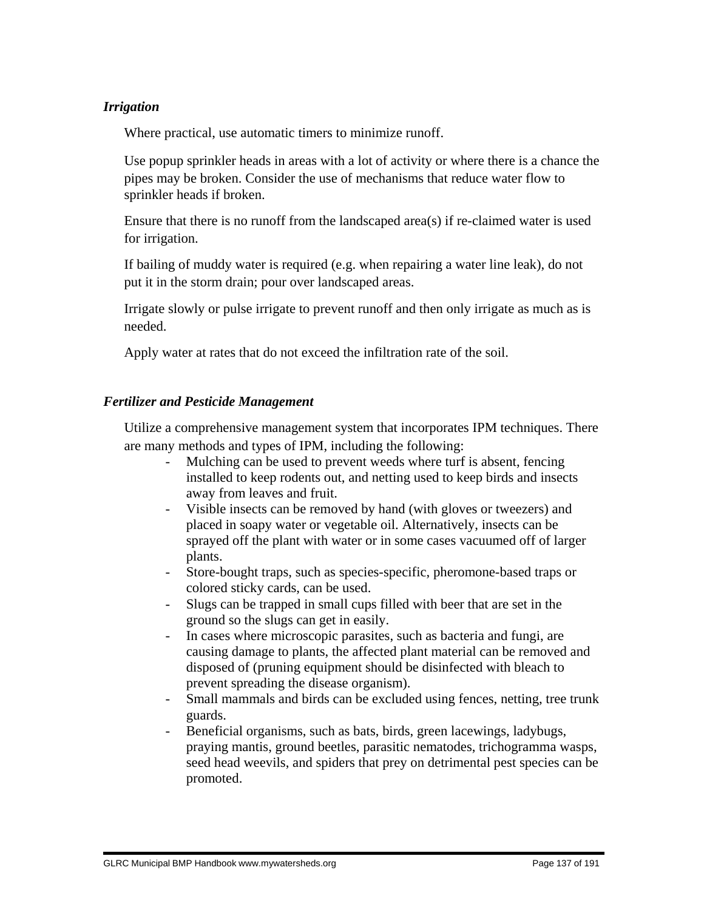***Irrigation***

Where practical, use automatic timers to minimize runoff.

Use popup sprinkler heads in areas with a lot of activity or where there is a chance the pipes may be broken. Consider the use of mechanisms that reduce water flow to sprinkler heads if broken.

Ensure that there is no runoff from the landscaped area(s) if re-claimed water is used for irrigation.

If bailing of muddy water is required (e.g. when repairing a water line leak), do not put it in the storm drain; pour over landscaped areas.

Irrigate slowly or pulse irrigate to prevent runoff and then only irrigate as much as is needed.

Apply water at rates that do not exceed the infiltration rate of the soil.

***Fertilizer and Pesticide Management***

Utilize a comprehensive management system that incorporates IPM techniques. There are many methods and types of IPM, including the following:

- Mulching can be used to prevent weeds where turf is absent, fencing installed to keep rodents out, and netting used to keep birds and insects away from leaves and fruit.
- Visible insects can be removed by hand (with gloves or tweezers) and placed in soapy water or vegetable oil. Alternatively, insects can be sprayed off the plant with water or in some cases vacuumed off of larger plants.
- Store-bought traps, such as species-specific, pheromone-based traps or colored sticky cards, can be used.
- Slugs can be trapped in small cups filled with beer that are set in the ground so the slugs can get in easily.
- In cases where microscopic parasites, such as bacteria and fungi, are causing damage to plants, the affected plant material can be removed and disposed of (pruning equipment should be disinfected with bleach to prevent spreading the disease organism).
- Small mammals and birds can be excluded using fences, netting, tree trunk guards.
- Beneficial organisms, such as bats, birds, green lacewings, ladybugs, praying mantis, ground beetles, parasitic nematodes, trichogramma wasps, seed head weevils, and spiders that prey on detrimental pest species can be promoted.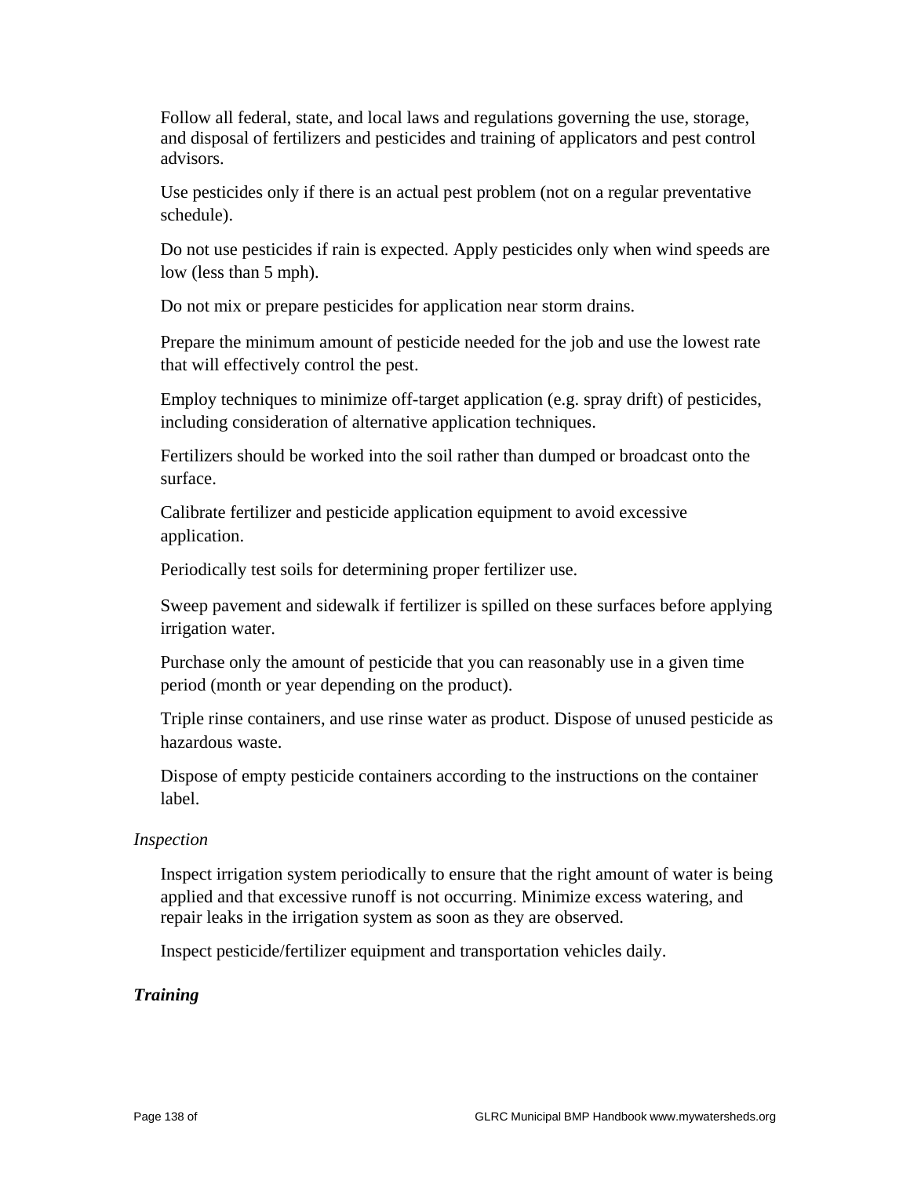Follow all federal, state, and local laws and regulations governing the use, storage, and disposal of fertilizers and pesticides and training of applicators and pest control advisors.

Use pesticides only if there is an actual pest problem (not on a regular preventative schedule).

Do not use pesticides if rain is expected. Apply pesticides only when wind speeds are low (less than 5 mph).

Do not mix or prepare pesticides for application near storm drains.

Prepare the minimum amount of pesticide needed for the job and use the lowest rate that will effectively control the pest.

Employ techniques to minimize off-target application (e.g. spray drift) of pesticides, including consideration of alternative application techniques.

Fertilizers should be worked into the soil rather than dumped or broadcast onto the surface.

Calibrate fertilizer and pesticide application equipment to avoid excessive application.

Periodically test soils for determining proper fertilizer use.

Sweep pavement and sidewalk if fertilizer is spilled on these surfaces before applying irrigation water.

Purchase only the amount of pesticide that you can reasonably use in a given time period (month or year depending on the product).

Triple rinse containers, and use rinse water as product. Dispose of unused pesticide as hazardous waste.

Dispose of empty pesticide containers according to the instructions on the container label.

*Inspection*

Inspect irrigation system periodically to ensure that the right amount of water is being applied and that excessive runoff is not occurring. Minimize excess watering, and repair leaks in the irrigation system as soon as they are observed.

Inspect pesticide/fertilizer equipment and transportation vehicles daily.

***Training***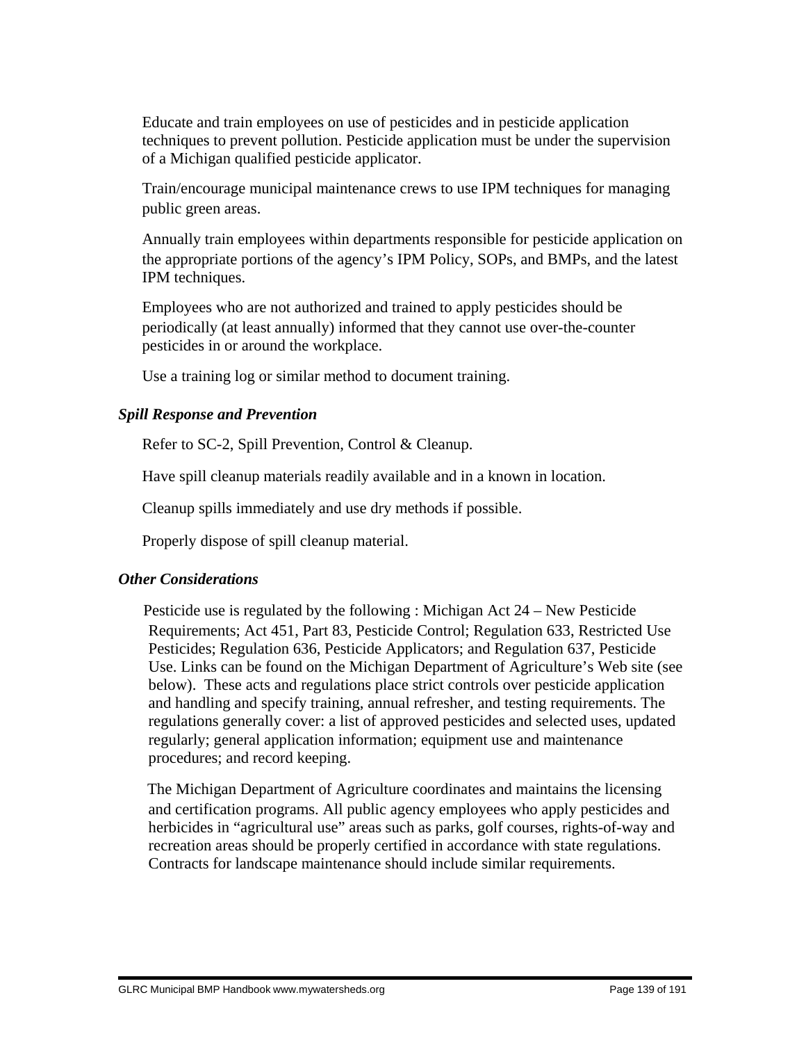Educate and train employees on use of pesticides and in pesticide application techniques to prevent pollution. Pesticide application must be under the supervision of a Michigan qualified pesticide applicator.

Train/encourage municipal maintenance crews to use IPM techniques for managing public green areas.

Annually train employees within departments responsible for pesticide application on the appropriate portions of the agency's IPM Policy, SOPs, and BMPs, and the latest IPM techniques.

Employees who are not authorized and trained to apply pesticides should be periodically (at least annually) informed that they cannot use over-the-counter pesticides in or around the workplace.

Use a training log or similar method to document training.

### *Spill Response and Prevention*

Refer to SC-2, Spill Prevention, Control & Cleanup.

Have spill cleanup materials readily available and in a known in location.

Cleanup spills immediately and use dry methods if possible.

Properly dispose of spill cleanup material.

### *Other Considerations*

Pesticide use is regulated by the following : Michigan Act 24 – New Pesticide Requirements; Act 451, Part 83, Pesticide Control; Regulation 633, Restricted Use Pesticides; Regulation 636, Pesticide Applicators; and Regulation 637, Pesticide Use. Links can be found on the Michigan Department of Agriculture's Web site (see below). These acts and regulations place strict controls over pesticide application and handling and specify training, annual refresher, and testing requirements. The regulations generally cover: a list of approved pesticides and selected uses, updated regularly; general application information; equipment use and maintenance procedures; and record keeping.

The Michigan Department of Agriculture coordinates and maintains the licensing and certification programs. All public agency employees who apply pesticides and herbicides in "agricultural use" areas such as parks, golf courses, rights-of-way and recreation areas should be properly certified in accordance with state regulations. Contracts for landscape maintenance should include similar requirements.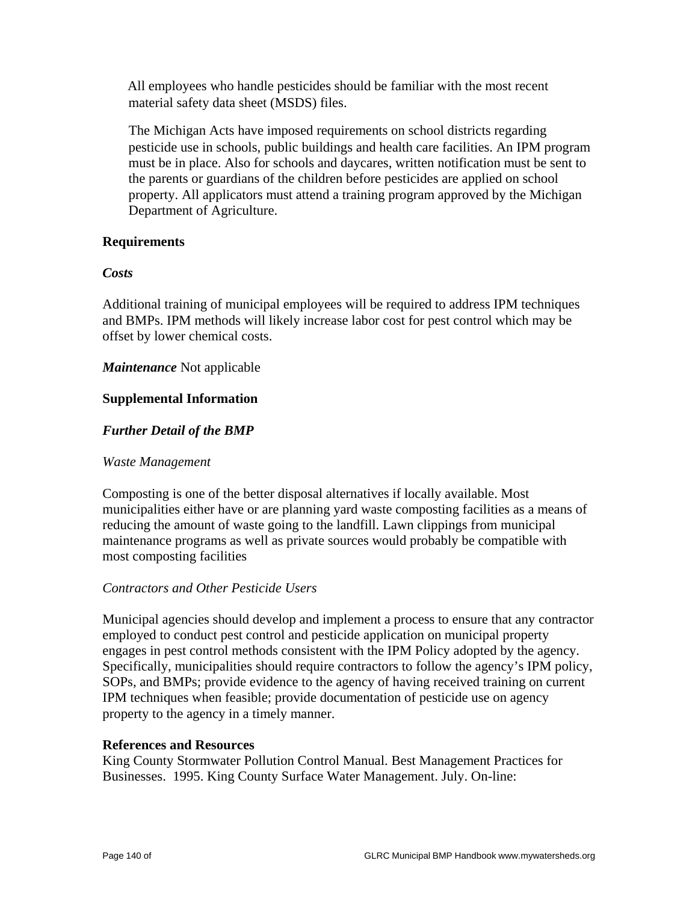All employees who handle pesticides should be familiar with the most recent material safety data sheet (MSDS) files.

The Michigan Acts have imposed requirements on school districts regarding pesticide use in schools, public buildings and health care facilities. An IPM program must be in place. Also for schools and daycares, written notification must be sent to the parents or guardians of the children before pesticides are applied on school property. All applicators must attend a training program approved by the Michigan Department of Agriculture.

**Requirements**

***Costs***

Additional training of municipal employees will be required to address IPM techniques and BMPs. IPM methods will likely increase labor cost for pest control which may be offset by lower chemical costs.

***Maintenance*** Not applicable

**Supplemental Information**

***Further Detail of the BMP***

*Waste Management*

Composting is one of the better disposal alternatives if locally available. Most municipalities either have or are planning yard waste composting facilities as a means of reducing the amount of waste going to the landfill. Lawn clippings from municipal maintenance programs as well as private sources would probably be compatible with most composting facilities

*Contractors and Other Pesticide Users*

Municipal agencies should develop and implement a process to ensure that any contractor employed to conduct pest control and pesticide application on municipal property engages in pest control methods consistent with the IPM Policy adopted by the agency. Specifically, municipalities should require contractors to follow the agency's IPM policy, SOPs, and BMPs; provide evidence to the agency of having received training on current IPM techniques when feasible; provide documentation of pesticide use on agency property to the agency in a timely manner.

**References and Resources**

King County Stormwater Pollution Control Manual. Best Management Practices for Businesses. 1995. King County Surface Water Management. July. On-line: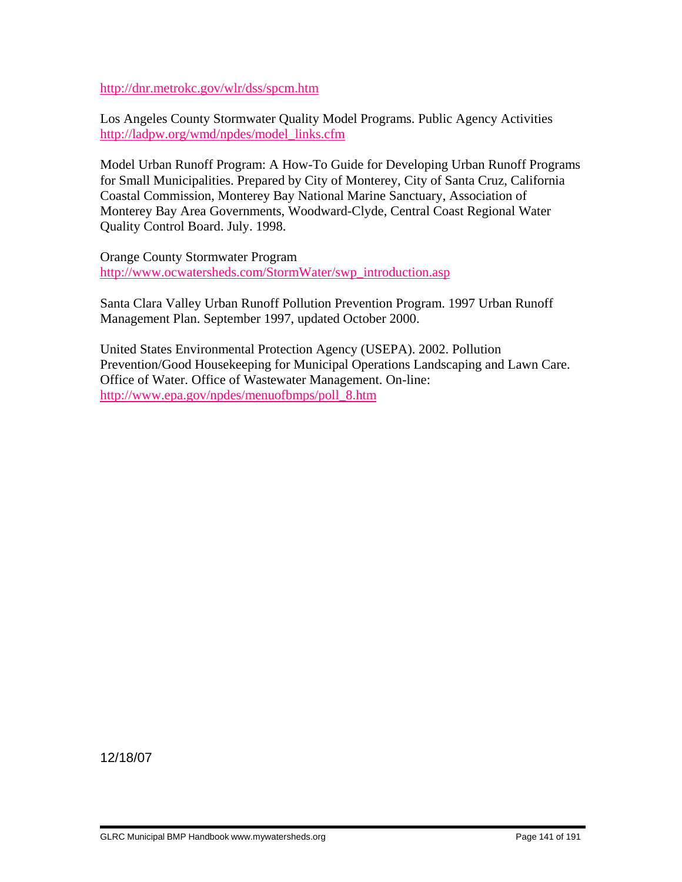http://dnr.metrokc.gov/wlr/dss/spcm.htm

Los Angeles County Stormwater Quality Model Programs. Public Agency Activities http://ladpw.org/wmd/npdes/model_links.cfm

Model Urban Runoff Program: A How-To Guide for Developing Urban Runoff Programs for Small Municipalities. Prepared by City of Monterey, City of Santa Cruz, California Coastal Commission, Monterey Bay National Marine Sanctuary, Association of Monterey Bay Area Governments, Woodward-Clyde, Central Coast Regional Water Quality Control Board. July. 1998.

Orange County Stormwater Program
http://www.ocwatersheds.com/StormWater/swp_introduction.asp

Santa Clara Valley Urban Runoff Pollution Prevention Program. 1997 Urban Runoff Management Plan. September 1997, updated October 2000.

United States Environmental Protection Agency (USEPA). 2002. Pollution Prevention/Good Housekeeping for Municipal Operations Landscaping and Lawn Care. Office of Water. Office of Wastewater Management. On-line: http://www.epa.gov/npdes/menuofbmps/poll_8.htm

12/18/07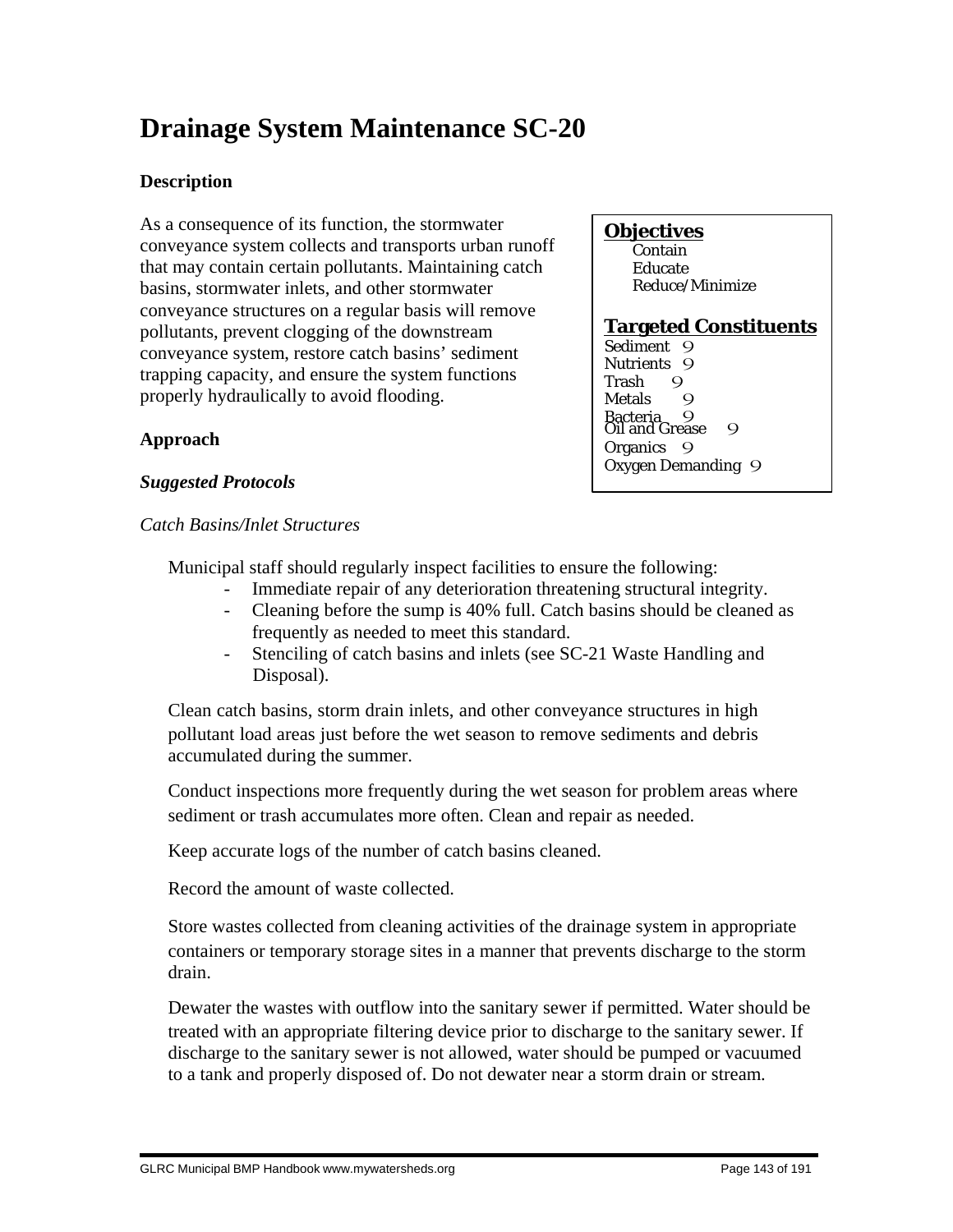# Drainage System Maintenance SC-20

## Description

As a consequence of its function, the stormwater conveyance system collects and transports urban runoff that may contain certain pollutants. Maintaining catch basins, stormwater inlets, and other stormwater conveyance structures on a regular basis will remove pollutants, prevent clogging of the downstream conveyance system, restore catch basins' sediment trapping capacity, and ensure the system functions properly hydraulically to avoid flooding.

**Objectives**

- Contain
- Educate
- Reduce/Minimize

**Targeted Constituents**

- Sediment 9
- Nutrients 9
- Trash 9
- Metals 9
- Bacteria 9
- Oil and Grease 9
- Organics 9
- Oxygen Demanding 9

## Approach

### *Suggested Protocols*

*Catch Basins/Inlet Structures*

Municipal staff should regularly inspect facilities to ensure the following:

- Immediate repair of any deterioration threatening structural integrity.
- Cleaning before the sump is 40% full. Catch basins should be cleaned as frequently as needed to meet this standard.
- Stenciling of catch basins and inlets (see SC-21 Waste Handling and Disposal).

Clean catch basins, storm drain inlets, and other conveyance structures in high pollutant load areas just before the wet season to remove sediments and debris accumulated during the summer.

Conduct inspections more frequently during the wet season for problem areas where sediment or trash accumulates more often. Clean and repair as needed.

Keep accurate logs of the number of catch basins cleaned.

Record the amount of waste collected.

Store wastes collected from cleaning activities of the drainage system in appropriate containers or temporary storage sites in a manner that prevents discharge to the storm drain.

Dewater the wastes with outflow into the sanitary sewer if permitted. Water should be treated with an appropriate filtering device prior to discharge to the sanitary sewer. If discharge to the sanitary sewer is not allowed, water should be pumped or vacuumed to a tank and properly disposed of. Do not dewater near a storm drain or stream.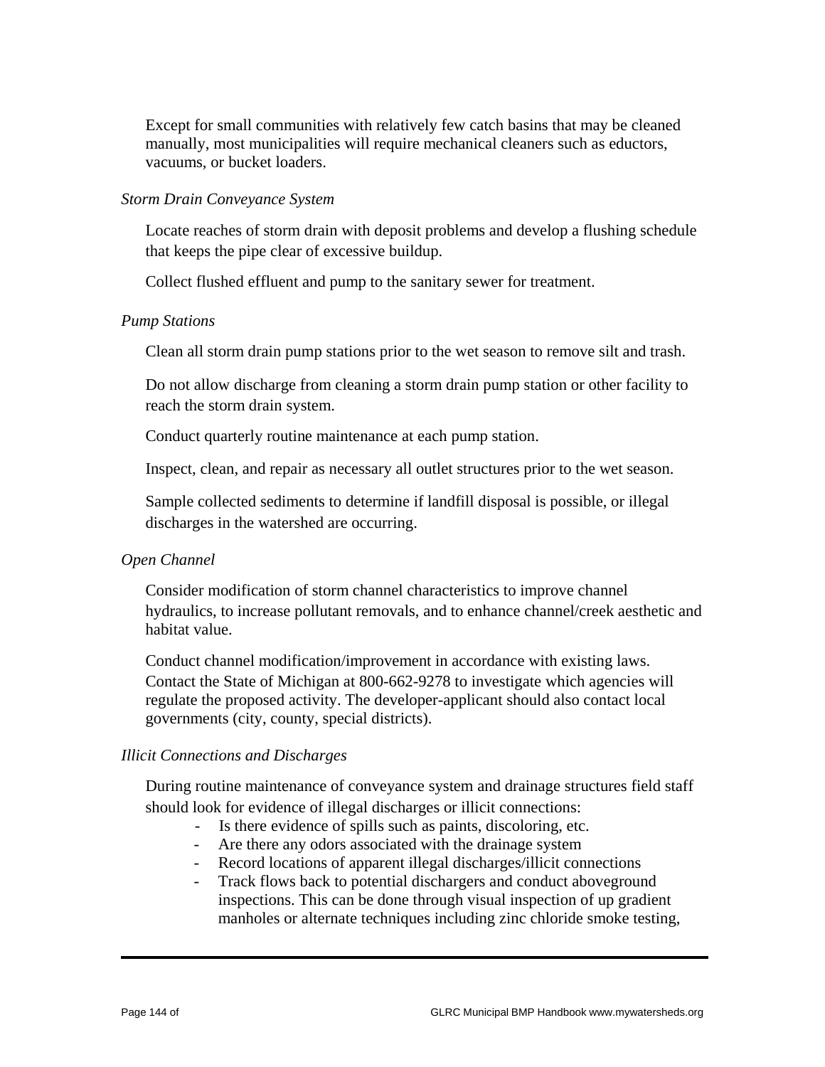Except for small communities with relatively few catch basins that may be cleaned manually, most municipalities will require mechanical cleaners such as eductors, vacuums, or bucket loaders.

*Storm Drain Conveyance System*

Locate reaches of storm drain with deposit problems and develop a flushing schedule that keeps the pipe clear of excessive buildup.

Collect flushed effluent and pump to the sanitary sewer for treatment.

*Pump Stations*

Clean all storm drain pump stations prior to the wet season to remove silt and trash.

Do not allow discharge from cleaning a storm drain pump station or other facility to reach the storm drain system.

Conduct quarterly routine maintenance at each pump station.

Inspect, clean, and repair as necessary all outlet structures prior to the wet season.

Sample collected sediments to determine if landfill disposal is possible, or illegal discharges in the watershed are occurring.

*Open Channel*

Consider modification of storm channel characteristics to improve channel hydraulics, to increase pollutant removals, and to enhance channel/creek aesthetic and habitat value.

Conduct channel modification/improvement in accordance with existing laws. Contact the State of Michigan at 800-662-9278 to investigate which agencies will regulate the proposed activity. The developer-applicant should also contact local governments (city, county, special districts).

*Illicit Connections and Discharges*

During routine maintenance of conveyance system and drainage structures field staff should look for evidence of illegal discharges or illicit connections:

- Is there evidence of spills such as paints, discoloring, etc.
- Are there any odors associated with the drainage system
- Record locations of apparent illegal discharges/illicit connections
- Track flows back to potential dischargers and conduct aboveground inspections. This can be done through visual inspection of up gradient manholes or alternate techniques including zinc chloride smoke testing,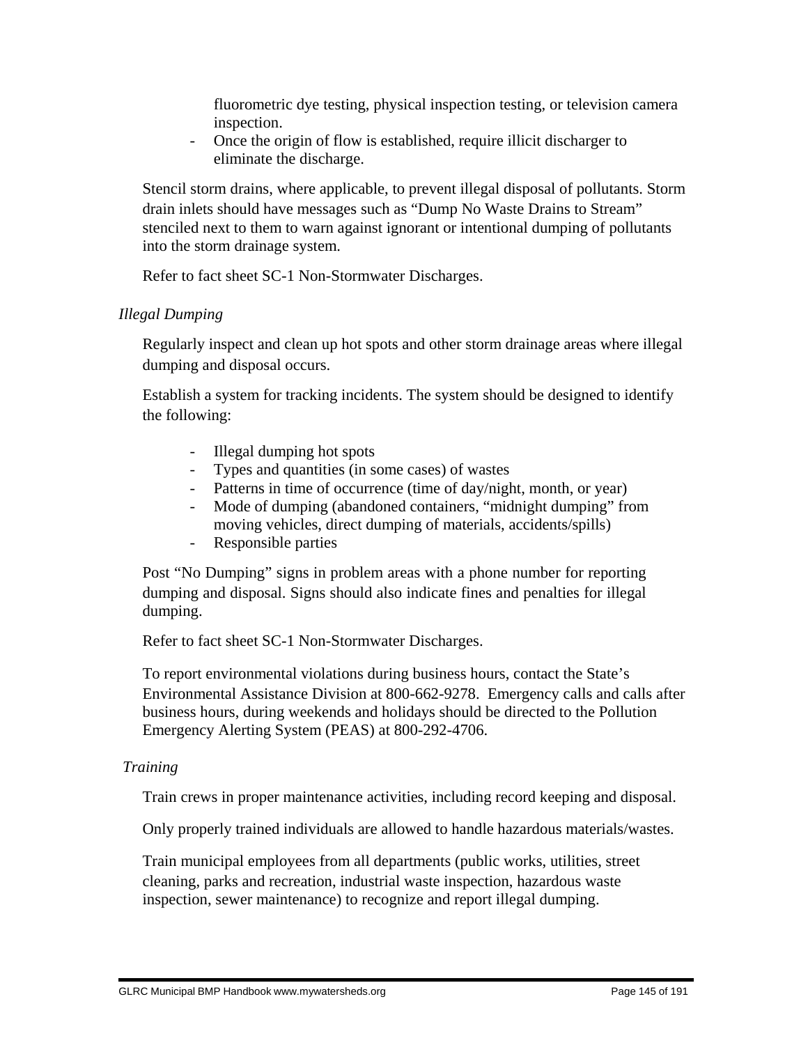fluorometric dye testing, physical inspection testing, or television camera inspection.
- Once the origin of flow is established, require illicit discharger to eliminate the discharge.

Stencil storm drains, where applicable, to prevent illegal disposal of pollutants. Storm drain inlets should have messages such as “Dump No Waste Drains to Stream” stenciled next to them to warn against ignorant or intentional dumping of pollutants into the storm drainage system.

Refer to fact sheet SC-1 Non-Stormwater Discharges.

*Illegal Dumping*

Regularly inspect and clean up hot spots and other storm drainage areas where illegal dumping and disposal occurs.

Establish a system for tracking incidents. The system should be designed to identify the following:

- Illegal dumping hot spots
- Types and quantities (in some cases) of wastes
- Patterns in time of occurrence (time of day/night, month, or year)
- Mode of dumping (abandoned containers, “midnight dumping” from moving vehicles, direct dumping of materials, accidents/spills)
- Responsible parties

Post “No Dumping” signs in problem areas with a phone number for reporting dumping and disposal. Signs should also indicate fines and penalties for illegal dumping.

Refer to fact sheet SC-1 Non-Stormwater Discharges.

To report environmental violations during business hours, contact the State’s Environmental Assistance Division at 800-662-9278. Emergency calls and calls after business hours, during weekends and holidays should be directed to the Pollution Emergency Alerting System (PEAS) at 800-292-4706.

*Training*

Train crews in proper maintenance activities, including record keeping and disposal.

Only properly trained individuals are allowed to handle hazardous materials/wastes.

Train municipal employees from all departments (public works, utilities, street cleaning, parks and recreation, industrial waste inspection, hazardous waste inspection, sewer maintenance) to recognize and report illegal dumping.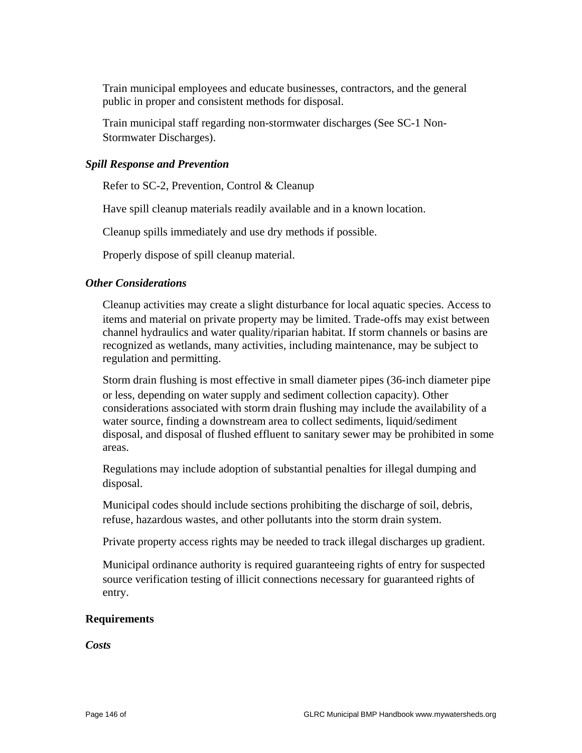Train municipal employees and educate businesses, contractors, and the general public in proper and consistent methods for disposal.

Train municipal staff regarding non-stormwater discharges (See SC-1 Non-Stormwater Discharges).

### *Spill Response and Prevention*

Refer to SC-2, Prevention, Control & Cleanup

Have spill cleanup materials readily available and in a known location.

Cleanup spills immediately and use dry methods if possible.

Properly dispose of spill cleanup material.

### *Other Considerations*

Cleanup activities may create a slight disturbance for local aquatic species. Access to items and material on private property may be limited. Trade-offs may exist between channel hydraulics and water quality/riparian habitat. If storm channels or basins are recognized as wetlands, many activities, including maintenance, may be subject to regulation and permitting.

Storm drain flushing is most effective in small diameter pipes (36-inch diameter pipe or less, depending on water supply and sediment collection capacity). Other considerations associated with storm drain flushing may include the availability of a water source, finding a downstream area to collect sediments, liquid/sediment disposal, and disposal of flushed effluent to sanitary sewer may be prohibited in some areas.

Regulations may include adoption of substantial penalties for illegal dumping and disposal.

Municipal codes should include sections prohibiting the discharge of soil, debris, refuse, hazardous wastes, and other pollutants into the storm drain system.

Private property access rights may be needed to track illegal discharges up gradient.

Municipal ordinance authority is required guaranteeing rights of entry for suspected source verification testing of illicit connections necessary for guaranteed rights of entry.

## Requirements

### *Costs*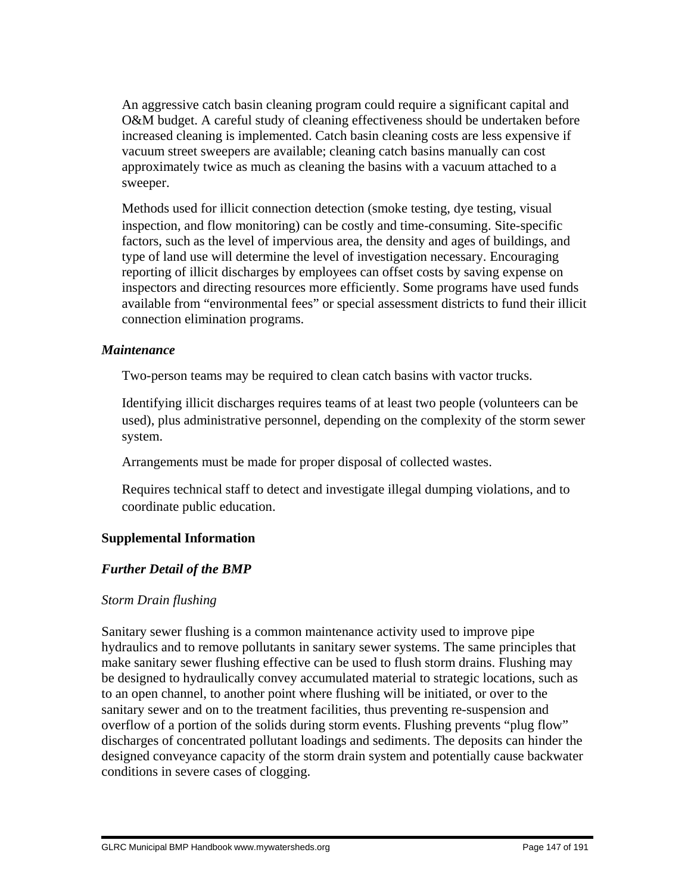An aggressive catch basin cleaning program could require a significant capital and O&M budget. A careful study of cleaning effectiveness should be undertaken before increased cleaning is implemented. Catch basin cleaning costs are less expensive if vacuum street sweepers are available; cleaning catch basins manually can cost approximately twice as much as cleaning the basins with a vacuum attached to a sweeper.

Methods used for illicit connection detection (smoke testing, dye testing, visual inspection, and flow monitoring) can be costly and time-consuming. Site-specific factors, such as the level of impervious area, the density and ages of buildings, and type of land use will determine the level of investigation necessary. Encouraging reporting of illicit discharges by employees can offset costs by saving expense on inspectors and directing resources more efficiently. Some programs have used funds available from "environmental fees" or special assessment districts to fund their illicit connection elimination programs.

***Maintenance***

Two-person teams may be required to clean catch basins with vactor trucks.

Identifying illicit discharges requires teams of at least two people (volunteers can be used), plus administrative personnel, depending on the complexity of the storm sewer system.

Arrangements must be made for proper disposal of collected wastes.

Requires technical staff to detect and investigate illegal dumping violations, and to coordinate public education.

**Supplemental Information**

***Further Detail of the BMP***

*Storm Drain flushing*

Sanitary sewer flushing is a common maintenance activity used to improve pipe hydraulics and to remove pollutants in sanitary sewer systems. The same principles that make sanitary sewer flushing effective can be used to flush storm drains. Flushing may be designed to hydraulically convey accumulated material to strategic locations, such as to an open channel, to another point where flushing will be initiated, or over to the sanitary sewer and on to the treatment facilities, thus preventing re-suspension and overflow of a portion of the solids during storm events. Flushing prevents "plug flow" discharges of concentrated pollutant loadings and sediments. The deposits can hinder the designed conveyance capacity of the storm drain system and potentially cause backwater conditions in severe cases of clogging.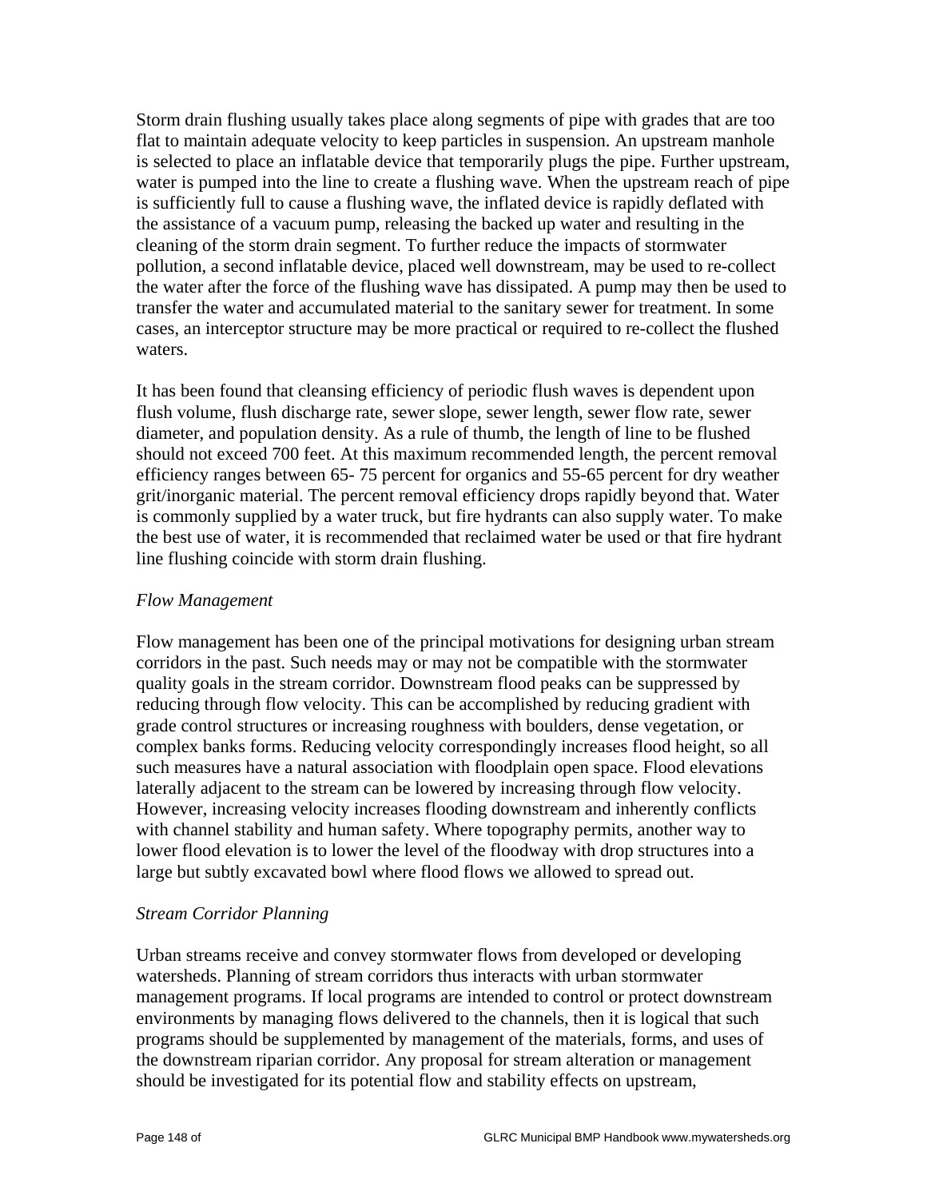Storm drain flushing usually takes place along segments of pipe with grades that are too flat to maintain adequate velocity to keep particles in suspension. An upstream manhole is selected to place an inflatable device that temporarily plugs the pipe. Further upstream, water is pumped into the line to create a flushing wave. When the upstream reach of pipe is sufficiently full to cause a flushing wave, the inflated device is rapidly deflated with the assistance of a vacuum pump, releasing the backed up water and resulting in the cleaning of the storm drain segment. To further reduce the impacts of stormwater pollution, a second inflatable device, placed well downstream, may be used to re-collect the water after the force of the flushing wave has dissipated. A pump may then be used to transfer the water and accumulated material to the sanitary sewer for treatment. In some cases, an interceptor structure may be more practical or required to re-collect the flushed waters.

It has been found that cleansing efficiency of periodic flush waves is dependent upon flush volume, flush discharge rate, sewer slope, sewer length, sewer flow rate, sewer diameter, and population density. As a rule of thumb, the length of line to be flushed should not exceed 700 feet. At this maximum recommended length, the percent removal efficiency ranges between 65- 75 percent for organics and 55-65 percent for dry weather grit/inorganic material. The percent removal efficiency drops rapidly beyond that. Water is commonly supplied by a water truck, but fire hydrants can also supply water. To make the best use of water, it is recommended that reclaimed water be used or that fire hydrant line flushing coincide with storm drain flushing.

*Flow Management*

Flow management has been one of the principal motivations for designing urban stream corridors in the past. Such needs may or may not be compatible with the stormwater quality goals in the stream corridor. Downstream flood peaks can be suppressed by reducing through flow velocity. This can be accomplished by reducing gradient with grade control structures or increasing roughness with boulders, dense vegetation, or complex banks forms. Reducing velocity correspondingly increases flood height, so all such measures have a natural association with floodplain open space. Flood elevations laterally adjacent to the stream can be lowered by increasing through flow velocity. However, increasing velocity increases flooding downstream and inherently conflicts with channel stability and human safety. Where topography permits, another way to lower flood elevation is to lower the level of the floodway with drop structures into a large but subtly excavated bowl where flood flows we allowed to spread out.

*Stream Corridor Planning*

Urban streams receive and convey stormwater flows from developed or developing watersheds. Planning of stream corridors thus interacts with urban stormwater management programs. If local programs are intended to control or protect downstream environments by managing flows delivered to the channels, then it is logical that such programs should be supplemented by management of the materials, forms, and uses of the downstream riparian corridor. Any proposal for stream alteration or management should be investigated for its potential flow and stability effects on upstream,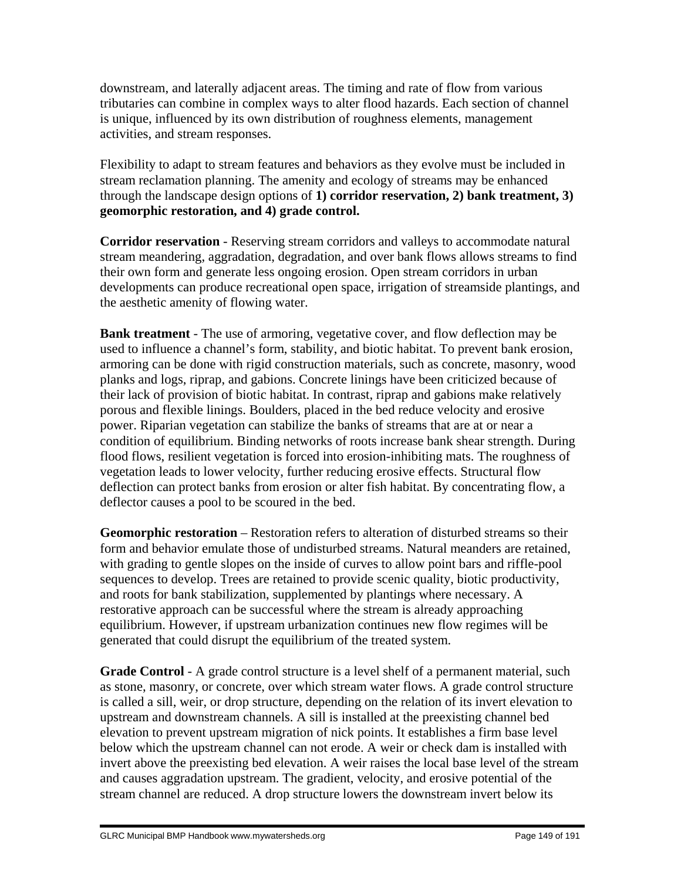downstream, and laterally adjacent areas. The timing and rate of flow from various tributaries can combine in complex ways to alter flood hazards. Each section of channel is unique, influenced by its own distribution of roughness elements, management activities, and stream responses.

Flexibility to adapt to stream features and behaviors as they evolve must be included in stream reclamation planning. The amenity and ecology of streams may be enhanced through the landscape design options of **1) corridor reservation, 2) bank treatment, 3) geomorphic restoration, and 4) grade control.**

**Corridor reservation** - Reserving stream corridors and valleys to accommodate natural stream meandering, aggradation, degradation, and over bank flows allows streams to find their own form and generate less ongoing erosion. Open stream corridors in urban developments can produce recreational open space, irrigation of streamside plantings, and the aesthetic amenity of flowing water.

**Bank treatment** - The use of armoring, vegetative cover, and flow deflection may be used to influence a channel's form, stability, and biotic habitat. To prevent bank erosion, armoring can be done with rigid construction materials, such as concrete, masonry, wood planks and logs, riprap, and gabions. Concrete linings have been criticized because of their lack of provision of biotic habitat. In contrast, riprap and gabions make relatively porous and flexible linings. Boulders, placed in the bed reduce velocity and erosive power. Riparian vegetation can stabilize the banks of streams that are at or near a condition of equilibrium. Binding networks of roots increase bank shear strength. During flood flows, resilient vegetation is forced into erosion-inhibiting mats. The roughness of vegetation leads to lower velocity, further reducing erosive effects. Structural flow deflection can protect banks from erosion or alter fish habitat. By concentrating flow, a deflector causes a pool to be scoured in the bed.

**Geomorphic restoration** – Restoration refers to alteration of disturbed streams so their form and behavior emulate those of undisturbed streams. Natural meanders are retained, with grading to gentle slopes on the inside of curves to allow point bars and riffle-pool sequences to develop. Trees are retained to provide scenic quality, biotic productivity, and roots for bank stabilization, supplemented by plantings where necessary. A restorative approach can be successful where the stream is already approaching equilibrium. However, if upstream urbanization continues new flow regimes will be generated that could disrupt the equilibrium of the treated system.

**Grade Control** - A grade control structure is a level shelf of a permanent material, such as stone, masonry, or concrete, over which stream water flows. A grade control structure is called a sill, weir, or drop structure, depending on the relation of its invert elevation to upstream and downstream channels. A sill is installed at the preexisting channel bed elevation to prevent upstream migration of nick points. It establishes a firm base level below which the upstream channel can not erode. A weir or check dam is installed with invert above the preexisting bed elevation. A weir raises the local base level of the stream and causes aggradation upstream. The gradient, velocity, and erosive potential of the stream channel are reduced. A drop structure lowers the downstream invert below its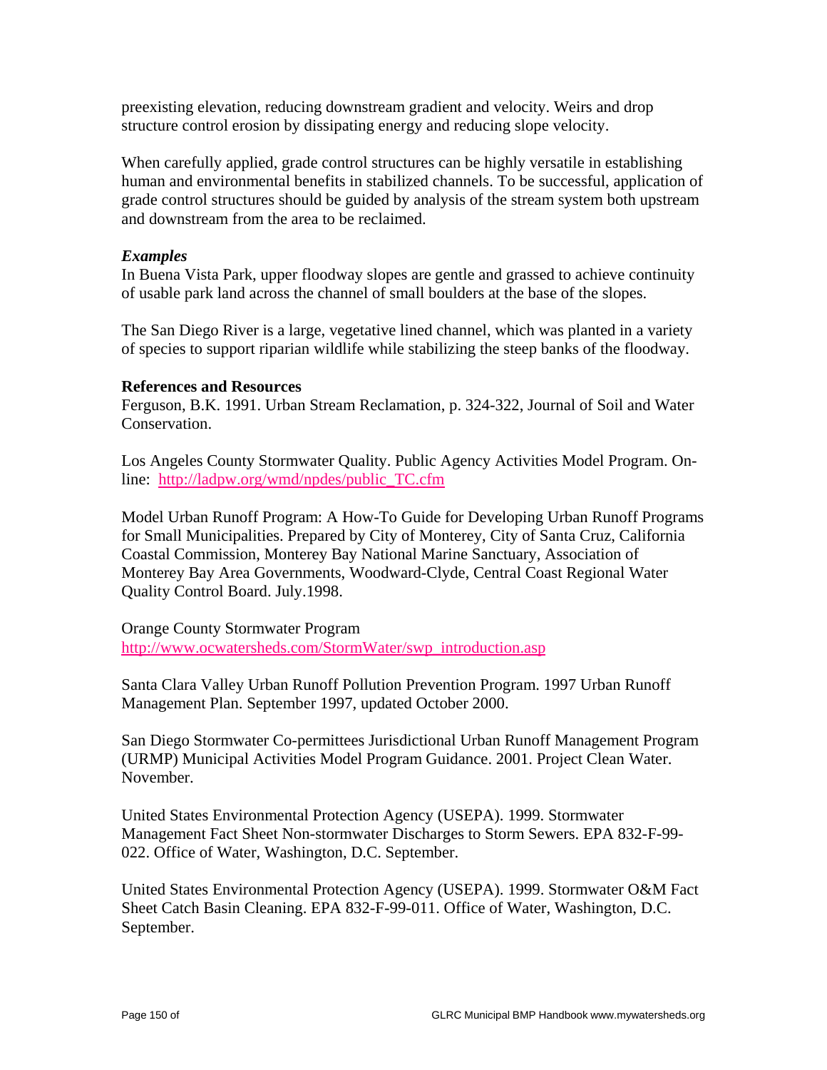preexisting elevation, reducing downstream gradient and velocity. Weirs and drop structure control erosion by dissipating energy and reducing slope velocity.

When carefully applied, grade control structures can be highly versatile in establishing human and environmental benefits in stabilized channels. To be successful, application of grade control structures should be guided by analysis of the stream system both upstream and downstream from the area to be reclaimed.

***Examples***

In Buena Vista Park, upper floodway slopes are gentle and grassed to achieve continuity of usable park land across the channel of small boulders at the base of the slopes.

The San Diego River is a large, vegetative lined channel, which was planted in a variety of species to support riparian wildlife while stabilizing the steep banks of the floodway.

**References and Resources**

Ferguson, B.K. 1991. Urban Stream Reclamation, p. 324-322, Journal of Soil and Water Conservation.

Los Angeles County Stormwater Quality. Public Agency Activities Model Program. On-line: http://ladpw.org/wmd/npdes/public_TC.cfm

Model Urban Runoff Program: A How-To Guide for Developing Urban Runoff Programs for Small Municipalities. Prepared by City of Monterey, City of Santa Cruz, California Coastal Commission, Monterey Bay National Marine Sanctuary, Association of Monterey Bay Area Governments, Woodward-Clyde, Central Coast Regional Water Quality Control Board. July.1998.

Orange County Stormwater Program
http://www.ocwatersheds.com/StormWater/swp_introduction.asp

Santa Clara Valley Urban Runoff Pollution Prevention Program. 1997 Urban Runoff Management Plan. September 1997, updated October 2000.

San Diego Stormwater Co-permittees Jurisdictional Urban Runoff Management Program (URMP) Municipal Activities Model Program Guidance. 2001. Project Clean Water. November.

United States Environmental Protection Agency (USEPA). 1999. Stormwater Management Fact Sheet Non-stormwater Discharges to Storm Sewers. EPA 832-F-99-022. Office of Water, Washington, D.C. September.

United States Environmental Protection Agency (USEPA). 1999. Stormwater O&M Fact Sheet Catch Basin Cleaning. EPA 832-F-99-011. Office of Water, Washington, D.C. September.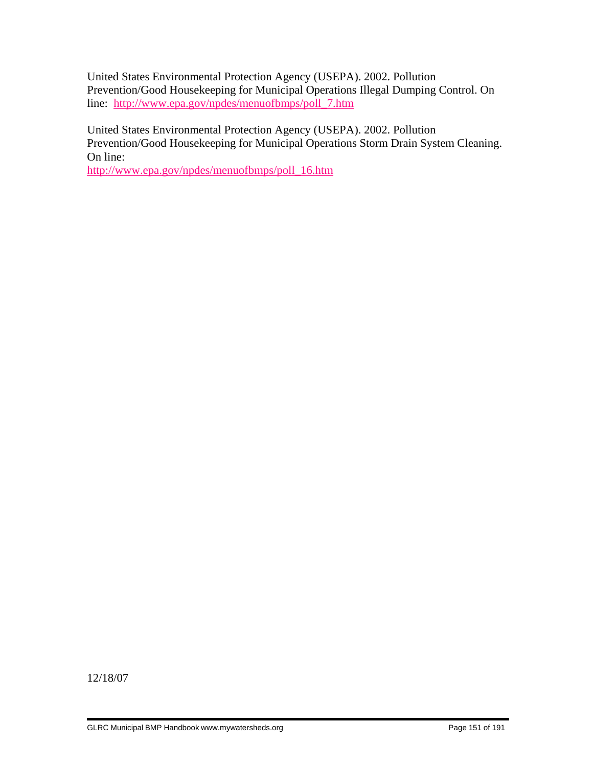United States Environmental Protection Agency (USEPA). 2002. Pollution Prevention/Good Housekeeping for Municipal Operations Illegal Dumping Control. On line: http://www.epa.gov/npdes/menuofbmps/poll_7.htm

United States Environmental Protection Agency (USEPA). 2002. Pollution Prevention/Good Housekeeping for Municipal Operations Storm Drain System Cleaning. On line: http://www.epa.gov/npdes/menuofbmps/poll_16.htm

12/18/07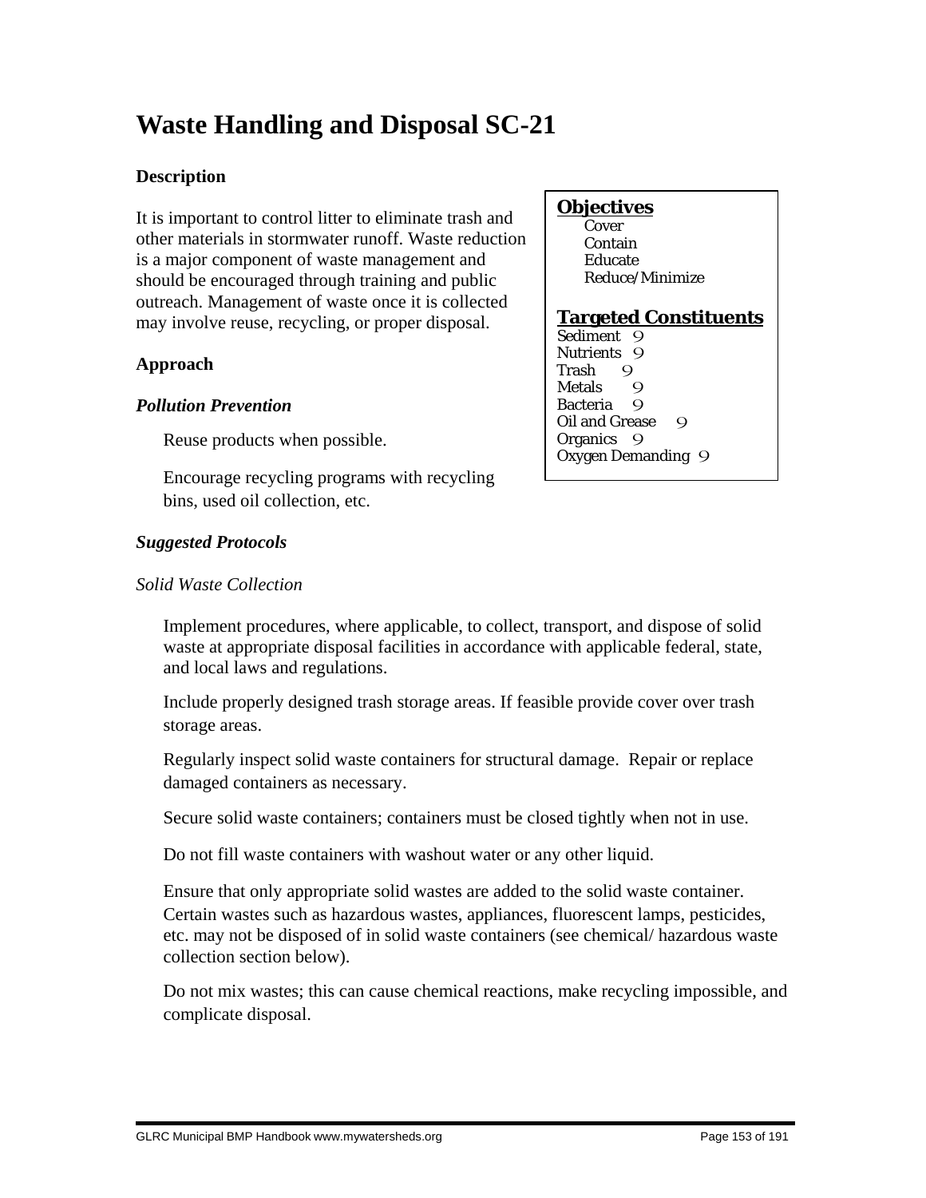# Waste Handling and Disposal SC-21

## Description

It is important to control litter to eliminate trash and other materials in stormwater runoff. Waste reduction is a major component of waste management and should be encouraged through training and public outreach. Management of waste once it is collected may involve reuse, recycling, or proper disposal.

**Objectives**

- Cover
- Contain
- Educate
- Reduce/Minimize

**Targeted Constituents**

- Sediment 9
- Nutrients 9
- Trash 9
- Metals 9
- Bacteria 9
- Oil and Grease 9
- Organics 9
- Oxygen Demanding 9

## Approach

### *Pollution Prevention*

Reuse products when possible.

Encourage recycling programs with recycling bins, used oil collection, etc.

### *Suggested Protocols*

*Solid Waste Collection*

Implement procedures, where applicable, to collect, transport, and dispose of solid waste at appropriate disposal facilities in accordance with applicable federal, state, and local laws and regulations.

Include properly designed trash storage areas. If feasible provide cover over trash storage areas.

Regularly inspect solid waste containers for structural damage. Repair or replace damaged containers as necessary.

Secure solid waste containers; containers must be closed tightly when not in use.

Do not fill waste containers with washout water or any other liquid.

Ensure that only appropriate solid wastes are added to the solid waste container. Certain wastes such as hazardous wastes, appliances, fluorescent lamps, pesticides, etc. may not be disposed of in solid waste containers (see chemical/ hazardous waste collection section below).

Do not mix wastes; this can cause chemical reactions, make recycling impossible, and complicate disposal.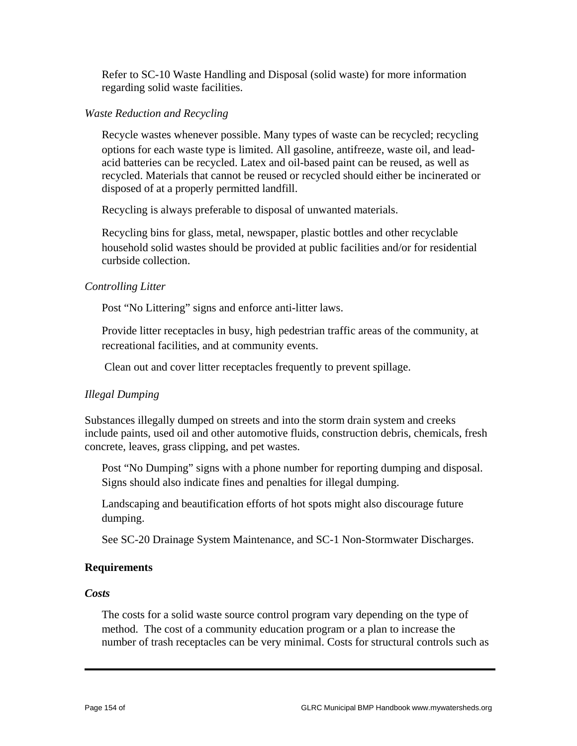Refer to SC-10 Waste Handling and Disposal (solid waste) for more information regarding solid waste facilities.

*Waste Reduction and Recycling*

Recycle wastes whenever possible. Many types of waste can be recycled; recycling options for each waste type is limited. All gasoline, antifreeze, waste oil, and lead-acid batteries can be recycled. Latex and oil-based paint can be reused, as well as recycled. Materials that cannot be reused or recycled should either be incinerated or disposed of at a properly permitted landfill.

Recycling is always preferable to disposal of unwanted materials.

Recycling bins for glass, metal, newspaper, plastic bottles and other recyclable household solid wastes should be provided at public facilities and/or for residential curbside collection.

*Controlling Litter*

Post "No Littering" signs and enforce anti-litter laws.

Provide litter receptacles in busy, high pedestrian traffic areas of the community, at recreational facilities, and at community events.

Clean out and cover litter receptacles frequently to prevent spillage.

*Illegal Dumping*

Substances illegally dumped on streets and into the storm drain system and creeks include paints, used oil and other automotive fluids, construction debris, chemicals, fresh concrete, leaves, grass clipping, and pet wastes.

Post "No Dumping" signs with a phone number for reporting dumping and disposal. Signs should also indicate fines and penalties for illegal dumping.

Landscaping and beautification efforts of hot spots might also discourage future dumping.

See SC-20 Drainage System Maintenance, and SC-1 Non-Stormwater Discharges.

**Requirements**

***Costs***

The costs for a solid waste source control program vary depending on the type of method. The cost of a community education program or a plan to increase the number of trash receptacles can be very minimal. Costs for structural controls such as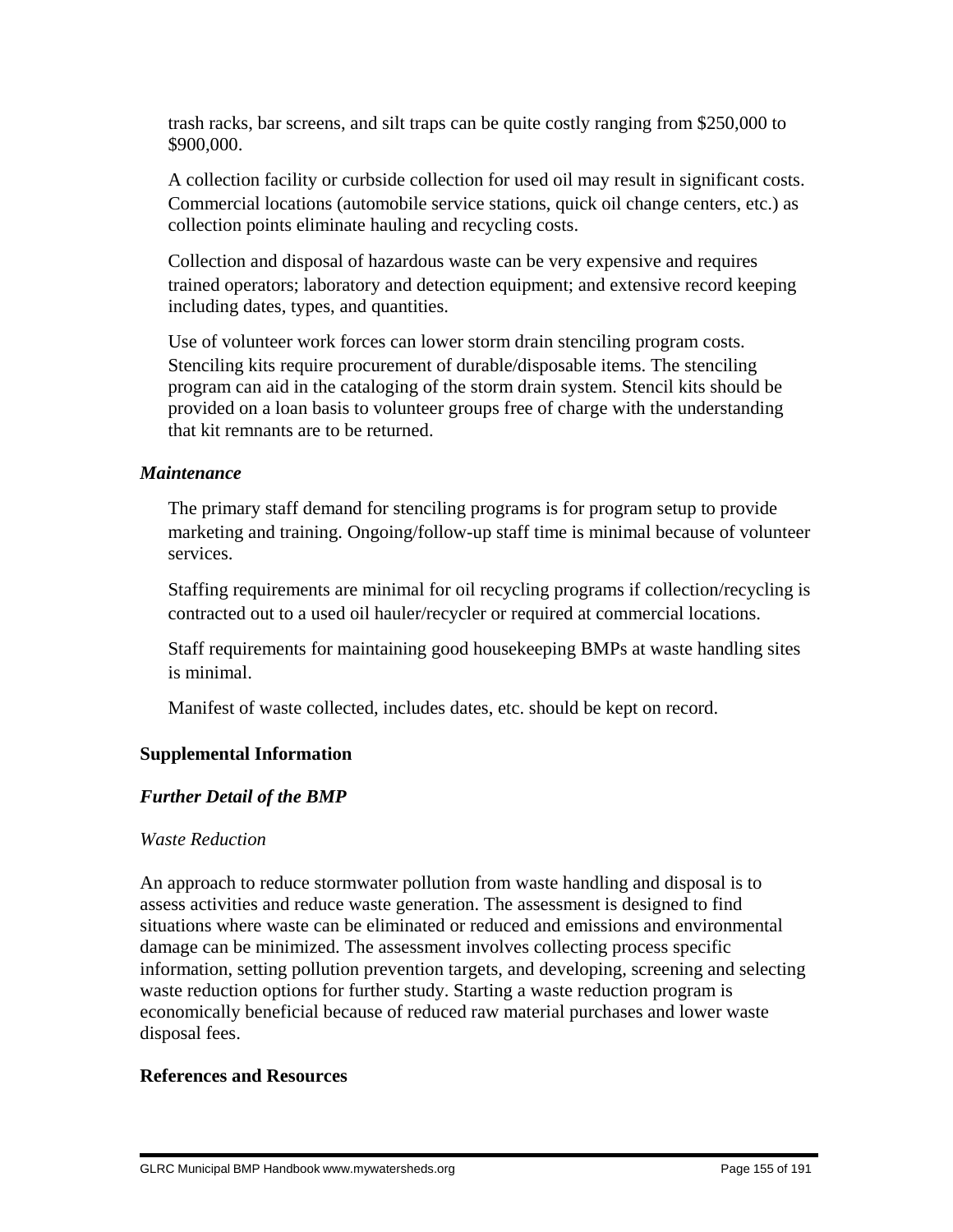trash racks, bar screens, and silt traps can be quite costly ranging from $250,000 to $900,000.

A collection facility or curbside collection for used oil may result in significant costs. Commercial locations (automobile service stations, quick oil change centers, etc.) as collection points eliminate hauling and recycling costs.

Collection and disposal of hazardous waste can be very expensive and requires trained operators; laboratory and detection equipment; and extensive record keeping including dates, types, and quantities.

Use of volunteer work forces can lower storm drain stenciling program costs. Stenciling kits require procurement of durable/disposable items. The stenciling program can aid in the cataloging of the storm drain system. Stencil kits should be provided on a loan basis to volunteer groups free of charge with the understanding that kit remnants are to be returned.

### *Maintenance*

The primary staff demand for stenciling programs is for program setup to provide marketing and training. Ongoing/follow-up staff time is minimal because of volunteer services.

Staffing requirements are minimal for oil recycling programs if collection/recycling is contracted out to a used oil hauler/recycler or required at commercial locations.

Staff requirements for maintaining good housekeeping BMPs at waste handling sites is minimal.

Manifest of waste collected, includes dates, etc. should be kept on record.

## Supplemental Information

### *Further Detail of the BMP*

*Waste Reduction*

An approach to reduce stormwater pollution from waste handling and disposal is to assess activities and reduce waste generation. The assessment is designed to find situations where waste can be eliminated or reduced and emissions and environmental damage can be minimized. The assessment involves collecting process specific information, setting pollution prevention targets, and developing, screening and selecting waste reduction options for further study. Starting a waste reduction program is economically beneficial because of reduced raw material purchases and lower waste disposal fees.

## References and Resources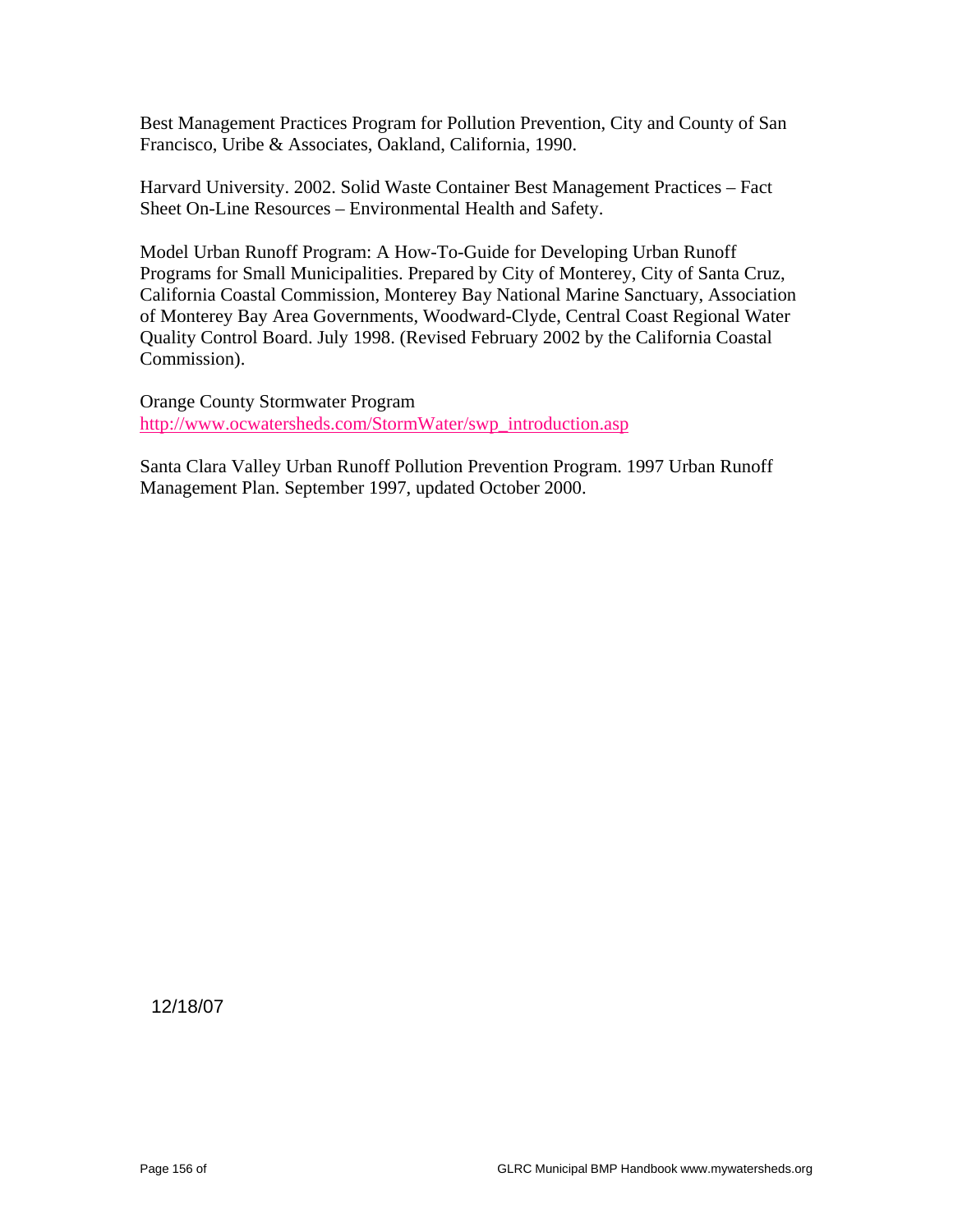Best Management Practices Program for Pollution Prevention, City and County of San Francisco, Uribe & Associates, Oakland, California, 1990.

Harvard University. 2002. Solid Waste Container Best Management Practices – Fact Sheet On-Line Resources – Environmental Health and Safety.

Model Urban Runoff Program: A How-To-Guide for Developing Urban Runoff Programs for Small Municipalities. Prepared by City of Monterey, City of Santa Cruz, California Coastal Commission, Monterey Bay National Marine Sanctuary, Association of Monterey Bay Area Governments, Woodward-Clyde, Central Coast Regional Water Quality Control Board. July 1998. (Revised February 2002 by the California Coastal Commission).

Orange County Stormwater Program
http://www.ocwatersheds.com/StormWater/swp_introduction.asp

Santa Clara Valley Urban Runoff Pollution Prevention Program. 1997 Urban Runoff Management Plan. September 1997, updated October 2000.

12/18/07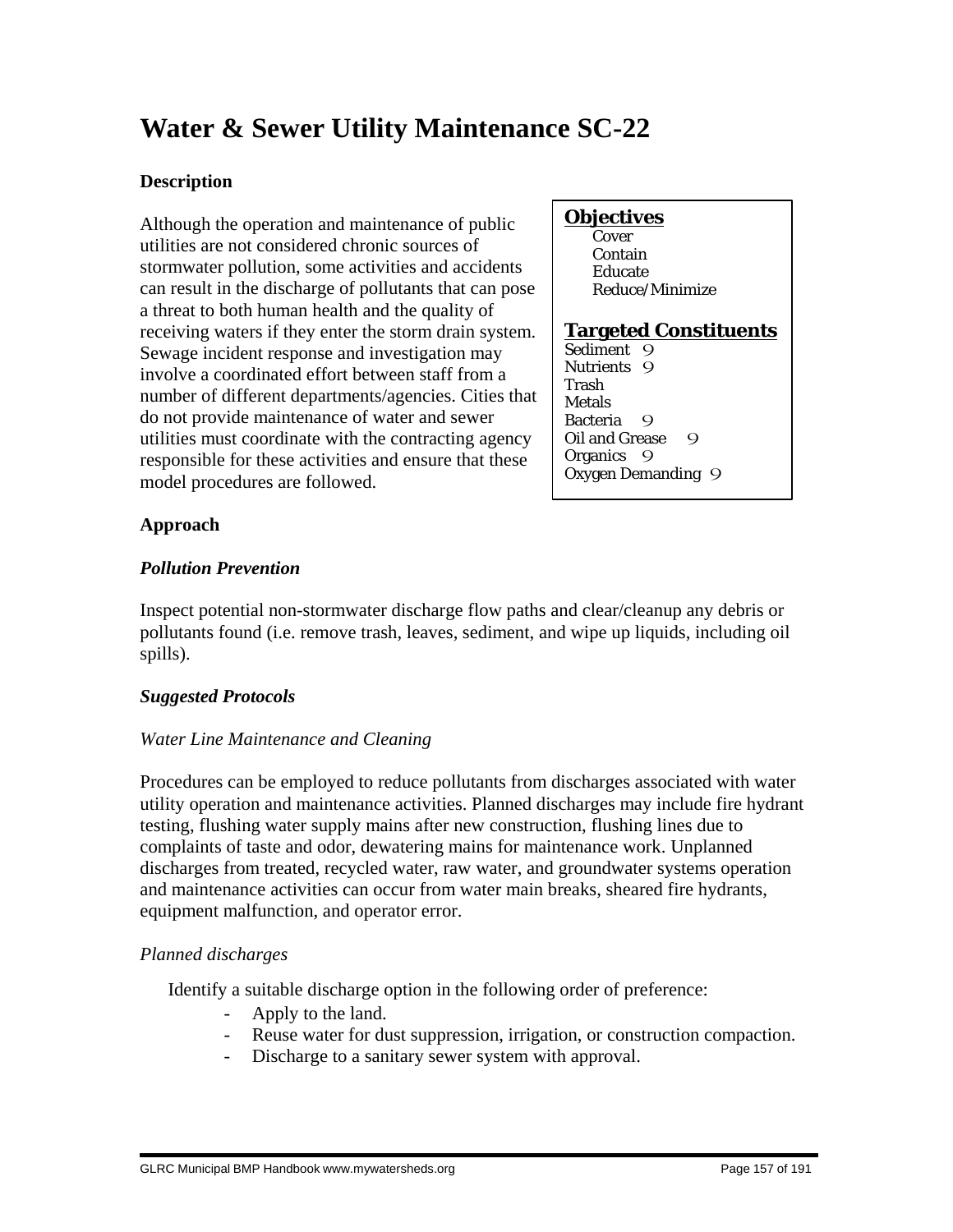# Water & Sewer Utility Maintenance SC-22

### Description

Although the operation and maintenance of public utilities are not considered chronic sources of stormwater pollution, some activities and accidents can result in the discharge of pollutants that can pose a threat to both human health and the quality of receiving waters if they enter the storm drain system. Sewage incident response and investigation may involve a coordinated effort between staff from a number of different departments/agencies. Cities that do not provide maintenance of water and sewer utilities must coordinate with the contracting agency responsible for these activities and ensure that these model procedures are followed.

**Objectives**

- Cover
- Contain
- Educate
- Reduce/Minimize

**Targeted Constituents**

| Constituent | |
|---|---|
| Sediment | 9 |
| Nutrients | 9 |
| Trash | |
| Metals | |
| Bacteria | 9 |
| Oil and Grease | 9 |
| Organics | 9 |
| Oxygen Demanding | 9 |

### Approach

#### *Pollution Prevention*

Inspect potential non-stormwater discharge flow paths and clear/cleanup any debris or pollutants found (i.e. remove trash, leaves, sediment, and wipe up liquids, including oil spills).

#### *Suggested Protocols*

*Water Line Maintenance and Cleaning*

Procedures can be employed to reduce pollutants from discharges associated with water utility operation and maintenance activities. Planned discharges may include fire hydrant testing, flushing water supply mains after new construction, flushing lines due to complaints of taste and odor, dewatering mains for maintenance work. Unplanned discharges from treated, recycled water, raw water, and groundwater systems operation and maintenance activities can occur from water main breaks, sheared fire hydrants, equipment malfunction, and operator error.

*Planned discharges*

Identify a suitable discharge option in the following order of preference:

- Apply to the land.
- Reuse water for dust suppression, irrigation, or construction compaction.
- Discharge to a sanitary sewer system with approval.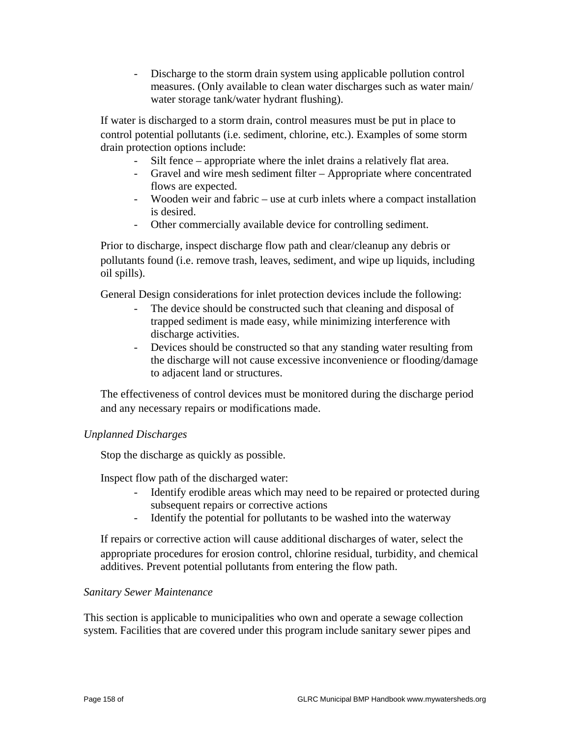- Discharge to the storm drain system using applicable pollution control measures. (Only available to clean water discharges such as water main/ water storage tank/water hydrant flushing).

If water is discharged to a storm drain, control measures must be put in place to control potential pollutants (i.e. sediment, chlorine, etc.). Examples of some storm drain protection options include:

- Silt fence – appropriate where the inlet drains a relatively flat area.
- Gravel and wire mesh sediment filter – Appropriate where concentrated flows are expected.
- Wooden weir and fabric – use at curb inlets where a compact installation is desired.
- Other commercially available device for controlling sediment.

Prior to discharge, inspect discharge flow path and clear/cleanup any debris or pollutants found (i.e. remove trash, leaves, sediment, and wipe up liquids, including oil spills).

General Design considerations for inlet protection devices include the following:

- The device should be constructed such that cleaning and disposal of trapped sediment is made easy, while minimizing interference with discharge activities.
- Devices should be constructed so that any standing water resulting from the discharge will not cause excessive inconvenience or flooding/damage to adjacent land or structures.

The effectiveness of control devices must be monitored during the discharge period and any necessary repairs or modifications made.

*Unplanned Discharges*

Stop the discharge as quickly as possible.

Inspect flow path of the discharged water:

- Identify erodible areas which may need to be repaired or protected during subsequent repairs or corrective actions
- Identify the potential for pollutants to be washed into the waterway

If repairs or corrective action will cause additional discharges of water, select the appropriate procedures for erosion control, chlorine residual, turbidity, and chemical additives. Prevent potential pollutants from entering the flow path.

*Sanitary Sewer Maintenance*

This section is applicable to municipalities who own and operate a sewage collection system. Facilities that are covered under this program include sanitary sewer pipes and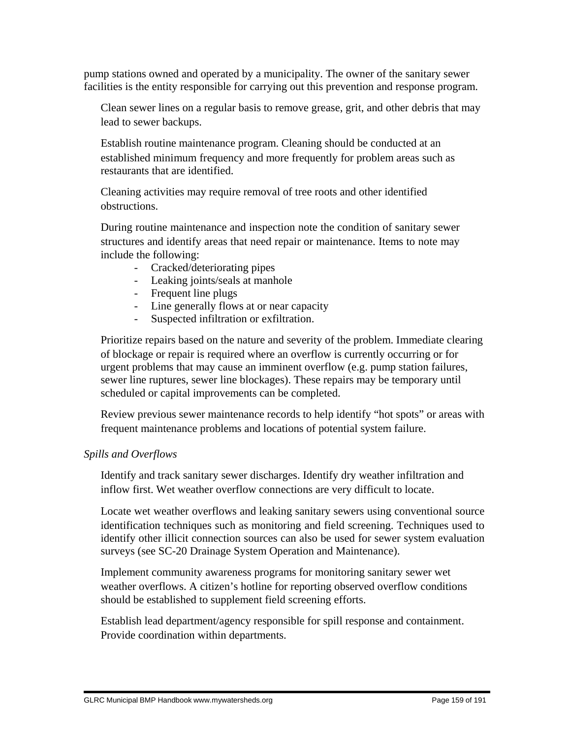pump stations owned and operated by a municipality. The owner of the sanitary sewer facilities is the entity responsible for carrying out this prevention and response program.

Clean sewer lines on a regular basis to remove grease, grit, and other debris that may lead to sewer backups.

Establish routine maintenance program. Cleaning should be conducted at an established minimum frequency and more frequently for problem areas such as restaurants that are identified.

Cleaning activities may require removal of tree roots and other identified obstructions.

During routine maintenance and inspection note the condition of sanitary sewer structures and identify areas that need repair or maintenance. Items to note may include the following:

- Cracked/deteriorating pipes
- Leaking joints/seals at manhole
- Frequent line plugs
- Line generally flows at or near capacity
- Suspected infiltration or exfiltration.

Prioritize repairs based on the nature and severity of the problem. Immediate clearing of blockage or repair is required where an overflow is currently occurring or for urgent problems that may cause an imminent overflow (e.g. pump station failures, sewer line ruptures, sewer line blockages). These repairs may be temporary until scheduled or capital improvements can be completed.

Review previous sewer maintenance records to help identify "hot spots" or areas with frequent maintenance problems and locations of potential system failure.

*Spills and Overflows*

Identify and track sanitary sewer discharges. Identify dry weather infiltration and inflow first. Wet weather overflow connections are very difficult to locate.

Locate wet weather overflows and leaking sanitary sewers using conventional source identification techniques such as monitoring and field screening. Techniques used to identify other illicit connection sources can also be used for sewer system evaluation surveys (see SC-20 Drainage System Operation and Maintenance).

Implement community awareness programs for monitoring sanitary sewer wet weather overflows. A citizen's hotline for reporting observed overflow conditions should be established to supplement field screening efforts.

Establish lead department/agency responsible for spill response and containment. Provide coordination within departments.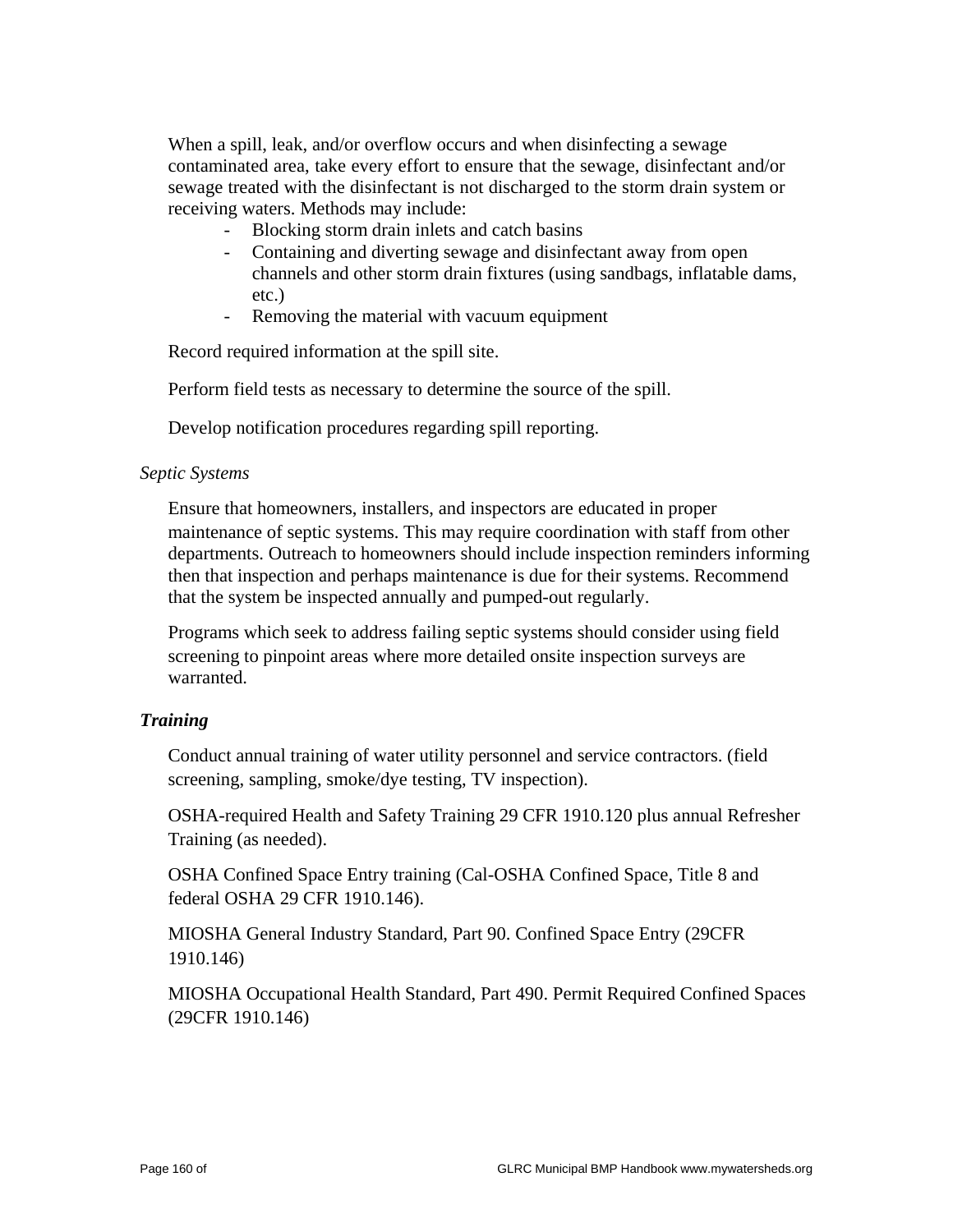When a spill, leak, and/or overflow occurs and when disinfecting a sewage contaminated area, take every effort to ensure that the sewage, disinfectant and/or sewage treated with the disinfectant is not discharged to the storm drain system or receiving waters. Methods may include:

- Blocking storm drain inlets and catch basins
- Containing and diverting sewage and disinfectant away from open channels and other storm drain fixtures (using sandbags, inflatable dams, etc.)
- Removing the material with vacuum equipment

Record required information at the spill site.

Perform field tests as necessary to determine the source of the spill.

Develop notification procedures regarding spill reporting.

*Septic Systems*

Ensure that homeowners, installers, and inspectors are educated in proper maintenance of septic systems. This may require coordination with staff from other departments. Outreach to homeowners should include inspection reminders informing then that inspection and perhaps maintenance is due for their systems. Recommend that the system be inspected annually and pumped-out regularly.

Programs which seek to address failing septic systems should consider using field screening to pinpoint areas where more detailed onsite inspection surveys are warranted.

***Training***

Conduct annual training of water utility personnel and service contractors. (field screening, sampling, smoke/dye testing, TV inspection).

OSHA-required Health and Safety Training 29 CFR 1910.120 plus annual Refresher Training (as needed).

OSHA Confined Space Entry training (Cal-OSHA Confined Space, Title 8 and federal OSHA 29 CFR 1910.146).

MIOSHA General Industry Standard, Part 90. Confined Space Entry (29CFR 1910.146)

MIOSHA Occupational Health Standard, Part 490. Permit Required Confined Spaces (29CFR 1910.146)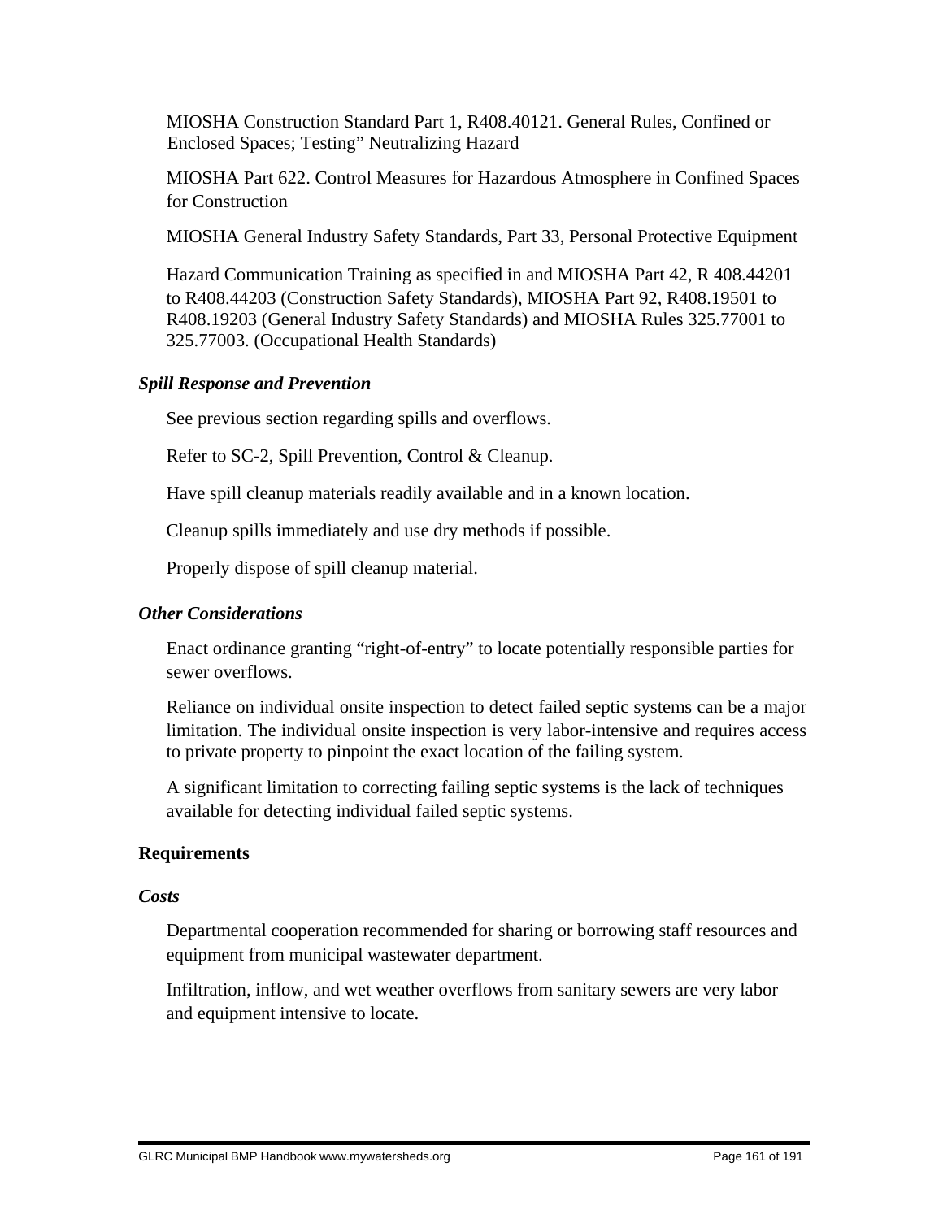MIOSHA Construction Standard Part 1, R408.40121. General Rules, Confined or Enclosed Spaces; Testing" Neutralizing Hazard

MIOSHA Part 622. Control Measures for Hazardous Atmosphere in Confined Spaces for Construction

MIOSHA General Industry Safety Standards, Part 33, Personal Protective Equipment

Hazard Communication Training as specified in and MIOSHA Part 42, R 408.44201 to R408.44203 (Construction Safety Standards), MIOSHA Part 92, R408.19501 to R408.19203 (General Industry Safety Standards) and MIOSHA Rules 325.77001 to 325.77003. (Occupational Health Standards)

### *Spill Response and Prevention*

See previous section regarding spills and overflows.

Refer to SC-2, Spill Prevention, Control & Cleanup.

Have spill cleanup materials readily available and in a known location.

Cleanup spills immediately and use dry methods if possible.

Properly dispose of spill cleanup material.

### *Other Considerations*

Enact ordinance granting "right-of-entry" to locate potentially responsible parties for sewer overflows.

Reliance on individual onsite inspection to detect failed septic systems can be a major limitation. The individual onsite inspection is very labor-intensive and requires access to private property to pinpoint the exact location of the failing system.

A significant limitation to correcting failing septic systems is the lack of techniques available for detecting individual failed septic systems.

## Requirements

### *Costs*

Departmental cooperation recommended for sharing or borrowing staff resources and equipment from municipal wastewater department.

Infiltration, inflow, and wet weather overflows from sanitary sewers are very labor and equipment intensive to locate.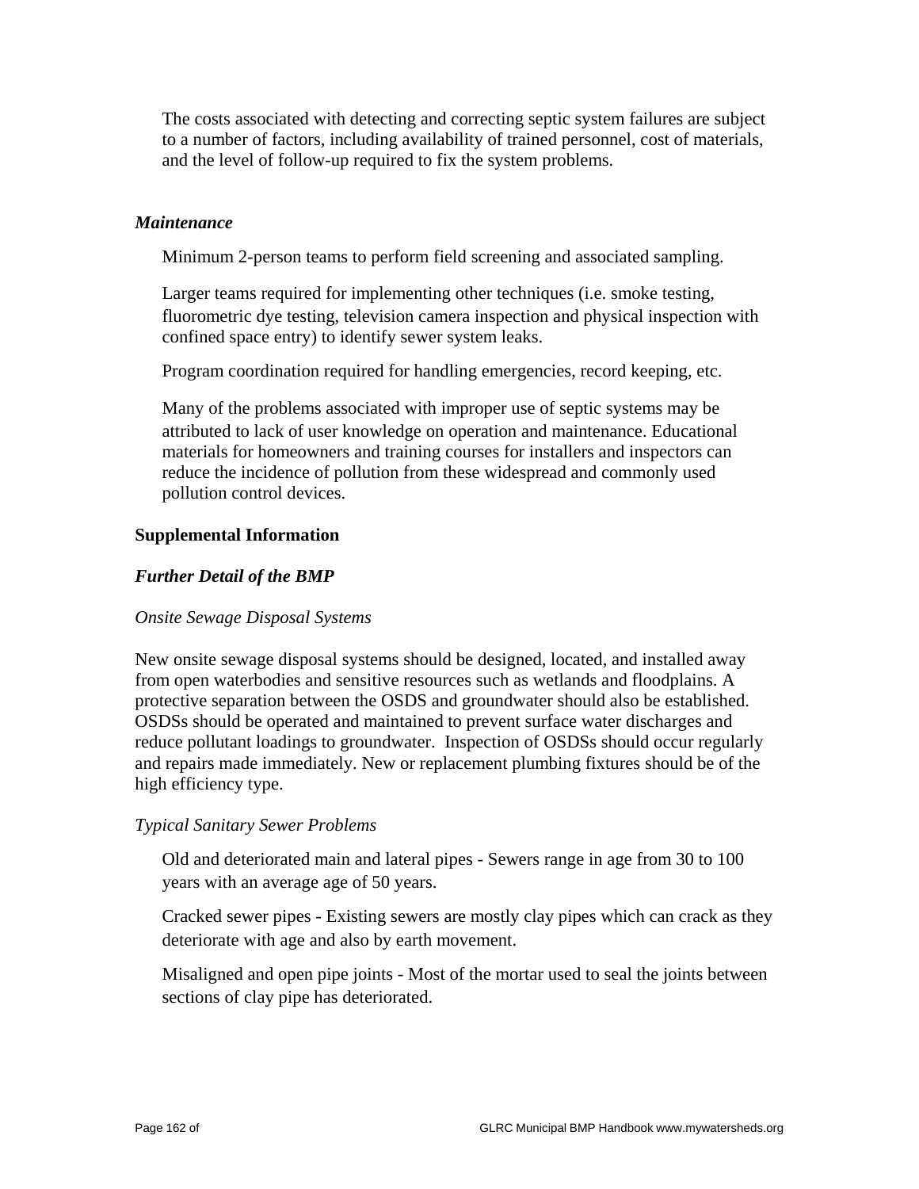The costs associated with detecting and correcting septic system failures are subject to a number of factors, including availability of trained personnel, cost of materials, and the level of follow-up required to fix the system problems.

***Maintenance***

Minimum 2-person teams to perform field screening and associated sampling.

Larger teams required for implementing other techniques (i.e. smoke testing, fluorometric dye testing, television camera inspection and physical inspection with confined space entry) to identify sewer system leaks.

Program coordination required for handling emergencies, record keeping, etc.

Many of the problems associated with improper use of septic systems may be attributed to lack of user knowledge on operation and maintenance. Educational materials for homeowners and training courses for installers and inspectors can reduce the incidence of pollution from these widespread and commonly used pollution control devices.

**Supplemental Information**

***Further Detail of the BMP***

*Onsite Sewage Disposal Systems*

New onsite sewage disposal systems should be designed, located, and installed away from open waterbodies and sensitive resources such as wetlands and floodplains. A protective separation between the OSDS and groundwater should also be established. OSDSs should be operated and maintained to prevent surface water discharges and reduce pollutant loadings to groundwater. Inspection of OSDSs should occur regularly and repairs made immediately. New or replacement plumbing fixtures should be of the high efficiency type.

*Typical Sanitary Sewer Problems*

Old and deteriorated main and lateral pipes - Sewers range in age from 30 to 100 years with an average age of 50 years.

Cracked sewer pipes - Existing sewers are mostly clay pipes which can crack as they deteriorate with age and also by earth movement.

Misaligned and open pipe joints - Most of the mortar used to seal the joints between sections of clay pipe has deteriorated.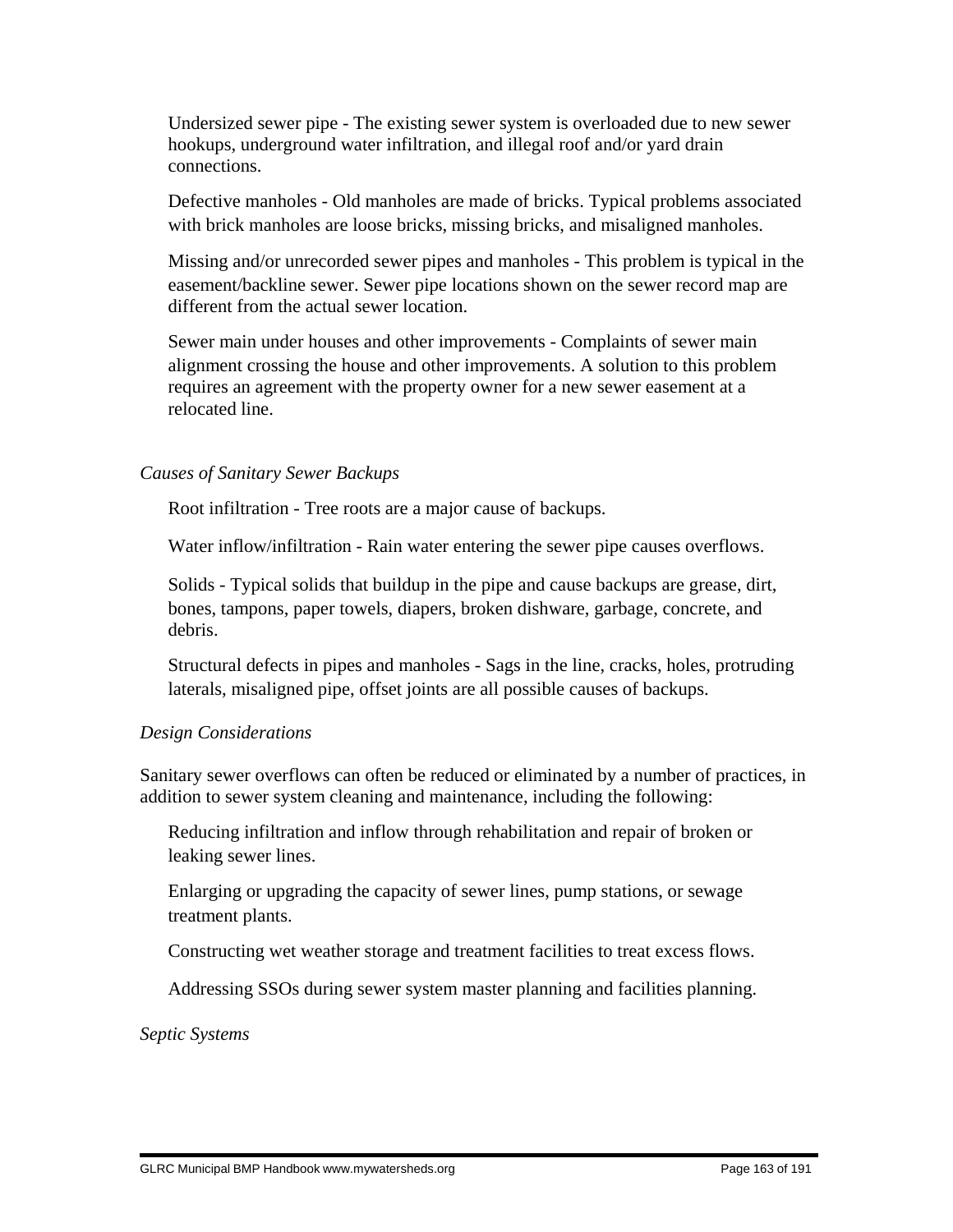Undersized sewer pipe - The existing sewer system is overloaded due to new sewer hookups, underground water infiltration, and illegal roof and/or yard drain connections.

Defective manholes - Old manholes are made of bricks. Typical problems associated with brick manholes are loose bricks, missing bricks, and misaligned manholes.

Missing and/or unrecorded sewer pipes and manholes - This problem is typical in the easement/backline sewer. Sewer pipe locations shown on the sewer record map are different from the actual sewer location.

Sewer main under houses and other improvements - Complaints of sewer main alignment crossing the house and other improvements. A solution to this problem requires an agreement with the property owner for a new sewer easement at a relocated line.

*Causes of Sanitary Sewer Backups*

Root infiltration - Tree roots are a major cause of backups.

Water inflow/infiltration - Rain water entering the sewer pipe causes overflows.

Solids - Typical solids that buildup in the pipe and cause backups are grease, dirt, bones, tampons, paper towels, diapers, broken dishware, garbage, concrete, and debris.

Structural defects in pipes and manholes - Sags in the line, cracks, holes, protruding laterals, misaligned pipe, offset joints are all possible causes of backups.

*Design Considerations*

Sanitary sewer overflows can often be reduced or eliminated by a number of practices, in addition to sewer system cleaning and maintenance, including the following:

Reducing infiltration and inflow through rehabilitation and repair of broken or leaking sewer lines.

Enlarging or upgrading the capacity of sewer lines, pump stations, or sewage treatment plants.

Constructing wet weather storage and treatment facilities to treat excess flows.

Addressing SSOs during sewer system master planning and facilities planning.

*Septic Systems*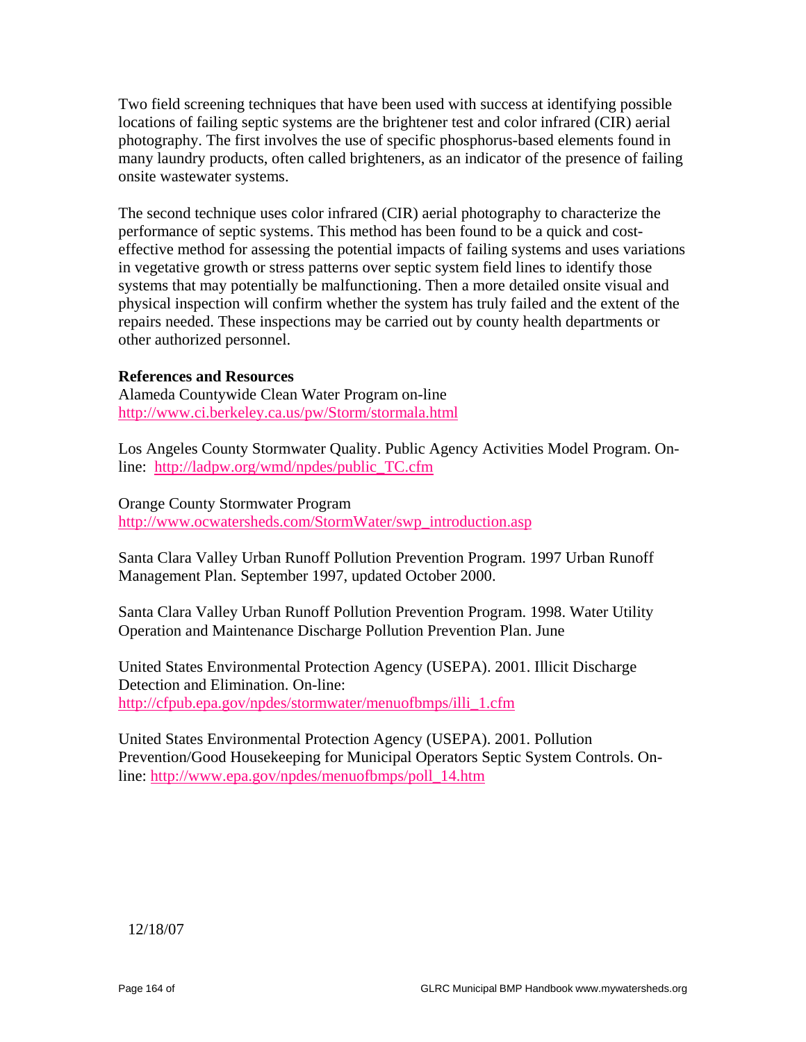Two field screening techniques that have been used with success at identifying possible locations of failing septic systems are the brightener test and color infrared (CIR) aerial photography. The first involves the use of specific phosphorus-based elements found in many laundry products, often called brighteners, as an indicator of the presence of failing onsite wastewater systems.

The second technique uses color infrared (CIR) aerial photography to characterize the performance of septic systems. This method has been found to be a quick and cost-effective method for assessing the potential impacts of failing systems and uses variations in vegetative growth or stress patterns over septic system field lines to identify those systems that may potentially be malfunctioning. Then a more detailed onsite visual and physical inspection will confirm whether the system has truly failed and the extent of the repairs needed. These inspections may be carried out by county health departments or other authorized personnel.

**References and Resources**

Alameda Countywide Clean Water Program on-line
http://www.ci.berkeley.ca.us/pw/Storm/stormala.html

Los Angeles County Stormwater Quality. Public Agency Activities Model Program. On-line: http://ladpw.org/wmd/npdes/public_TC.cfm

Orange County Stormwater Program
http://www.ocwatersheds.com/StormWater/swp_introduction.asp

Santa Clara Valley Urban Runoff Pollution Prevention Program. 1997 Urban Runoff Management Plan. September 1997, updated October 2000.

Santa Clara Valley Urban Runoff Pollution Prevention Program. 1998. Water Utility Operation and Maintenance Discharge Pollution Prevention Plan. June

United States Environmental Protection Agency (USEPA). 2001. Illicit Discharge Detection and Elimination. On-line:
http://cfpub.epa.gov/npdes/stormwater/menuofbmps/illi_1.cfm

United States Environmental Protection Agency (USEPA). 2001. Pollution Prevention/Good Housekeeping for Municipal Operators Septic System Controls. On-line: http://www.epa.gov/npdes/menuofbmps/poll_14.htm

12/18/07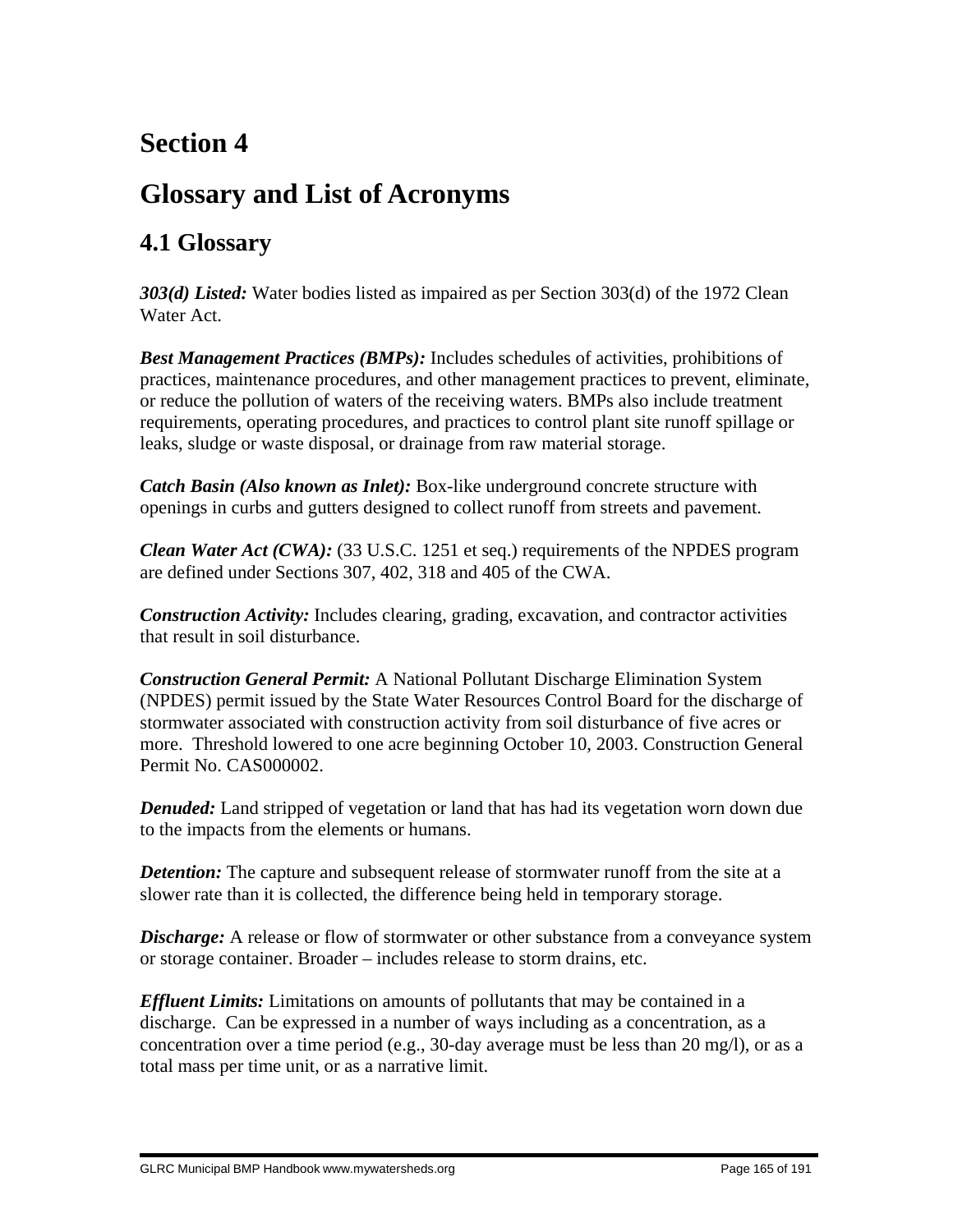# Section 4

# Glossary and List of Acronyms

## 4.1 Glossary

***303(d) Listed:*** Water bodies listed as impaired as per Section 303(d) of the 1972 Clean Water Act.

***Best Management Practices (BMPs):*** Includes schedules of activities, prohibitions of practices, maintenance procedures, and other management practices to prevent, eliminate, or reduce the pollution of waters of the receiving waters. BMPs also include treatment requirements, operating procedures, and practices to control plant site runoff spillage or leaks, sludge or waste disposal, or drainage from raw material storage.

***Catch Basin (Also known as Inlet):*** Box-like underground concrete structure with openings in curbs and gutters designed to collect runoff from streets and pavement.

***Clean Water Act (CWA):*** (33 U.S.C. 1251 et seq.) requirements of the NPDES program are defined under Sections 307, 402, 318 and 405 of the CWA.

***Construction Activity:*** Includes clearing, grading, excavation, and contractor activities that result in soil disturbance.

***Construction General Permit:*** A National Pollutant Discharge Elimination System (NPDES) permit issued by the State Water Resources Control Board for the discharge of stormwater associated with construction activity from soil disturbance of five acres or more. Threshold lowered to one acre beginning October 10, 2003. Construction General Permit No. CAS000002.

***Denuded:*** Land stripped of vegetation or land that has had its vegetation worn down due to the impacts from the elements or humans.

***Detention:*** The capture and subsequent release of stormwater runoff from the site at a slower rate than it is collected, the difference being held in temporary storage.

***Discharge:*** A release or flow of stormwater or other substance from a conveyance system or storage container. Broader – includes release to storm drains, etc.

***Effluent Limits:*** Limitations on amounts of pollutants that may be contained in a discharge. Can be expressed in a number of ways including as a concentration, as a concentration over a time period (e.g., 30-day average must be less than 20 mg/l), or as a total mass per time unit, or as a narrative limit.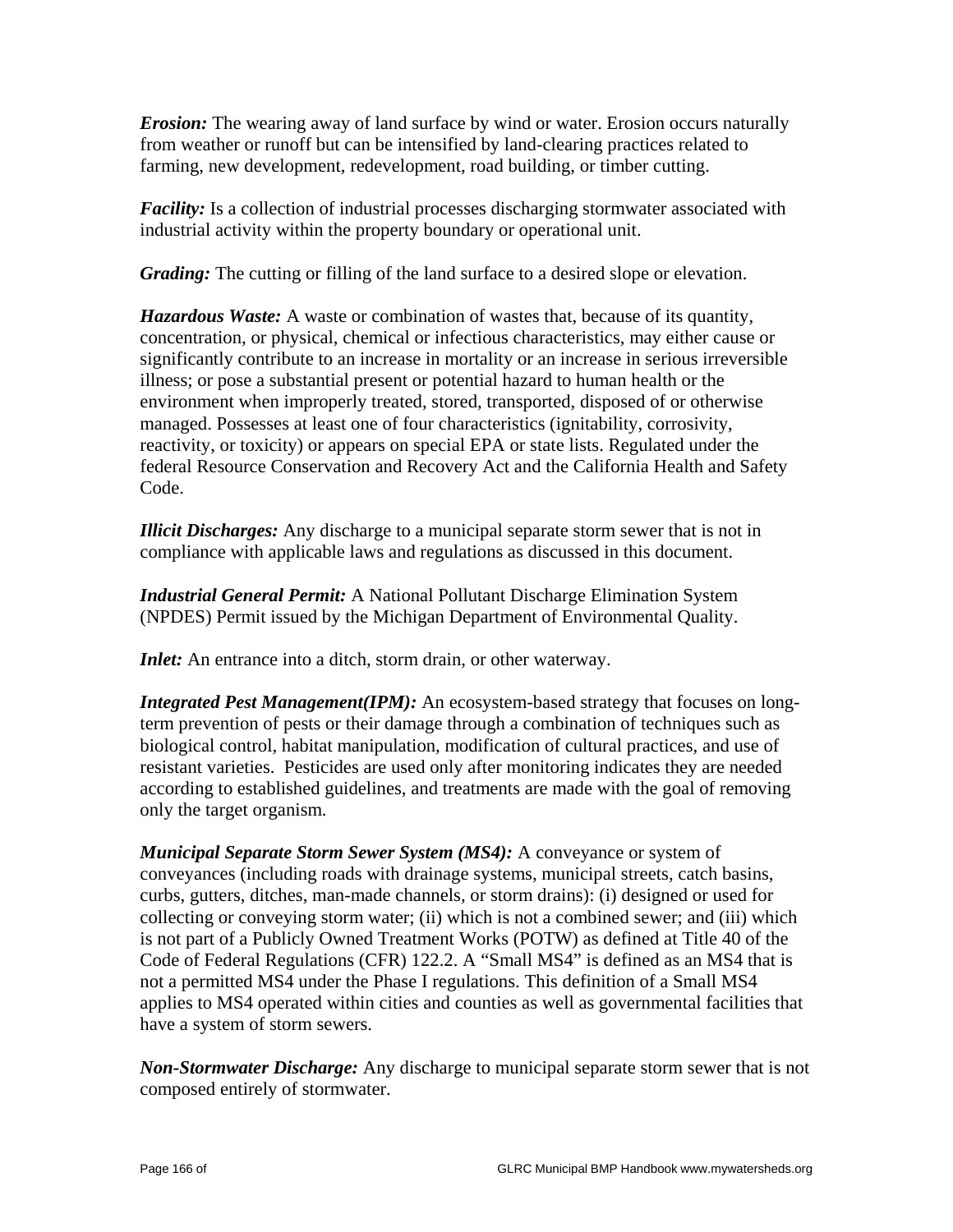***Erosion:*** The wearing away of land surface by wind or water. Erosion occurs naturally from weather or runoff but can be intensified by land-clearing practices related to farming, new development, redevelopment, road building, or timber cutting.

***Facility:*** Is a collection of industrial processes discharging stormwater associated with industrial activity within the property boundary or operational unit.

***Grading:*** The cutting or filling of the land surface to a desired slope or elevation.

***Hazardous Waste:*** A waste or combination of wastes that, because of its quantity, concentration, or physical, chemical or infectious characteristics, may either cause or significantly contribute to an increase in mortality or an increase in serious irreversible illness; or pose a substantial present or potential hazard to human health or the environment when improperly treated, stored, transported, disposed of or otherwise managed. Possesses at least one of four characteristics (ignitability, corrosivity, reactivity, or toxicity) or appears on special EPA or state lists. Regulated under the federal Resource Conservation and Recovery Act and the California Health and Safety Code.

***Illicit Discharges:*** Any discharge to a municipal separate storm sewer that is not in compliance with applicable laws and regulations as discussed in this document.

***Industrial General Permit:*** A National Pollutant Discharge Elimination System (NPDES) Permit issued by the Michigan Department of Environmental Quality.

***Inlet:*** An entrance into a ditch, storm drain, or other waterway.

***Integrated Pest Management(IPM):*** An ecosystem-based strategy that focuses on long-term prevention of pests or their damage through a combination of techniques such as biological control, habitat manipulation, modification of cultural practices, and use of resistant varieties. Pesticides are used only after monitoring indicates they are needed according to established guidelines, and treatments are made with the goal of removing only the target organism.

***Municipal Separate Storm Sewer System (MS4):*** A conveyance or system of conveyances (including roads with drainage systems, municipal streets, catch basins, curbs, gutters, ditches, man-made channels, or storm drains): (i) designed or used for collecting or conveying storm water; (ii) which is not a combined sewer; and (iii) which is not part of a Publicly Owned Treatment Works (POTW) as defined at Title 40 of the Code of Federal Regulations (CFR) 122.2. A "Small MS4" is defined as an MS4 that is not a permitted MS4 under the Phase I regulations. This definition of a Small MS4 applies to MS4 operated within cities and counties as well as governmental facilities that have a system of storm sewers.

***Non-Stormwater Discharge:*** Any discharge to municipal separate storm sewer that is not composed entirely of stormwater.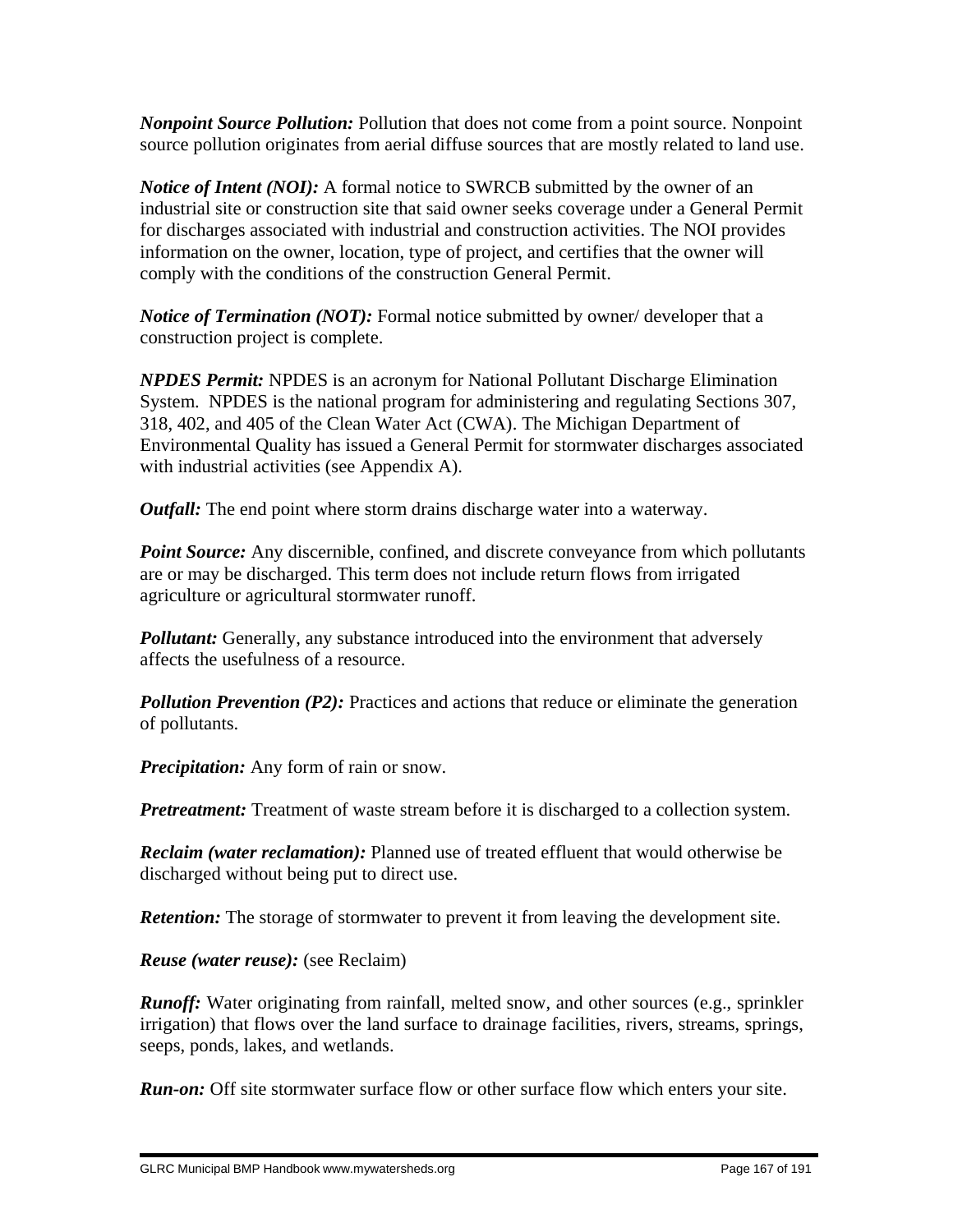***Nonpoint Source Pollution:*** Pollution that does not come from a point source. Nonpoint source pollution originates from aerial diffuse sources that are mostly related to land use.

***Notice of Intent (NOI):*** A formal notice to SWRCB submitted by the owner of an industrial site or construction site that said owner seeks coverage under a General Permit for discharges associated with industrial and construction activities. The NOI provides information on the owner, location, type of project, and certifies that the owner will comply with the conditions of the construction General Permit.

***Notice of Termination (NOT):*** Formal notice submitted by owner/ developer that a construction project is complete.

***NPDES Permit:*** NPDES is an acronym for National Pollutant Discharge Elimination System. NPDES is the national program for administering and regulating Sections 307, 318, 402, and 405 of the Clean Water Act (CWA). The Michigan Department of Environmental Quality has issued a General Permit for stormwater discharges associated with industrial activities (see Appendix A).

***Outfall:*** The end point where storm drains discharge water into a waterway.

***Point Source:*** Any discernible, confined, and discrete conveyance from which pollutants are or may be discharged. This term does not include return flows from irrigated agriculture or agricultural stormwater runoff.

***Pollutant:*** Generally, any substance introduced into the environment that adversely affects the usefulness of a resource.

***Pollution Prevention (P2):*** Practices and actions that reduce or eliminate the generation of pollutants.

***Precipitation:*** Any form of rain or snow.

***Pretreatment:*** Treatment of waste stream before it is discharged to a collection system.

***Reclaim (water reclamation):*** Planned use of treated effluent that would otherwise be discharged without being put to direct use.

***Retention:*** The storage of stormwater to prevent it from leaving the development site.

***Reuse (water reuse):*** (see Reclaim)

***Runoff:*** Water originating from rainfall, melted snow, and other sources (e.g., sprinkler irrigation) that flows over the land surface to drainage facilities, rivers, streams, springs, seeps, ponds, lakes, and wetlands.

***Run-on:*** Off site stormwater surface flow or other surface flow which enters your site.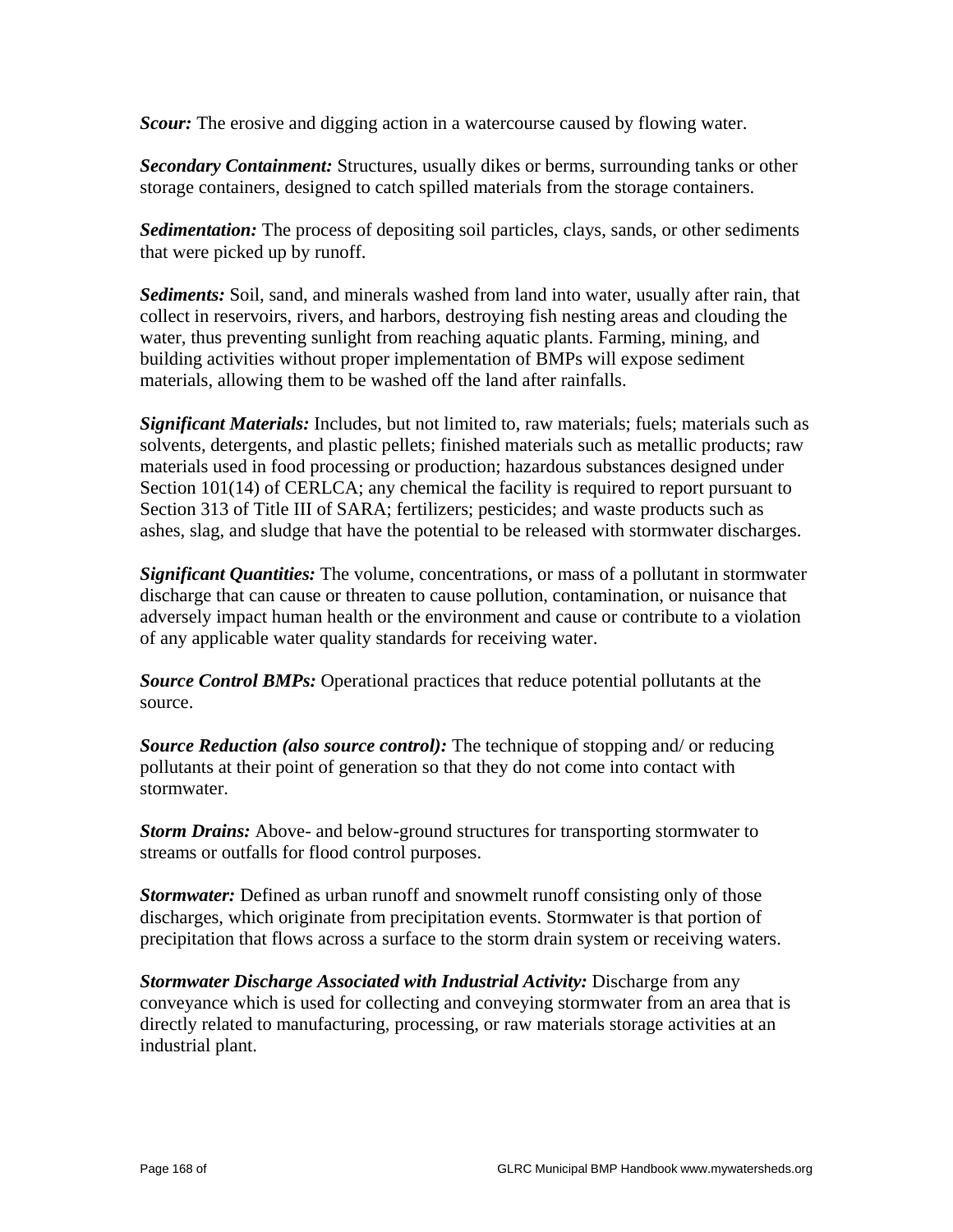***Scour:*** The erosive and digging action in a watercourse caused by flowing water.

***Secondary Containment:*** Structures, usually dikes or berms, surrounding tanks or other storage containers, designed to catch spilled materials from the storage containers.

***Sedimentation:*** The process of depositing soil particles, clays, sands, or other sediments that were picked up by runoff.

***Sediments:*** Soil, sand, and minerals washed from land into water, usually after rain, that collect in reservoirs, rivers, and harbors, destroying fish nesting areas and clouding the water, thus preventing sunlight from reaching aquatic plants. Farming, mining, and building activities without proper implementation of BMPs will expose sediment materials, allowing them to be washed off the land after rainfalls.

***Significant Materials:*** Includes, but not limited to, raw materials; fuels; materials such as solvents, detergents, and plastic pellets; finished materials such as metallic products; raw materials used in food processing or production; hazardous substances designed under Section 101(14) of CERLCA; any chemical the facility is required to report pursuant to Section 313 of Title III of SARA; fertilizers; pesticides; and waste products such as ashes, slag, and sludge that have the potential to be released with stormwater discharges.

***Significant Quantities:*** The volume, concentrations, or mass of a pollutant in stormwater discharge that can cause or threaten to cause pollution, contamination, or nuisance that adversely impact human health or the environment and cause or contribute to a violation of any applicable water quality standards for receiving water.

***Source Control BMPs:*** Operational practices that reduce potential pollutants at the source.

***Source Reduction (also source control):*** The technique of stopping and/ or reducing pollutants at their point of generation so that they do not come into contact with stormwater.

***Storm Drains:*** Above- and below-ground structures for transporting stormwater to streams or outfalls for flood control purposes.

***Stormwater:*** Defined as urban runoff and snowmelt runoff consisting only of those discharges, which originate from precipitation events. Stormwater is that portion of precipitation that flows across a surface to the storm drain system or receiving waters.

***Stormwater Discharge Associated with Industrial Activity:*** Discharge from any conveyance which is used for collecting and conveying stormwater from an area that is directly related to manufacturing, processing, or raw materials storage activities at an industrial plant.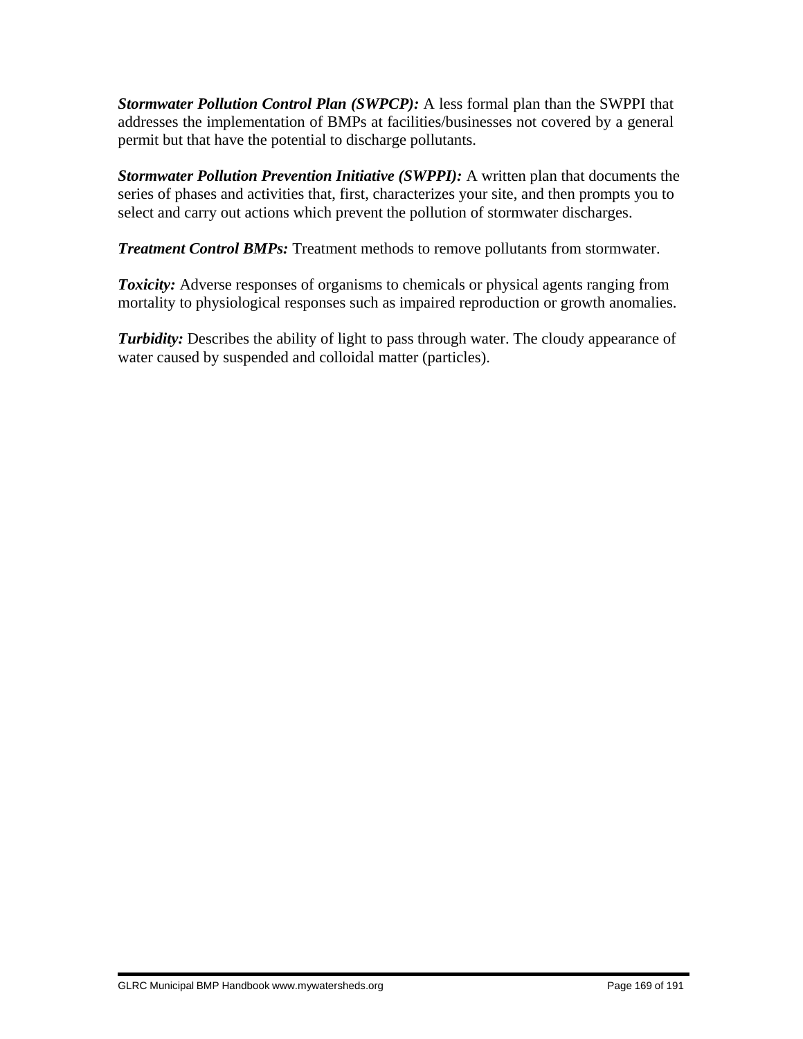***Stormwater Pollution Control Plan (SWPCP):*** A less formal plan than the SWPPI that addresses the implementation of BMPs at facilities/businesses not covered by a general permit but that have the potential to discharge pollutants.

***Stormwater Pollution Prevention Initiative (SWPPI):*** A written plan that documents the series of phases and activities that, first, characterizes your site, and then prompts you to select and carry out actions which prevent the pollution of stormwater discharges.

***Treatment Control BMPs:*** Treatment methods to remove pollutants from stormwater.

***Toxicity:*** Adverse responses of organisms to chemicals or physical agents ranging from mortality to physiological responses such as impaired reproduction or growth anomalies.

***Turbidity:*** Describes the ability of light to pass through water. The cloudy appearance of water caused by suspended and colloidal matter (particles).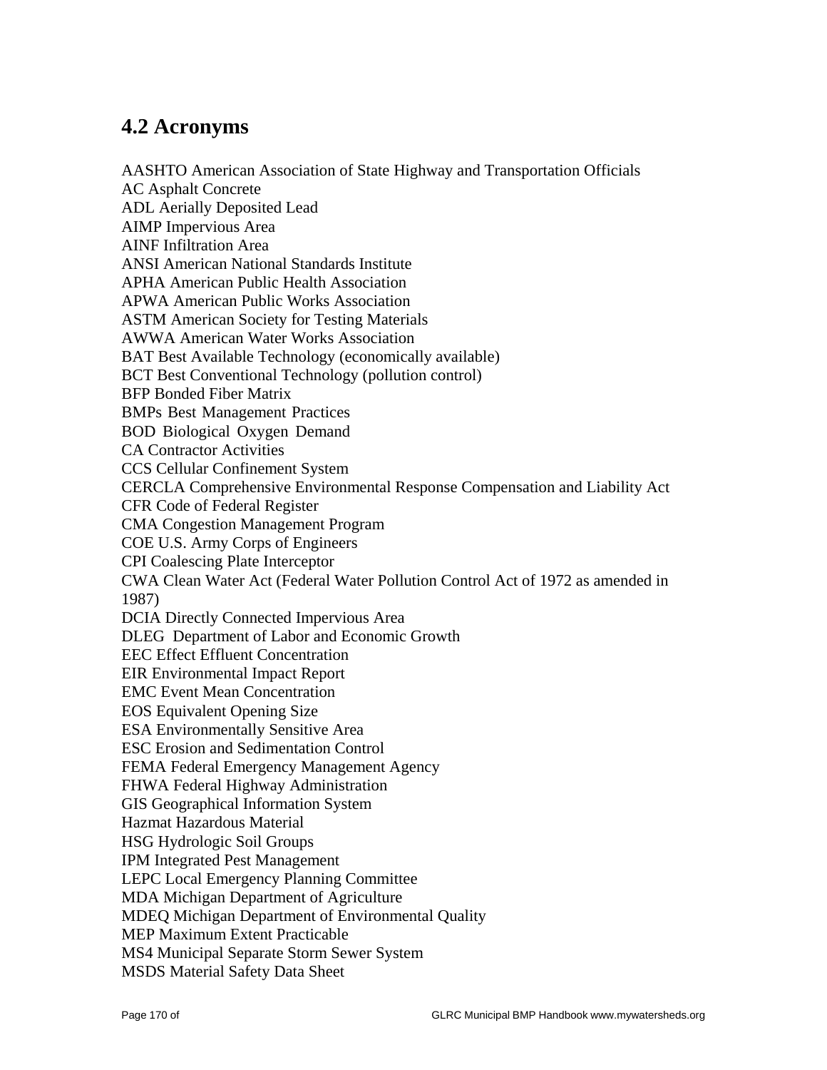## 4.2 Acronyms

AASHTO American Association of State Highway and Transportation Officials
AC Asphalt Concrete
ADL Aerially Deposited Lead
AIMP Impervious Area
AINF Infiltration Area
ANSI American National Standards Institute
APHA American Public Health Association
APWA American Public Works Association
ASTM American Society for Testing Materials
AWWA American Water Works Association
BAT Best Available Technology (economically available)
BCT Best Conventional Technology (pollution control)
BFP Bonded Fiber Matrix
BMPs Best Management Practices
BOD Biological Oxygen Demand
CA Contractor Activities
CCS Cellular Confinement System
CERCLA Comprehensive Environmental Response Compensation and Liability Act
CFR Code of Federal Register
CMA Congestion Management Program
COE U.S. Army Corps of Engineers
CPI Coalescing Plate Interceptor
CWA Clean Water Act (Federal Water Pollution Control Act of 1972 as amended in 1987)
DCIA Directly Connected Impervious Area
DLEG Department of Labor and Economic Growth
EEC Effect Effluent Concentration
EIR Environmental Impact Report
EMC Event Mean Concentration
EOS Equivalent Opening Size
ESA Environmentally Sensitive Area
ESC Erosion and Sedimentation Control
FEMA Federal Emergency Management Agency
FHWA Federal Highway Administration
GIS Geographical Information System
Hazmat Hazardous Material
HSG Hydrologic Soil Groups
IPM Integrated Pest Management
LEPC Local Emergency Planning Committee
MDA Michigan Department of Agriculture
MDEQ Michigan Department of Environmental Quality
MEP Maximum Extent Practicable
MS4 Municipal Separate Storm Sewer System
MSDS Material Safety Data Sheet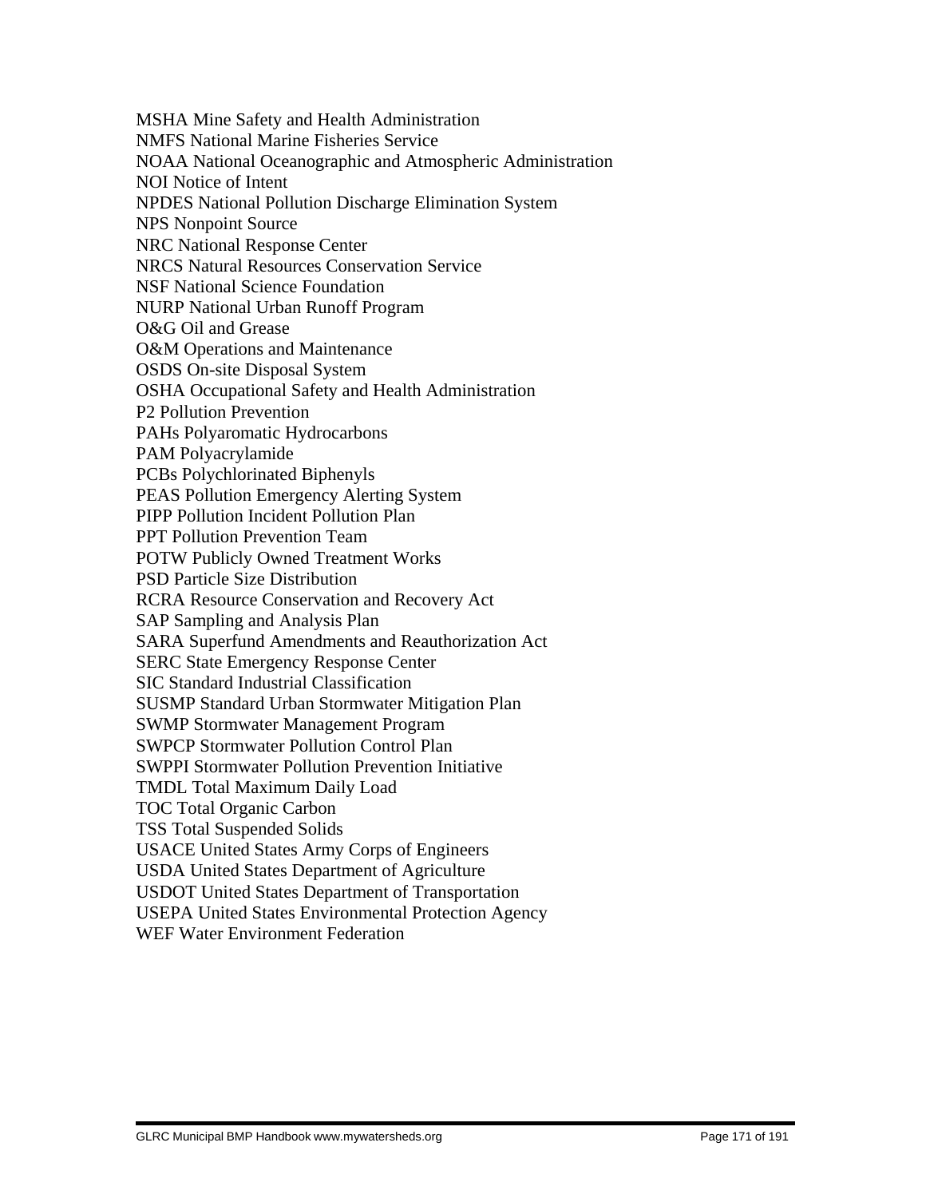MSHA Mine Safety and Health Administration
NMFS National Marine Fisheries Service
NOAA National Oceanographic and Atmospheric Administration
NOI Notice of Intent
NPDES National Pollution Discharge Elimination System
NPS Nonpoint Source
NRC National Response Center
NRCS Natural Resources Conservation Service
NSF National Science Foundation
NURP National Urban Runoff Program
O&G Oil and Grease
O&M Operations and Maintenance
OSDS On-site Disposal System
OSHA Occupational Safety and Health Administration
P2 Pollution Prevention
PAHs Polyaromatic Hydrocarbons
PAM Polyacrylamide
PCBs Polychlorinated Biphenyls
PEAS Pollution Emergency Alerting System
PIPP Pollution Incident Pollution Plan
PPT Pollution Prevention Team
POTW Publicly Owned Treatment Works
PSD Particle Size Distribution
RCRA Resource Conservation and Recovery Act
SAP Sampling and Analysis Plan
SARA Superfund Amendments and Reauthorization Act
SERC State Emergency Response Center
SIC Standard Industrial Classification
SUSMP Standard Urban Stormwater Mitigation Plan
SWMP Stormwater Management Program
SWPCP Stormwater Pollution Control Plan
SWPPI Stormwater Pollution Prevention Initiative
TMDL Total Maximum Daily Load
TOC Total Organic Carbon
TSS Total Suspended Solids
USACE United States Army Corps of Engineers
USDA United States Department of Agriculture
USDOT United States Department of Transportation
USEPA United States Environmental Protection Agency
WEF Water Environment Federation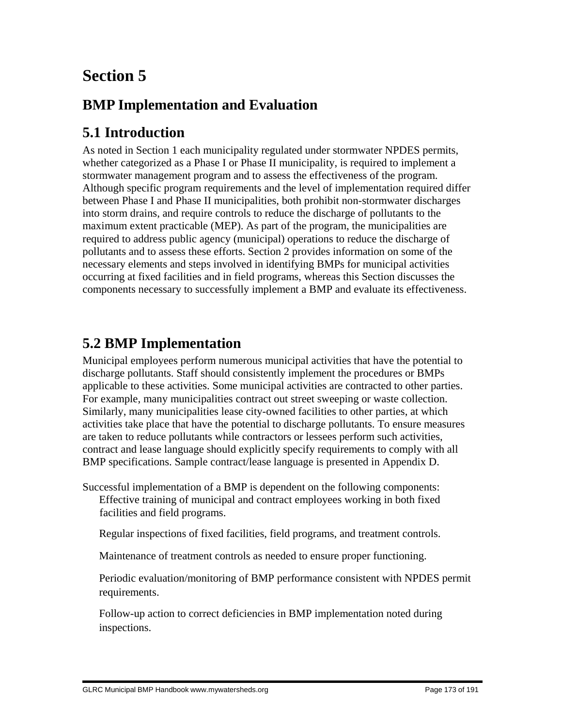# Section 5

## BMP Implementation and Evaluation

## 5.1 Introduction

As noted in Section 1 each municipality regulated under stormwater NPDES permits, whether categorized as a Phase I or Phase II municipality, is required to implement a stormwater management program and to assess the effectiveness of the program. Although specific program requirements and the level of implementation required differ between Phase I and Phase II municipalities, both prohibit non-stormwater discharges into storm drains, and require controls to reduce the discharge of pollutants to the maximum extent practicable (MEP). As part of the program, the municipalities are required to address public agency (municipal) operations to reduce the discharge of pollutants and to assess these efforts. Section 2 provides information on some of the necessary elements and steps involved in identifying BMPs for municipal activities occurring at fixed facilities and in field programs, whereas this Section discusses the components necessary to successfully implement a BMP and evaluate its effectiveness.

## 5.2 BMP Implementation

Municipal employees perform numerous municipal activities that have the potential to discharge pollutants. Staff should consistently implement the procedures or BMPs applicable to these activities. Some municipal activities are contracted to other parties. For example, many municipalities contract out street sweeping or waste collection. Similarly, many municipalities lease city-owned facilities to other parties, at which activities take place that have the potential to discharge pollutants. To ensure measures are taken to reduce pollutants while contractors or lessees perform such activities, contract and lease language should explicitly specify requirements to comply with all BMP specifications. Sample contract/lease language is presented in Appendix D.

Successful implementation of a BMP is dependent on the following components:

- Effective training of municipal and contract employees working in both fixed facilities and field programs.
- Regular inspections of fixed facilities, field programs, and treatment controls.
- Maintenance of treatment controls as needed to ensure proper functioning.
- Periodic evaluation/monitoring of BMP performance consistent with NPDES permit requirements.
- Follow-up action to correct deficiencies in BMP implementation noted during inspections.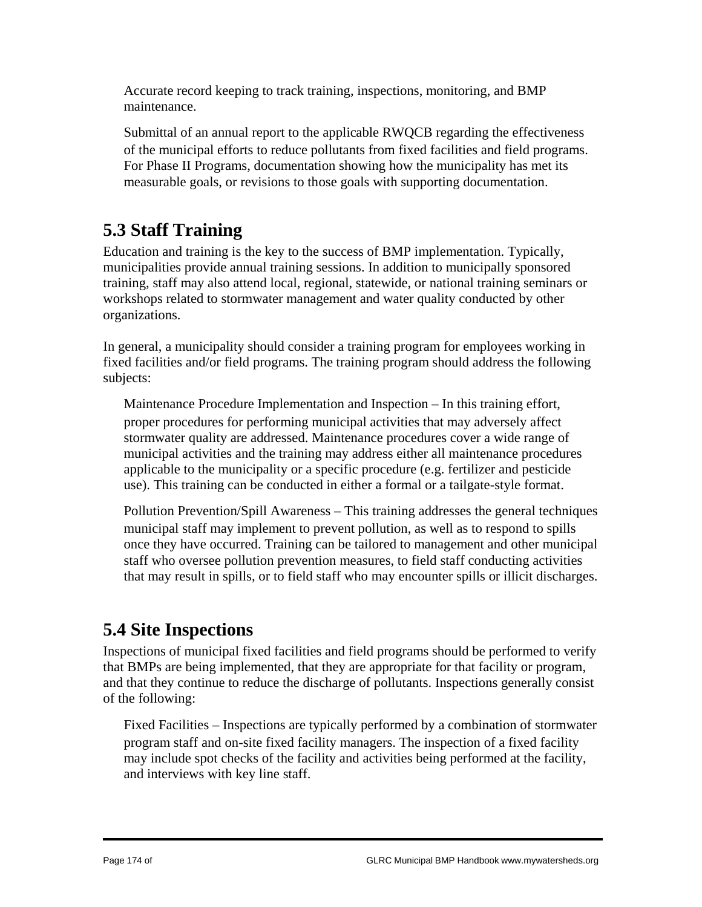Accurate record keeping to track training, inspections, monitoring, and BMP maintenance.

Submittal of an annual report to the applicable RWQCB regarding the effectiveness of the municipal efforts to reduce pollutants from fixed facilities and field programs. For Phase II Programs, documentation showing how the municipality has met its measurable goals, or revisions to those goals with supporting documentation.

## 5.3 Staff Training

Education and training is the key to the success of BMP implementation. Typically, municipalities provide annual training sessions. In addition to municipally sponsored training, staff may also attend local, regional, statewide, or national training seminars or workshops related to stormwater management and water quality conducted by other organizations.

In general, a municipality should consider a training program for employees working in fixed facilities and/or field programs. The training program should address the following subjects:

Maintenance Procedure Implementation and Inspection – In this training effort, proper procedures for performing municipal activities that may adversely affect stormwater quality are addressed. Maintenance procedures cover a wide range of municipal activities and the training may address either all maintenance procedures applicable to the municipality or a specific procedure (e.g. fertilizer and pesticide use). This training can be conducted in either a formal or a tailgate-style format.

Pollution Prevention/Spill Awareness – This training addresses the general techniques municipal staff may implement to prevent pollution, as well as to respond to spills once they have occurred. Training can be tailored to management and other municipal staff who oversee pollution prevention measures, to field staff conducting activities that may result in spills, or to field staff who may encounter spills or illicit discharges.

## 5.4 Site Inspections

Inspections of municipal fixed facilities and field programs should be performed to verify that BMPs are being implemented, that they are appropriate for that facility or program, and that they continue to reduce the discharge of pollutants. Inspections generally consist of the following:

Fixed Facilities – Inspections are typically performed by a combination of stormwater program staff and on-site fixed facility managers. The inspection of a fixed facility may include spot checks of the facility and activities being performed at the facility, and interviews with key line staff.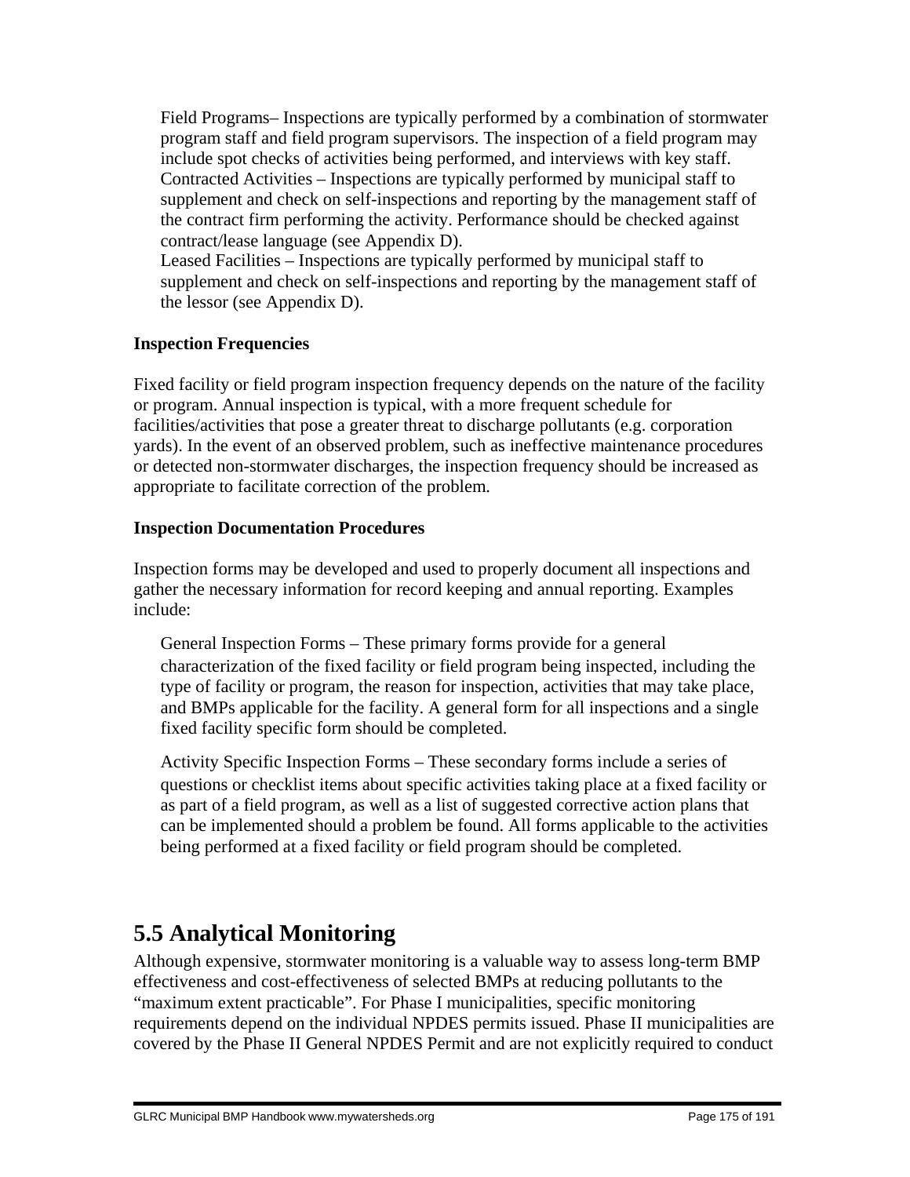Field Programs– Inspections are typically performed by a combination of stormwater program staff and field program supervisors. The inspection of a field program may include spot checks of activities being performed, and interviews with key staff.

Contracted Activities – Inspections are typically performed by municipal staff to supplement and check on self-inspections and reporting by the management staff of the contract firm performing the activity. Performance should be checked against contract/lease language (see Appendix D).

Leased Facilities – Inspections are typically performed by municipal staff to supplement and check on self-inspections and reporting by the management staff of the lessor (see Appendix D).

**Inspection Frequencies**

Fixed facility or field program inspection frequency depends on the nature of the facility or program. Annual inspection is typical, with a more frequent schedule for facilities/activities that pose a greater threat to discharge pollutants (e.g. corporation yards). In the event of an observed problem, such as ineffective maintenance procedures or detected non-stormwater discharges, the inspection frequency should be increased as appropriate to facilitate correction of the problem.

**Inspection Documentation Procedures**

Inspection forms may be developed and used to properly document all inspections and gather the necessary information for record keeping and annual reporting. Examples include:

General Inspection Forms – These primary forms provide for a general characterization of the fixed facility or field program being inspected, including the type of facility or program, the reason for inspection, activities that may take place, and BMPs applicable for the facility. A general form for all inspections and a single fixed facility specific form should be completed.

Activity Specific Inspection Forms – These secondary forms include a series of questions or checklist items about specific activities taking place at a fixed facility or as part of a field program, as well as a list of suggested corrective action plans that can be implemented should a problem be found. All forms applicable to the activities being performed at a fixed facility or field program should be completed.

## 5.5 Analytical Monitoring

Although expensive, stormwater monitoring is a valuable way to assess long-term BMP effectiveness and cost-effectiveness of selected BMPs at reducing pollutants to the "maximum extent practicable". For Phase I municipalities, specific monitoring requirements depend on the individual NPDES permits issued. Phase II municipalities are covered by the Phase II General NPDES Permit and are not explicitly required to conduct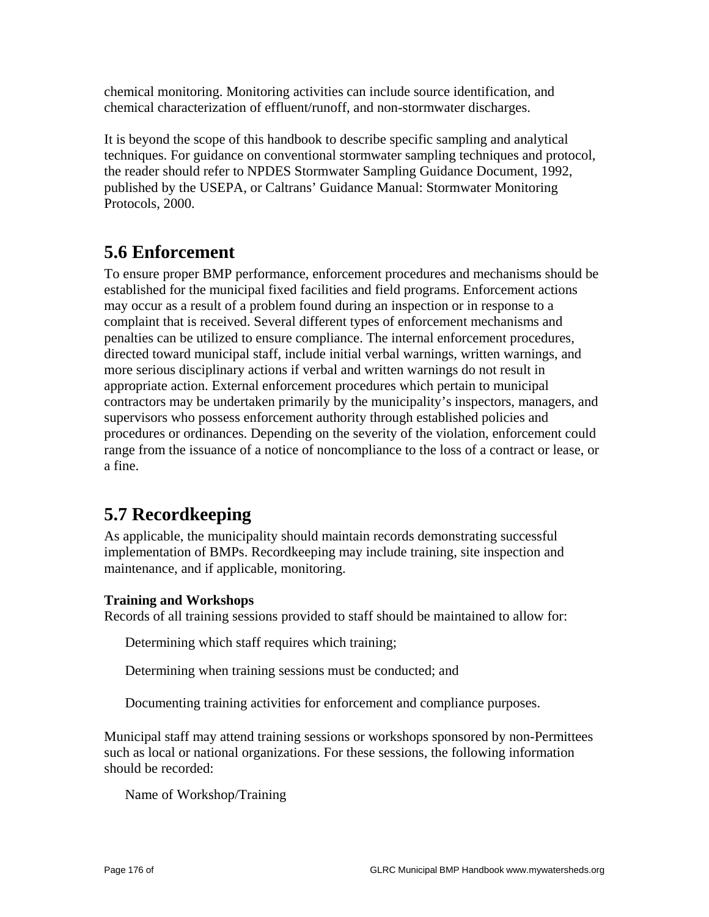chemical monitoring. Monitoring activities can include source identification, and chemical characterization of effluent/runoff, and non-stormwater discharges.

It is beyond the scope of this handbook to describe specific sampling and analytical techniques. For guidance on conventional stormwater sampling techniques and protocol, the reader should refer to NPDES Stormwater Sampling Guidance Document, 1992, published by the USEPA, or Caltrans' Guidance Manual: Stormwater Monitoring Protocols, 2000.

## 5.6 Enforcement

To ensure proper BMP performance, enforcement procedures and mechanisms should be established for the municipal fixed facilities and field programs. Enforcement actions may occur as a result of a problem found during an inspection or in response to a complaint that is received. Several different types of enforcement mechanisms and penalties can be utilized to ensure compliance. The internal enforcement procedures, directed toward municipal staff, include initial verbal warnings, written warnings, and more serious disciplinary actions if verbal and written warnings do not result in appropriate action. External enforcement procedures which pertain to municipal contractors may be undertaken primarily by the municipality's inspectors, managers, and supervisors who possess enforcement authority through established policies and procedures or ordinances. Depending on the severity of the violation, enforcement could range from the issuance of a notice of noncompliance to the loss of a contract or lease, or a fine.

## 5.7 Recordkeeping

As applicable, the municipality should maintain records demonstrating successful implementation of BMPs. Recordkeeping may include training, site inspection and maintenance, and if applicable, monitoring.

**Training and Workshops**

Records of all training sessions provided to staff should be maintained to allow for:

- Determining which staff requires which training;
- Determining when training sessions must be conducted; and
- Documenting training activities for enforcement and compliance purposes.

Municipal staff may attend training sessions or workshops sponsored by non-Permittees such as local or national organizations. For these sessions, the following information should be recorded:

- Name of Workshop/Training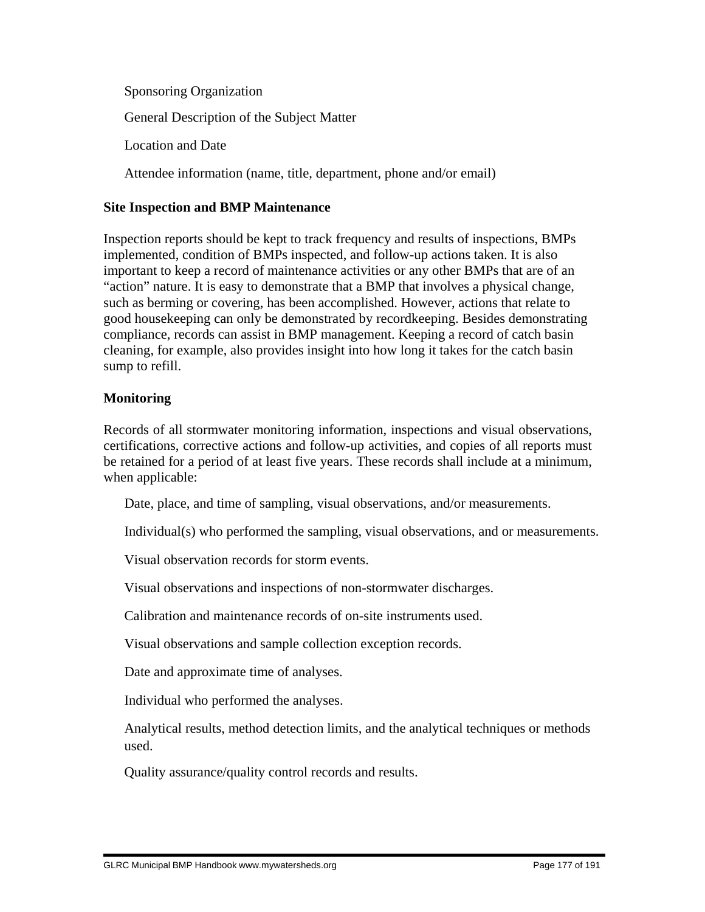- Sponsoring Organization
- General Description of the Subject Matter
- Location and Date
- Attendee information (name, title, department, phone and/or email)

**Site Inspection and BMP Maintenance**

Inspection reports should be kept to track frequency and results of inspections, BMPs implemented, condition of BMPs inspected, and follow-up actions taken. It is also important to keep a record of maintenance activities or any other BMPs that are of an "action" nature. It is easy to demonstrate that a BMP that involves a physical change, such as berming or covering, has been accomplished. However, actions that relate to good housekeeping can only be demonstrated by recordkeeping. Besides demonstrating compliance, records can assist in BMP management. Keeping a record of catch basin cleaning, for example, also provides insight into how long it takes for the catch basin sump to refill.

**Monitoring**

Records of all stormwater monitoring information, inspections and visual observations, certifications, corrective actions and follow-up activities, and copies of all reports must be retained for a period of at least five years. These records shall include at a minimum, when applicable:

- Date, place, and time of sampling, visual observations, and/or measurements.
- Individual(s) who performed the sampling, visual observations, and or measurements.
- Visual observation records for storm events.
- Visual observations and inspections of non-stormwater discharges.
- Calibration and maintenance records of on-site instruments used.
- Visual observations and sample collection exception records.
- Date and approximate time of analyses.
- Individual who performed the analyses.
- Analytical results, method detection limits, and the analytical techniques or methods used.
- Quality assurance/quality control records and results.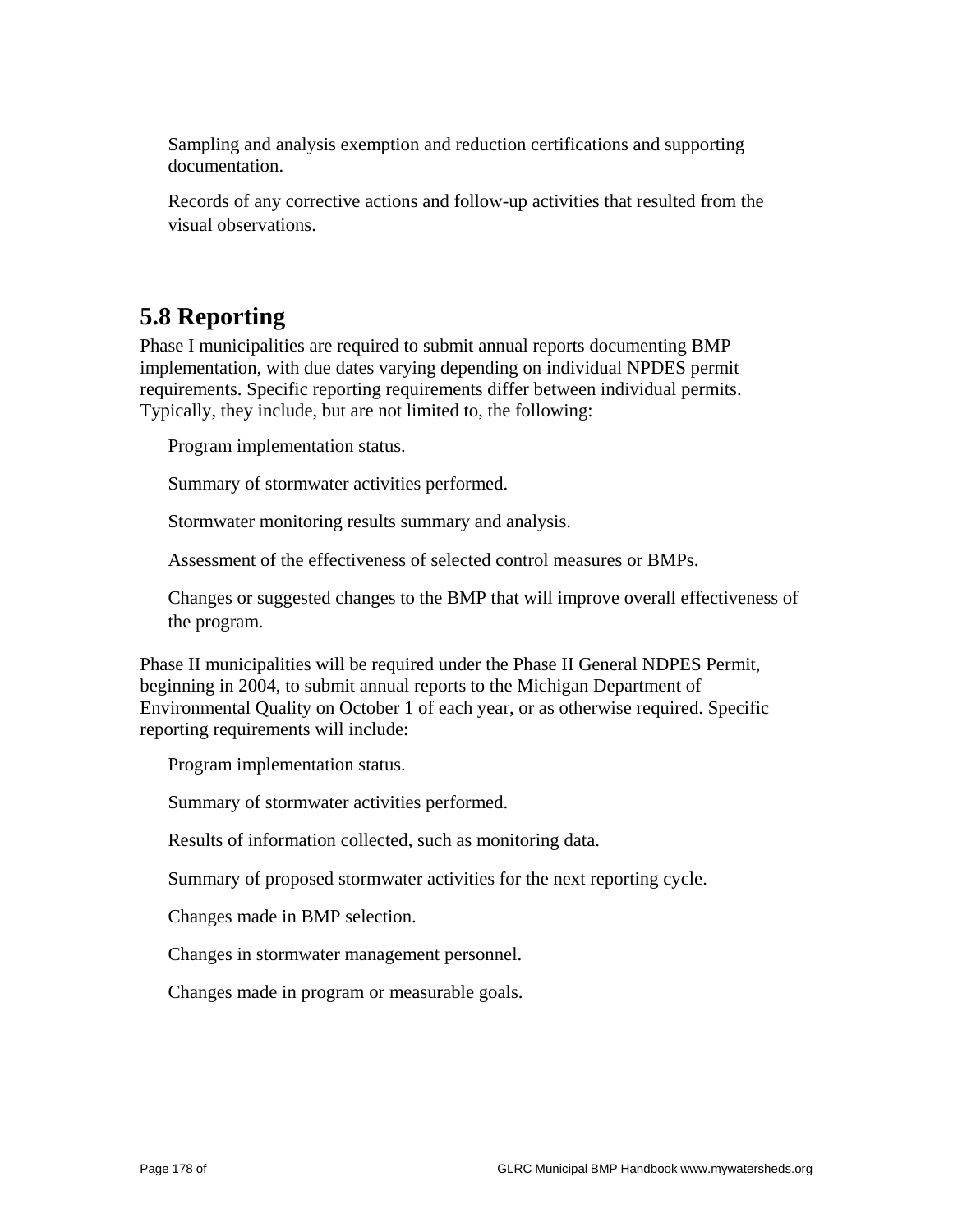- Sampling and analysis exemption and reduction certifications and supporting documentation.
- Records of any corrective actions and follow-up activities that resulted from the visual observations.

## 5.8 Reporting

Phase I municipalities are required to submit annual reports documenting BMP implementation, with due dates varying depending on individual NPDES permit requirements. Specific reporting requirements differ between individual permits. Typically, they include, but are not limited to, the following:

- Program implementation status.
- Summary of stormwater activities performed.
- Stormwater monitoring results summary and analysis.
- Assessment of the effectiveness of selected control measures or BMPs.
- Changes or suggested changes to the BMP that will improve overall effectiveness of the program.

Phase II municipalities will be required under the Phase II General NDPES Permit, beginning in 2004, to submit annual reports to the Michigan Department of Environmental Quality on October 1 of each year, or as otherwise required. Specific reporting requirements will include:

- Program implementation status.
- Summary of stormwater activities performed.
- Results of information collected, such as monitoring data.
- Summary of proposed stormwater activities for the next reporting cycle.
- Changes made in BMP selection.
- Changes in stormwater management personnel.
- Changes made in program or measurable goals.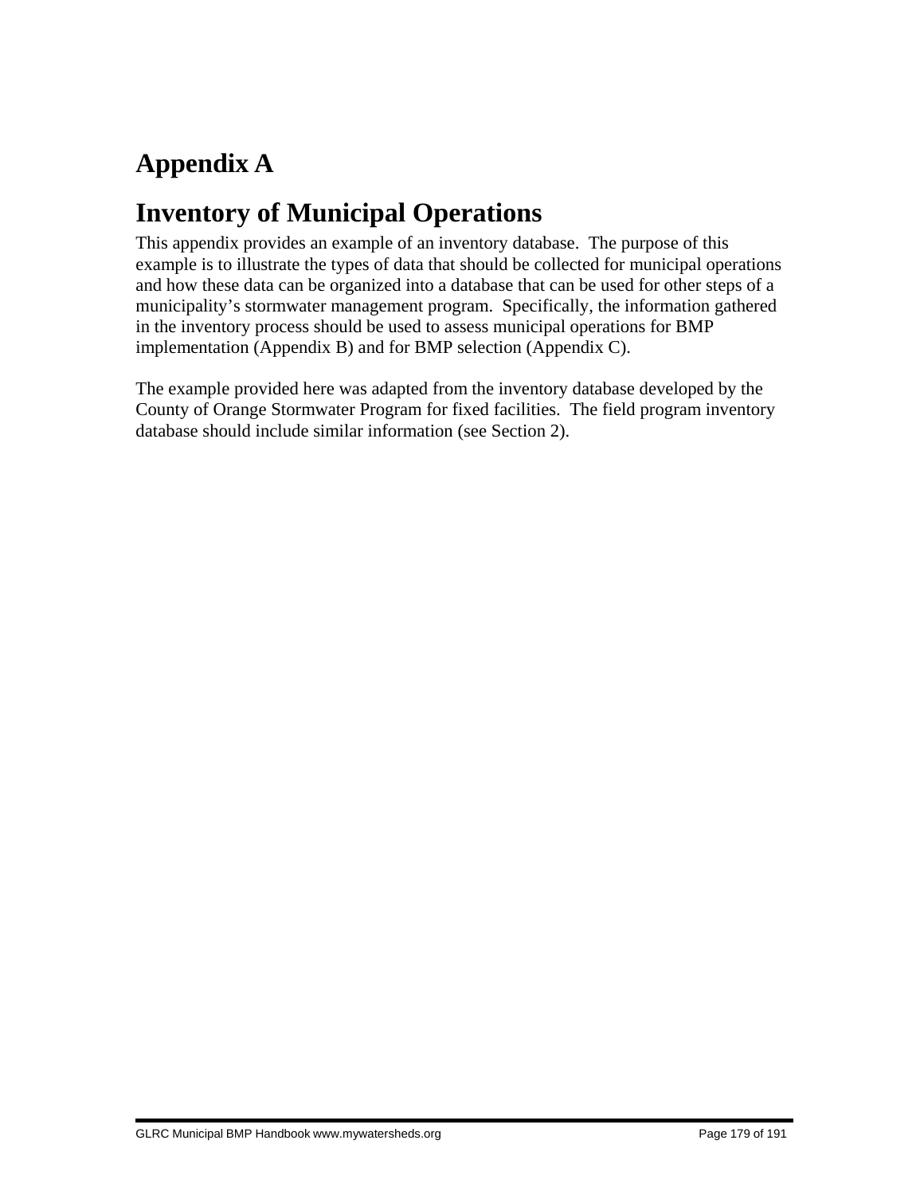# Appendix A

# Inventory of Municipal Operations

This appendix provides an example of an inventory database. The purpose of this example is to illustrate the types of data that should be collected for municipal operations and how these data can be organized into a database that can be used for other steps of a municipality's stormwater management program. Specifically, the information gathered in the inventory process should be used to assess municipal operations for BMP implementation (Appendix B) and for BMP selection (Appendix C).

The example provided here was adapted from the inventory database developed by the County of Orange Stormwater Program for fixed facilities. The field program inventory database should include similar information (see Section 2).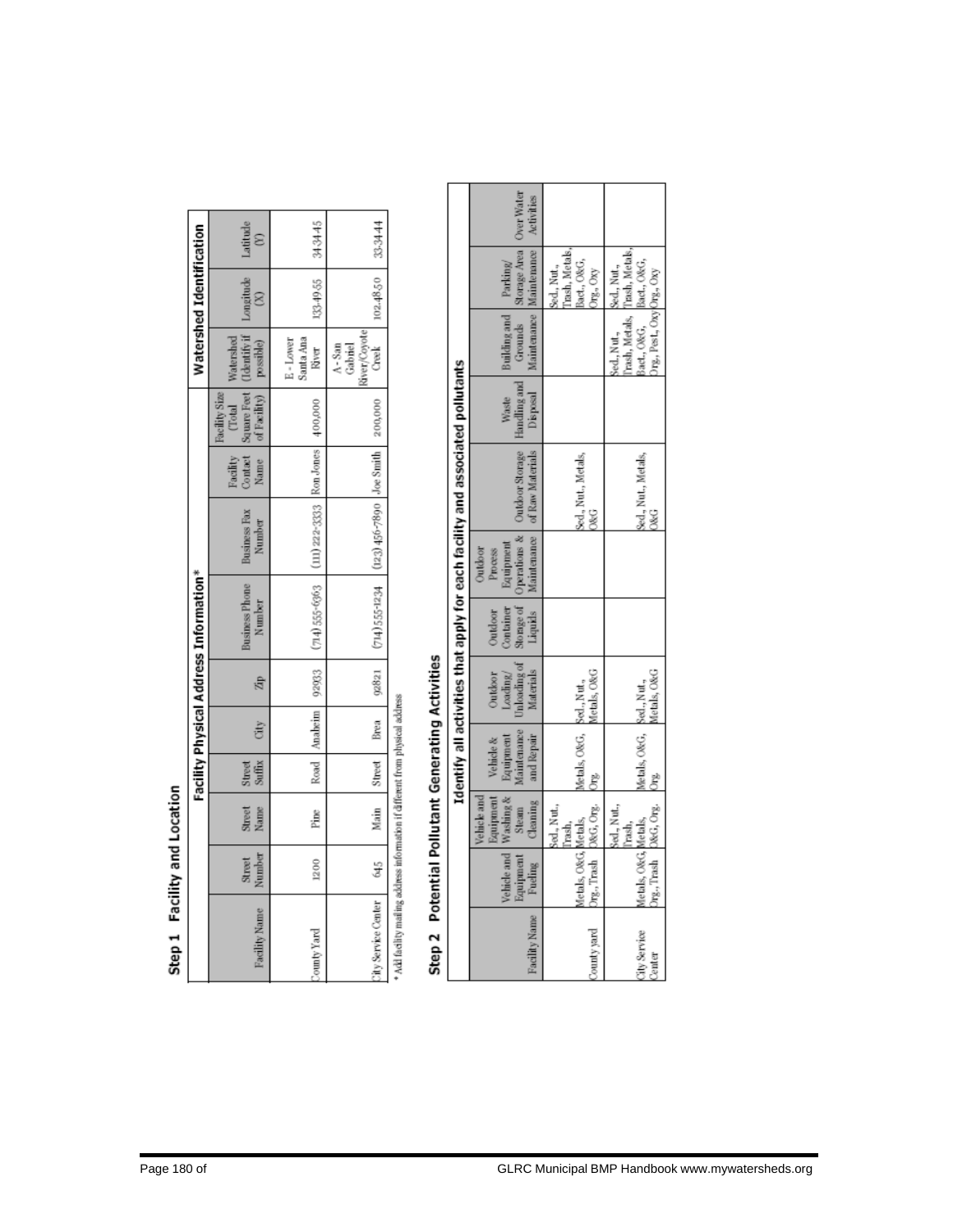## Step 1 Facility and Location

| Facility Physical Address Information* | | | | | | | | | | | Watershed Identification | | |
|---|---|---|---|---|---|---|---|---|---|---|---|---|---|
| Facility Name | Street Number | Street Name | Street Suffix | City | Zip | Business Phone Number | Business Fax Number | Facility Contact Name | Facility Size (Total Square Feet of Facility) | Watershed (Identify if possible) | Longitude (X) | Latitude (Y) |
| County Yard | 1200 | Pine | Road | Anaheim | 92933 | (714) 555-6363 | (111) 222-3333 | Ron Jones | 400,000 | E - Lower Santa Ana River | 133-49.55 | 34-34.45 |
| City Service Center | 645 | Main | Street | Brea | 92821 | (714) 555-1234 | (123) 456-7890 | Joe Smith | 200,000 | A - San Gabriel River/Coyote Creek | 102-48.50 | 33-34.44 |

\* Add facility mailing address information if different from physical address

## Step 2 Potential Pollutant Generating Activities

| Identify all activities that apply for each facility and associated pollutants | | | | | | | | | | | |
|---|---|---|---|---|---|---|---|---|---|---|---|
| Facility Name | Vehicle and Equipment Fueling | Vehicle and Equipment Washing & Steam Cleaning | Vehicle & Equipment Maintenance and Repair | Outdoor Loading/ Unloading of Materials | Outdoor Container Storage of Liquids | Outdoor Process Equipment Operations & Maintenance | Outdoor Storage of Raw Materials | Waste Handling and Disposal | Building and Grounds Maintenance | Parking/ Storage Area Maintenance | Over Water Activities |
| County yard | Metals, O&G, Org., Trash | Sed., Nut., Trash, Metals, O&G, Org. | Metals, O&G, Org. | Sed., Nut., Metals, O&G | | | Sed., Nut., Metals, O&G | | | Sed., Nut., Trash, Metals, Bact., O&G, Org., Oxy | |
| City Service Center | Metals, O&G, Org., Trash | Sed., Nut., Trash, Metals, O&G, Org. | Metals, O&G, Org. | Sed., Nut., Metals, O&G | | | Sed., Nut., Metals, O&G | | Sed., Nut., Trash, Metals, Bact., O&G, Org., Pest., Oxy | Sed., Nut., Trash, Metals, Bact., O&G, Org., Oxy | |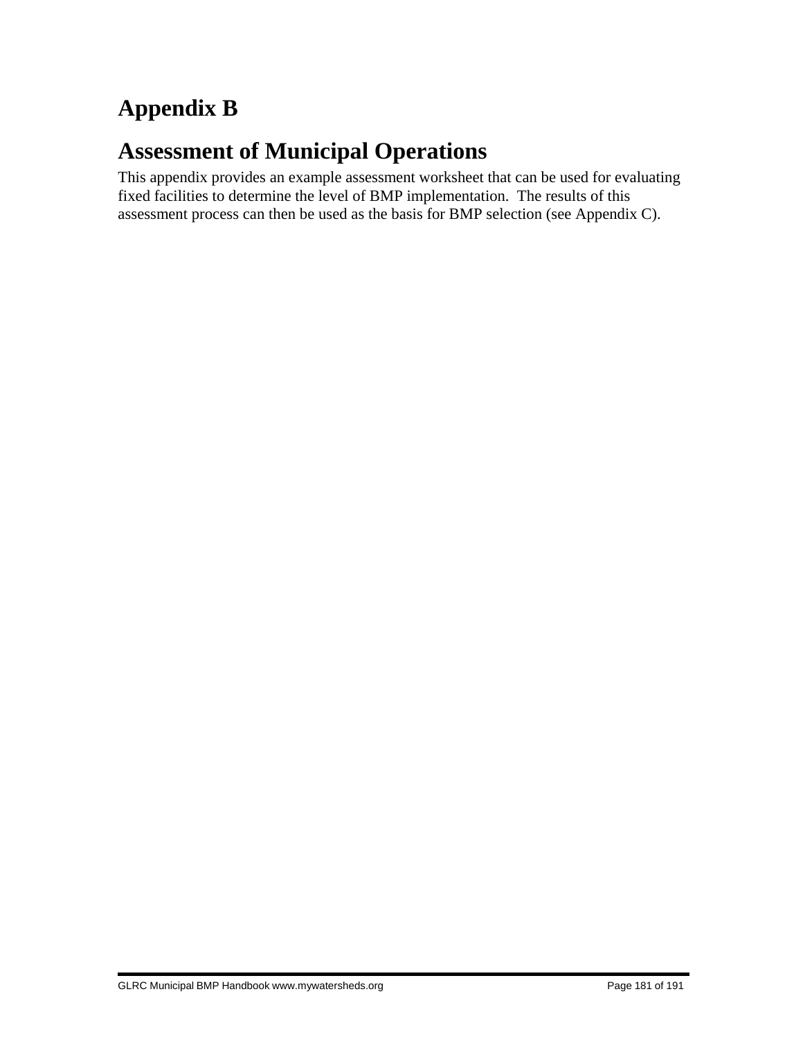# Appendix B

## Assessment of Municipal Operations

This appendix provides an example assessment worksheet that can be used for evaluating fixed facilities to determine the level of BMP implementation. The results of this assessment process can then be used as the basis for BMP selection (see Appendix C).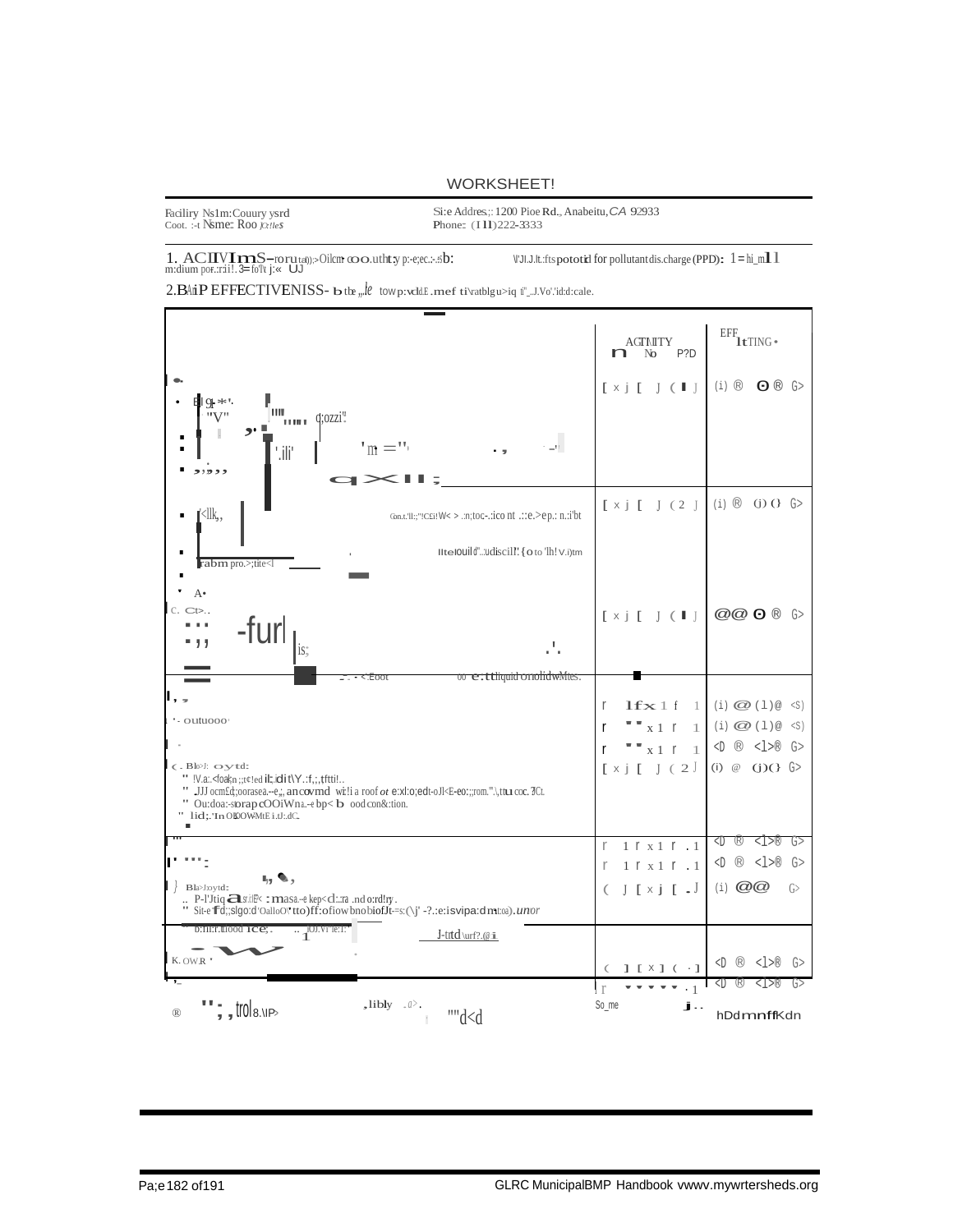WORKSHEET!

Facility Name: County ysrd
Coot. :-t Name: Roo

Site Address: 1200 Pioe Rd., Anabeitu, CA 92933
Phone: (111)222-3333

1. ACTIVITIES - ... potential for pollutant discharge (PPD): 1 = hi_m 1 1
m:dium po ... 3= lo

2. BMP EFFECTIVENESS - ... scale.

| | ACTIVITY No P?D | EFF ltTING • |
|---|---|---|
| | [ x j [ ] ( I ] | (i) ® ʘ ® G> |
| | [ x j [ ] ( 2 ] | (i) ® (j)() G> |
| | [ x j [ ] ( I ] | @@ ʘ ® G> |
| | 1 f x 1 f 1 | (i) @ (1) @ <S) |
| | x 1 1 | (i) @ (1) @ <S) |
| | x 1 1 | <D ® <1>® G> |
| | [ x j [ ] ( 2 ] | (i) @ (j)() G> |
| | 1 x 1 . 1 | <D ® <1>® G> |
| | 1 x 1 . 1 | <D ® <1>® G> |
| | ( ] [ x j [ . ] | (i) @@ G> |
| | ( ] [ x ] ( . ] | <D ® <1>® G> |
| | . 1 | <D ® <1>® G> |
| | So_me | |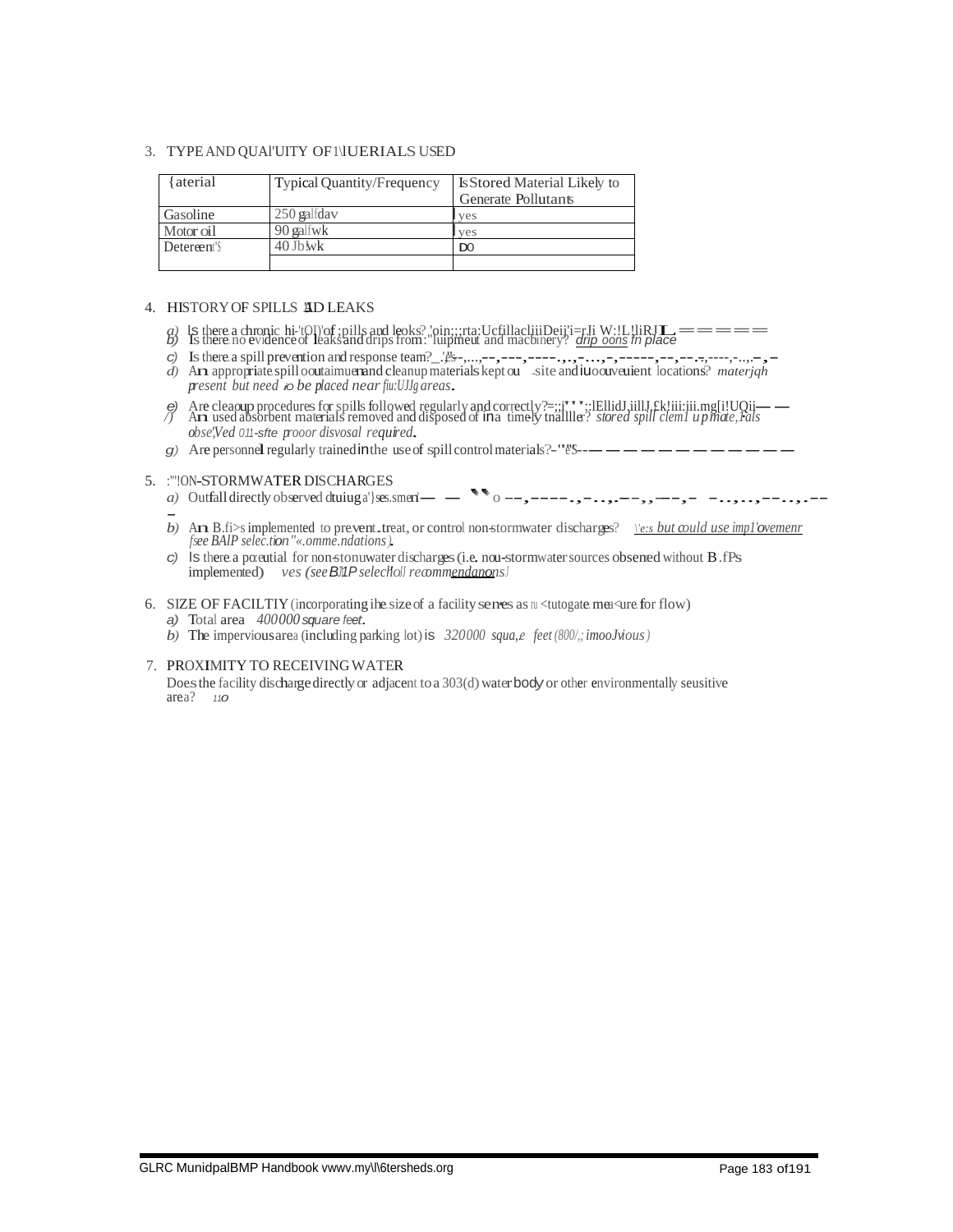3. TYPE AND QUAl'UITY OF1\lUERIALS USED

| {aterial | Typical Quantity/Frequency | Is Stored Material Likely to Generate Pollutants |
|---|---|---|
| Gasoline | 250 galfdav | yes |
| Motor oil | 90 galfwk | yes |
| Detereen''S | 40 Jb.wk | DO |
| | | |

4. HISTORY OF SPILLS 'A!D LEAKS

a) ls there a chronic hi-'tOJ)'of ;pills and leoks? 'oin:;;rta:UcfillacliiiDeij'i=rJi W:!L!liRJ L ═════
b) Is there no evidence of leaks and drips from:"luipmeut and macbinery? *drip oons in place*
c) Is there a spill prevention and response team?_.'/''s-,...,--,---,----.,.,-,...,-,-----,--,--.-,----,-..,.-,-
d) Am appropriate spill ooutaimuenand cleanup materials kept ou -site and iu oouveuient locations? *materjqh present but need ro be placed near fiu:UJJg areas.*
e) Are cleaoup procedures for spills followed regularly and correctly?=;;j'''::lEllidJ,iillJ,f,k!iii:jii.mg[i!UQij— —
/) Am used absorbent materials removed and disposed of in a timely tnallller? *stored spill clem1 up mate, Fals obse',Ved 011-sfte prooor disvosal required.*
g) Are personnel regularly trained in the use of spill control materials?-'"''e''S--— — — — — — — — — — —

5. :"'!ON-STORMWATER DISCHARGES

a) Outfall directly observed dtuiug a'}ses.smen'— — ''' o --,----.,-..,.--,,---,- -..,..,--..,.---
b) Am B.fi>s implemented to prevent.treat, or control non-stormwater discharges? *\'e:s but could use imp1'ovemenr fsee BAlP selec.tion"«.omme.ndations).*
c) Is there a pcxeutial for non-stonuwater discharges (i.e. nou-stormwater sources obsenied without B.fPs implemented) *ves (see B11P selecHol] recommendanons]*

6. SIZE OF FACILTIY (incorporating ihe size of a facility serves as ru <tutogate mea<ure for flow)

a) Total area *400000 square feet.*
b) The impervious area (including parking lot) is *320000 squa,e feet (800/,; imooJvious)*

7. PROXIMITY TO RECEIVING WATER

Does the facility discharge directly or adjacent to a 303(d) water body or other environmentally seusitive area? *11o*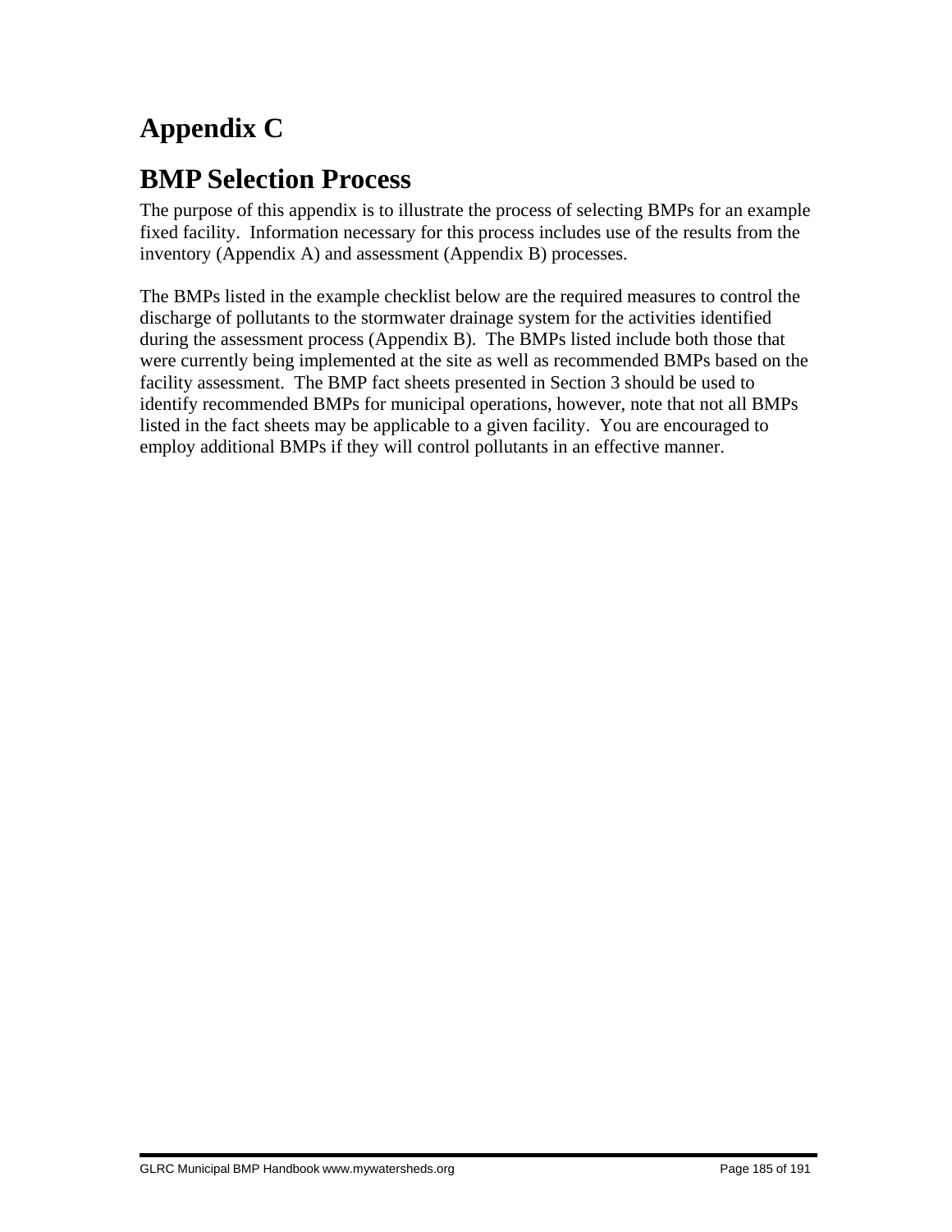# Appendix C

## BMP Selection Process

The purpose of this appendix is to illustrate the process of selecting BMPs for an example fixed facility. Information necessary for this process includes use of the results from the inventory (Appendix A) and assessment (Appendix B) processes.

The BMPs listed in the example checklist below are the required measures to control the discharge of pollutants to the stormwater drainage system for the activities identified during the assessment process (Appendix B). The BMPs listed include both those that were currently being implemented at the site as well as recommended BMPs based on the facility assessment. The BMP fact sheets presented in Section 3 should be used to identify recommended BMPs for municipal operations, however, note that not all BMPs listed in the fact sheets may be applicable to a given facility. You are encouraged to employ additional BMPs if they will control pollutants in an effective manner.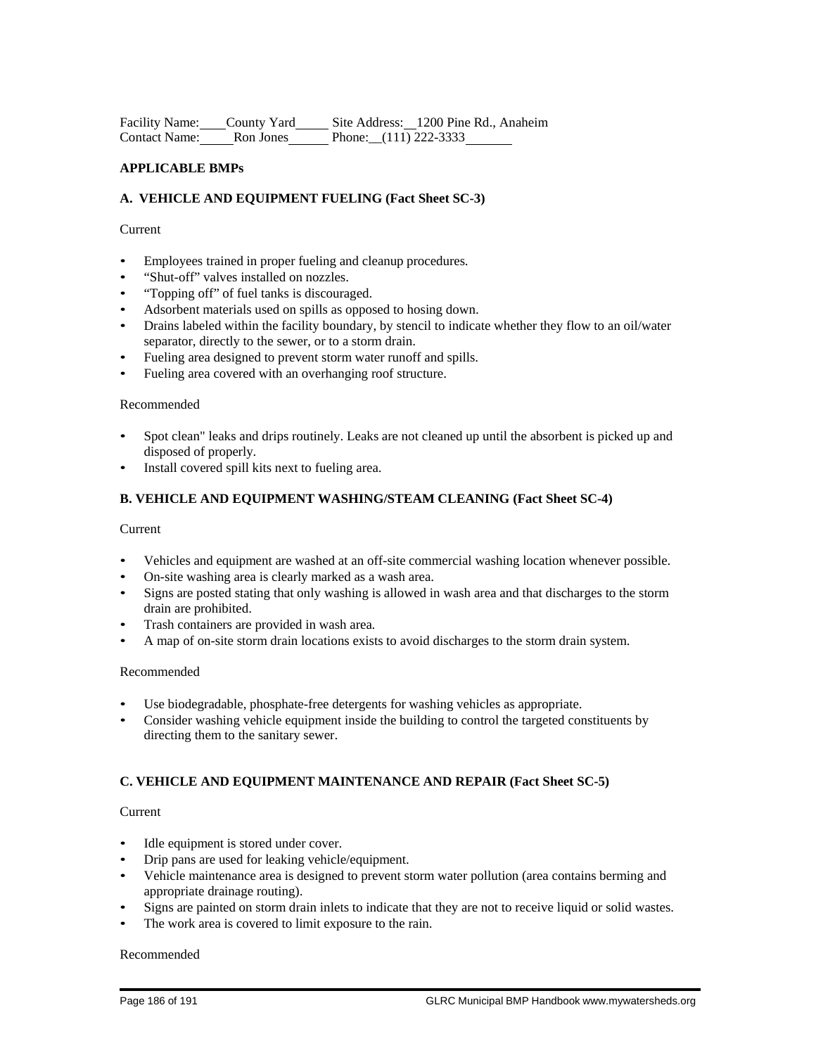Facility Name: County Yard Site Address: 1200 Pine Rd., Anaheim
Contact Name: Ron Jones Phone: (111) 222-3333

**APPLICABLE BMPs**

**A. VEHICLE AND EQUIPMENT FUELING (Fact Sheet SC-3)**

Current

- Employees trained in proper fueling and cleanup procedures.
- "Shut-off" valves installed on nozzles.
- "Topping off" of fuel tanks is discouraged.
- Adsorbent materials used on spills as opposed to hosing down.
- Drains labeled within the facility boundary, by stencil to indicate whether they flow to an oil/water separator, directly to the sewer, or to a storm drain.
- Fueling area designed to prevent storm water runoff and spills.
- Fueling area covered with an overhanging roof structure.

Recommended

- Spot clean" leaks and drips routinely. Leaks are not cleaned up until the absorbent is picked up and disposed of properly.
- Install covered spill kits next to fueling area.

**B. VEHICLE AND EQUIPMENT WASHING/STEAM CLEANING (Fact Sheet SC-4)**

Current

- Vehicles and equipment are washed at an off-site commercial washing location whenever possible.
- On-site washing area is clearly marked as a wash area.
- Signs are posted stating that only washing is allowed in wash area and that discharges to the storm drain are prohibited.
- Trash containers are provided in wash area.
- A map of on-site storm drain locations exists to avoid discharges to the storm drain system.

Recommended

- Use biodegradable, phosphate-free detergents for washing vehicles as appropriate.
- Consider washing vehicle equipment inside the building to control the targeted constituents by directing them to the sanitary sewer.

**C. VEHICLE AND EQUIPMENT MAINTENANCE AND REPAIR (Fact Sheet SC-5)**

Current

- Idle equipment is stored under cover.
- Drip pans are used for leaking vehicle/equipment.
- Vehicle maintenance area is designed to prevent storm water pollution (area contains berming and appropriate drainage routing).
- Signs are painted on storm drain inlets to indicate that they are not to receive liquid or solid wastes.
- The work area is covered to limit exposure to the rain.

Recommended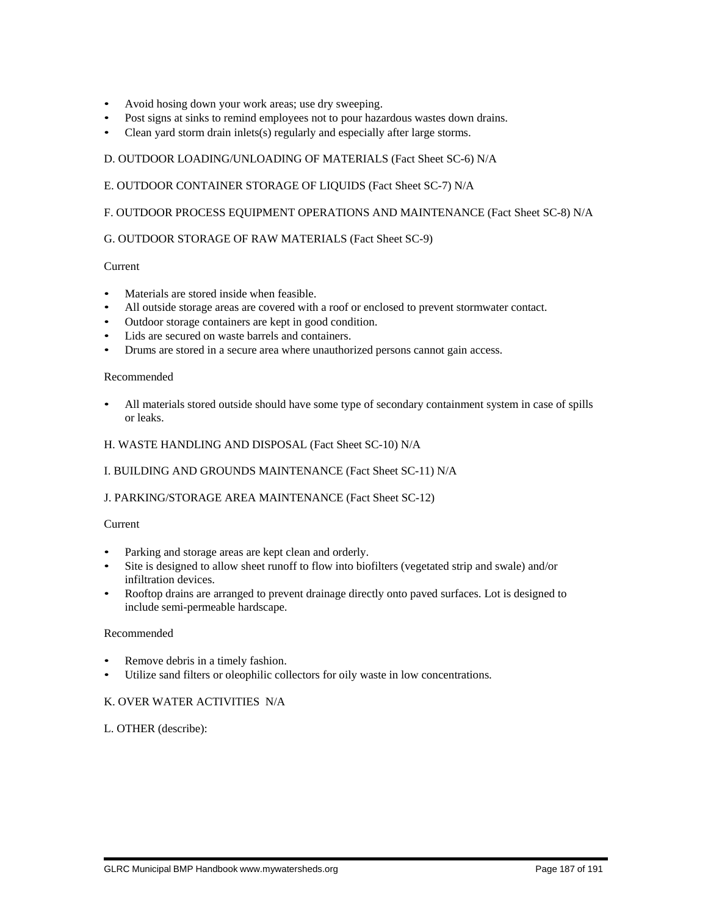- Avoid hosing down your work areas; use dry sweeping.
- Post signs at sinks to remind employees not to pour hazardous wastes down drains.
- Clean yard storm drain inlets(s) regularly and especially after large storms.

D. OUTDOOR LOADING/UNLOADING OF MATERIALS (Fact Sheet SC-6) N/A

E. OUTDOOR CONTAINER STORAGE OF LIQUIDS (Fact Sheet SC-7) N/A

F. OUTDOOR PROCESS EQUIPMENT OPERATIONS AND MAINTENANCE (Fact Sheet SC-8) N/A

G. OUTDOOR STORAGE OF RAW MATERIALS (Fact Sheet SC-9)

Current

- Materials are stored inside when feasible.
- All outside storage areas are covered with a roof or enclosed to prevent stormwater contact.
- Outdoor storage containers are kept in good condition.
- Lids are secured on waste barrels and containers.
- Drums are stored in a secure area where unauthorized persons cannot gain access.

Recommended

- All materials stored outside should have some type of secondary containment system in case of spills or leaks.

H. WASTE HANDLING AND DISPOSAL (Fact Sheet SC-10) N/A

I. BUILDING AND GROUNDS MAINTENANCE (Fact Sheet SC-11) N/A

J. PARKING/STORAGE AREA MAINTENANCE (Fact Sheet SC-12)

Current

- Parking and storage areas are kept clean and orderly.
- Site is designed to allow sheet runoff to flow into biofilters (vegetated strip and swale) and/or infiltration devices.
- Rooftop drains are arranged to prevent drainage directly onto paved surfaces. Lot is designed to include semi-permeable hardscape.

Recommended

- Remove debris in a timely fashion.
- Utilize sand filters or oleophilic collectors for oily waste in low concentrations.

K. OVER WATER ACTIVITIES N/A

L. OTHER (describe):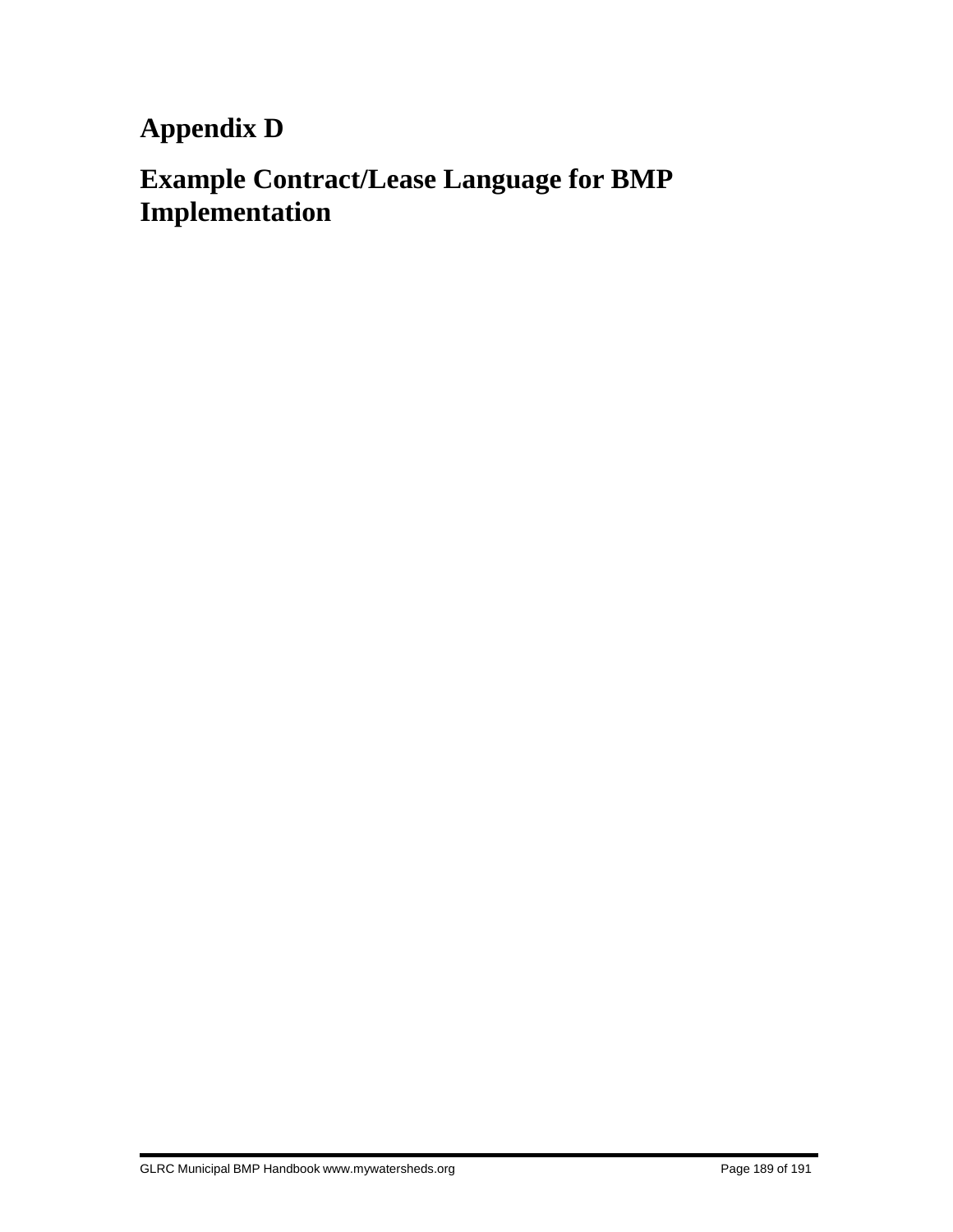# Appendix D

# Example Contract/Lease Language for BMP Implementation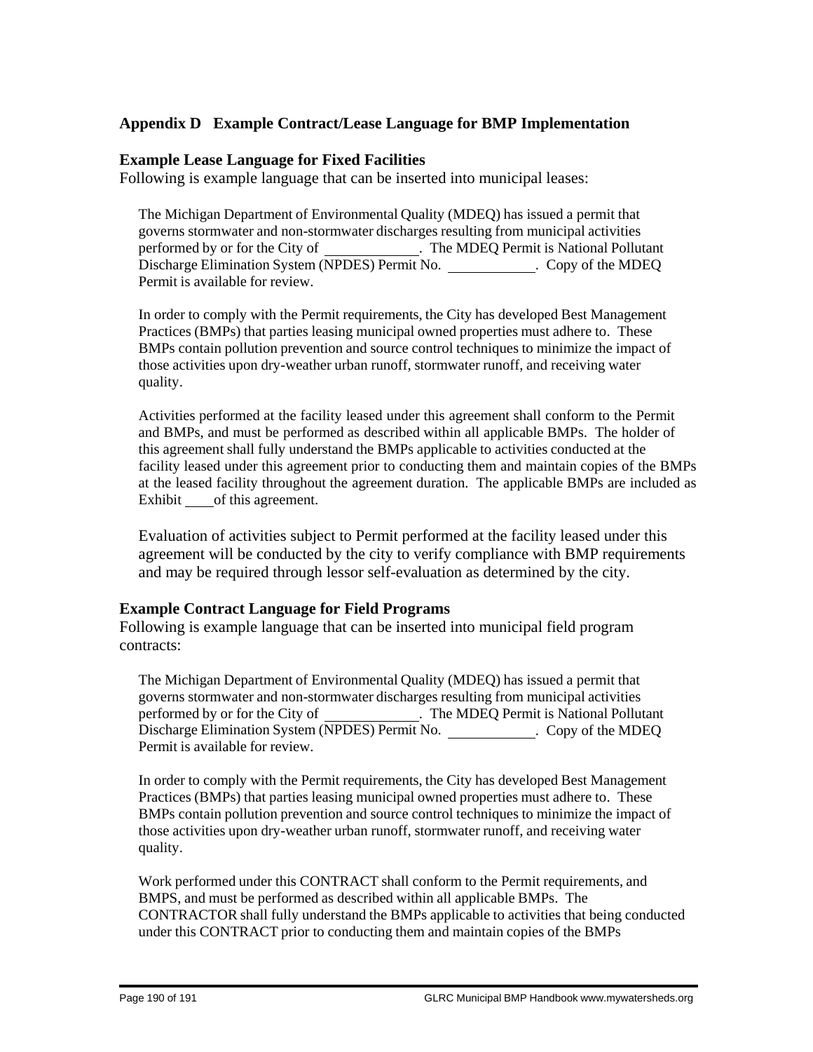## Appendix D Example Contract/Lease Language for BMP Implementation

### Example Lease Language for Fixed Facilities

Following is example language that can be inserted into municipal leases:

> The Michigan Department of Environmental Quality (MDEQ) has issued a permit that governs stormwater and non-stormwater discharges resulting from municipal activities performed by or for the City of \_\_\_\_\_\_\_\_\_\_\_\_. The MDEQ Permit is National Pollutant Discharge Elimination System (NPDES) Permit No. \_\_\_\_\_\_\_\_\_\_\_\_. Copy of the MDEQ Permit is available for review.
>
> In order to comply with the Permit requirements, the City has developed Best Management Practices (BMPs) that parties leasing municipal owned properties must adhere to. These BMPs contain pollution prevention and source control techniques to minimize the impact of those activities upon dry-weather urban runoff, stormwater runoff, and receiving water quality.
>
> Activities performed at the facility leased under this agreement shall conform to the Permit and BMPs, and must be performed as described within all applicable BMPs. The holder of this agreement shall fully understand the BMPs applicable to activities conducted at the facility leased under this agreement prior to conducting them and maintain copies of the BMPs at the leased facility throughout the agreement duration. The applicable BMPs are included as Exhibit \_\_\_\_ of this agreement.
>
> Evaluation of activities subject to Permit performed at the facility leased under this agreement will be conducted by the city to verify compliance with BMP requirements and may be required through lessor self-evaluation as determined by the city.

### Example Contract Language for Field Programs

Following is example language that can be inserted into municipal field program contracts:

> The Michigan Department of Environmental Quality (MDEQ) has issued a permit that governs stormwater and non-stormwater discharges resulting from municipal activities performed by or for the City of \_\_\_\_\_\_\_\_\_\_\_\_. The MDEQ Permit is National Pollutant Discharge Elimination System (NPDES) Permit No. \_\_\_\_\_\_\_\_\_\_\_\_. Copy of the MDEQ Permit is available for review.
>
> In order to comply with the Permit requirements, the City has developed Best Management Practices (BMPs) that parties leasing municipal owned properties must adhere to. These BMPs contain pollution prevention and source control techniques to minimize the impact of those activities upon dry-weather urban runoff, stormwater runoff, and receiving water quality.
>
> Work performed under this CONTRACT shall conform to the Permit requirements, and BMPS, and must be performed as described within all applicable BMPs. The CONTRACTOR shall fully understand the BMPs applicable to activities that being conducted under this CONTRACT prior to conducting them and maintain copies of the BMPs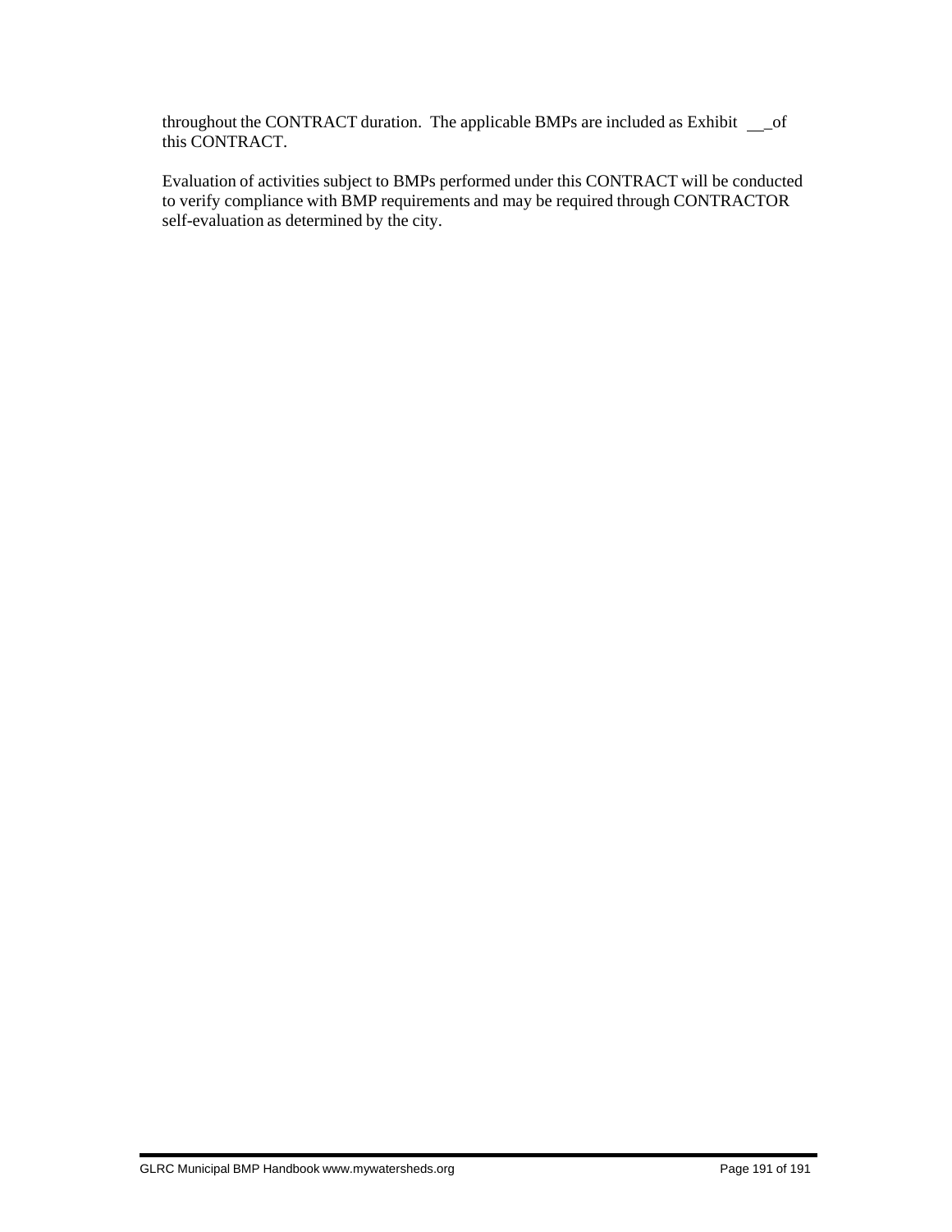throughout the CONTRACT duration. The applicable BMPs are included as Exhibit ___of this CONTRACT.

Evaluation of activities subject to BMPs performed under this CONTRACT will be conducted to verify compliance with BMP requirements and may be required through CONTRACTOR self-evaluation as determined by the city.